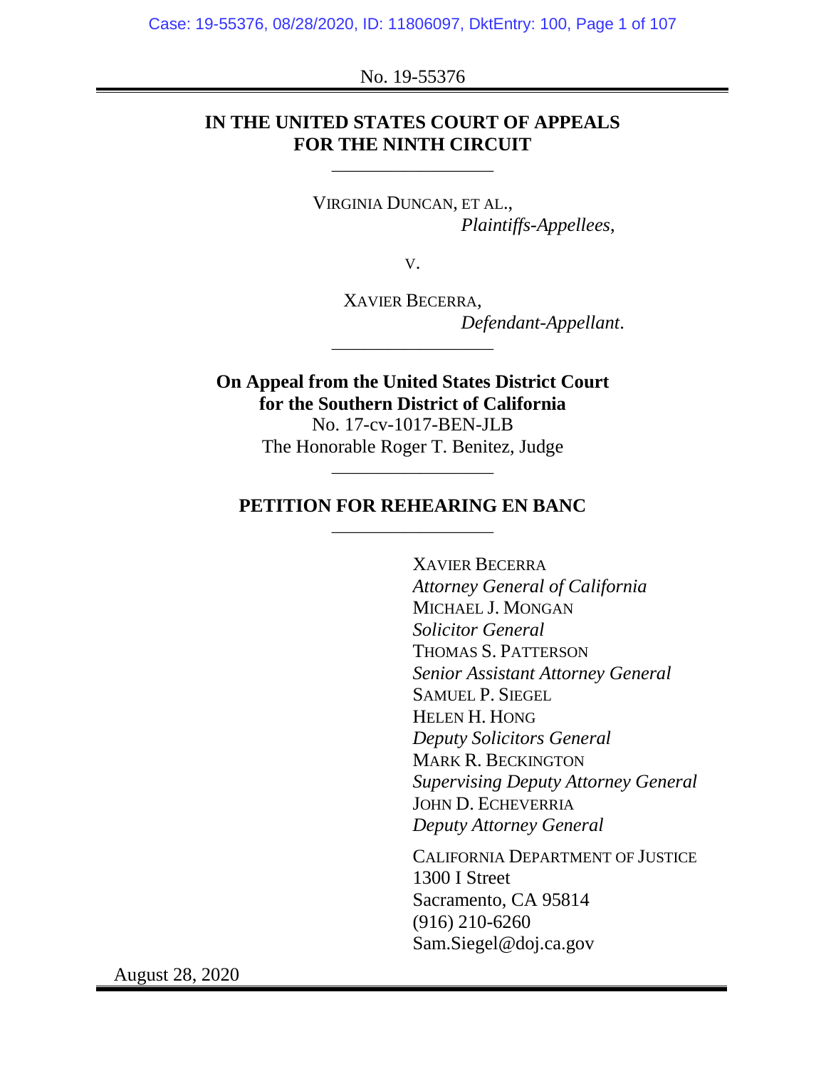No. 19-55376

**IN THE UNITED STATES COURT OF APPEALS**
**FOR THE NINTH CIRCUIT**

---

VIRGINIA DUNCAN, ET AL.,
*Plaintiffs-Appellees*,

v.

XAVIER BECERRA,
*Defendant-Appellant*.

---

**On Appeal from the United States District Court**
**for the Southern District of California**
No. 17-cv-1017-BEN-JLB
The Honorable Roger T. Benitez, Judge

---

**PETITION FOR REHEARING EN BANC**

---

XAVIER BECERRA
*Attorney General of California*
MICHAEL J. MONGAN
*Solicitor General*
THOMAS S. PATTERSON
*Senior Assistant Attorney General*
SAMUEL P. SIEGEL
HELEN H. HONG
*Deputy Solicitors General*
MARK R. BECKINGTON
*Supervising Deputy Attorney General*
JOHN D. ECHEVERRIA
*Deputy Attorney General*

CALIFORNIA DEPARTMENT OF JUSTICE
1300 I Street
Sacramento, CA 95814
(916) 210-6260
Sam.Siegel@doj.ca.gov

August 28, 2020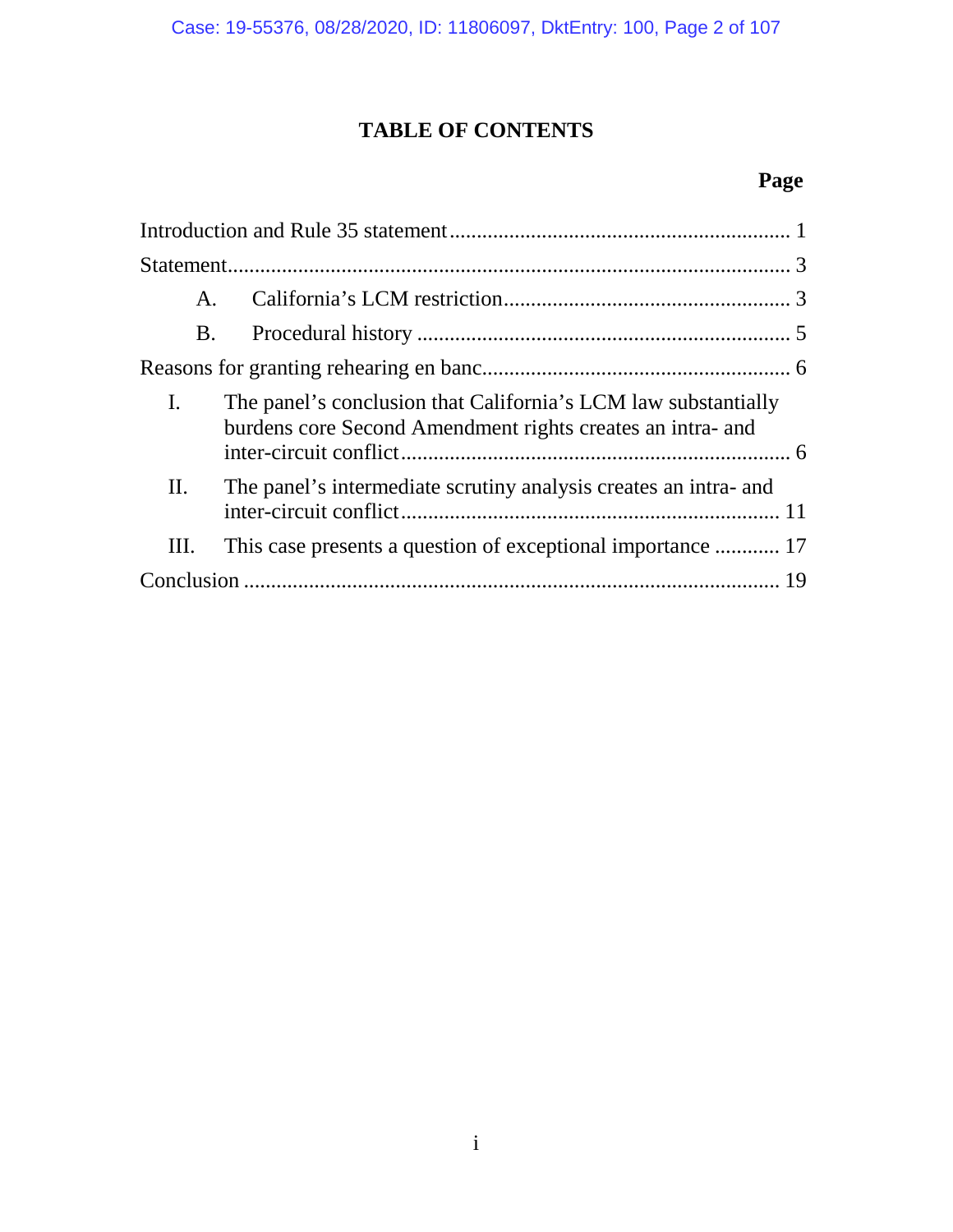# TABLE OF CONTENTS

**Page**

Introduction and Rule 35 statement .............................................................. 1

Statement........................................................................................................ 3

A. California's LCM restriction.................................................... 3

B. Procedural history .................................................................... 5

Reasons for granting rehearing en banc......................................................... 6

I. The panel's conclusion that California's LCM law substantially burdens core Second Amendment rights creates an intra- and inter-circuit conflict....................................................................... 6

II. The panel's intermediate scrutiny analysis creates an intra- and inter-circuit conflict..................................................................... 11

III. This case presents a question of exceptional importance ............ 17

Conclusion .................................................................................................. 19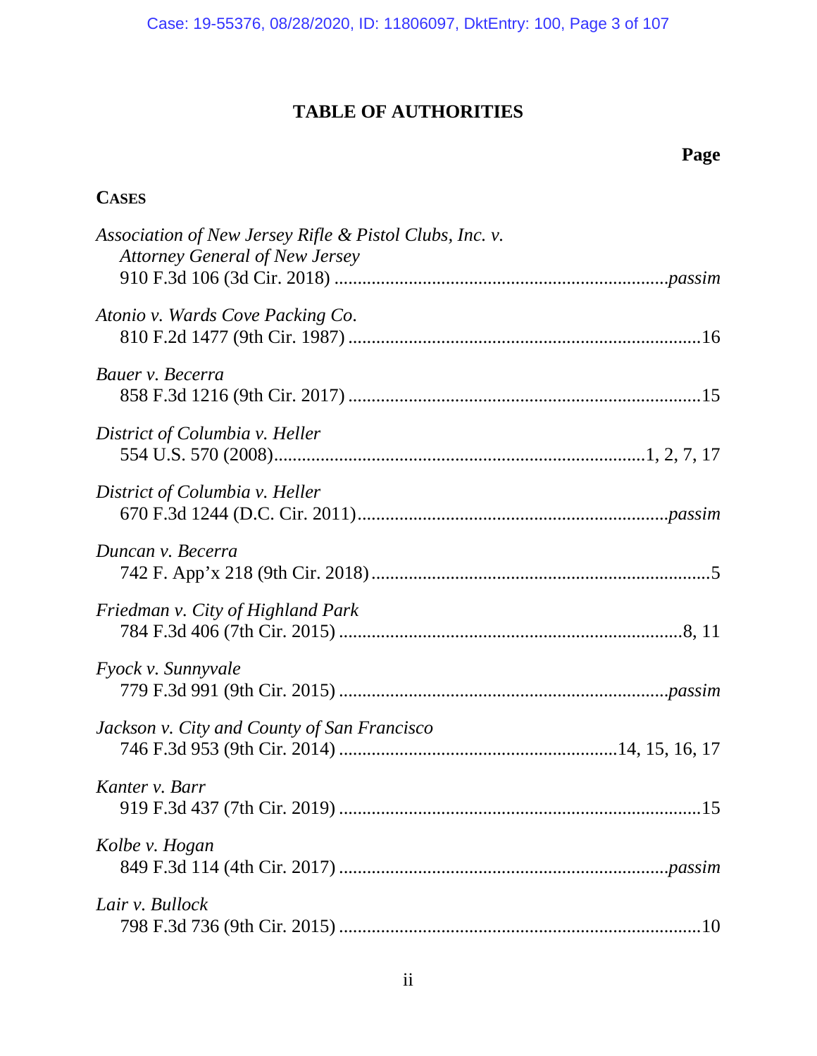# TABLE OF AUTHORITIES

**Page**

**CASES**

*Association of New Jersey Rifle & Pistol Clubs, Inc. v. Attorney General of New Jersey*
910 F.3d 106 (3d Cir. 2018) .......................................................................*passim*

*Atonio v. Wards Cove Packing Co.*
810 F.2d 1477 (9th Cir. 1987) ...........................................................................16

*Bauer v. Becerra*
858 F.3d 1216 (9th Cir. 2017) ...........................................................................15

*District of Columbia v. Heller*
554 U.S. 570 (2008)..............................................................................1, 2, 7, 17

*District of Columbia v. Heller*
670 F.3d 1244 (D.C. Cir. 2011)..................................................................*passim*

*Duncan v. Becerra*
742 F. App'x 218 (9th Cir. 2018) ........................................................................5

*Friedman v. City of Highland Park*
784 F.3d 406 (7th Cir. 2015) .........................................................................8, 11

*Fyock v. Sunnyvale*
779 F.3d 991 (9th Cir. 2015) ......................................................................*passim*

*Jackson v. City and County of San Francisco*
746 F.3d 953 (9th Cir. 2014) ...........................................................14, 15, 16, 17

*Kanter v. Barr*
919 F.3d 437 (7th Cir. 2019) .............................................................................15

*Kolbe v. Hogan*
849 F.3d 114 (4th Cir. 2017) ......................................................................*passim*

*Lair v. Bullock*
798 F.3d 736 (9th Cir. 2015) .............................................................................10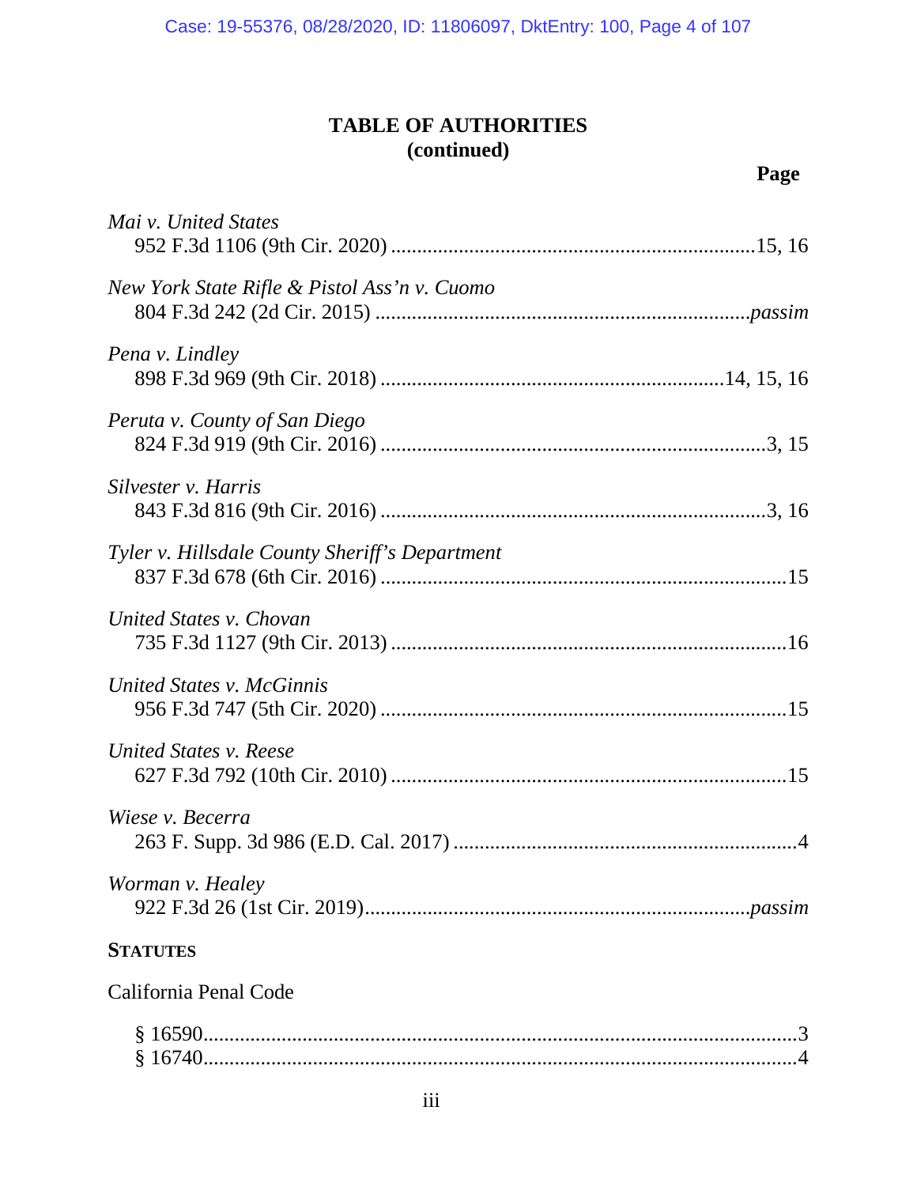# TABLE OF AUTHORITIES
## (continued)

**Page**

*Mai v. United States*
952 F.3d 1106 (9th Cir. 2020) ....................................................................15, 16

*New York State Rifle & Pistol Ass'n v. Cuomo*
804 F.3d 242 (2d Cir. 2015) ......................................................................*passim*

*Pena v. Lindley*
898 F.3d 969 (9th Cir. 2018) ................................................................14, 15, 16

*Peruta v. County of San Diego*
824 F.3d 919 (9th Cir. 2016) ........................................................................3, 15

*Silvester v. Harris*
843 F.3d 816 (9th Cir. 2016) ........................................................................3, 16

*Tyler v. Hillsdale County Sheriff's Department*
837 F.3d 678 (6th Cir. 2016) ............................................................................15

*United States v. Chovan*
735 F.3d 1127 (9th Cir. 2013) ..........................................................................16

*United States v. McGinnis*
956 F.3d 747 (5th Cir. 2020) ............................................................................15

*United States v. Reese*
627 F.3d 792 (10th Cir. 2010) ..........................................................................15

*Wiese v. Becerra*
263 F. Supp. 3d 986 (E.D. Cal. 2017) .................................................................4

*Worman v. Healey*
922 F.3d 26 (1st Cir. 2019)........................................................................*passim*

**STATUTES**

California Penal Code

§ 16590..................................................................................................................3
§ 16740..................................................................................................................4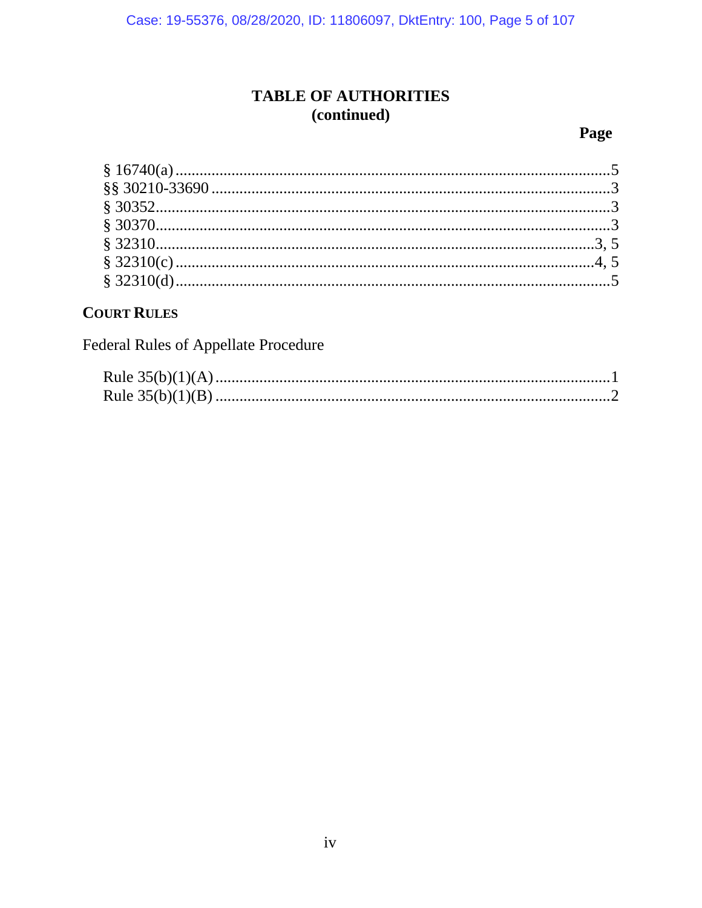## TABLE OF AUTHORITIES
## (continued)

**Page**

§ 16740(a) ............................................................................................5
§§ 30210-33690 ....................................................................................3
§ 30352..................................................................................................3
§ 30370..................................................................................................3
§ 32310..............................................................................................3, 5
§ 32310(c) ..........................................................................................4, 5
§ 32310(d).............................................................................................5

**COURT RULES**

Federal Rules of Appellate Procedure

Rule 35(b)(1)(A) ...................................................................................1
Rule 35(b)(1)(B) ...................................................................................2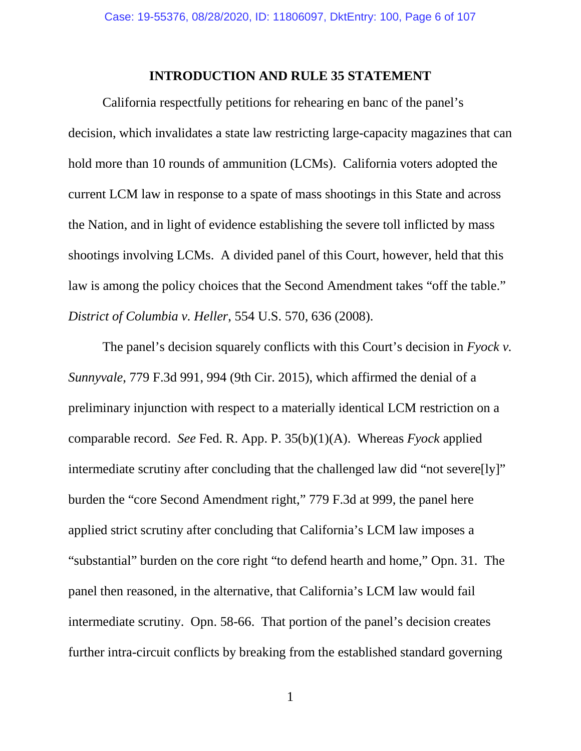## INTRODUCTION AND RULE 35 STATEMENT

California respectfully petitions for rehearing en banc of the panel's decision, which invalidates a state law restricting large-capacity magazines that can hold more than 10 rounds of ammunition (LCMs). California voters adopted the current LCM law in response to a spate of mass shootings in this State and across the Nation, and in light of evidence establishing the severe toll inflicted by mass shootings involving LCMs. A divided panel of this Court, however, held that this law is among the policy choices that the Second Amendment takes "off the table." *District of Columbia v. Heller*, 554 U.S. 570, 636 (2008).

The panel's decision squarely conflicts with this Court's decision in *Fyock v. Sunnyvale*, 779 F.3d 991, 994 (9th Cir. 2015), which affirmed the denial of a preliminary injunction with respect to a materially identical LCM restriction on a comparable record. *See* Fed. R. App. P. 35(b)(1)(A). Whereas *Fyock* applied intermediate scrutiny after concluding that the challenged law did "not severe[ly]" burden the "core Second Amendment right," 779 F.3d at 999, the panel here applied strict scrutiny after concluding that California's LCM law imposes a "substantial" burden on the core right "to defend hearth and home," Opn. 31. The panel then reasoned, in the alternative, that California's LCM law would fail intermediate scrutiny. Opn. 58-66. That portion of the panel's decision creates further intra-circuit conflicts by breaking from the established standard governing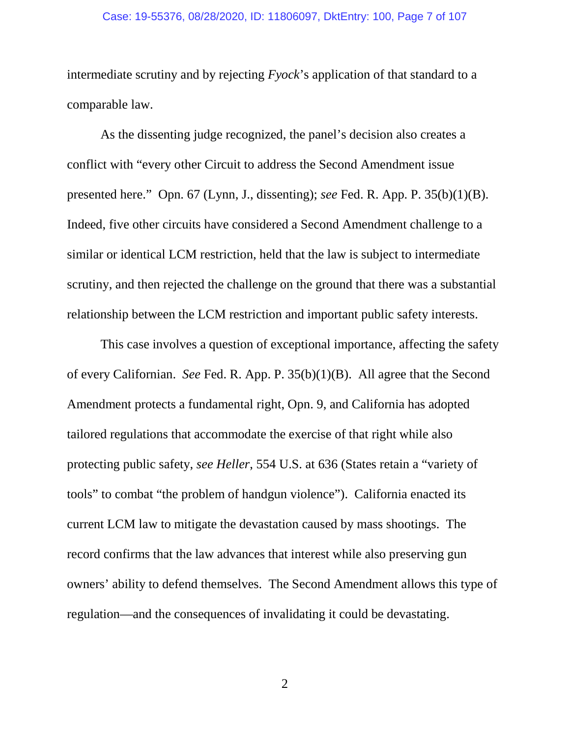intermediate scrutiny and by rejecting *Fyock*'s application of that standard to a comparable law.

As the dissenting judge recognized, the panel's decision also creates a conflict with "every other Circuit to address the Second Amendment issue presented here." Opn. 67 (Lynn, J., dissenting); *see* Fed. R. App. P. 35(b)(1)(B). Indeed, five other circuits have considered a Second Amendment challenge to a similar or identical LCM restriction, held that the law is subject to intermediate scrutiny, and then rejected the challenge on the ground that there was a substantial relationship between the LCM restriction and important public safety interests.

This case involves a question of exceptional importance, affecting the safety of every Californian. *See* Fed. R. App. P. 35(b)(1)(B). All agree that the Second Amendment protects a fundamental right, Opn. 9, and California has adopted tailored regulations that accommodate the exercise of that right while also protecting public safety, *see Heller*, 554 U.S. at 636 (States retain a "variety of tools" to combat "the problem of handgun violence"). California enacted its current LCM law to mitigate the devastation caused by mass shootings. The record confirms that the law advances that interest while also preserving gun owners' ability to defend themselves. The Second Amendment allows this type of regulation—and the consequences of invalidating it could be devastating.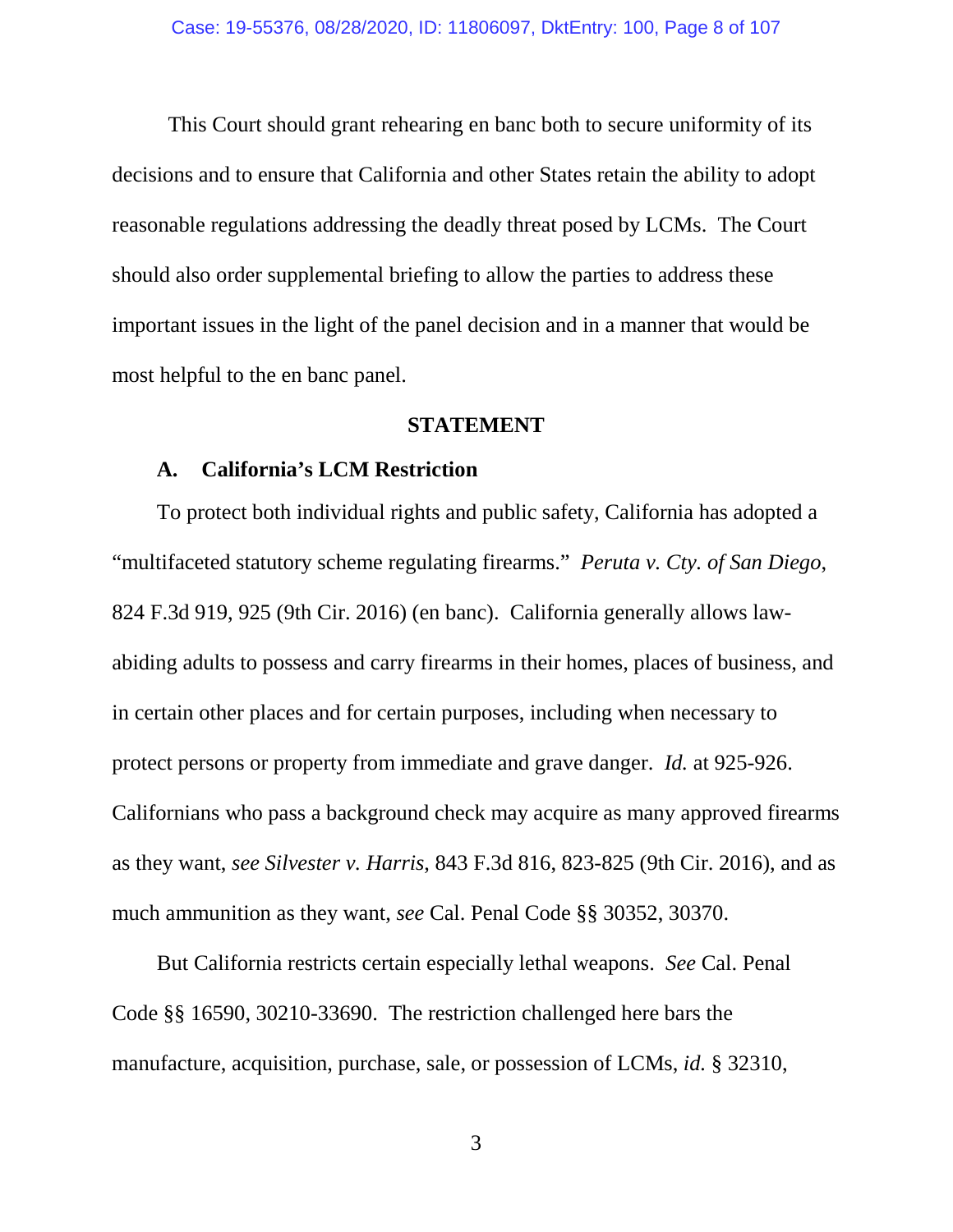This Court should grant rehearing en banc both to secure uniformity of its decisions and to ensure that California and other States retain the ability to adopt reasonable regulations addressing the deadly threat posed by LCMs. The Court should also order supplemental briefing to allow the parties to address these important issues in the light of the panel decision and in a manner that would be most helpful to the en banc panel.

## STATEMENT

### A. California's LCM Restriction

To protect both individual rights and public safety, California has adopted a "multifaceted statutory scheme regulating firearms." *Peruta v. Cty. of San Diego*, 824 F.3d 919, 925 (9th Cir. 2016) (en banc). California generally allows law-abiding adults to possess and carry firearms in their homes, places of business, and in certain other places and for certain purposes, including when necessary to protect persons or property from immediate and grave danger. *Id.* at 925-926. Californians who pass a background check may acquire as many approved firearms as they want, *see Silvester v. Harris*, 843 F.3d 816, 823-825 (9th Cir. 2016), and as much ammunition as they want, *see* Cal. Penal Code §§ 30352, 30370.

But California restricts certain especially lethal weapons. *See* Cal. Penal Code §§ 16590, 30210-33690. The restriction challenged here bars the manufacture, acquisition, purchase, sale, or possession of LCMs, *id.* § 32310,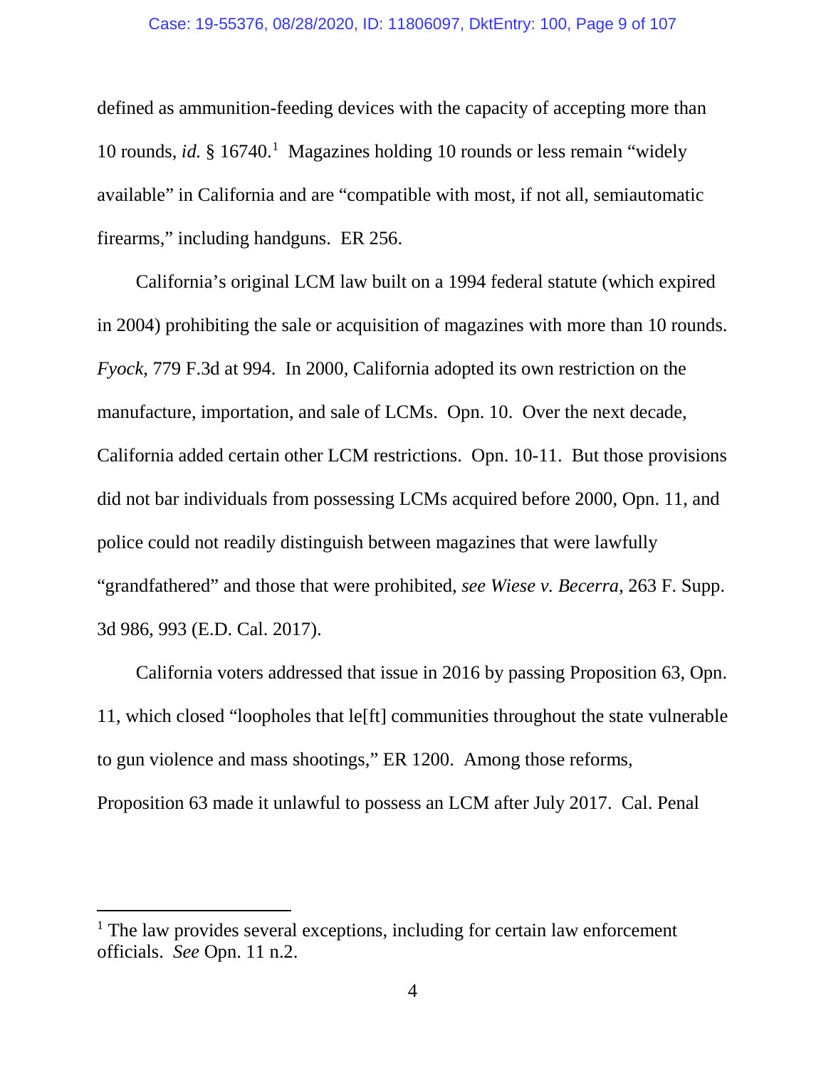defined as ammunition-feeding devices with the capacity of accepting more than 10 rounds, *id.* § 16740.[1] Magazines holding 10 rounds or less remain "widely available" in California and are "compatible with most, if not all, semiautomatic firearms," including handguns. ER 256.

California's original LCM law built on a 1994 federal statute (which expired in 2004) prohibiting the sale or acquisition of magazines with more than 10 rounds. *Fyock*, 779 F.3d at 994. In 2000, California adopted its own restriction on the manufacture, importation, and sale of LCMs. Opn. 10. Over the next decade, California added certain other LCM restrictions. Opn. 10-11. But those provisions did not bar individuals from possessing LCMs acquired before 2000, Opn. 11, and police could not readily distinguish between magazines that were lawfully "grandfathered" and those that were prohibited, *see Wiese v. Becerra*, 263 F. Supp. 3d 986, 993 (E.D. Cal. 2017).

California voters addressed that issue in 2016 by passing Proposition 63, Opn. 11, which closed "loopholes that le[ft] communities throughout the state vulnerable to gun violence and mass shootings," ER 1200. Among those reforms, Proposition 63 made it unlawful to possess an LCM after July 2017. Cal. Penal

---

[1] The law provides several exceptions, including for certain law enforcement officials. *See* Opn. 11 n.2.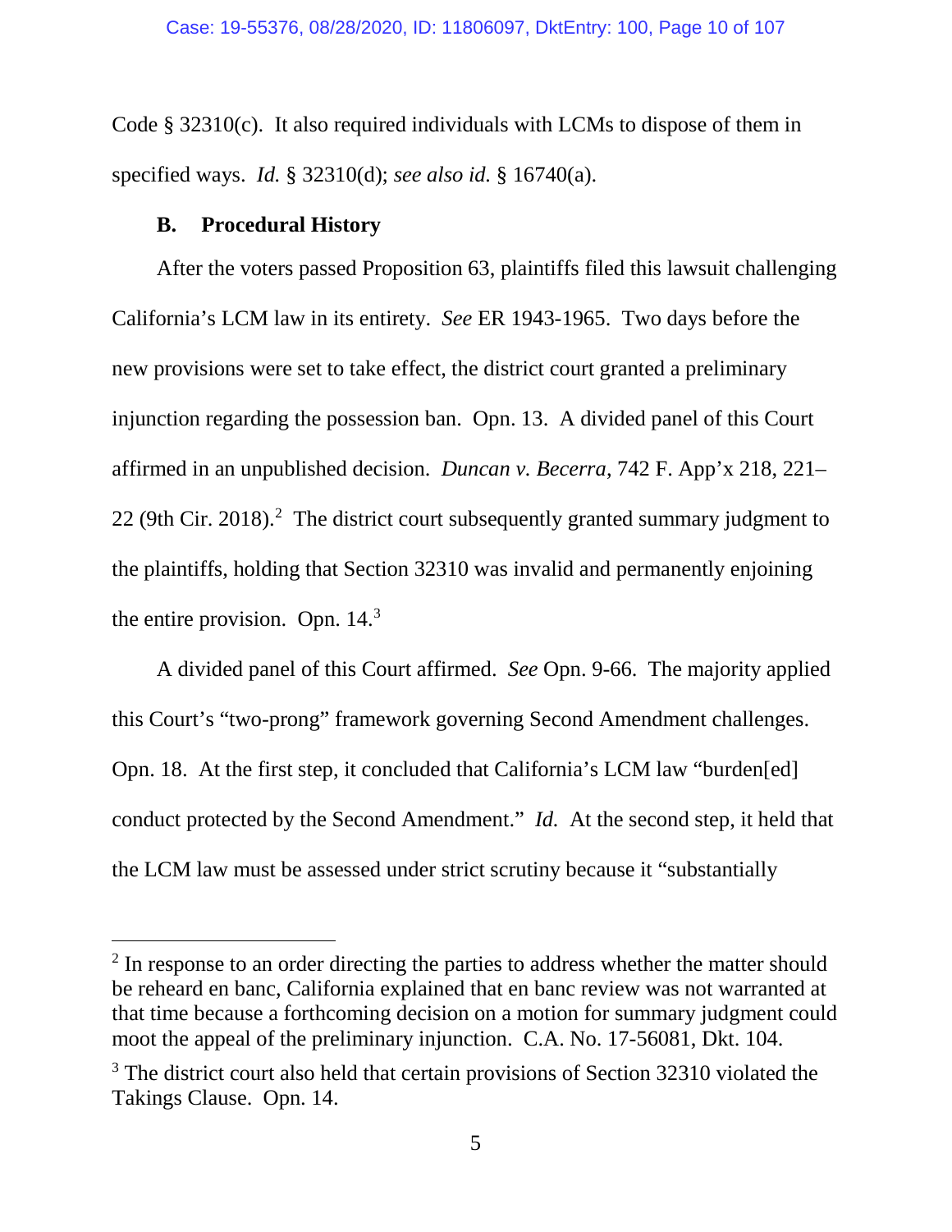Code § 32310(c). It also required individuals with LCMs to dispose of them in specified ways. *Id.* § 32310(d); *see also id.* § 16740(a).

### B. Procedural History

After the voters passed Proposition 63, plaintiffs filed this lawsuit challenging California's LCM law in its entirety. *See* ER 1943-1965. Two days before the new provisions were set to take effect, the district court granted a preliminary injunction regarding the possession ban. Opn. 13. A divided panel of this Court affirmed in an unpublished decision. *Duncan v. Becerra*, 742 F. App'x 218, 221–22 (9th Cir. 2018).[2] The district court subsequently granted summary judgment to the plaintiffs, holding that Section 32310 was invalid and permanently enjoining the entire provision. Opn. 14.[3]

A divided panel of this Court affirmed. *See* Opn. 9-66. The majority applied this Court's "two-prong" framework governing Second Amendment challenges. Opn. 18. At the first step, it concluded that California's LCM law "burden[ed] conduct protected by the Second Amendment." *Id.* At the second step, it held that the LCM law must be assessed under strict scrutiny because it "substantially

---

[2] In response to an order directing the parties to address whether the matter should be reheard en banc, California explained that en banc review was not warranted at that time because a forthcoming decision on a motion for summary judgment could moot the appeal of the preliminary injunction. C.A. No. 17-56081, Dkt. 104.

[3] The district court also held that certain provisions of Section 32310 violated the Takings Clause. Opn. 14.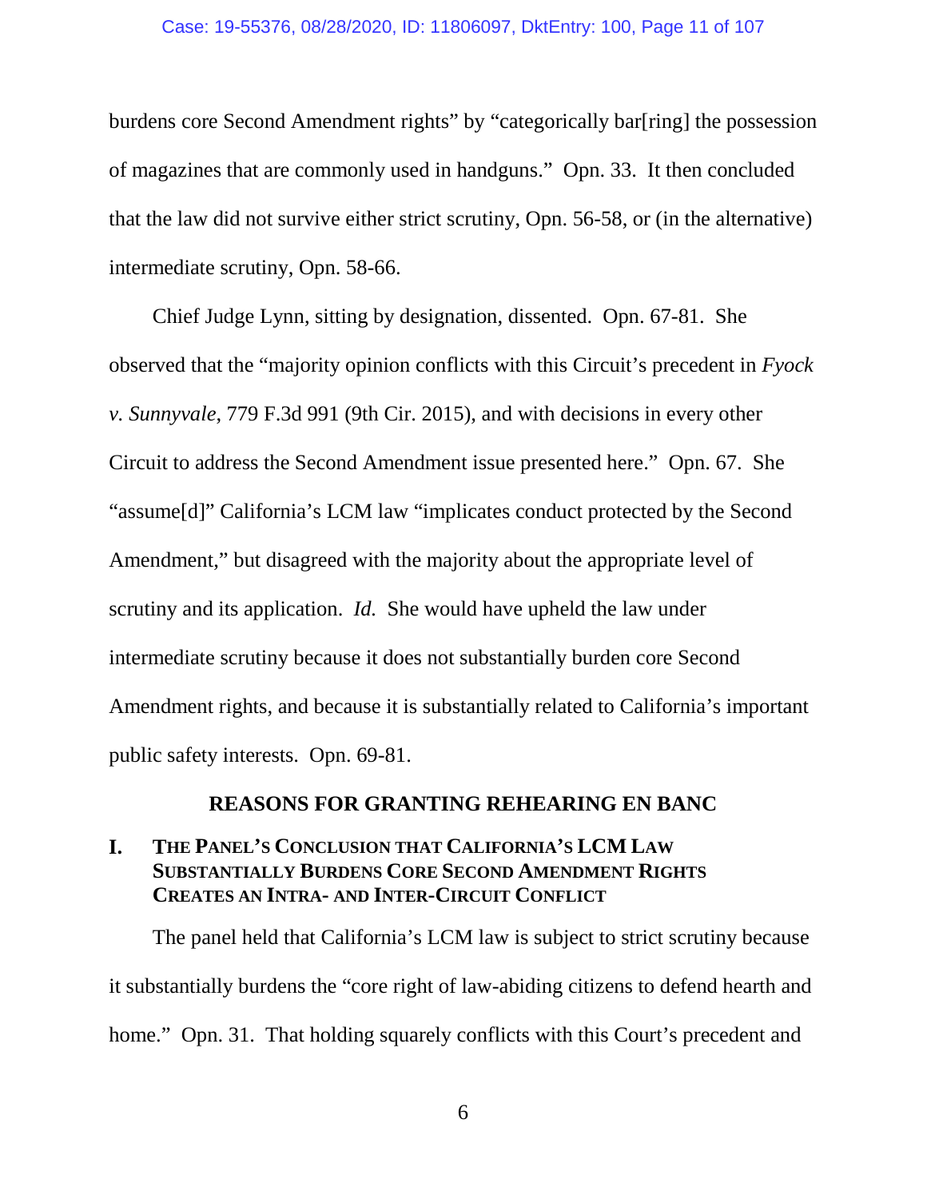burdens core Second Amendment rights" by "categorically bar[ring] the possession of magazines that are commonly used in handguns." Opn. 33. It then concluded that the law did not survive either strict scrutiny, Opn. 56-58, or (in the alternative) intermediate scrutiny, Opn. 58-66.

Chief Judge Lynn, sitting by designation, dissented. Opn. 67-81. She observed that the "majority opinion conflicts with this Circuit's precedent in *Fyock v. Sunnyvale*, 779 F.3d 991 (9th Cir. 2015), and with decisions in every other Circuit to address the Second Amendment issue presented here." Opn. 67. She "assume[d]" California's LCM law "implicates conduct protected by the Second Amendment," but disagreed with the majority about the appropriate level of scrutiny and its application. *Id.* She would have upheld the law under intermediate scrutiny because it does not substantially burden core Second Amendment rights, and because it is substantially related to California's important public safety interests. Opn. 69-81.

## REASONS FOR GRANTING REHEARING EN BANC

### I. THE PANEL'S CONCLUSION THAT CALIFORNIA'S LCM LAW SUBSTANTIALLY BURDENS CORE SECOND AMENDMENT RIGHTS CREATES AN INTRA- AND INTER-CIRCUIT CONFLICT

The panel held that California's LCM law is subject to strict scrutiny because it substantially burdens the "core right of law-abiding citizens to defend hearth and home." Opn. 31. That holding squarely conflicts with this Court's precedent and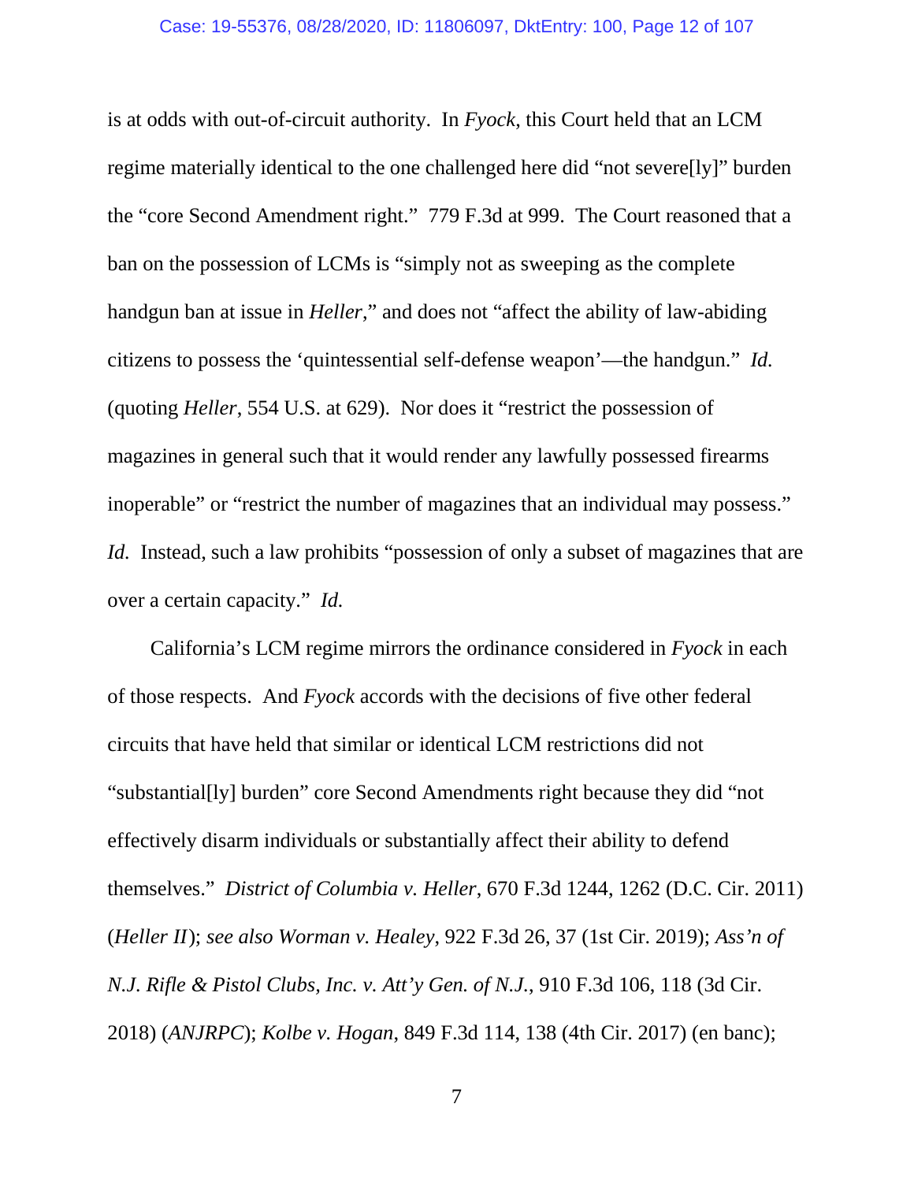is at odds with out-of-circuit authority. In *Fyock*, this Court held that an LCM regime materially identical to the one challenged here did "not severe[ly]" burden the "core Second Amendment right." 779 F.3d at 999. The Court reasoned that a ban on the possession of LCMs is "simply not as sweeping as the complete handgun ban at issue in *Heller*," and does not "affect the ability of law-abiding citizens to possess the 'quintessential self-defense weapon'—the handgun." *Id.* (quoting *Heller*, 554 U.S. at 629). Nor does it "restrict the possession of magazines in general such that it would render any lawfully possessed firearms inoperable" or "restrict the number of magazines that an individual may possess." *Id.* Instead, such a law prohibits "possession of only a subset of magazines that are over a certain capacity." *Id.*

California's LCM regime mirrors the ordinance considered in *Fyock* in each of those respects. And *Fyock* accords with the decisions of five other federal circuits that have held that similar or identical LCM restrictions did not "substantial[ly] burden" core Second Amendments right because they did "not effectively disarm individuals or substantially affect their ability to defend themselves." *District of Columbia v. Heller*, 670 F.3d 1244, 1262 (D.C. Cir. 2011) (*Heller II*); *see also Worman v. Healey*, 922 F.3d 26, 37 (1st Cir. 2019); *Ass'n of N.J. Rifle & Pistol Clubs, Inc. v. Att'y Gen. of N.J.*, 910 F.3d 106, 118 (3d Cir. 2018) (*ANJRPC*); *Kolbe v. Hogan*, 849 F.3d 114, 138 (4th Cir. 2017) (en banc);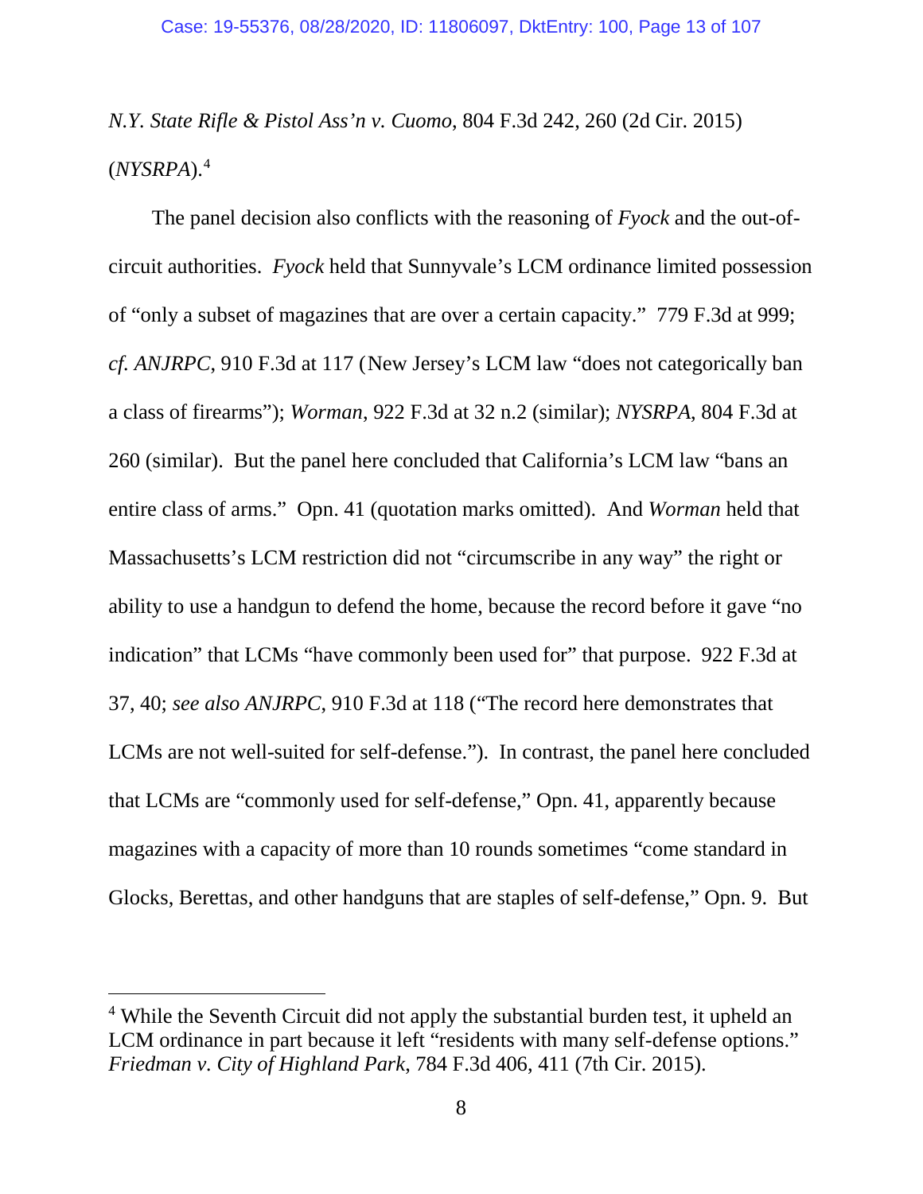*N.Y. State Rifle & Pistol Ass'n v. Cuomo*, 804 F.3d 242, 260 (2d Cir. 2015) (*NYSRPA*).[4]

The panel decision also conflicts with the reasoning of *Fyock* and the out-of-circuit authorities. *Fyock* held that Sunnyvale's LCM ordinance limited possession of "only a subset of magazines that are over a certain capacity." 779 F.3d at 999; *cf. ANJRPC*, 910 F.3d at 117 (New Jersey's LCM law "does not categorically ban a class of firearms"); *Worman*, 922 F.3d at 32 n.2 (similar); *NYSRPA*, 804 F.3d at 260 (similar). But the panel here concluded that California's LCM law "bans an entire class of arms." Opn. 41 (quotation marks omitted). And *Worman* held that Massachusetts's LCM restriction did not "circumscribe in any way" the right or ability to use a handgun to defend the home, because the record before it gave "no indication" that LCMs "have commonly been used for" that purpose. 922 F.3d at 37, 40; *see also ANJRPC*, 910 F.3d at 118 ("The record here demonstrates that LCMs are not well-suited for self-defense."). In contrast, the panel here concluded that LCMs are "commonly used for self-defense," Opn. 41, apparently because magazines with a capacity of more than 10 rounds sometimes "come standard in Glocks, Berettas, and other handguns that are staples of self-defense," Opn. 9. But

---

[4] While the Seventh Circuit did not apply the substantial burden test, it upheld an LCM ordinance in part because it left "residents with many self-defense options." *Friedman v. City of Highland Park*, 784 F.3d 406, 411 (7th Cir. 2015).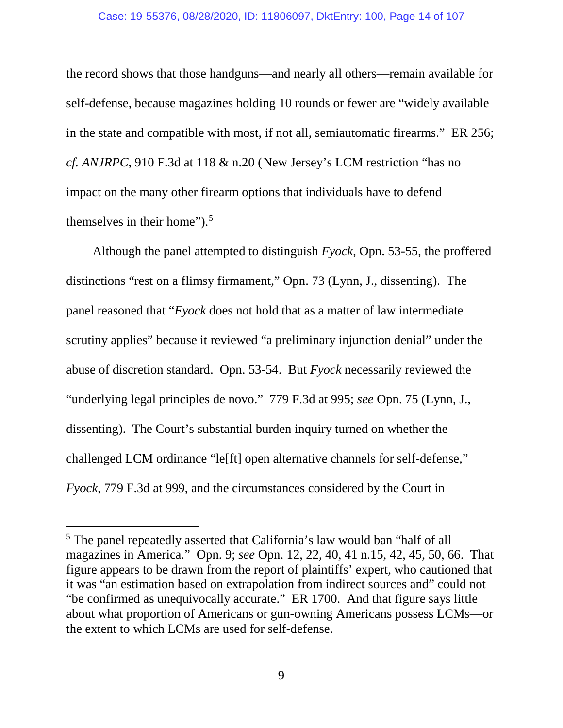the record shows that those handguns—and nearly all others—remain available for self-defense, because magazines holding 10 rounds or fewer are "widely available in the state and compatible with most, if not all, semiautomatic firearms." ER 256; *cf. ANJRPC*, 910 F.3d at 118 & n.20 (New Jersey's LCM restriction "has no impact on the many other firearm options that individuals have to defend themselves in their home").[5]

Although the panel attempted to distinguish *Fyock*, Opn. 53-55, the proffered distinctions "rest on a flimsy firmament," Opn. 73 (Lynn, J., dissenting). The panel reasoned that "*Fyock* does not hold that as a matter of law intermediate scrutiny applies" because it reviewed "a preliminary injunction denial" under the abuse of discretion standard. Opn. 53-54. But *Fyock* necessarily reviewed the "underlying legal principles de novo." 779 F.3d at 995; *see* Opn. 75 (Lynn, J., dissenting). The Court's substantial burden inquiry turned on whether the challenged LCM ordinance "le[ft] open alternative channels for self-defense," *Fyock*, 779 F.3d at 999, and the circumstances considered by the Court in

---

[5] The panel repeatedly asserted that California's law would ban "half of all magazines in America." Opn. 9; *see* Opn. 12, 22, 40, 41 n.15, 42, 45, 50, 66. That figure appears to be drawn from the report of plaintiffs' expert, who cautioned that it was "an estimation based on extrapolation from indirect sources and" could not "be confirmed as unequivocally accurate." ER 1700. And that figure says little about what proportion of Americans or gun-owning Americans possess LCMs—or the extent to which LCMs are used for self-defense.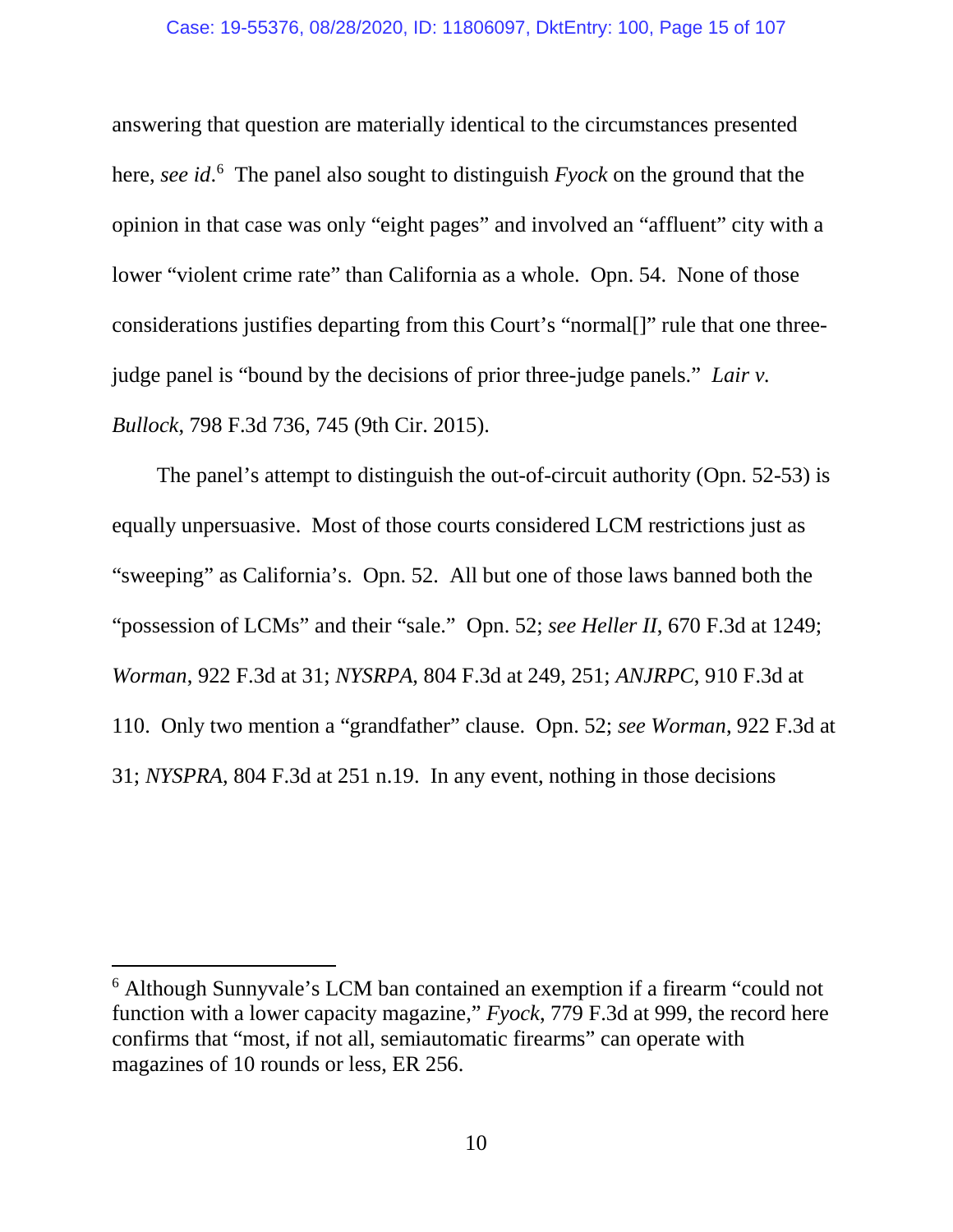answering that question are materially identical to the circumstances presented here, *see id*.[6] The panel also sought to distinguish *Fyock* on the ground that the opinion in that case was only "eight pages" and involved an "affluent" city with a lower "violent crime rate" than California as a whole. Opn. 54. None of those considerations justifies departing from this Court's "normal[]" rule that one three-judge panel is "bound by the decisions of prior three-judge panels." *Lair v. Bullock*, 798 F.3d 736, 745 (9th Cir. 2015).

The panel's attempt to distinguish the out-of-circuit authority (Opn. 52-53) is equally unpersuasive. Most of those courts considered LCM restrictions just as "sweeping" as California's. Opn. 52. All but one of those laws banned both the "possession of LCMs" and their "sale." Opn. 52; *see Heller II*, 670 F.3d at 1249; *Worman*, 922 F.3d at 31; *NYSRPA*, 804 F.3d at 249, 251; *ANJRPC*, 910 F.3d at 110. Only two mention a "grandfather" clause. Opn. 52; *see Worman*, 922 F.3d at 31; *NYSPRA*, 804 F.3d at 251 n.19. In any event, nothing in those decisions

[6] Although Sunnyvale's LCM ban contained an exemption if a firearm "could not function with a lower capacity magazine," *Fyock*, 779 F.3d at 999, the record here confirms that "most, if not all, semiautomatic firearms" can operate with magazines of 10 rounds or less, ER 256.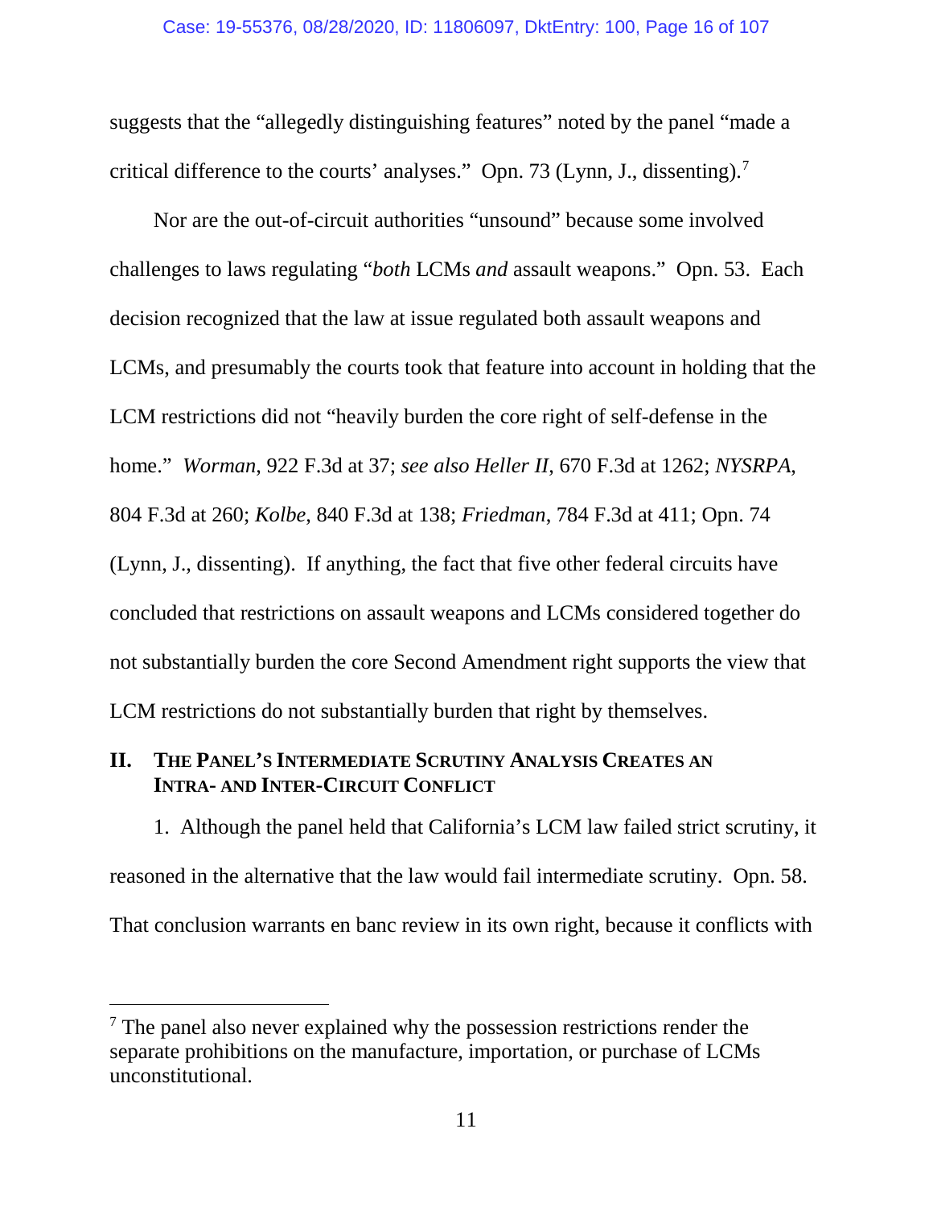suggests that the "allegedly distinguishing features" noted by the panel "made a critical difference to the courts' analyses." Opn. 73 (Lynn, J., dissenting).[7]

Nor are the out-of-circuit authorities "unsound" because some involved challenges to laws regulating "*both* LCMs *and* assault weapons." Opn. 53. Each decision recognized that the law at issue regulated both assault weapons and LCMs, and presumably the courts took that feature into account in holding that the LCM restrictions did not "heavily burden the core right of self-defense in the home." *Worman*, 922 F.3d at 37; *see also Heller II*, 670 F.3d at 1262; *NYSRPA*, 804 F.3d at 260; *Kolbe*, 840 F.3d at 138; *Friedman*, 784 F.3d at 411; Opn. 74 (Lynn, J., dissenting). If anything, the fact that five other federal circuits have concluded that restrictions on assault weapons and LCMs considered together do not substantially burden the core Second Amendment right supports the view that LCM restrictions do not substantially burden that right by themselves.

## II. The Panel's Intermediate Scrutiny Analysis Creates an Intra- and Inter-Circuit Conflict

1. Although the panel held that California's LCM law failed strict scrutiny, it reasoned in the alternative that the law would fail intermediate scrutiny. Opn. 58. That conclusion warrants en banc review in its own right, because it conflicts with

[7] The panel also never explained why the possession restrictions render the separate prohibitions on the manufacture, importation, or purchase of LCMs unconstitutional.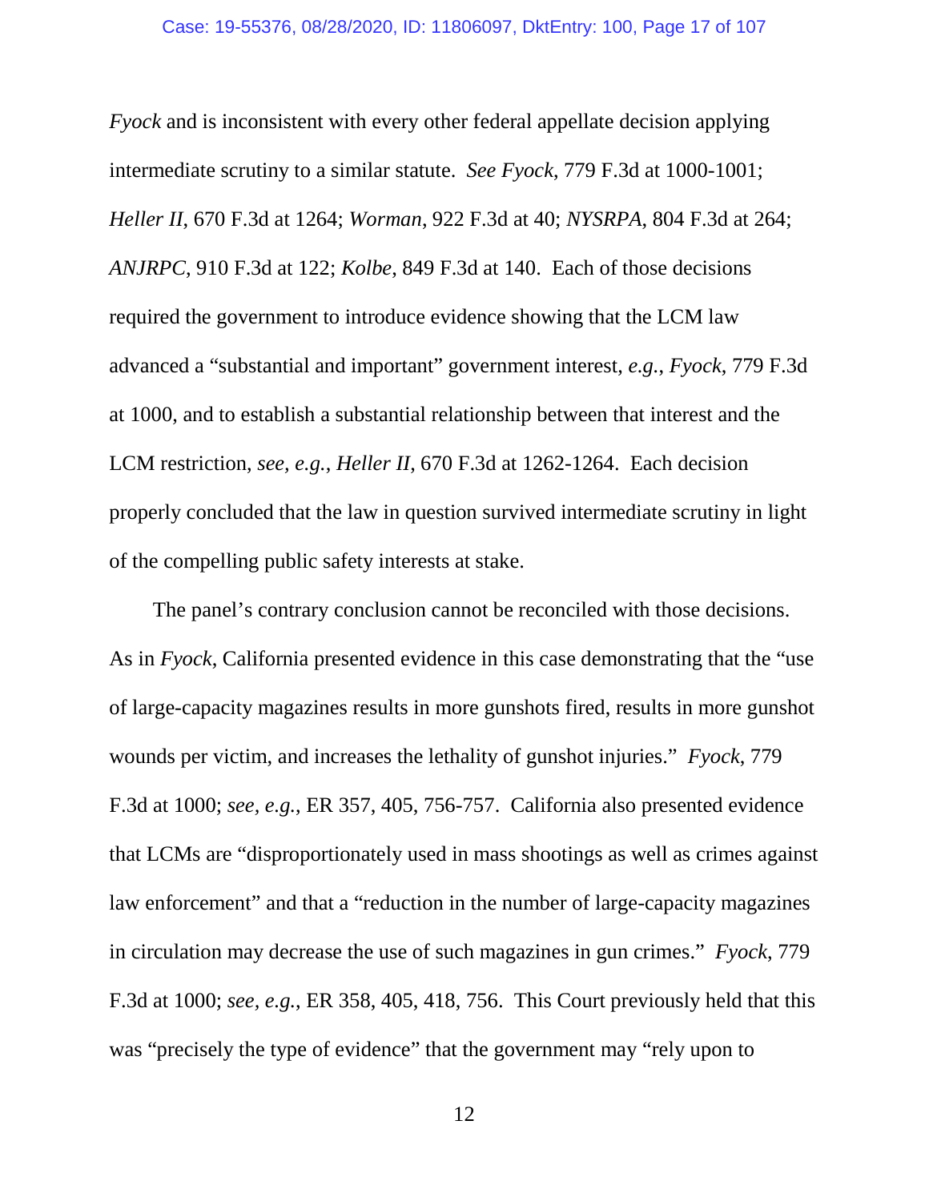*Fyock* and is inconsistent with every other federal appellate decision applying intermediate scrutiny to a similar statute. *See Fyock*, 779 F.3d at 1000-1001; *Heller II*, 670 F.3d at 1264; *Worman*, 922 F.3d at 40; *NYSRPA*, 804 F.3d at 264; *ANJRPC*, 910 F.3d at 122; *Kolbe*, 849 F.3d at 140. Each of those decisions required the government to introduce evidence showing that the LCM law advanced a "substantial and important" government interest, *e.g.*, *Fyock*, 779 F.3d at 1000, and to establish a substantial relationship between that interest and the LCM restriction, *see, e.g.*, *Heller II*, 670 F.3d at 1262-1264. Each decision properly concluded that the law in question survived intermediate scrutiny in light of the compelling public safety interests at stake.

The panel's contrary conclusion cannot be reconciled with those decisions. As in *Fyock*, California presented evidence in this case demonstrating that the "use of large-capacity magazines results in more gunshots fired, results in more gunshot wounds per victim, and increases the lethality of gunshot injuries." *Fyock*, 779 F.3d at 1000; *see, e.g.*, ER 357, 405, 756-757. California also presented evidence that LCMs are "disproportionately used in mass shootings as well as crimes against law enforcement" and that a "reduction in the number of large-capacity magazines in circulation may decrease the use of such magazines in gun crimes." *Fyock*, 779 F.3d at 1000; *see, e.g.*, ER 358, 405, 418, 756. This Court previously held that this was "precisely the type of evidence" that the government may "rely upon to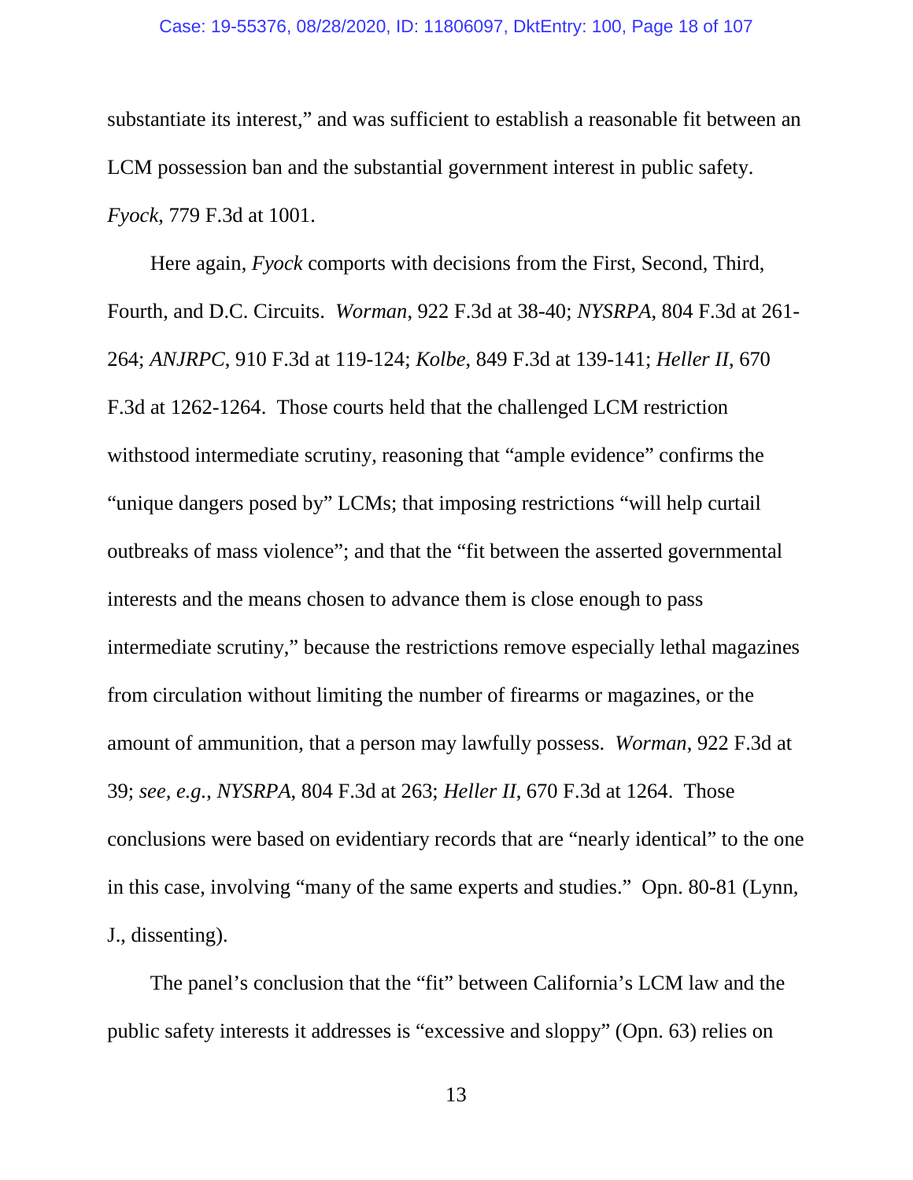substantiate its interest," and was sufficient to establish a reasonable fit between an LCM possession ban and the substantial government interest in public safety. *Fyock*, 779 F.3d at 1001.

Here again, *Fyock* comports with decisions from the First, Second, Third, Fourth, and D.C. Circuits. *Worman*, 922 F.3d at 38-40; *NYSRPA*, 804 F.3d at 261-264; *ANJRPC*, 910 F.3d at 119-124; *Kolbe*, 849 F.3d at 139-141; *Heller II*, 670 F.3d at 1262-1264. Those courts held that the challenged LCM restriction withstood intermediate scrutiny, reasoning that "ample evidence" confirms the "unique dangers posed by" LCMs; that imposing restrictions "will help curtail outbreaks of mass violence"; and that the "fit between the asserted governmental interests and the means chosen to advance them is close enough to pass intermediate scrutiny," because the restrictions remove especially lethal magazines from circulation without limiting the number of firearms or magazines, or the amount of ammunition, that a person may lawfully possess. *Worman*, 922 F.3d at 39; *see, e.g.*, *NYSRPA*, 804 F.3d at 263; *Heller II*, 670 F.3d at 1264. Those conclusions were based on evidentiary records that are "nearly identical" to the one in this case, involving "many of the same experts and studies." Opn. 80-81 (Lynn, J., dissenting).

The panel's conclusion that the "fit" between California's LCM law and the public safety interests it addresses is "excessive and sloppy" (Opn. 63) relies on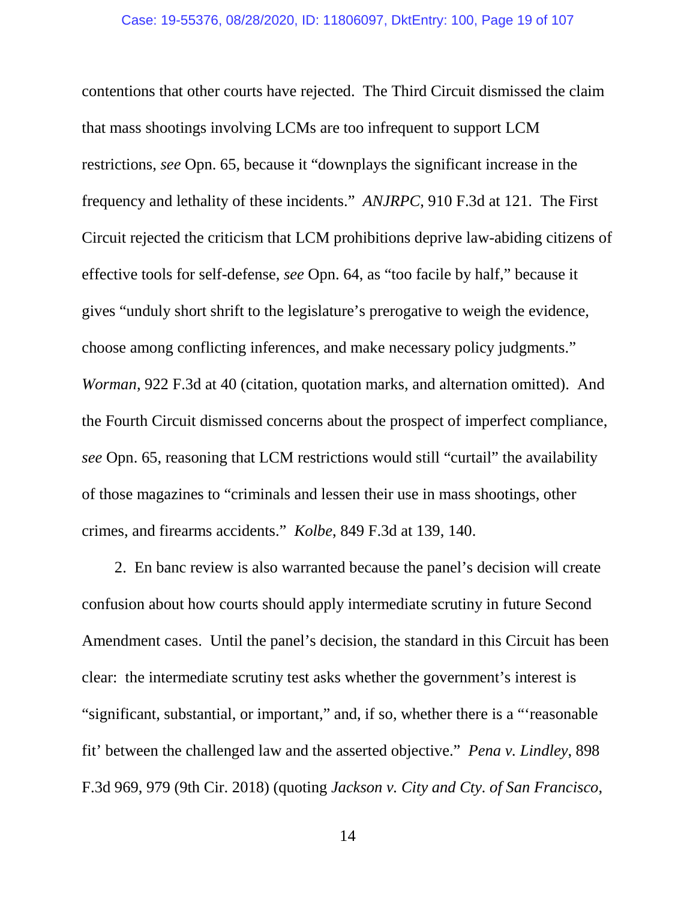contentions that other courts have rejected. The Third Circuit dismissed the claim that mass shootings involving LCMs are too infrequent to support LCM restrictions, *see* Opn. 65, because it "downplays the significant increase in the frequency and lethality of these incidents." *ANJRPC*, 910 F.3d at 121. The First Circuit rejected the criticism that LCM prohibitions deprive law-abiding citizens of effective tools for self-defense, *see* Opn. 64, as "too facile by half," because it gives "unduly short shrift to the legislature's prerogative to weigh the evidence, choose among conflicting inferences, and make necessary policy judgments." *Worman*, 922 F.3d at 40 (citation, quotation marks, and alternation omitted). And the Fourth Circuit dismissed concerns about the prospect of imperfect compliance, *see* Opn. 65, reasoning that LCM restrictions would still "curtail" the availability of those magazines to "criminals and lessen their use in mass shootings, other crimes, and firearms accidents." *Kolbe*, 849 F.3d at 139, 140.

2. En banc review is also warranted because the panel's decision will create confusion about how courts should apply intermediate scrutiny in future Second Amendment cases. Until the panel's decision, the standard in this Circuit has been clear: the intermediate scrutiny test asks whether the government's interest is "significant, substantial, or important," and, if so, whether there is a "'reasonable fit' between the challenged law and the asserted objective." *Pena v. Lindley*, 898 F.3d 969, 979 (9th Cir. 2018) (quoting *Jackson v. City and Cty. of San Francisco*,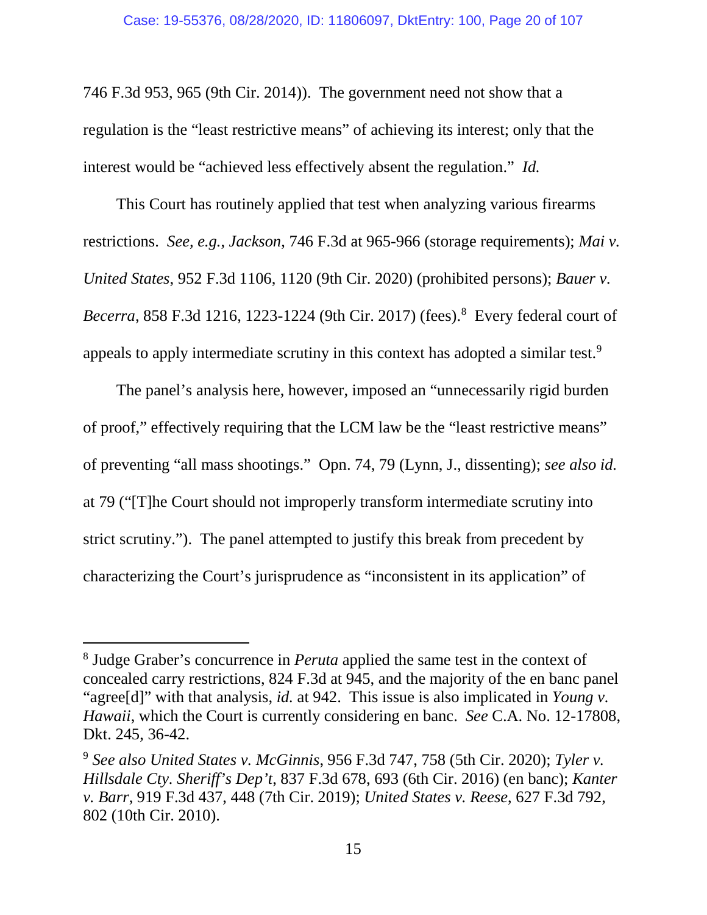746 F.3d 953, 965 (9th Cir. 2014)). The government need not show that a regulation is the "least restrictive means" of achieving its interest; only that the interest would be "achieved less effectively absent the regulation." *Id.*

This Court has routinely applied that test when analyzing various firearms restrictions. *See, e.g.*, *Jackson*, 746 F.3d at 965-966 (storage requirements); *Mai v. United States*, 952 F.3d 1106, 1120 (9th Cir. 2020) (prohibited persons); *Bauer v. Becerra*, 858 F.3d 1216, 1223-1224 (9th Cir. 2017) (fees).[8] Every federal court of appeals to apply intermediate scrutiny in this context has adopted a similar test.[9]

The panel's analysis here, however, imposed an "unnecessarily rigid burden of proof," effectively requiring that the LCM law be the "least restrictive means" of preventing "all mass shootings." Opn. 74, 79 (Lynn, J., dissenting); *see also id.* at 79 ("[T]he Court should not improperly transform intermediate scrutiny into strict scrutiny."). The panel attempted to justify this break from precedent by characterizing the Court's jurisprudence as "inconsistent in its application" of

---

[8] Judge Graber's concurrence in *Peruta* applied the same test in the context of concealed carry restrictions, 824 F.3d at 945, and the majority of the en banc panel "agree[d]" with that analysis, *id.* at 942. This issue is also implicated in *Young v. Hawaii*, which the Court is currently considering en banc. *See* C.A. No. 12-17808, Dkt. 245, 36-42.

[9] *See also United States v. McGinnis*, 956 F.3d 747, 758 (5th Cir. 2020); *Tyler v. Hillsdale Cty. Sheriff's Dep't*, 837 F.3d 678, 693 (6th Cir. 2016) (en banc); *Kanter v. Barr*, 919 F.3d 437, 448 (7th Cir. 2019); *United States v. Reese*, 627 F.3d 792, 802 (10th Cir. 2010).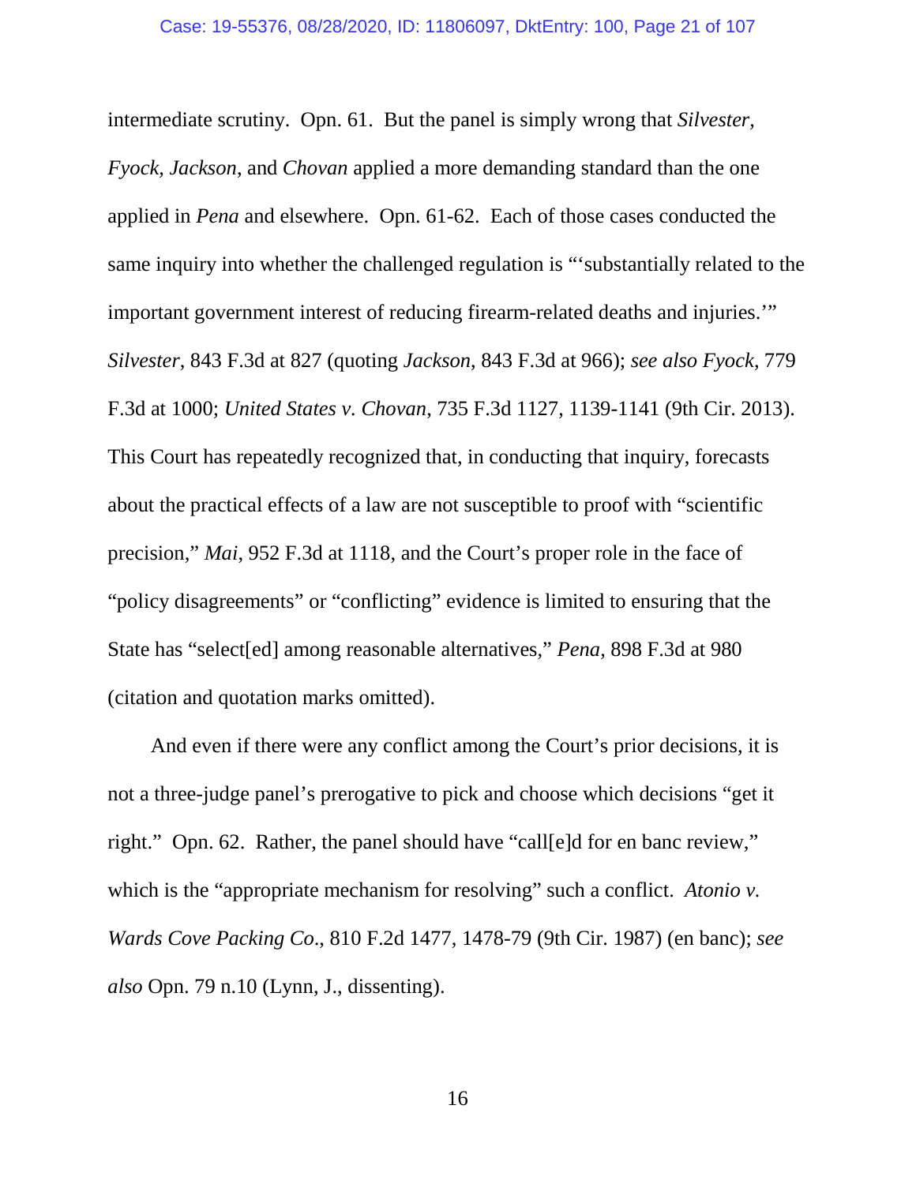intermediate scrutiny. Opn. 61. But the panel is simply wrong that *Silvester, Fyock, Jackson,* and *Chovan* applied a more demanding standard than the one applied in *Pena* and elsewhere. Opn. 61-62. Each of those cases conducted the same inquiry into whether the challenged regulation is "'substantially related to the important government interest of reducing firearm-related deaths and injuries.'" *Silvester*, 843 F.3d at 827 (quoting *Jackson*, 843 F.3d at 966); *see also Fyock*, 779 F.3d at 1000; *United States v. Chovan*, 735 F.3d 1127, 1139-1141 (9th Cir. 2013). This Court has repeatedly recognized that, in conducting that inquiry, forecasts about the practical effects of a law are not susceptible to proof with "scientific precision," *Mai*, 952 F.3d at 1118, and the Court's proper role in the face of "policy disagreements" or "conflicting" evidence is limited to ensuring that the State has "select[ed] among reasonable alternatives," *Pena*, 898 F.3d at 980 (citation and quotation marks omitted).

And even if there were any conflict among the Court's prior decisions, it is not a three-judge panel's prerogative to pick and choose which decisions "get it right." Opn. 62. Rather, the panel should have "call[e]d for en banc review," which is the "appropriate mechanism for resolving" such a conflict. *Atonio v. Wards Cove Packing Co.*, 810 F.2d 1477, 1478-79 (9th Cir. 1987) (en banc); *see also* Opn. 79 n.10 (Lynn, J., dissenting).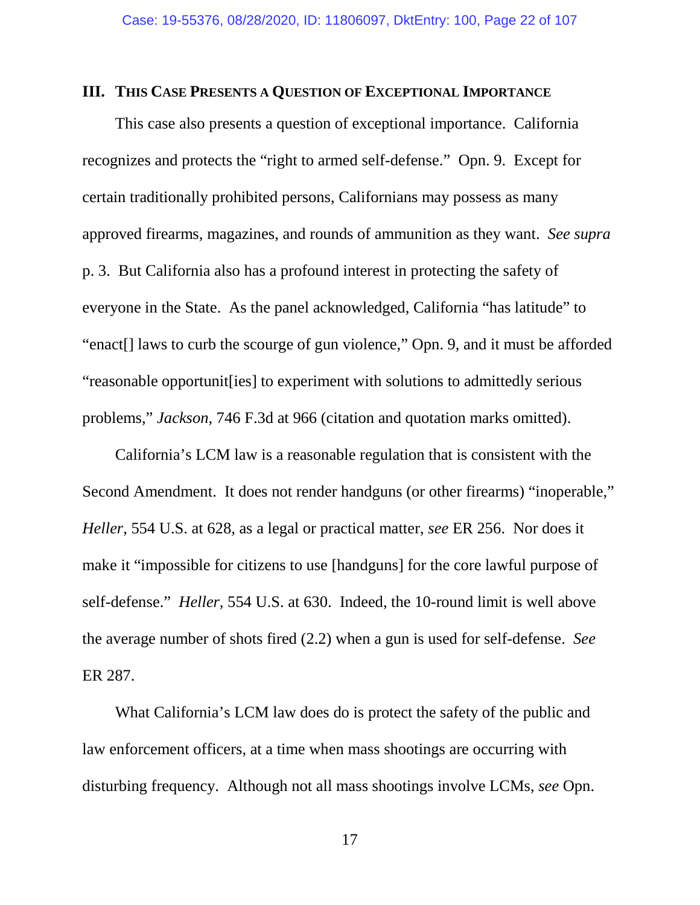## III. This Case Presents a Question of Exceptional Importance

This case also presents a question of exceptional importance. California recognizes and protects the "right to armed self-defense." Opn. 9. Except for certain traditionally prohibited persons, Californians may possess as many approved firearms, magazines, and rounds of ammunition as they want. *See supra* p. 3. But California also has a profound interest in protecting the safety of everyone in the State. As the panel acknowledged, California "has latitude" to "enact[] laws to curb the scourge of gun violence," Opn. 9, and it must be afforded "reasonable opportunit[ies] to experiment with solutions to admittedly serious problems," *Jackson*, 746 F.3d at 966 (citation and quotation marks omitted).

California's LCM law is a reasonable regulation that is consistent with the Second Amendment. It does not render handguns (or other firearms) "inoperable," *Heller*, 554 U.S. at 628, as a legal or practical matter, *see* ER 256. Nor does it make it "impossible for citizens to use [handguns] for the core lawful purpose of self-defense." *Heller*, 554 U.S. at 630. Indeed, the 10-round limit is well above the average number of shots fired (2.2) when a gun is used for self-defense. *See* ER 287.

What California's LCM law does do is protect the safety of the public and law enforcement officers, at a time when mass shootings are occurring with disturbing frequency. Although not all mass shootings involve LCMs, *see* Opn.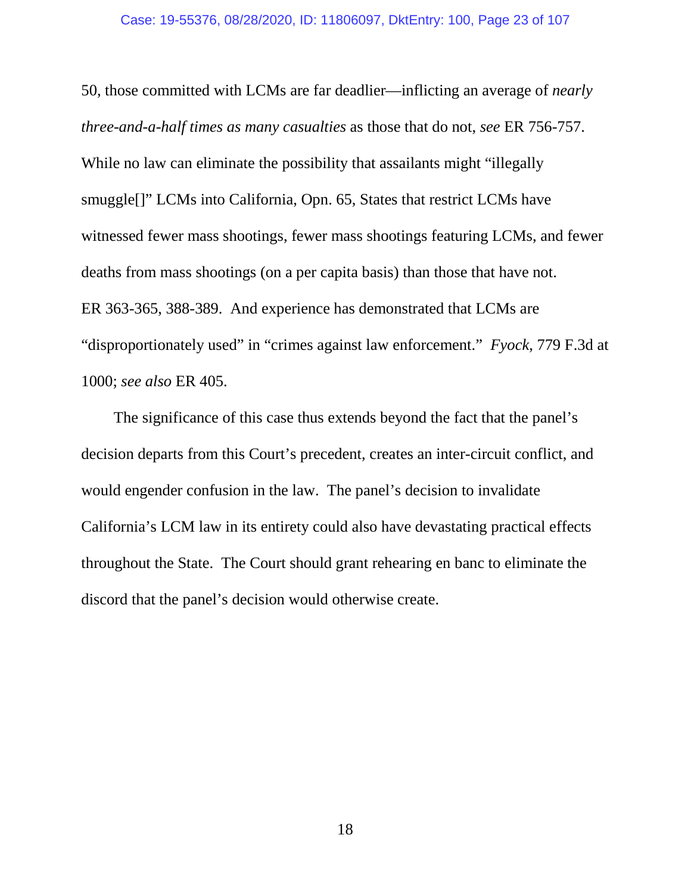50, those committed with LCMs are far deadlier—inflicting an average of *nearly three-and-a-half times as many casualties* as those that do not, *see* ER 756-757. While no law can eliminate the possibility that assailants might "illegally smuggle[]" LCMs into California, Opn. 65, States that restrict LCMs have witnessed fewer mass shootings, fewer mass shootings featuring LCMs, and fewer deaths from mass shootings (on a per capita basis) than those that have not. ER 363-365, 388-389. And experience has demonstrated that LCMs are "disproportionately used" in "crimes against law enforcement." *Fyock*, 779 F.3d at 1000; *see also* ER 405.

The significance of this case thus extends beyond the fact that the panel's decision departs from this Court's precedent, creates an inter-circuit conflict, and would engender confusion in the law. The panel's decision to invalidate California's LCM law in its entirety could also have devastating practical effects throughout the State. The Court should grant rehearing en banc to eliminate the discord that the panel's decision would otherwise create.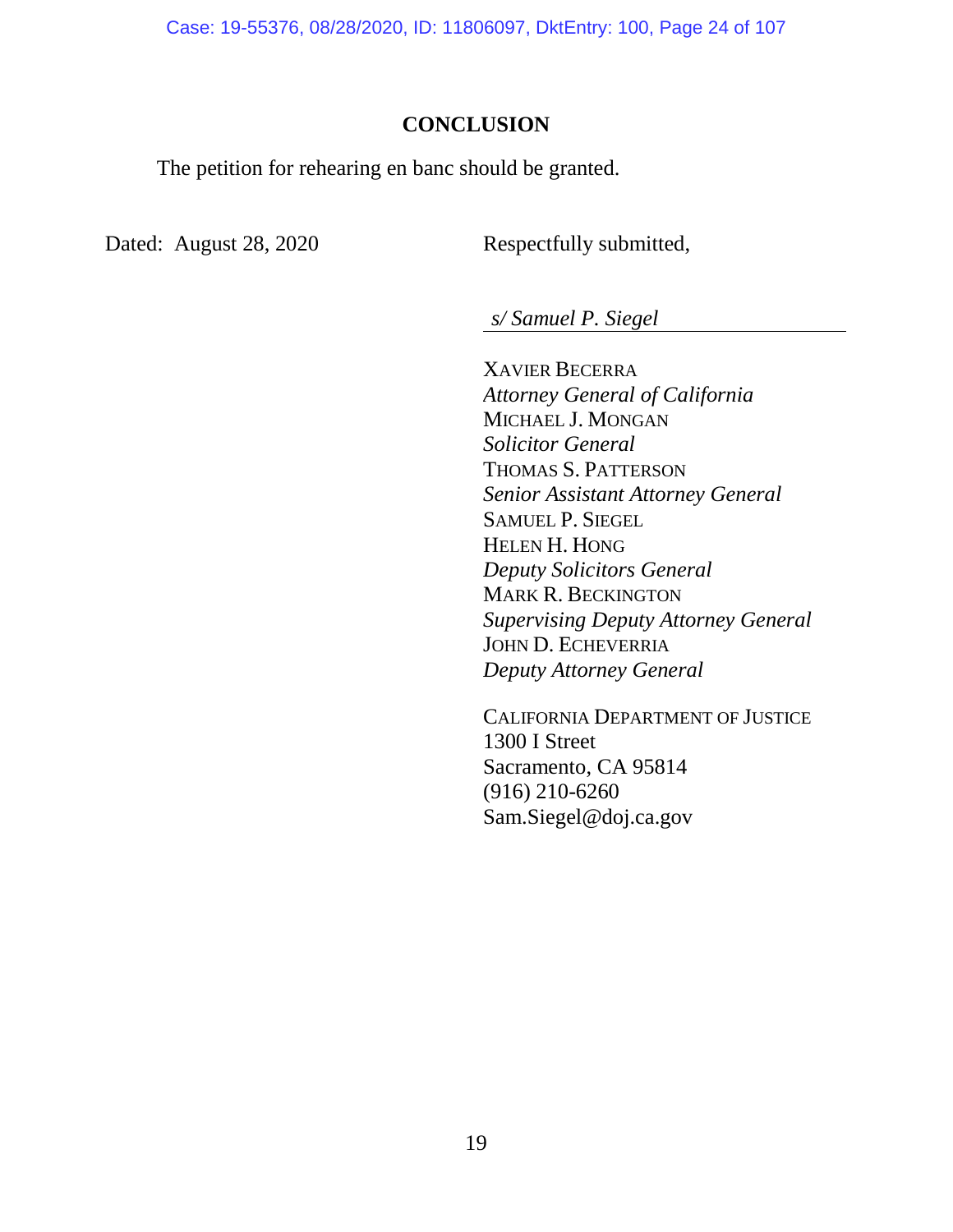## CONCLUSION

The petition for rehearing en banc should be granted.

Dated: August 28, 2020

Respectfully submitted,

*s/ Samuel P. Siegel*

XAVIER BECERRA
*Attorney General of California*
MICHAEL J. MONGAN
*Solicitor General*
THOMAS S. PATTERSON
*Senior Assistant Attorney General*
SAMUEL P. SIEGEL
HELEN H. HONG
*Deputy Solicitors General*
MARK R. BECKINGTON
*Supervising Deputy Attorney General*
JOHN D. ECHEVERRIA
*Deputy Attorney General*

CALIFORNIA DEPARTMENT OF JUSTICE
1300 I Street
Sacramento, CA 95814
(916) 210-6260
Sam.Siegel@doj.ca.gov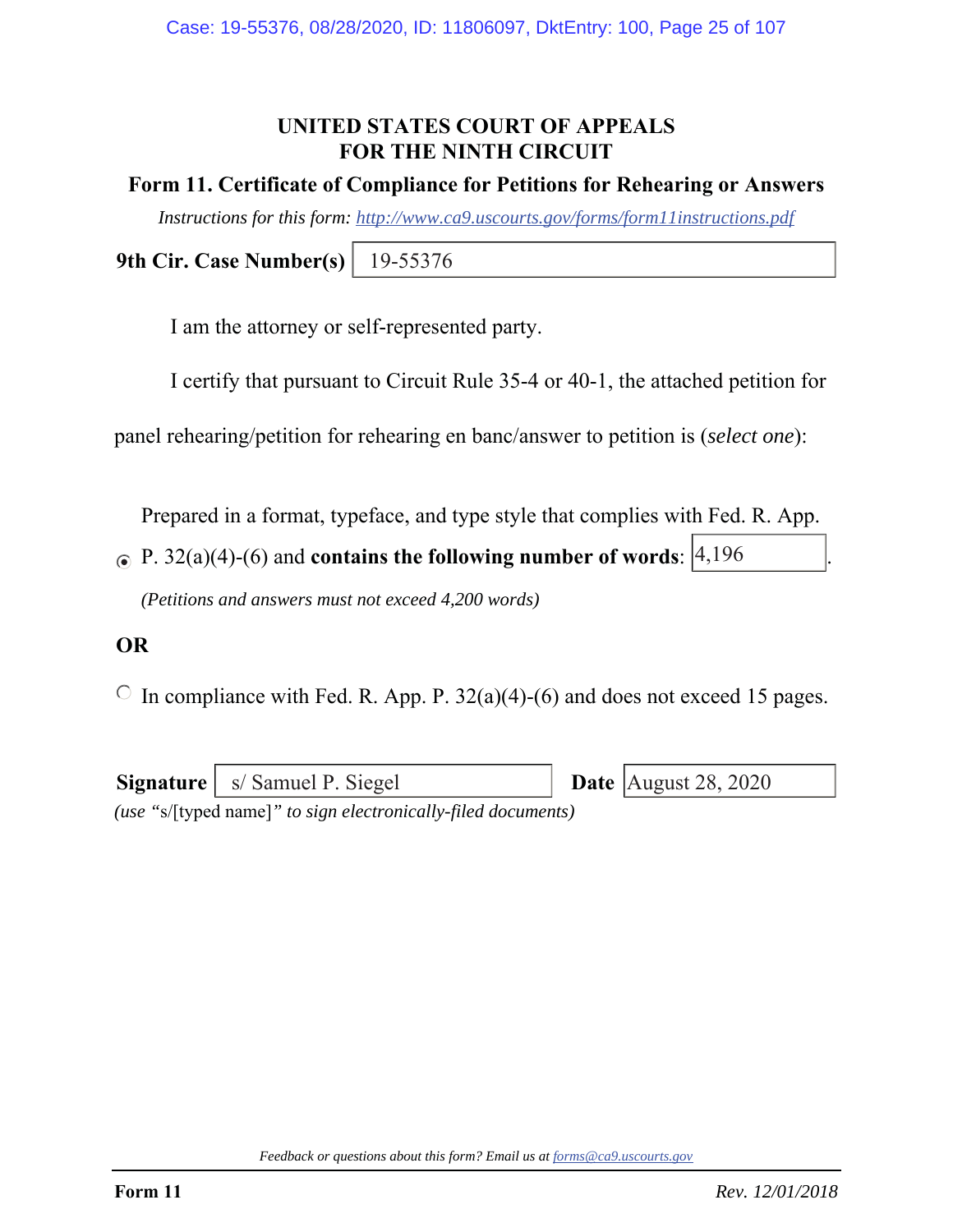# UNITED STATES COURT OF APPEALS FOR THE NINTH CIRCUIT

## Form 11. Certificate of Compliance for Petitions for Rehearing or Answers

*Instructions for this form: http://www.ca9.uscourts.gov/forms/form11instructions.pdf*

**9th Cir. Case Number(s)** 19-55376

I am the attorney or self-represented party.

I certify that pursuant to Circuit Rule 35-4 or 40-1, the attached petition for panel rehearing/petition for rehearing en banc/answer to petition is (*select one*):

◉ Prepared in a format, typeface, and type style that complies with Fed. R. App. P. 32(a)(4)-(6) and **contains the following number of words**: 4,196.

*(Petitions and answers must not exceed 4,200 words)*

**OR**

○ In compliance with Fed. R. App. P. 32(a)(4)-(6) and does not exceed 15 pages.

**Signature** s/ Samuel P. Siegel **Date** August 28, 2020

*(use "s/[typed name]" to sign electronically-filed documents)*

*Feedback or questions about this form? Email us at forms@ca9.uscourts.gov*

**Form 11** *Rev. 12/01/2018*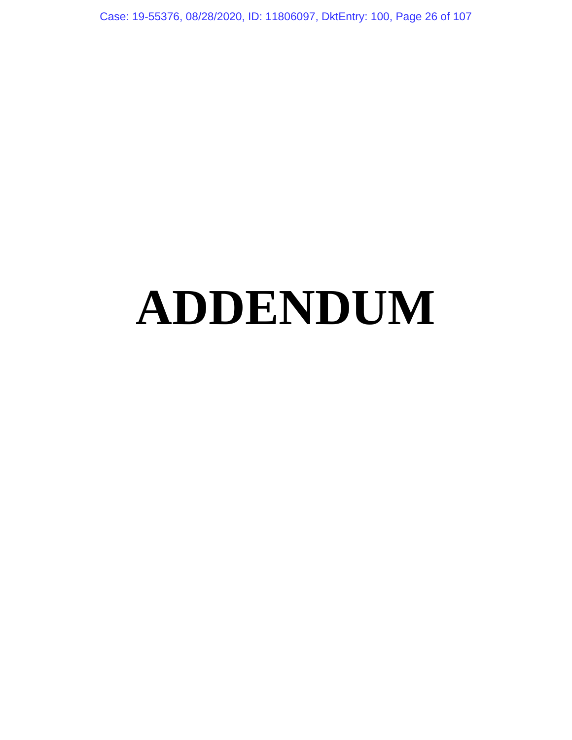# ADDENDUM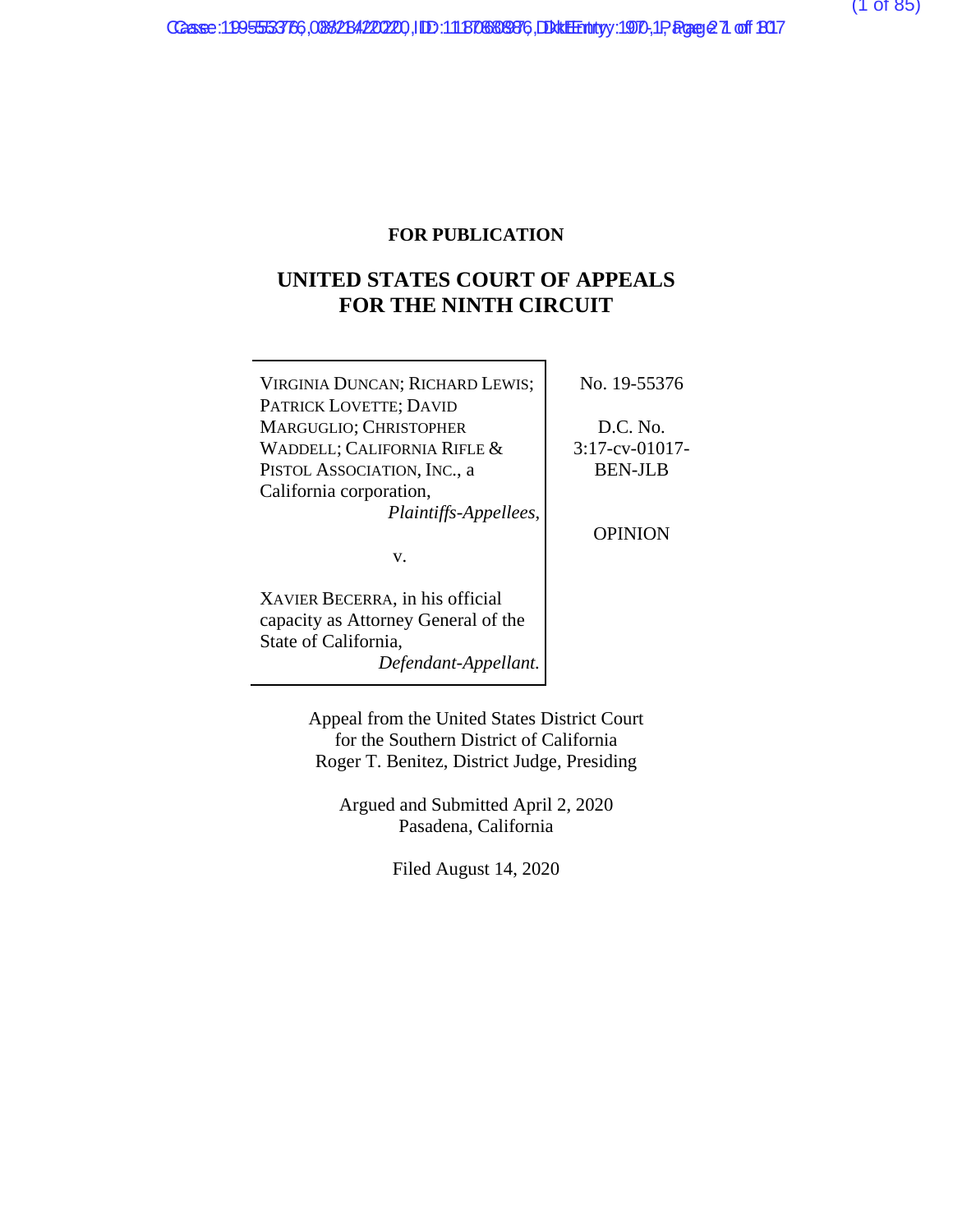**FOR PUBLICATION**

# UNITED STATES COURT OF APPEALS FOR THE NINTH CIRCUIT

| | |
|---|---|
| VIRGINIA DUNCAN; RICHARD LEWIS; PATRICK LOVETTE; DAVID MARGUGLIO; CHRISTOPHER WADDELL; CALIFORNIA RIFLE & PISTOL ASSOCIATION, INC., a California corporation, *Plaintiffs-Appellees*, | No. 19-55376 |
| v. | D.C. No. 3:17-cv-01017-BEN-JLB |
| XAVIER BECERRA, in his official capacity as Attorney General of the State of California, *Defendant-Appellant*. | OPINION |

Appeal from the United States District Court for the Southern District of California
Roger T. Benitez, District Judge, Presiding

Argued and Submitted April 2, 2020
Pasadena, California

Filed August 14, 2020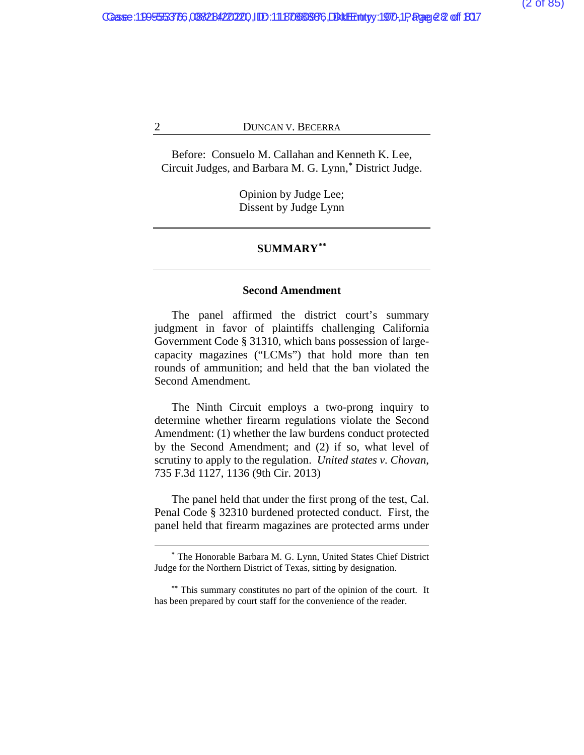Before: Consuelo M. Callahan and Kenneth K. Lee, Circuit Judges, and Barbara M. G. Lynn,* District Judge.

Opinion by Judge Lee;
Dissent by Judge Lynn

---

## SUMMARY**

---

### Second Amendment

The panel affirmed the district court's summary judgment in favor of plaintiffs challenging California Government Code § 31310, which bans possession of large-capacity magazines ("LCMs") that hold more than ten rounds of ammunition; and held that the ban violated the Second Amendment.

The Ninth Circuit employs a two-prong inquiry to determine whether firearm regulations violate the Second Amendment: (1) whether the law burdens conduct protected by the Second Amendment; and (2) if so, what level of scrutiny to apply to the regulation. *United states v. Chovan*, 735 F.3d 1127, 1136 (9th Cir. 2013)

The panel held that under the first prong of the test, Cal. Penal Code § 32310 burdened protected conduct. First, the panel held that firearm magazines are protected arms under

---

* The Honorable Barbara M. G. Lynn, United States Chief District Judge for the Northern District of Texas, sitting by designation.

** This summary constitutes no part of the opinion of the court. It has been prepared by court staff for the convenience of the reader.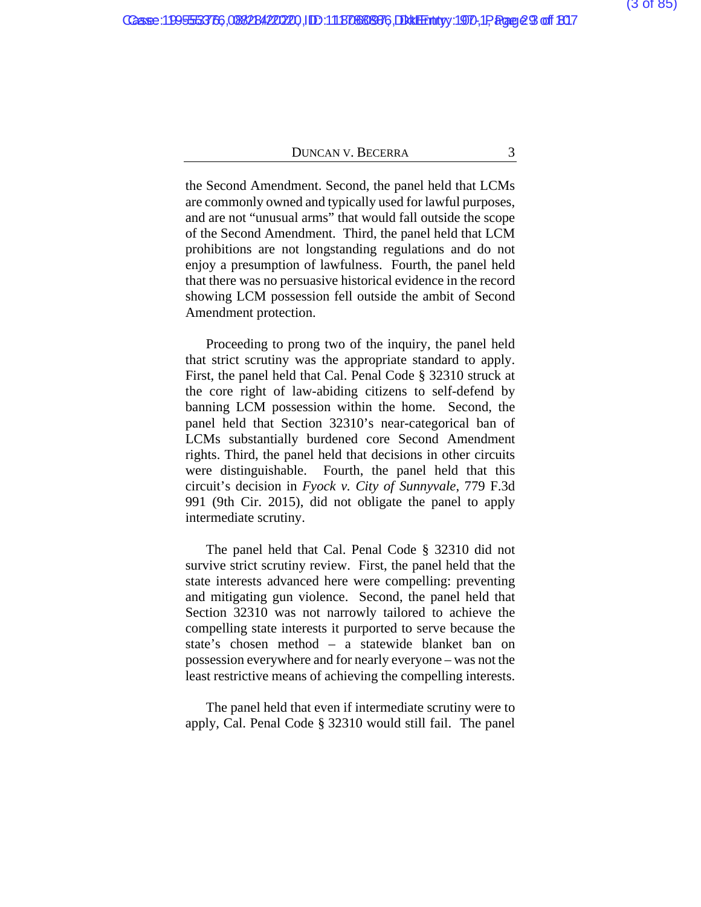the Second Amendment. Second, the panel held that LCMs are commonly owned and typically used for lawful purposes, and are not "unusual arms" that would fall outside the scope of the Second Amendment. Third, the panel held that LCM prohibitions are not longstanding regulations and do not enjoy a presumption of lawfulness. Fourth, the panel held that there was no persuasive historical evidence in the record showing LCM possession fell outside the ambit of Second Amendment protection.

Proceeding to prong two of the inquiry, the panel held that strict scrutiny was the appropriate standard to apply. First, the panel held that Cal. Penal Code § 32310 struck at the core right of law-abiding citizens to self-defend by banning LCM possession within the home. Second, the panel held that Section 32310's near-categorical ban of LCMs substantially burdened core Second Amendment rights. Third, the panel held that decisions in other circuits were distinguishable. Fourth, the panel held that this circuit's decision in *Fyock v. City of Sunnyvale*, 779 F.3d 991 (9th Cir. 2015), did not obligate the panel to apply intermediate scrutiny.

The panel held that Cal. Penal Code § 32310 did not survive strict scrutiny review. First, the panel held that the state interests advanced here were compelling: preventing and mitigating gun violence. Second, the panel held that Section 32310 was not narrowly tailored to achieve the compelling state interests it purported to serve because the state's chosen method – a statewide blanket ban on possession everywhere and for nearly everyone – was not the least restrictive means of achieving the compelling interests.

The panel held that even if intermediate scrutiny were to apply, Cal. Penal Code § 32310 would still fail. The panel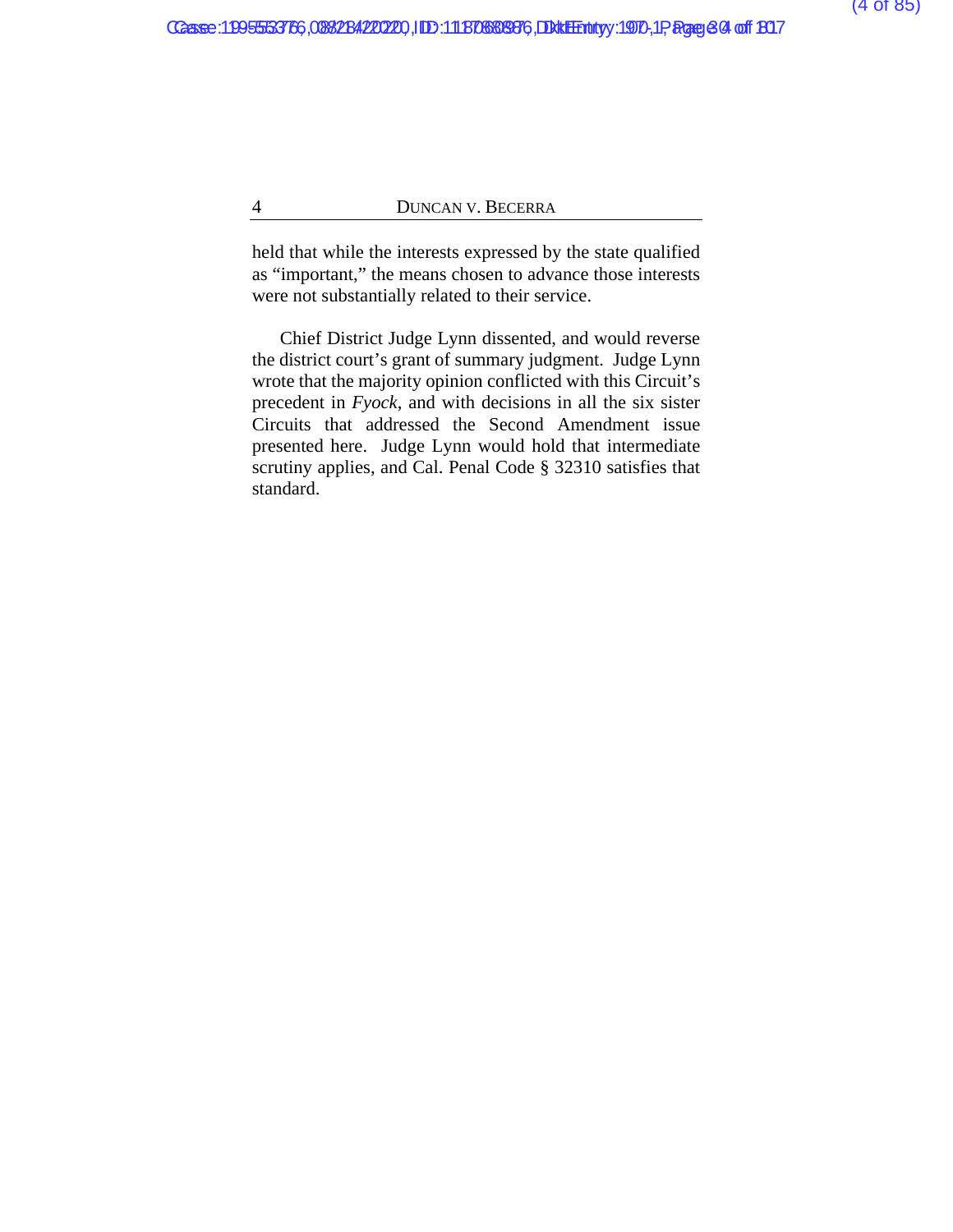held that while the interests expressed by the state qualified as “important,” the means chosen to advance those interests were not substantially related to their service.

Chief District Judge Lynn dissented, and would reverse the district court’s grant of summary judgment. Judge Lynn wrote that the majority opinion conflicted with this Circuit’s precedent in *Fyock*, and with decisions in all the six sister Circuits that addressed the Second Amendment issue presented here. Judge Lynn would hold that intermediate scrutiny applies, and Cal. Penal Code § 32310 satisfies that standard.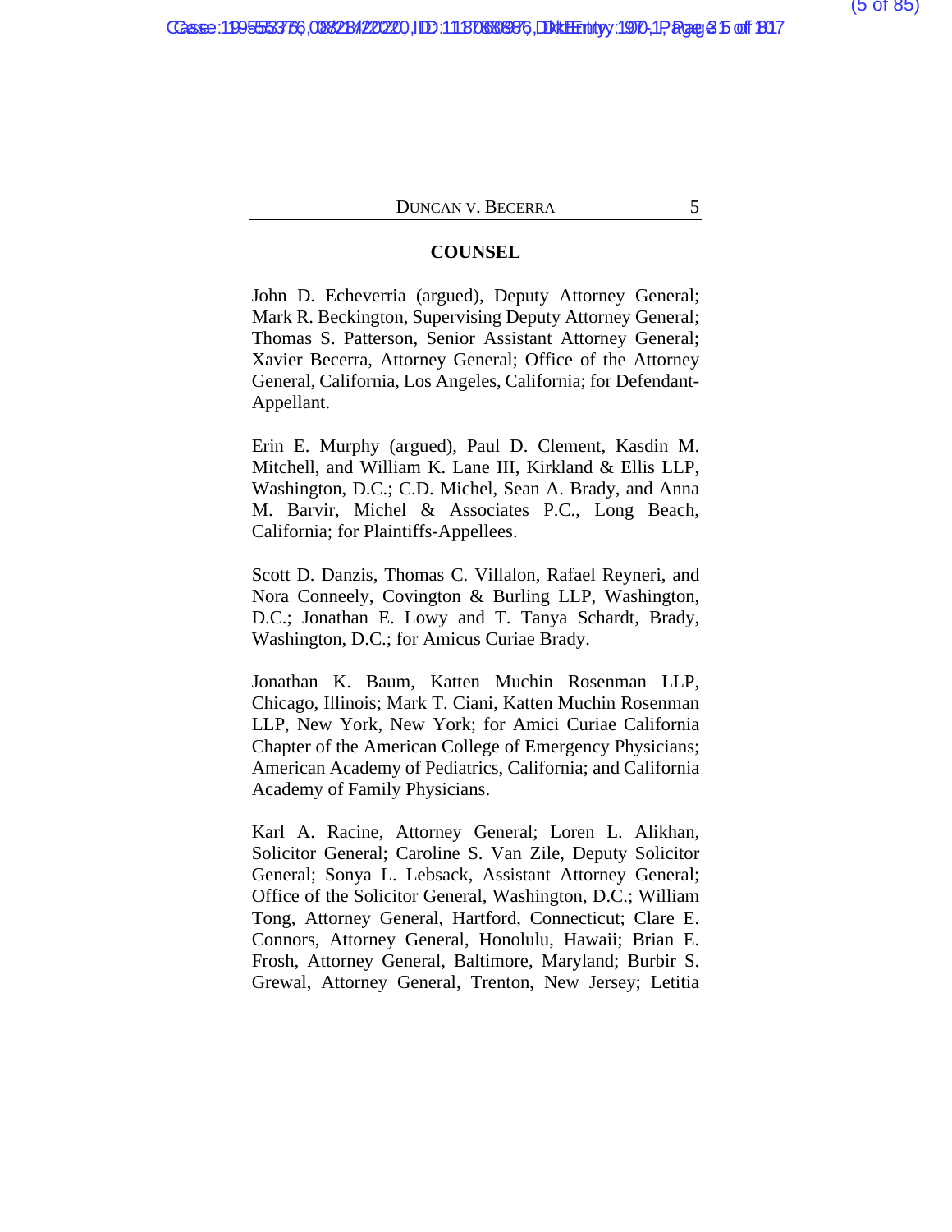## COUNSEL

John D. Echeverria (argued), Deputy Attorney General; Mark R. Beckington, Supervising Deputy Attorney General; Thomas S. Patterson, Senior Assistant Attorney General; Xavier Becerra, Attorney General; Office of the Attorney General, California, Los Angeles, California; for Defendant-Appellant.

Erin E. Murphy (argued), Paul D. Clement, Kasdin M. Mitchell, and William K. Lane III, Kirkland & Ellis LLP, Washington, D.C.; C.D. Michel, Sean A. Brady, and Anna M. Barvir, Michel & Associates P.C., Long Beach, California; for Plaintiffs-Appellees.

Scott D. Danzis, Thomas C. Villalon, Rafael Reyneri, and Nora Conneely, Covington & Burling LLP, Washington, D.C.; Jonathan E. Lowy and T. Tanya Schardt, Brady, Washington, D.C.; for Amicus Curiae Brady.

Jonathan K. Baum, Katten Muchin Rosenman LLP, Chicago, Illinois; Mark T. Ciani, Katten Muchin Rosenman LLP, New York, New York; for Amici Curiae California Chapter of the American College of Emergency Physicians; American Academy of Pediatrics, California; and California Academy of Family Physicians.

Karl A. Racine, Attorney General; Loren L. Alikhan, Solicitor General; Caroline S. Van Zile, Deputy Solicitor General; Sonya L. Lebsack, Assistant Attorney General; Office of the Solicitor General, Washington, D.C.; William Tong, Attorney General, Hartford, Connecticut; Clare E. Connors, Attorney General, Honolulu, Hawaii; Brian E. Frosh, Attorney General, Baltimore, Maryland; Burbir S. Grewal, Attorney General, Trenton, New Jersey; Letitia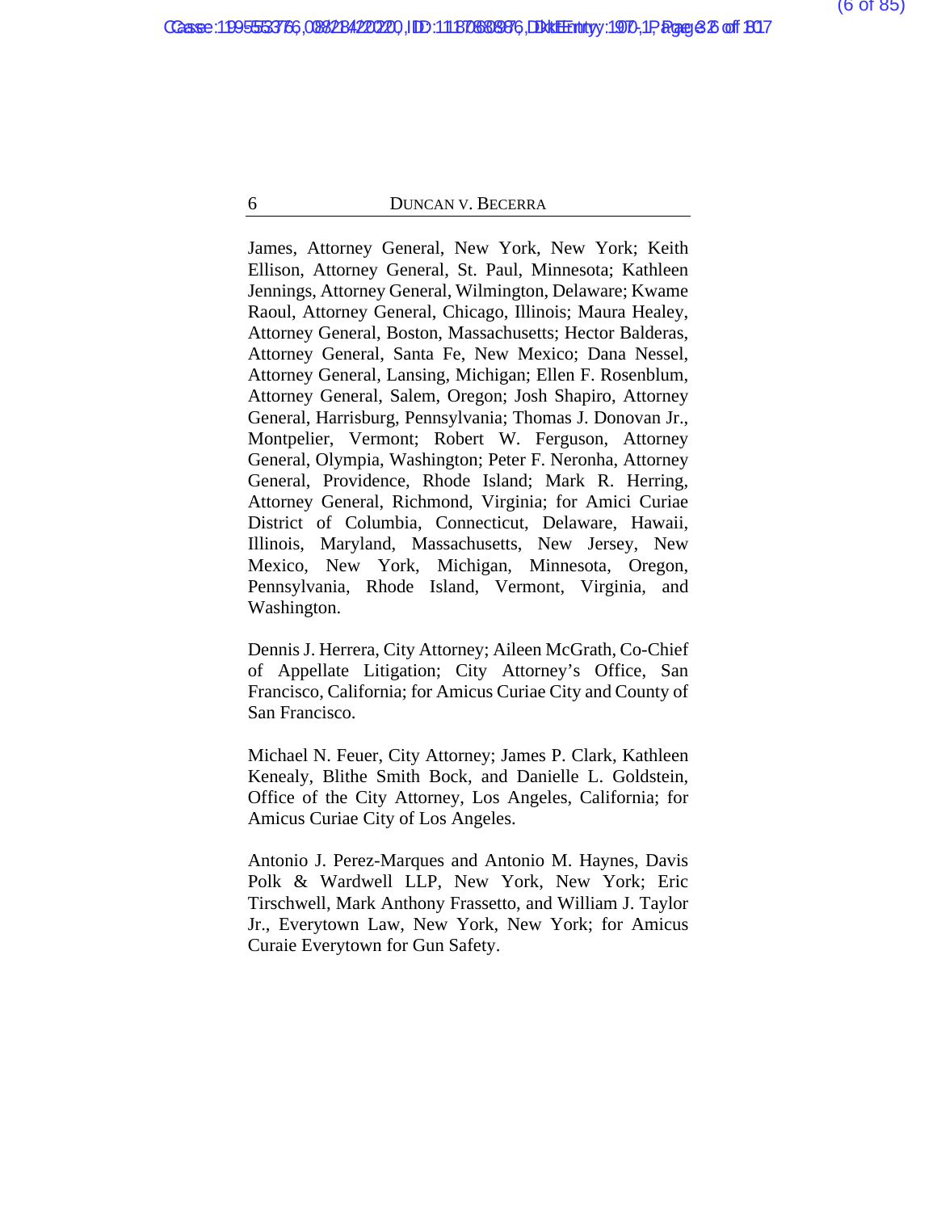James, Attorney General, New York, New York; Keith Ellison, Attorney General, St. Paul, Minnesota; Kathleen Jennings, Attorney General, Wilmington, Delaware; Kwame Raoul, Attorney General, Chicago, Illinois; Maura Healey, Attorney General, Boston, Massachusetts; Hector Balderas, Attorney General, Santa Fe, New Mexico; Dana Nessel, Attorney General, Lansing, Michigan; Ellen F. Rosenblum, Attorney General, Salem, Oregon; Josh Shapiro, Attorney General, Harrisburg, Pennsylvania; Thomas J. Donovan Jr., Montpelier, Vermont; Robert W. Ferguson, Attorney General, Olympia, Washington; Peter F. Neronha, Attorney General, Providence, Rhode Island; Mark R. Herring, Attorney General, Richmond, Virginia; for Amici Curiae District of Columbia, Connecticut, Delaware, Hawaii, Illinois, Maryland, Massachusetts, New Jersey, New Mexico, New York, Michigan, Minnesota, Oregon, Pennsylvania, Rhode Island, Vermont, Virginia, and Washington.

Dennis J. Herrera, City Attorney; Aileen McGrath, Co-Chief of Appellate Litigation; City Attorney's Office, San Francisco, California; for Amicus Curiae City and County of San Francisco.

Michael N. Feuer, City Attorney; James P. Clark, Kathleen Kenealy, Blithe Smith Bock, and Danielle L. Goldstein, Office of the City Attorney, Los Angeles, California; for Amicus Curiae City of Los Angeles.

Antonio J. Perez-Marques and Antonio M. Haynes, Davis Polk & Wardwell LLP, New York, New York; Eric Tirschwell, Mark Anthony Frassetto, and William J. Taylor Jr., Everytown Law, New York, New York; for Amicus Curaie Everytown for Gun Safety.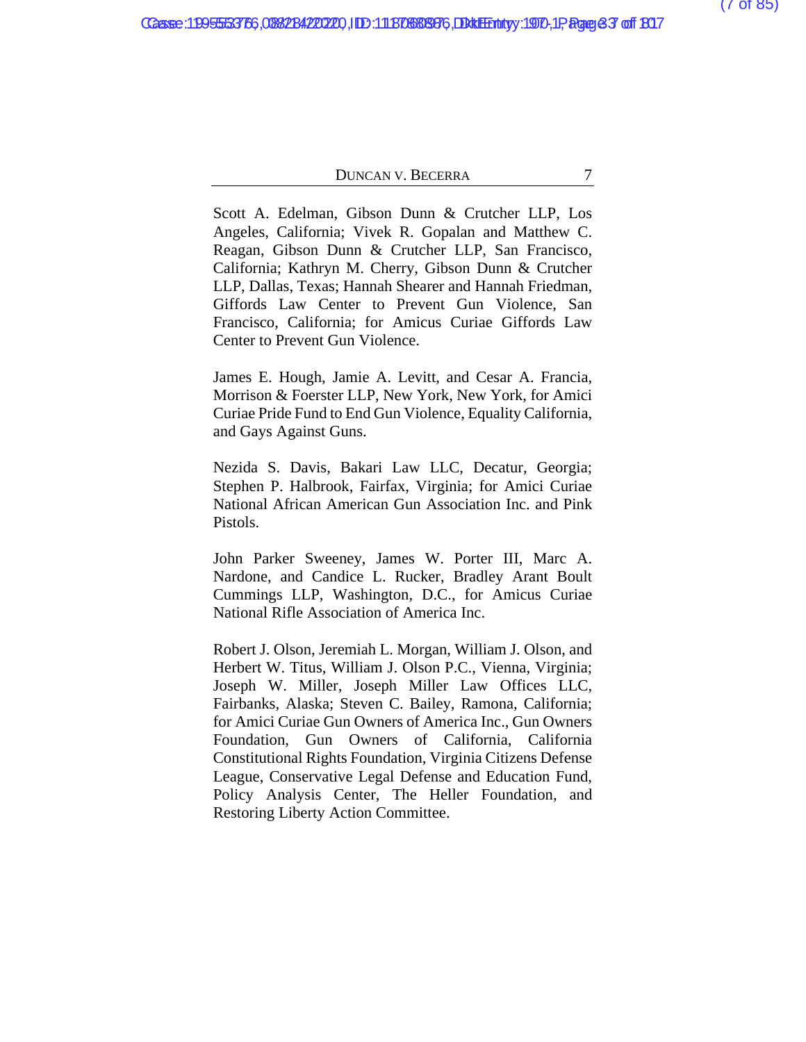Scott A. Edelman, Gibson Dunn & Crutcher LLP, Los Angeles, California; Vivek R. Gopalan and Matthew C. Reagan, Gibson Dunn & Crutcher LLP, San Francisco, California; Kathryn M. Cherry, Gibson Dunn & Crutcher LLP, Dallas, Texas; Hannah Shearer and Hannah Friedman, Giffords Law Center to Prevent Gun Violence, San Francisco, California; for Amicus Curiae Giffords Law Center to Prevent Gun Violence.

James E. Hough, Jamie A. Levitt, and Cesar A. Francia, Morrison & Foerster LLP, New York, New York, for Amici Curiae Pride Fund to End Gun Violence, Equality California, and Gays Against Guns.

Nezida S. Davis, Bakari Law LLC, Decatur, Georgia; Stephen P. Halbrook, Fairfax, Virginia; for Amici Curiae National African American Gun Association Inc. and Pink Pistols.

John Parker Sweeney, James W. Porter III, Marc A. Nardone, and Candice L. Rucker, Bradley Arant Boult Cummings LLP, Washington, D.C., for Amicus Curiae National Rifle Association of America Inc.

Robert J. Olson, Jeremiah L. Morgan, William J. Olson, and Herbert W. Titus, William J. Olson P.C., Vienna, Virginia; Joseph W. Miller, Joseph Miller Law Offices LLC, Fairbanks, Alaska; Steven C. Bailey, Ramona, California; for Amici Curiae Gun Owners of America Inc., Gun Owners Foundation, Gun Owners of California, California Constitutional Rights Foundation, Virginia Citizens Defense League, Conservative Legal Defense and Education Fund, Policy Analysis Center, The Heller Foundation, and Restoring Liberty Action Committee.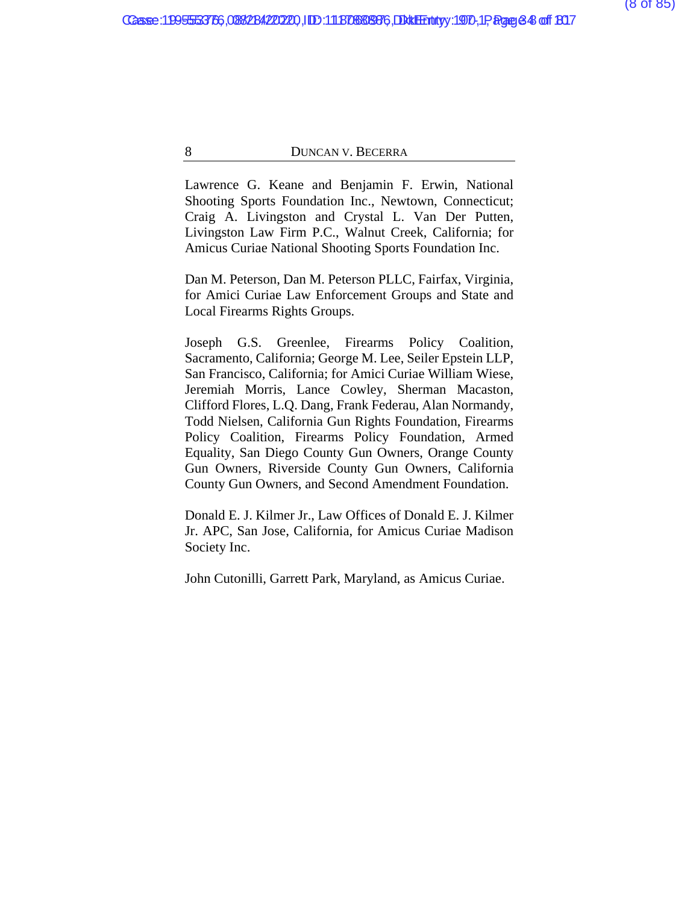Lawrence G. Keane and Benjamin F. Erwin, National Shooting Sports Foundation Inc., Newtown, Connecticut; Craig A. Livingston and Crystal L. Van Der Putten, Livingston Law Firm P.C., Walnut Creek, California; for Amicus Curiae National Shooting Sports Foundation Inc.

Dan M. Peterson, Dan M. Peterson PLLC, Fairfax, Virginia, for Amici Curiae Law Enforcement Groups and State and Local Firearms Rights Groups.

Joseph G.S. Greenlee, Firearms Policy Coalition, Sacramento, California; George M. Lee, Seiler Epstein LLP, San Francisco, California; for Amici Curiae William Wiese, Jeremiah Morris, Lance Cowley, Sherman Macaston, Clifford Flores, L.Q. Dang, Frank Federau, Alan Normandy, Todd Nielsen, California Gun Rights Foundation, Firearms Policy Coalition, Firearms Policy Foundation, Armed Equality, San Diego County Gun Owners, Orange County Gun Owners, Riverside County Gun Owners, California County Gun Owners, and Second Amendment Foundation.

Donald E. J. Kilmer Jr., Law Offices of Donald E. J. Kilmer Jr. APC, San Jose, California, for Amicus Curiae Madison Society Inc.

John Cutonilli, Garrett Park, Maryland, as Amicus Curiae.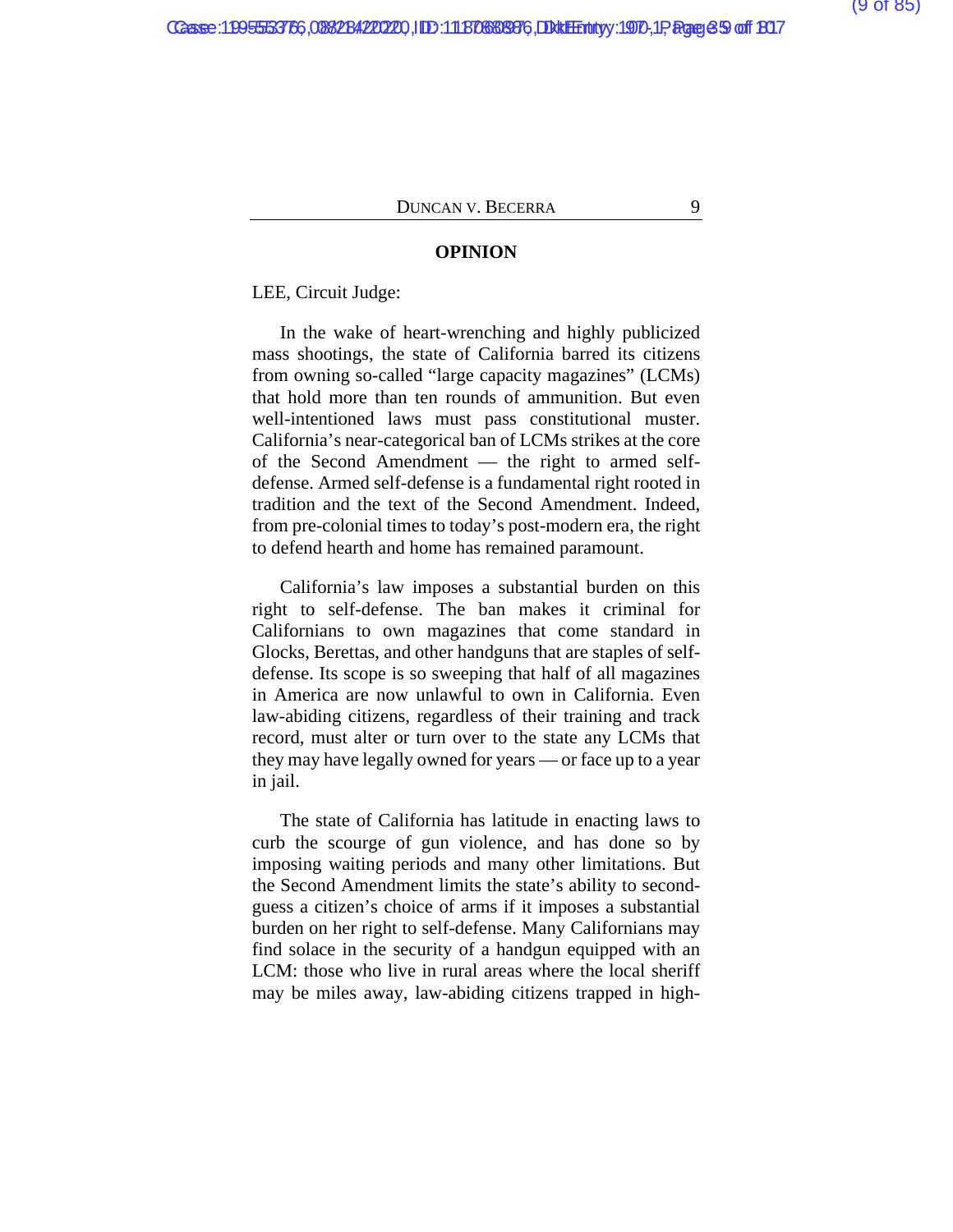## OPINION

LEE, Circuit Judge:

In the wake of heart-wrenching and highly publicized mass shootings, the state of California barred its citizens from owning so-called "large capacity magazines" (LCMs) that hold more than ten rounds of ammunition. But even well-intentioned laws must pass constitutional muster. California's near-categorical ban of LCMs strikes at the core of the Second Amendment — the right to armed self-defense. Armed self-defense is a fundamental right rooted in tradition and the text of the Second Amendment. Indeed, from pre-colonial times to today's post-modern era, the right to defend hearth and home has remained paramount.

California's law imposes a substantial burden on this right to self-defense. The ban makes it criminal for Californians to own magazines that come standard in Glocks, Berettas, and other handguns that are staples of self-defense. Its scope is so sweeping that half of all magazines in America are now unlawful to own in California. Even law-abiding citizens, regardless of their training and track record, must alter or turn over to the state any LCMs that they may have legally owned for years — or face up to a year in jail.

The state of California has latitude in enacting laws to curb the scourge of gun violence, and has done so by imposing waiting periods and many other limitations. But the Second Amendment limits the state's ability to second-guess a citizen's choice of arms if it imposes a substantial burden on her right to self-defense. Many Californians may find solace in the security of a handgun equipped with an LCM: those who live in rural areas where the local sheriff may be miles away, law-abiding citizens trapped in high-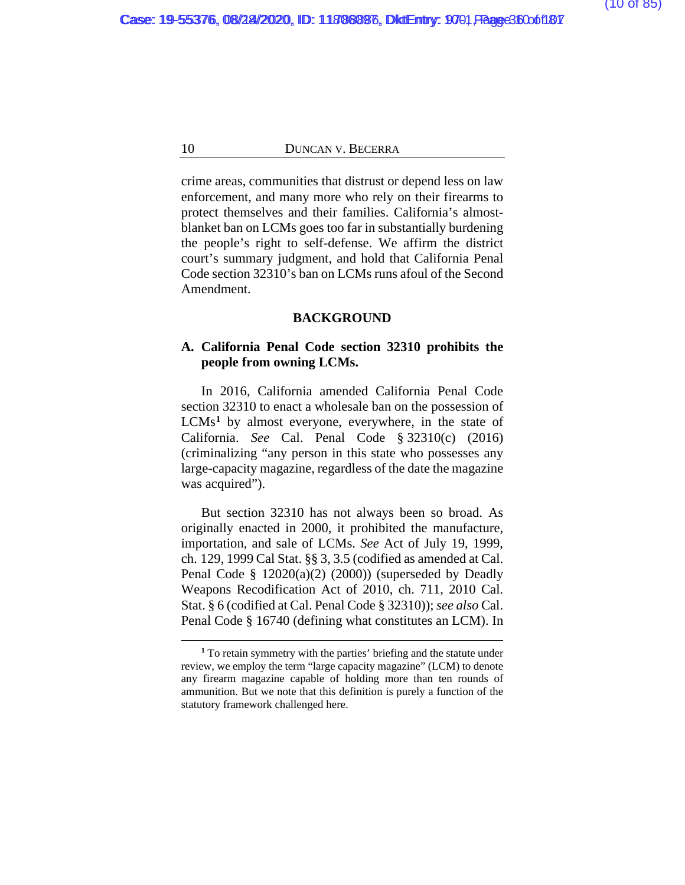crime areas, communities that distrust or depend less on law enforcement, and many more who rely on their firearms to protect themselves and their families. California's almost-blanket ban on LCMs goes too far in substantially burdening the people's right to self-defense. We affirm the district court's summary judgment, and hold that California Penal Code section 32310's ban on LCMs runs afoul of the Second Amendment.

## BACKGROUND

### A. California Penal Code section 32310 prohibits the people from owning LCMs.

In 2016, California amended California Penal Code section 32310 to enact a wholesale ban on the possession of LCMs[1] by almost everyone, everywhere, in the state of California. *See* Cal. Penal Code § 32310(c) (2016) (criminalizing "any person in this state who possesses any large-capacity magazine, regardless of the date the magazine was acquired").

But section 32310 has not always been so broad. As originally enacted in 2000, it prohibited the manufacture, importation, and sale of LCMs. *See* Act of July 19, 1999, ch. 129, 1999 Cal Stat. §§ 3, 3.5 (codified as amended at Cal. Penal Code § 12020(a)(2) (2000)) (superseded by Deadly Weapons Recodification Act of 2010, ch. 711, 2010 Cal. Stat. § 6 (codified at Cal. Penal Code § 32310)); *see also* Cal. Penal Code § 16740 (defining what constitutes an LCM). In

---

[1] To retain symmetry with the parties' briefing and the statute under review, we employ the term "large capacity magazine" (LCM) to denote any firearm magazine capable of holding more than ten rounds of ammunition. But we note that this definition is purely a function of the statutory framework challenged here.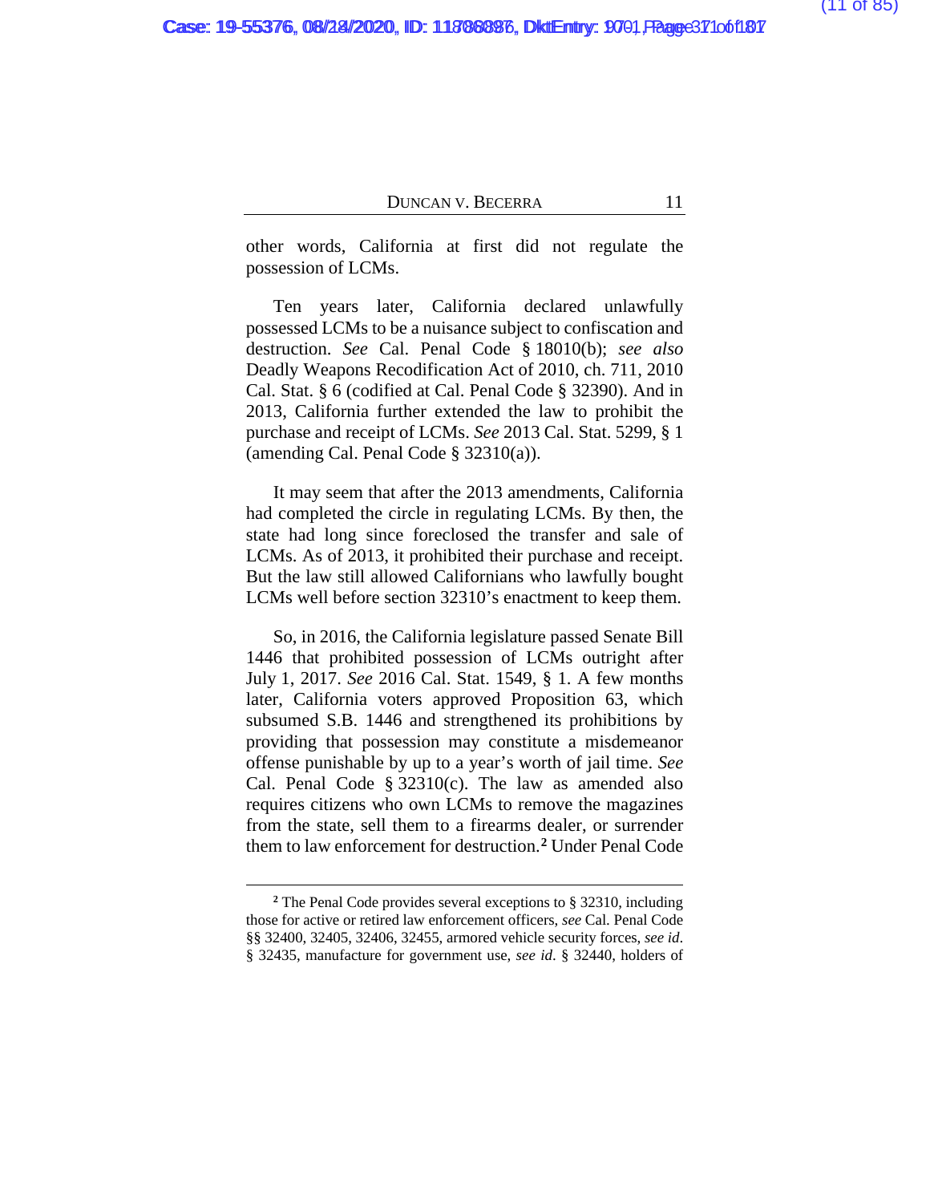other words, California at first did not regulate the possession of LCMs.

Ten years later, California declared unlawfully possessed LCMs to be a nuisance subject to confiscation and destruction. *See* Cal. Penal Code § 18010(b); *see also* Deadly Weapons Recodification Act of 2010, ch. 711, 2010 Cal. Stat. § 6 (codified at Cal. Penal Code § 32390). And in 2013, California further extended the law to prohibit the purchase and receipt of LCMs. *See* 2013 Cal. Stat. 5299, § 1 (amending Cal. Penal Code § 32310(a)).

It may seem that after the 2013 amendments, California had completed the circle in regulating LCMs. By then, the state had long since foreclosed the transfer and sale of LCMs. As of 2013, it prohibited their purchase and receipt. But the law still allowed Californians who lawfully bought LCMs well before section 32310's enactment to keep them.

So, in 2016, the California legislature passed Senate Bill 1446 that prohibited possession of LCMs outright after July 1, 2017. *See* 2016 Cal. Stat. 1549, § 1. A few months later, California voters approved Proposition 63, which subsumed S.B. 1446 and strengthened its prohibitions by providing that possession may constitute a misdemeanor offense punishable by up to a year's worth of jail time. *See* Cal. Penal Code § 32310(c). The law as amended also requires citizens who own LCMs to remove the magazines from the state, sell them to a firearms dealer, or surrender them to law enforcement for destruction.[2] Under Penal Code

[2] The Penal Code provides several exceptions to § 32310, including those for active or retired law enforcement officers, *see* Cal. Penal Code §§ 32400, 32405, 32406, 32455, armored vehicle security forces, *see id*. § 32435, manufacture for government use, *see id*. § 32440, holders of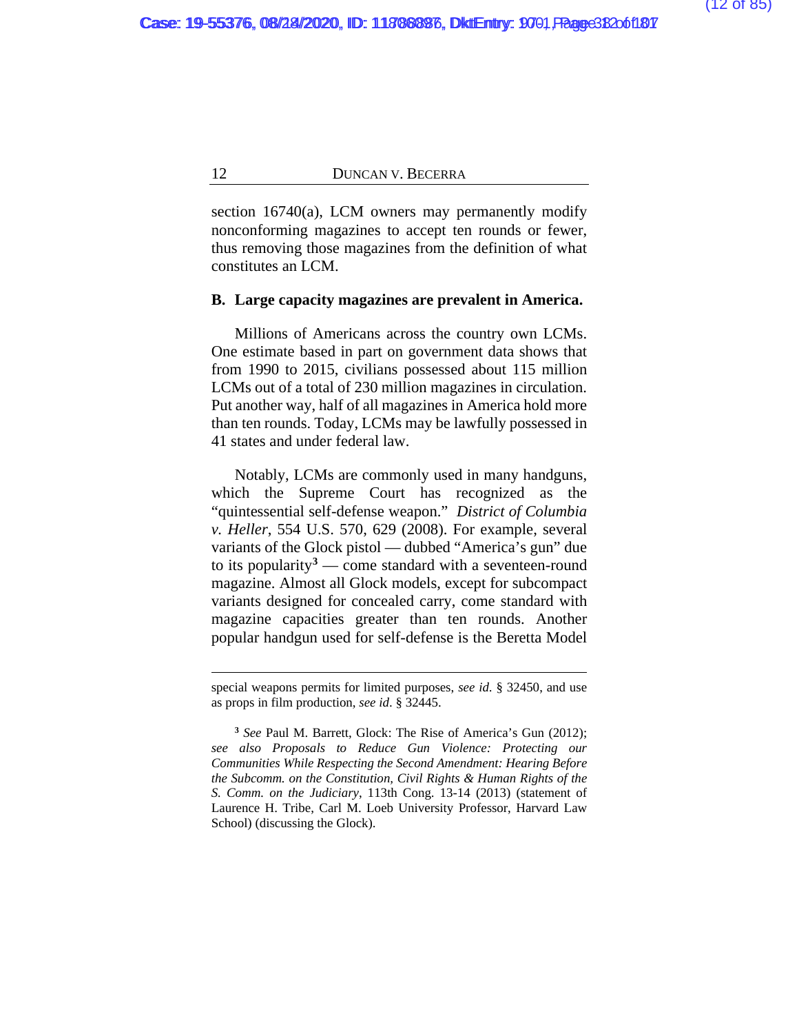section 16740(a), LCM owners may permanently modify nonconforming magazines to accept ten rounds or fewer, thus removing those magazines from the definition of what constitutes an LCM.

### B. Large capacity magazines are prevalent in America.

Millions of Americans across the country own LCMs. One estimate based in part on government data shows that from 1990 to 2015, civilians possessed about 115 million LCMs out of a total of 230 million magazines in circulation. Put another way, half of all magazines in America hold more than ten rounds. Today, LCMs may be lawfully possessed in 41 states and under federal law.

Notably, LCMs are commonly used in many handguns, which the Supreme Court has recognized as the "quintessential self-defense weapon." *District of Columbia v. Heller*, 554 U.S. 570, 629 (2008). For example, several variants of the Glock pistol — dubbed "America's gun" due to its popularity[3] — come standard with a seventeen-round magazine. Almost all Glock models, except for subcompact variants designed for concealed carry, come standard with magazine capacities greater than ten rounds. Another popular handgun used for self-defense is the Beretta Model

---

special weapons permits for limited purposes, *see id.* § 32450, and use as props in film production, *see id*. § 32445.

[3] *See* Paul M. Barrett, Glock: The Rise of America's Gun (2012); *see also Proposals to Reduce Gun Violence: Protecting our Communities While Respecting the Second Amendment: Hearing Before the Subcomm. on the Constitution, Civil Rights & Human Rights of the S. Comm. on the Judiciary*, 113th Cong. 13-14 (2013) (statement of Laurence H. Tribe, Carl M. Loeb University Professor, Harvard Law School) (discussing the Glock).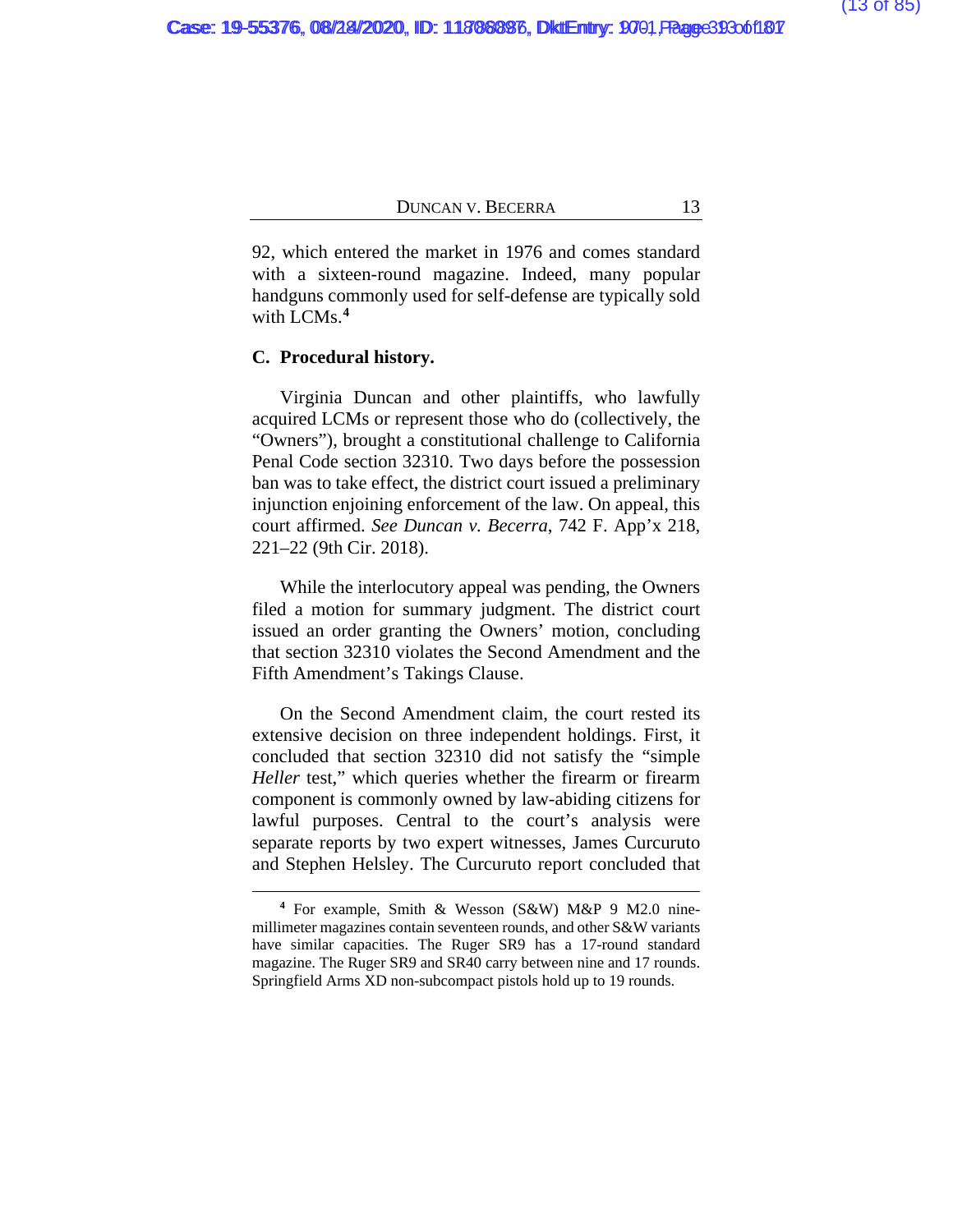92, which entered the market in 1976 and comes standard with a sixteen-round magazine. Indeed, many popular handguns commonly used for self-defense are typically sold with LCMs.[4]

### C. Procedural history.

Virginia Duncan and other plaintiffs, who lawfully acquired LCMs or represent those who do (collectively, the "Owners"), brought a constitutional challenge to California Penal Code section 32310. Two days before the possession ban was to take effect, the district court issued a preliminary injunction enjoining enforcement of the law. On appeal, this court affirmed. *See Duncan v. Becerra*, 742 F. App'x 218, 221–22 (9th Cir. 2018).

While the interlocutory appeal was pending, the Owners filed a motion for summary judgment. The district court issued an order granting the Owners' motion, concluding that section 32310 violates the Second Amendment and the Fifth Amendment's Takings Clause.

On the Second Amendment claim, the court rested its extensive decision on three independent holdings. First, it concluded that section 32310 did not satisfy the "simple *Heller* test," which queries whether the firearm or firearm component is commonly owned by law-abiding citizens for lawful purposes. Central to the court's analysis were separate reports by two expert witnesses, James Curcuruto and Stephen Helsley. The Curcuruto report concluded that

---

[4] For example, Smith & Wesson (S&W) M&P 9 M2.0 nine-millimeter magazines contain seventeen rounds, and other S&W variants have similar capacities. The Ruger SR9 has a 17-round standard magazine. The Ruger SR9 and SR40 carry between nine and 17 rounds. Springfield Arms XD non-subcompact pistols hold up to 19 rounds.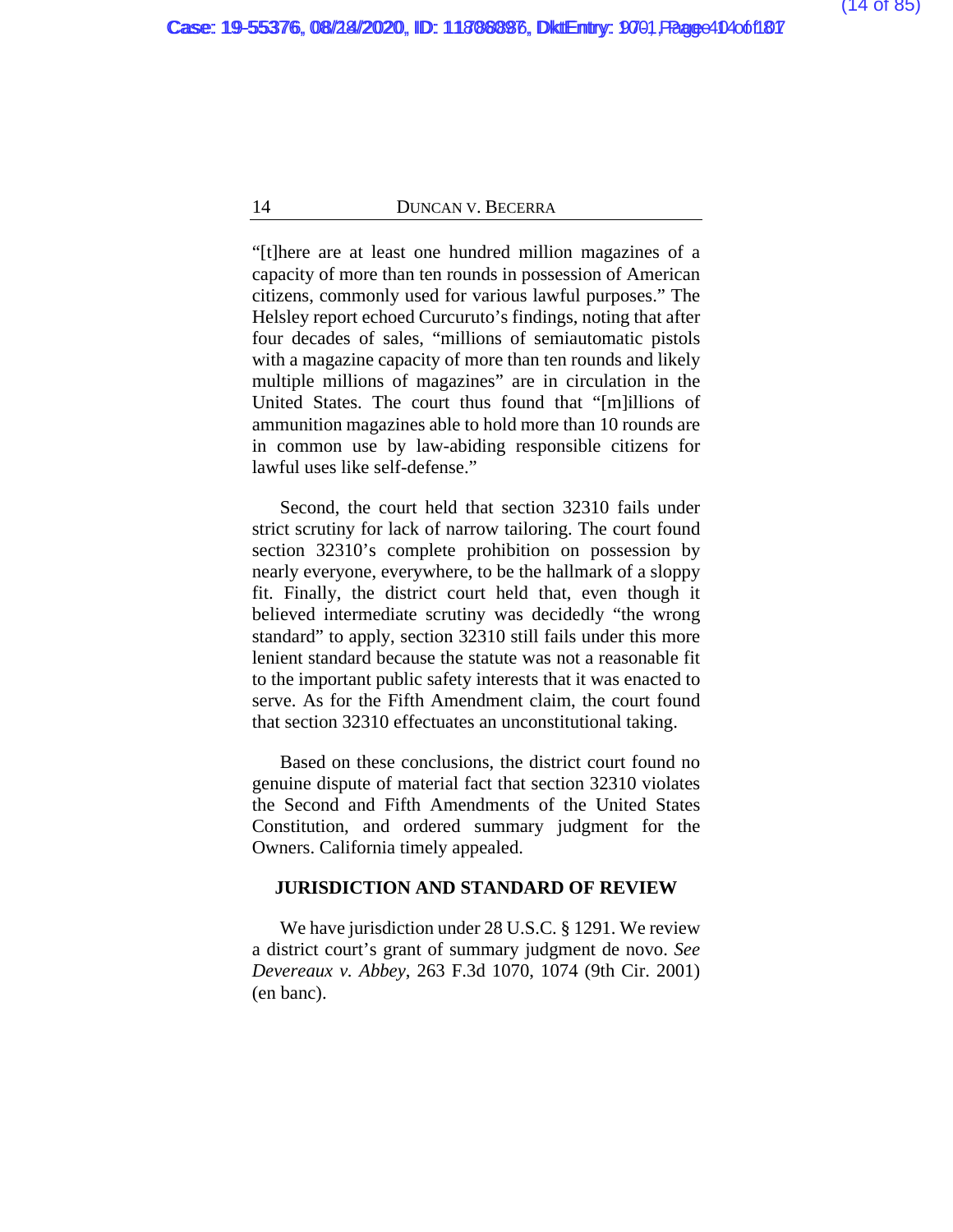"[t]here are at least one hundred million magazines of a capacity of more than ten rounds in possession of American citizens, commonly used for various lawful purposes." The Helsley report echoed Curcuruto's findings, noting that after four decades of sales, "millions of semiautomatic pistols with a magazine capacity of more than ten rounds and likely multiple millions of magazines" are in circulation in the United States. The court thus found that "[m]illions of ammunition magazines able to hold more than 10 rounds are in common use by law-abiding responsible citizens for lawful uses like self-defense."

Second, the court held that section 32310 fails under strict scrutiny for lack of narrow tailoring. The court found section 32310's complete prohibition on possession by nearly everyone, everywhere, to be the hallmark of a sloppy fit. Finally, the district court held that, even though it believed intermediate scrutiny was decidedly "the wrong standard" to apply, section 32310 still fails under this more lenient standard because the statute was not a reasonable fit to the important public safety interests that it was enacted to serve. As for the Fifth Amendment claim, the court found that section 32310 effectuates an unconstitutional taking.

Based on these conclusions, the district court found no genuine dispute of material fact that section 32310 violates the Second and Fifth Amendments of the United States Constitution, and ordered summary judgment for the Owners. California timely appealed.

## JURISDICTION AND STANDARD OF REVIEW

We have jurisdiction under 28 U.S.C. § 1291. We review a district court's grant of summary judgment de novo. *See Devereaux v. Abbey*, 263 F.3d 1070, 1074 (9th Cir. 2001) (en banc).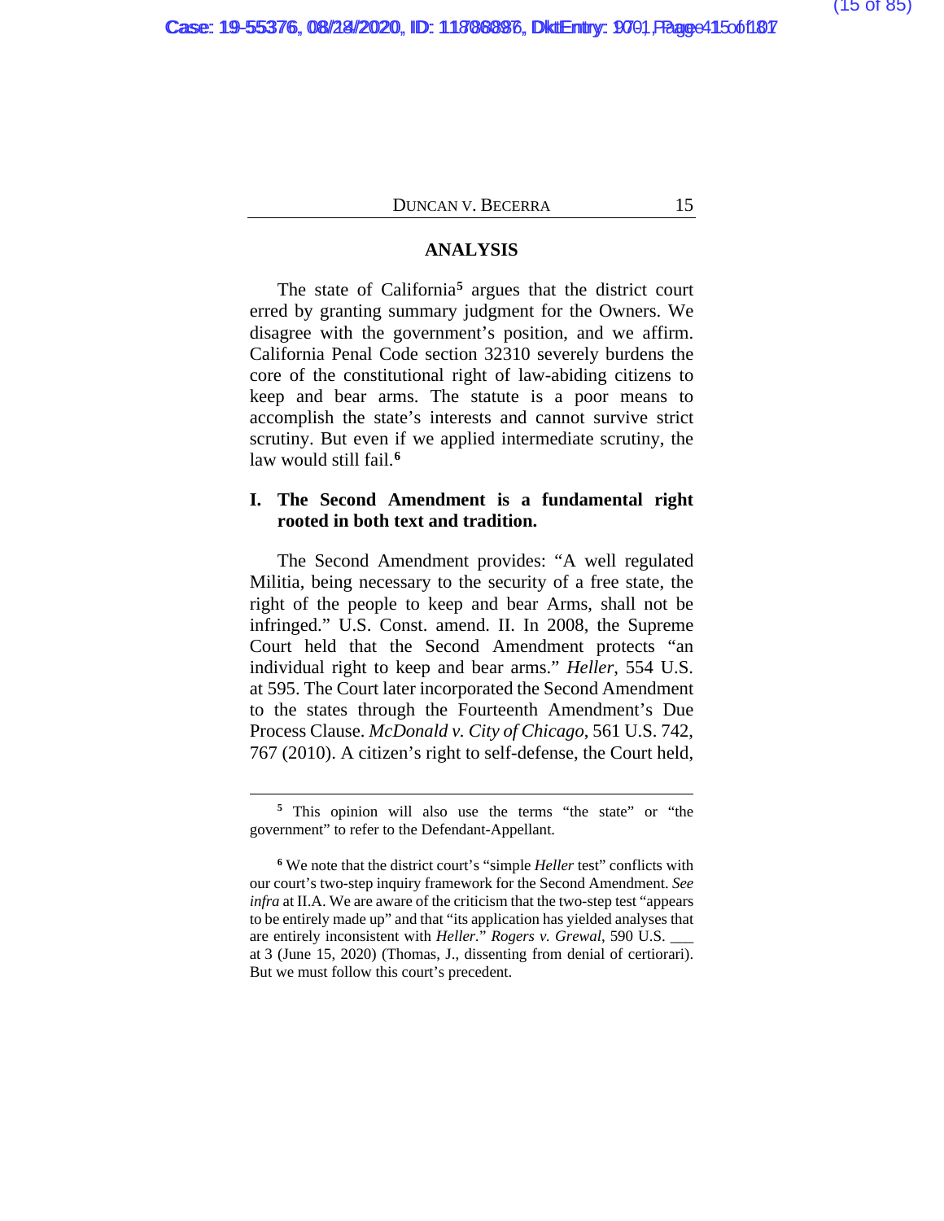## ANALYSIS

The state of California[5] argues that the district court erred by granting summary judgment for the Owners. We disagree with the government's position, and we affirm. California Penal Code section 32310 severely burdens the core of the constitutional right of law-abiding citizens to keep and bear arms. The statute is a poor means to accomplish the state's interests and cannot survive strict scrutiny. But even if we applied intermediate scrutiny, the law would still fail.[6]

### I. The Second Amendment is a fundamental right rooted in both text and tradition.

The Second Amendment provides: "A well regulated Militia, being necessary to the security of a free state, the right of the people to keep and bear Arms, shall not be infringed." U.S. Const. amend. II. In 2008, the Supreme Court held that the Second Amendment protects "an individual right to keep and bear arms." *Heller*, 554 U.S. at 595. The Court later incorporated the Second Amendment to the states through the Fourteenth Amendment's Due Process Clause. *McDonald v. City of Chicago*, 561 U.S. 742, 767 (2010). A citizen's right to self-defense, the Court held,

---

[5] This opinion will also use the terms "the state" or "the government" to refer to the Defendant-Appellant.

[6] We note that the district court's "simple *Heller* test" conflicts with our court's two-step inquiry framework for the Second Amendment. *See infra* at II.A. We are aware of the criticism that the two-step test "appears to be entirely made up" and that "its application has yielded analyses that are entirely inconsistent with *Heller*." *Rogers v. Grewal*, 590 U.S. ___ at 3 (June 15, 2020) (Thomas, J., dissenting from denial of certiorari). But we must follow this court's precedent.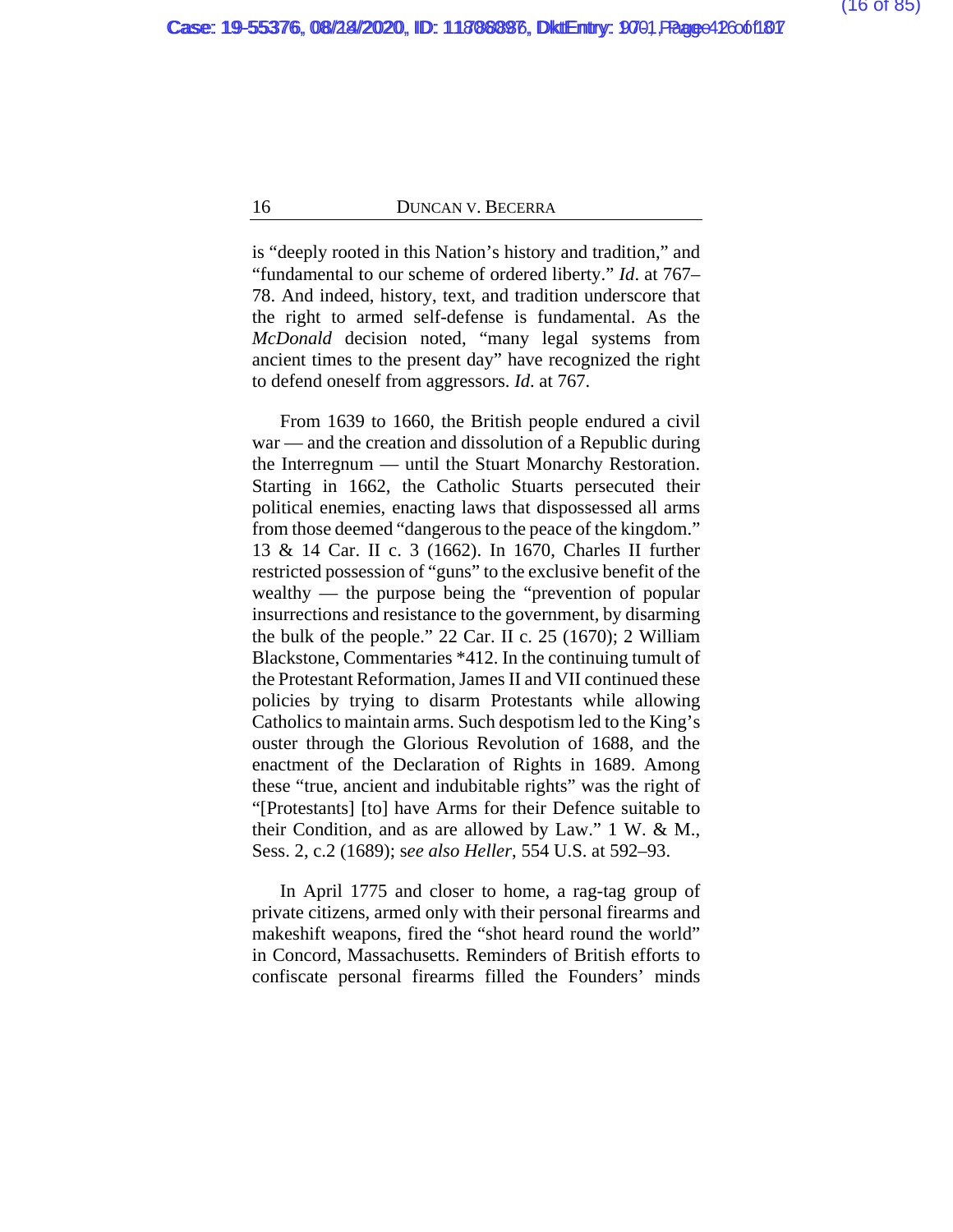is “deeply rooted in this Nation’s history and tradition,” and “fundamental to our scheme of ordered liberty.” *Id*. at 767–78. And indeed, history, text, and tradition underscore that the right to armed self-defense is fundamental. As the *McDonald* decision noted, “many legal systems from ancient times to the present day” have recognized the right to defend oneself from aggressors. *Id.* at 767.

From 1639 to 1660, the British people endured a civil war — and the creation and dissolution of a Republic during the Interregnum — until the Stuart Monarchy Restoration. Starting in 1662, the Catholic Stuarts persecuted their political enemies, enacting laws that dispossessed all arms from those deemed “dangerous to the peace of the kingdom.” 13 & 14 Car. II c. 3 (1662). In 1670, Charles II further restricted possession of “guns” to the exclusive benefit of the wealthy — the purpose being the “prevention of popular insurrections and resistance to the government, by disarming the bulk of the people.” 22 Car. II c. 25 (1670); 2 William Blackstone, Commentaries *412. In the continuing tumult of the Protestant Reformation, James II and VII continued these policies by trying to disarm Protestants while allowing Catholics to maintain arms. Such despotism led to the King’s ouster through the Glorious Revolution of 1688, and the enactment of the Declaration of Rights in 1689. Among these “true, ancient and indubitable rights” was the right of “[Protestants] [to] have Arms for their Defence suitable to their Condition, and as are allowed by Law.” 1 W. & M., Sess. 2, c.2 (1689); s*ee also Heller*, 554 U.S. at 592–93.

In April 1775 and closer to home, a rag-tag group of private citizens, armed only with their personal firearms and makeshift weapons, fired the “shot heard round the world” in Concord, Massachusetts. Reminders of British efforts to confiscate personal firearms filled the Founders’ minds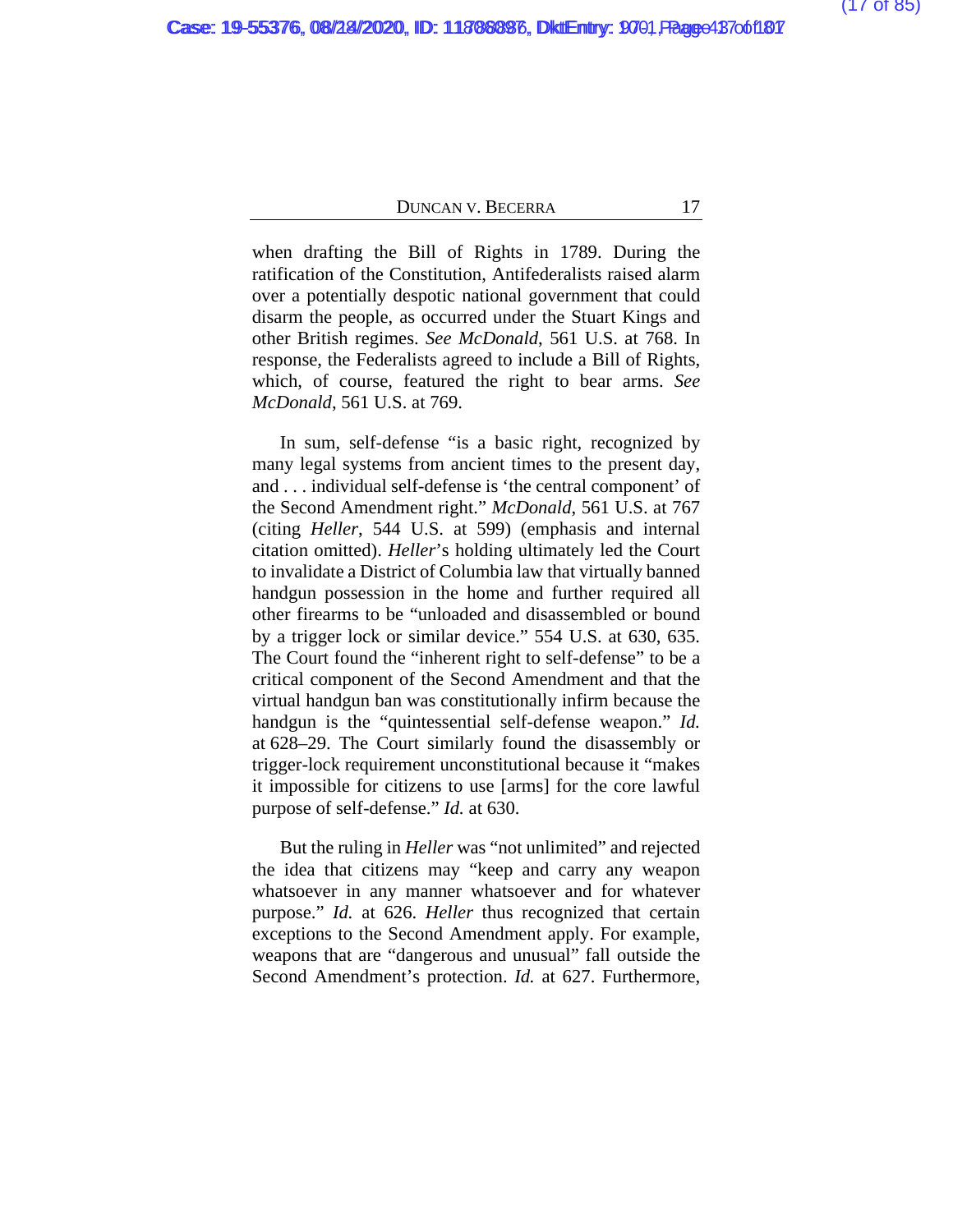when drafting the Bill of Rights in 1789. During the ratification of the Constitution, Antifederalists raised alarm over a potentially despotic national government that could disarm the people, as occurred under the Stuart Kings and other British regimes. *See McDonald*, 561 U.S. at 768. In response, the Federalists agreed to include a Bill of Rights, which, of course, featured the right to bear arms. *See McDonald*, 561 U.S. at 769.

In sum, self-defense "is a basic right, recognized by many legal systems from ancient times to the present day, and . . . individual self-defense is 'the central component' of the Second Amendment right." *McDonald*, 561 U.S. at 767 (citing *Heller*, 544 U.S. at 599) (emphasis and internal citation omitted). *Heller*'s holding ultimately led the Court to invalidate a District of Columbia law that virtually banned handgun possession in the home and further required all other firearms to be "unloaded and disassembled or bound by a trigger lock or similar device." 554 U.S. at 630, 635. The Court found the "inherent right to self-defense" to be a critical component of the Second Amendment and that the virtual handgun ban was constitutionally infirm because the handgun is the "quintessential self-defense weapon." *Id.* at 628–29. The Court similarly found the disassembly or trigger-lock requirement unconstitutional because it "makes it impossible for citizens to use [arms] for the core lawful purpose of self-defense." *Id.* at 630.

But the ruling in *Heller* was "not unlimited" and rejected the idea that citizens may "keep and carry any weapon whatsoever in any manner whatsoever and for whatever purpose." *Id.* at 626. *Heller* thus recognized that certain exceptions to the Second Amendment apply. For example, weapons that are "dangerous and unusual" fall outside the Second Amendment's protection. *Id.* at 627. Furthermore,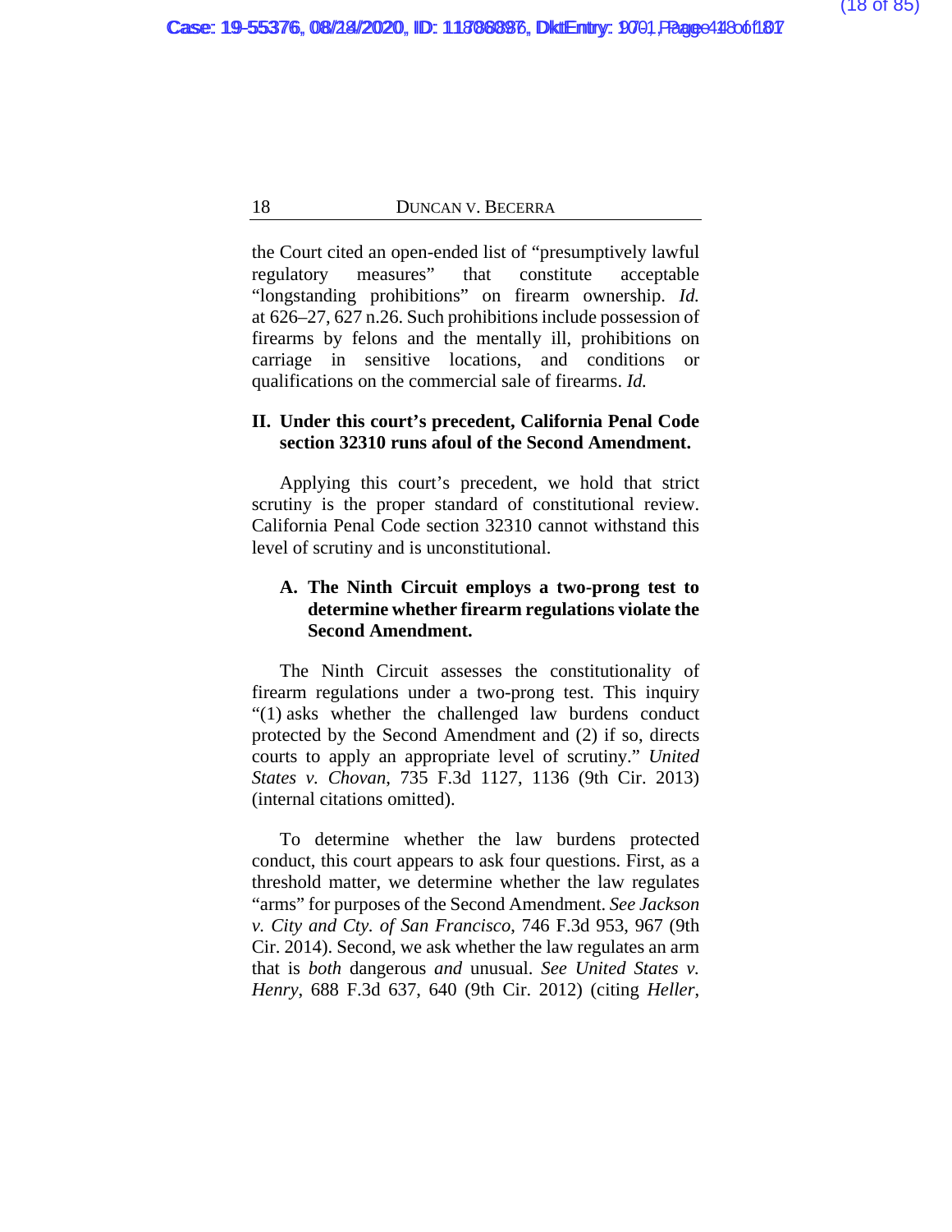the Court cited an open-ended list of "presumptively lawful regulatory measures" that constitute acceptable "longstanding prohibitions" on firearm ownership. *Id.* at 626–27, 627 n.26. Such prohibitions include possession of firearms by felons and the mentally ill, prohibitions on carriage in sensitive locations, and conditions or qualifications on the commercial sale of firearms. *Id.*

## II. Under this court's precedent, California Penal Code section 32310 runs afoul of the Second Amendment.

Applying this court's precedent, we hold that strict scrutiny is the proper standard of constitutional review. California Penal Code section 32310 cannot withstand this level of scrutiny and is unconstitutional.

### A. The Ninth Circuit employs a two-prong test to determine whether firearm regulations violate the Second Amendment.

The Ninth Circuit assesses the constitutionality of firearm regulations under a two-prong test. This inquiry "(1) asks whether the challenged law burdens conduct protected by the Second Amendment and (2) if so, directs courts to apply an appropriate level of scrutiny." *United States v. Chovan*, 735 F.3d 1127, 1136 (9th Cir. 2013) (internal citations omitted).

To determine whether the law burdens protected conduct, this court appears to ask four questions. First, as a threshold matter, we determine whether the law regulates "arms" for purposes of the Second Amendment. *See Jackson v. City and Cty. of San Francisco*, 746 F.3d 953, 967 (9th Cir. 2014). Second, we ask whether the law regulates an arm that is *both* dangerous *and* unusual. *See United States v. Henry*, 688 F.3d 637, 640 (9th Cir. 2012) (citing *Heller*,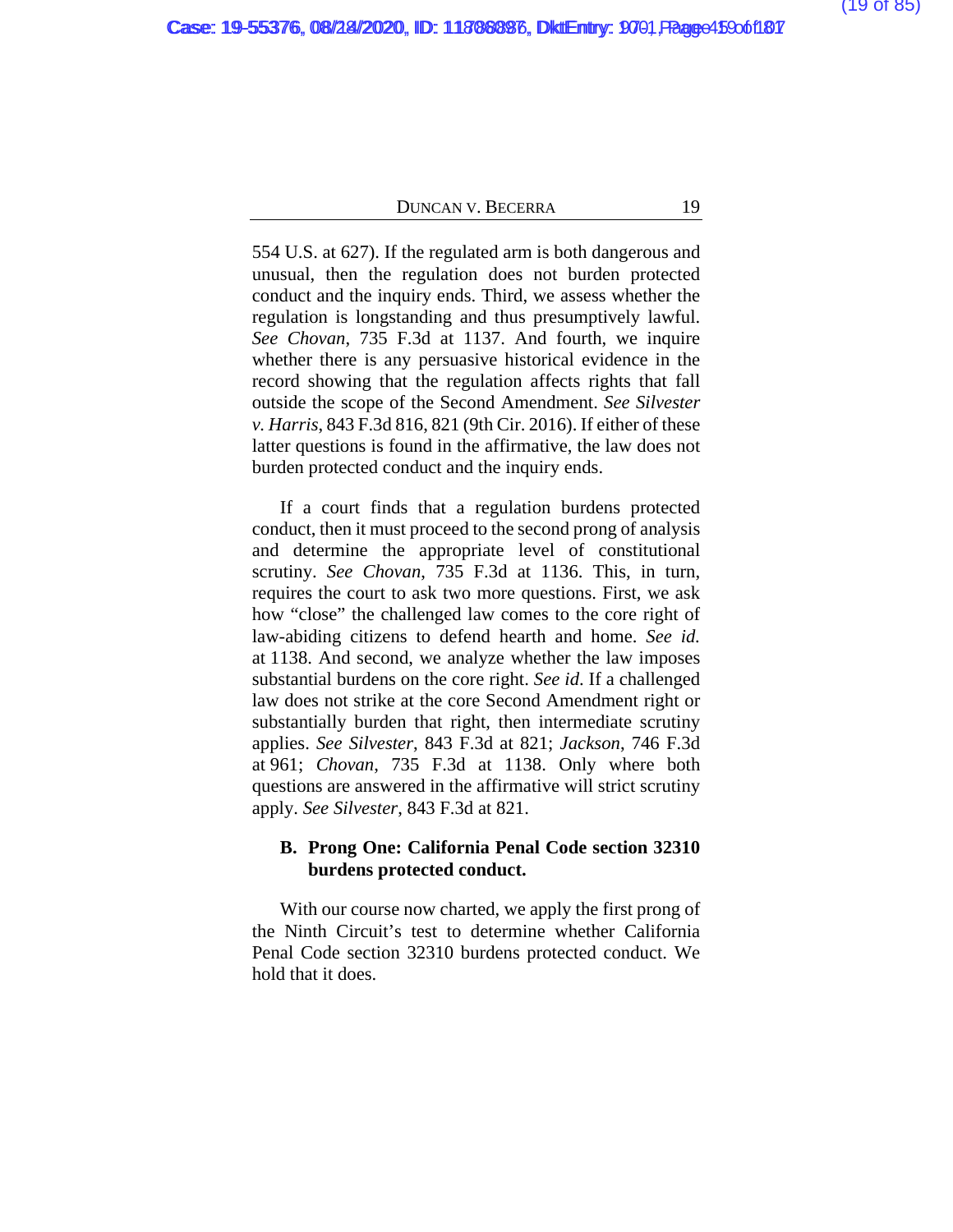554 U.S. at 627). If the regulated arm is both dangerous and unusual, then the regulation does not burden protected conduct and the inquiry ends. Third, we assess whether the regulation is longstanding and thus presumptively lawful. *See Chovan*, 735 F.3d at 1137. And fourth, we inquire whether there is any persuasive historical evidence in the record showing that the regulation affects rights that fall outside the scope of the Second Amendment. *See Silvester v. Harris*, 843 F.3d 816, 821 (9th Cir. 2016). If either of these latter questions is found in the affirmative, the law does not burden protected conduct and the inquiry ends.

If a court finds that a regulation burdens protected conduct, then it must proceed to the second prong of analysis and determine the appropriate level of constitutional scrutiny. *See Chovan*, 735 F.3d at 1136. This, in turn, requires the court to ask two more questions. First, we ask how "close" the challenged law comes to the core right of law-abiding citizens to defend hearth and home. *See id.* at 1138. And second, we analyze whether the law imposes substantial burdens on the core right. *See id.* If a challenged law does not strike at the core Second Amendment right or substantially burden that right, then intermediate scrutiny applies. *See Silvester*, 843 F.3d at 821; *Jackson*, 746 F.3d at 961; *Chovan*, 735 F.3d at 1138. Only where both questions are answered in the affirmative will strict scrutiny apply. *See Silvester*, 843 F.3d at 821.

**B. Prong One: California Penal Code section 32310 burdens protected conduct.**

With our course now charted, we apply the first prong of the Ninth Circuit's test to determine whether California Penal Code section 32310 burdens protected conduct. We hold that it does.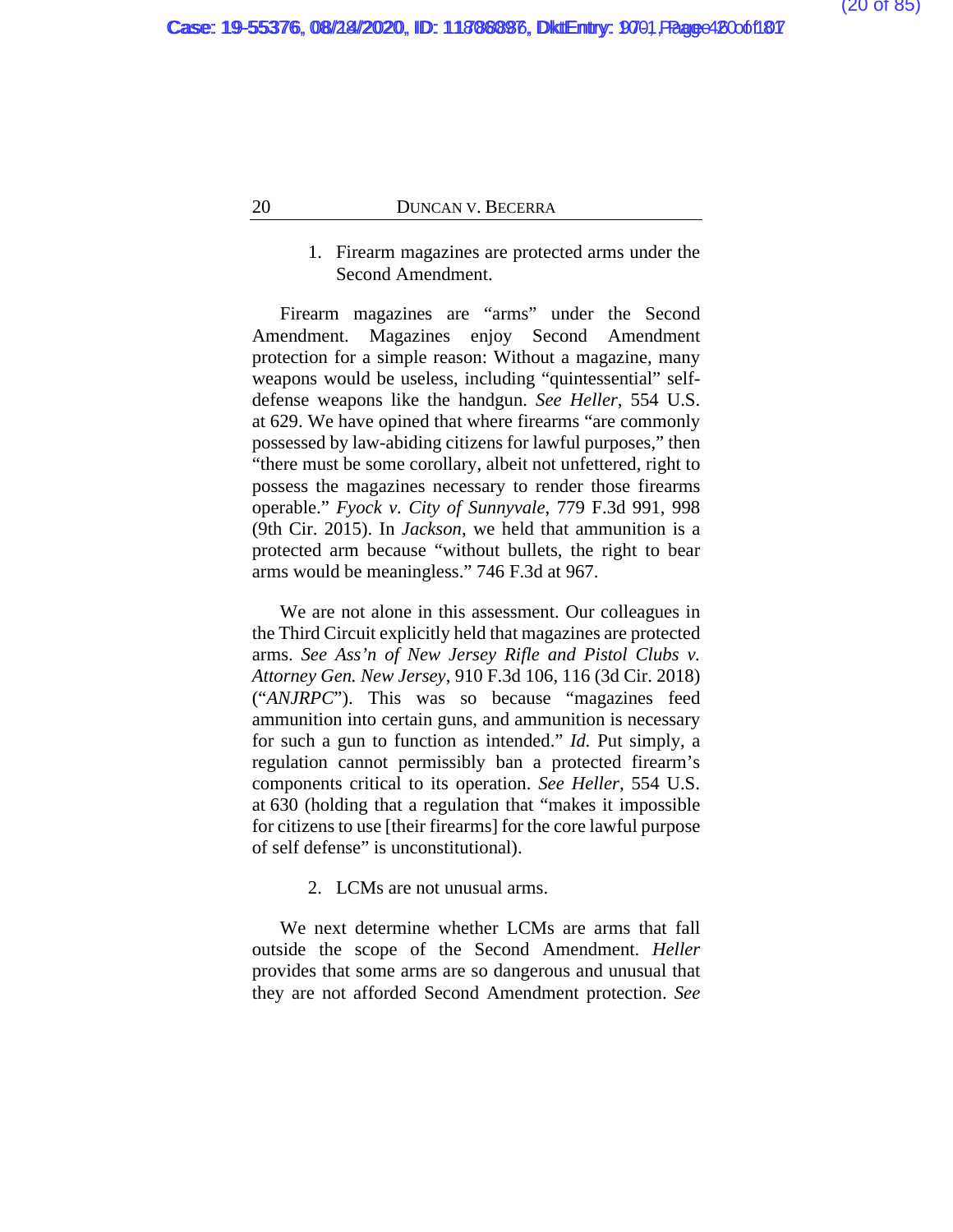1. Firearm magazines are protected arms under the Second Amendment.

Firearm magazines are "arms" under the Second Amendment. Magazines enjoy Second Amendment protection for a simple reason: Without a magazine, many weapons would be useless, including "quintessential" self-defense weapons like the handgun. *See Heller*, 554 U.S. at 629. We have opined that where firearms "are commonly possessed by law-abiding citizens for lawful purposes," then "there must be some corollary, albeit not unfettered, right to possess the magazines necessary to render those firearms operable." *Fyock v. City of Sunnyvale*, 779 F.3d 991, 998 (9th Cir. 2015). In *Jackson*, we held that ammunition is a protected arm because "without bullets, the right to bear arms would be meaningless." 746 F.3d at 967.

We are not alone in this assessment. Our colleagues in the Third Circuit explicitly held that magazines are protected arms. *See Ass'n of New Jersey Rifle and Pistol Clubs v. Attorney Gen. New Jersey*, 910 F.3d 106, 116 (3d Cir. 2018) ("*ANJRPC*"). This was so because "magazines feed ammunition into certain guns, and ammunition is necessary for such a gun to function as intended." *Id.* Put simply, a regulation cannot permissibly ban a protected firearm's components critical to its operation. *See Heller*, 554 U.S. at 630 (holding that a regulation that "makes it impossible for citizens to use [their firearms] for the core lawful purpose of self defense" is unconstitutional).

2. LCMs are not unusual arms.

We next determine whether LCMs are arms that fall outside the scope of the Second Amendment. *Heller* provides that some arms are so dangerous and unusual that they are not afforded Second Amendment protection. *See*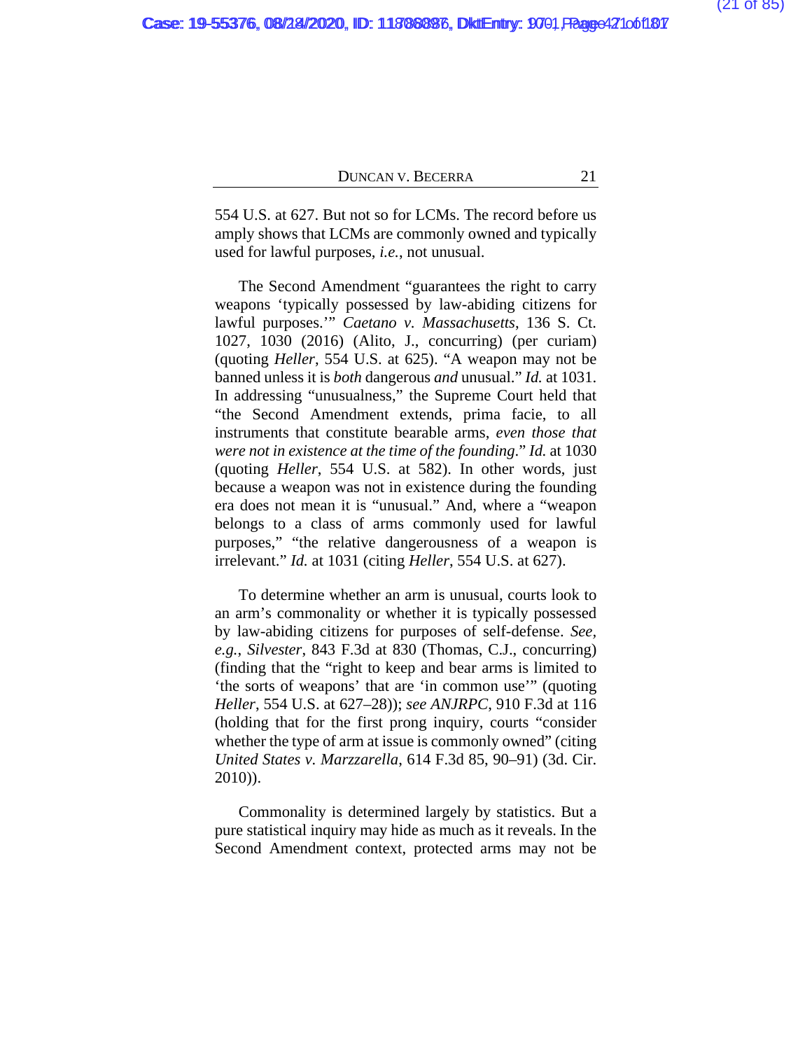554 U.S. at 627. But not so for LCMs. The record before us amply shows that LCMs are commonly owned and typically used for lawful purposes, *i.e.*, not unusual.

The Second Amendment "guarantees the right to carry weapons 'typically possessed by law-abiding citizens for lawful purposes.'" *Caetano v. Massachusetts*, 136 S. Ct. 1027, 1030 (2016) (Alito, J., concurring) (per curiam) (quoting *Heller*, 554 U.S. at 625). "A weapon may not be banned unless it is *both* dangerous *and* unusual." *Id.* at 1031. In addressing "unusualness," the Supreme Court held that "the Second Amendment extends, prima facie, to all instruments that constitute bearable arms, *even those that were not in existence at the time of the founding*." *Id.* at 1030 (quoting *Heller*, 554 U.S. at 582). In other words, just because a weapon was not in existence during the founding era does not mean it is "unusual." And, where a "weapon belongs to a class of arms commonly used for lawful purposes," "the relative dangerousness of a weapon is irrelevant." *Id.* at 1031 (citing *Heller*, 554 U.S. at 627).

To determine whether an arm is unusual, courts look to an arm's commonality or whether it is typically possessed by law-abiding citizens for purposes of self-defense. *See, e.g.*, *Silvester*, 843 F.3d at 830 (Thomas, C.J., concurring) (finding that the "right to keep and bear arms is limited to 'the sorts of weapons' that are 'in common use'" (quoting *Heller*, 554 U.S. at 627–28)); *see ANJRPC*, 910 F.3d at 116 (holding that for the first prong inquiry, courts "consider whether the type of arm at issue is commonly owned" (citing *United States v. Marzzarella*, 614 F.3d 85, 90–91) (3d. Cir. 2010)).

Commonality is determined largely by statistics. But a pure statistical inquiry may hide as much as it reveals. In the Second Amendment context, protected arms may not be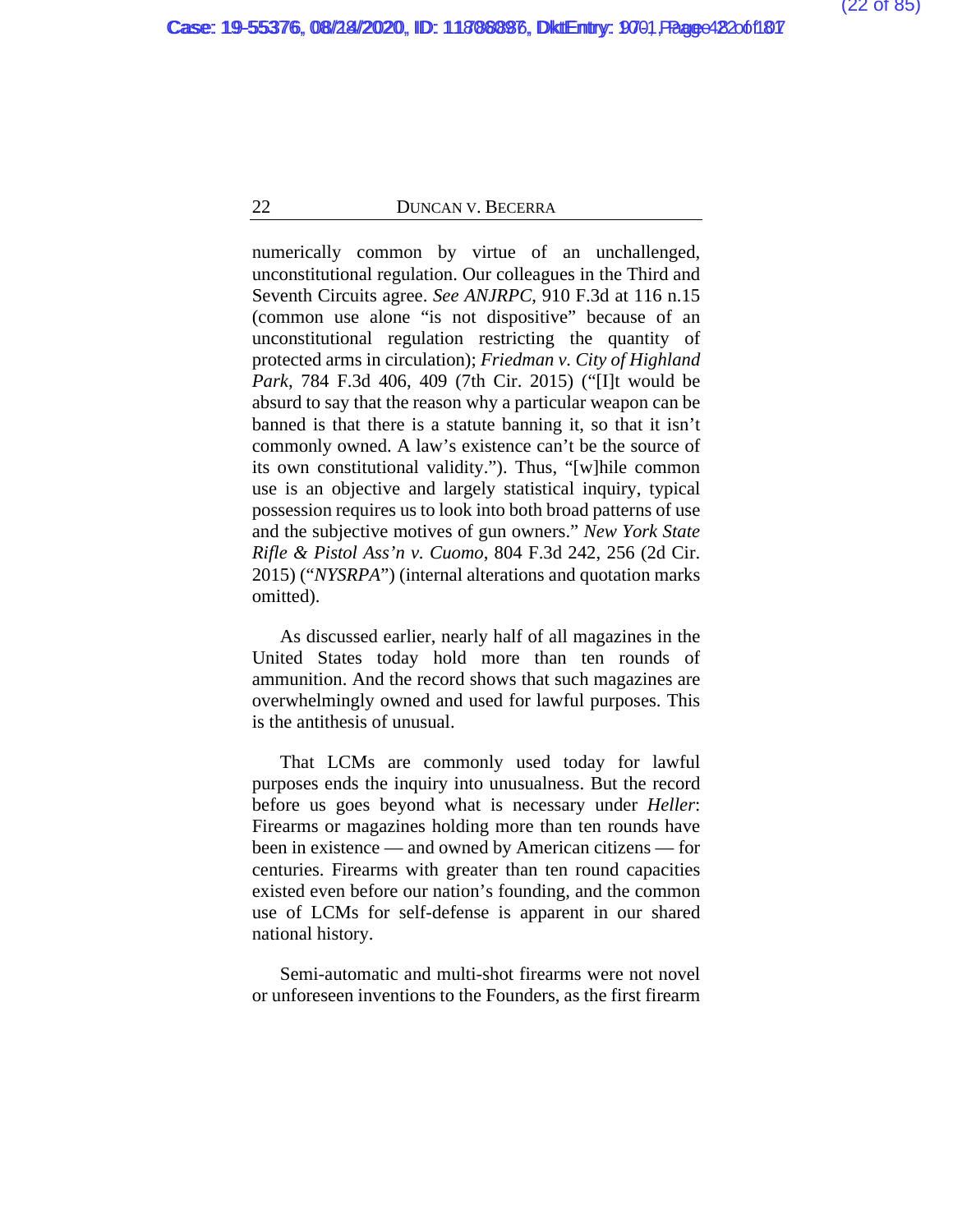numerically common by virtue of an unchallenged, unconstitutional regulation. Our colleagues in the Third and Seventh Circuits agree. *See ANJRPC*, 910 F.3d at 116 n.15 (common use alone "is not dispositive" because of an unconstitutional regulation restricting the quantity of protected arms in circulation); *Friedman v. City of Highland Park*, 784 F.3d 406, 409 (7th Cir. 2015) ("[I]t would be absurd to say that the reason why a particular weapon can be banned is that there is a statute banning it, so that it isn't commonly owned. A law's existence can't be the source of its own constitutional validity."). Thus, "[w]hile common use is an objective and largely statistical inquiry, typical possession requires us to look into both broad patterns of use and the subjective motives of gun owners." *New York State Rifle & Pistol Ass'n v. Cuomo*, 804 F.3d 242, 256 (2d Cir. 2015) ("*NYSRPA*") (internal alterations and quotation marks omitted).

As discussed earlier, nearly half of all magazines in the United States today hold more than ten rounds of ammunition. And the record shows that such magazines are overwhelmingly owned and used for lawful purposes. This is the antithesis of unusual.

That LCMs are commonly used today for lawful purposes ends the inquiry into unusualness. But the record before us goes beyond what is necessary under *Heller*: Firearms or magazines holding more than ten rounds have been in existence — and owned by American citizens — for centuries. Firearms with greater than ten round capacities existed even before our nation's founding, and the common use of LCMs for self-defense is apparent in our shared national history.

Semi-automatic and multi-shot firearms were not novel or unforeseen inventions to the Founders, as the first firearm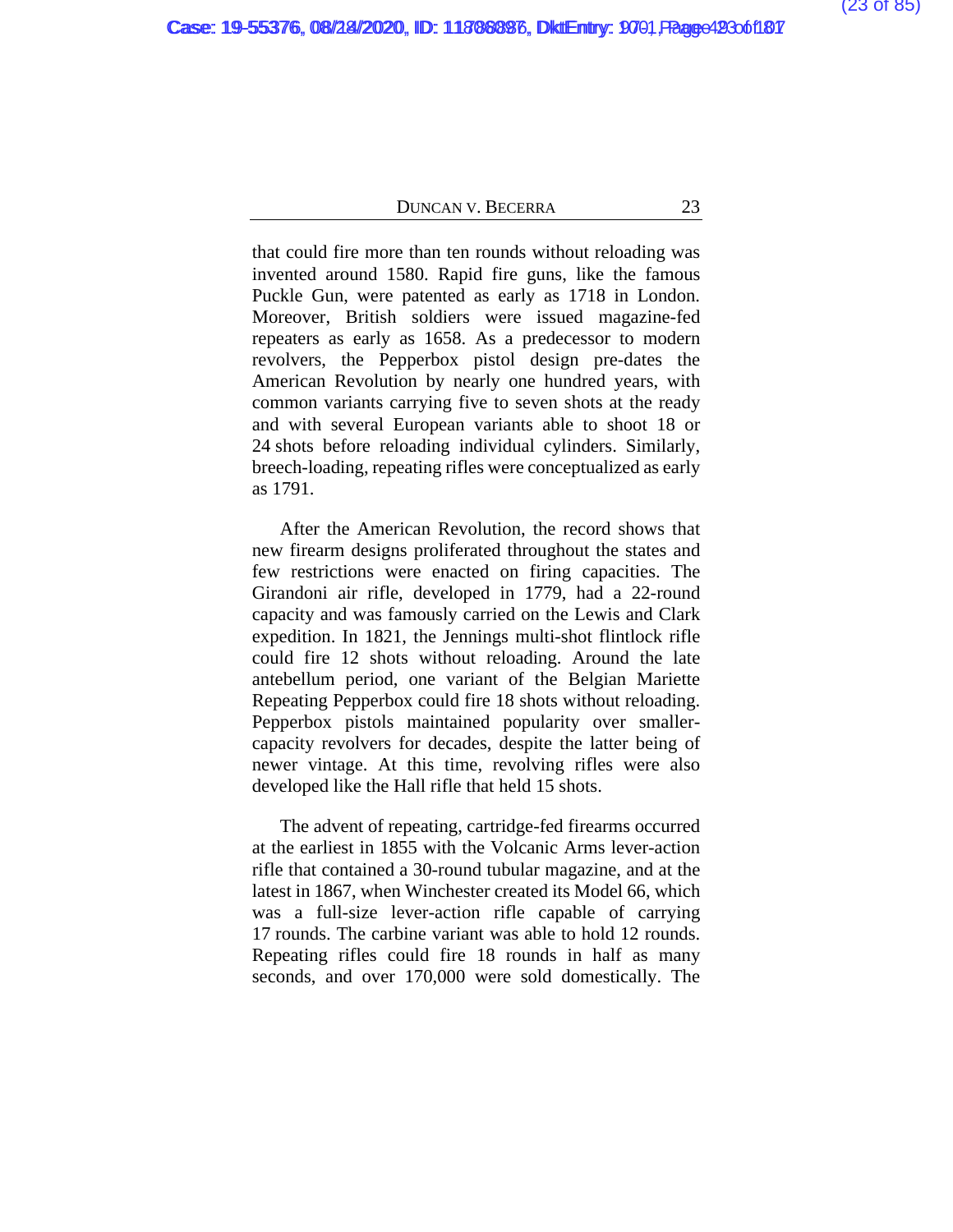that could fire more than ten rounds without reloading was invented around 1580. Rapid fire guns, like the famous Puckle Gun, were patented as early as 1718 in London. Moreover, British soldiers were issued magazine-fed repeaters as early as 1658. As a predecessor to modern revolvers, the Pepperbox pistol design pre-dates the American Revolution by nearly one hundred years, with common variants carrying five to seven shots at the ready and with several European variants able to shoot 18 or 24 shots before reloading individual cylinders. Similarly, breech-loading, repeating rifles were conceptualized as early as 1791.

After the American Revolution, the record shows that new firearm designs proliferated throughout the states and few restrictions were enacted on firing capacities. The Girandoni air rifle, developed in 1779, had a 22-round capacity and was famously carried on the Lewis and Clark expedition. In 1821, the Jennings multi-shot flintlock rifle could fire 12 shots without reloading. Around the late antebellum period, one variant of the Belgian Mariette Repeating Pepperbox could fire 18 shots without reloading. Pepperbox pistols maintained popularity over smaller-capacity revolvers for decades, despite the latter being of newer vintage. At this time, revolving rifles were also developed like the Hall rifle that held 15 shots.

The advent of repeating, cartridge-fed firearms occurred at the earliest in 1855 with the Volcanic Arms lever-action rifle that contained a 30-round tubular magazine, and at the latest in 1867, when Winchester created its Model 66, which was a full-size lever-action rifle capable of carrying 17 rounds. The carbine variant was able to hold 12 rounds. Repeating rifles could fire 18 rounds in half as many seconds, and over 170,000 were sold domestically. The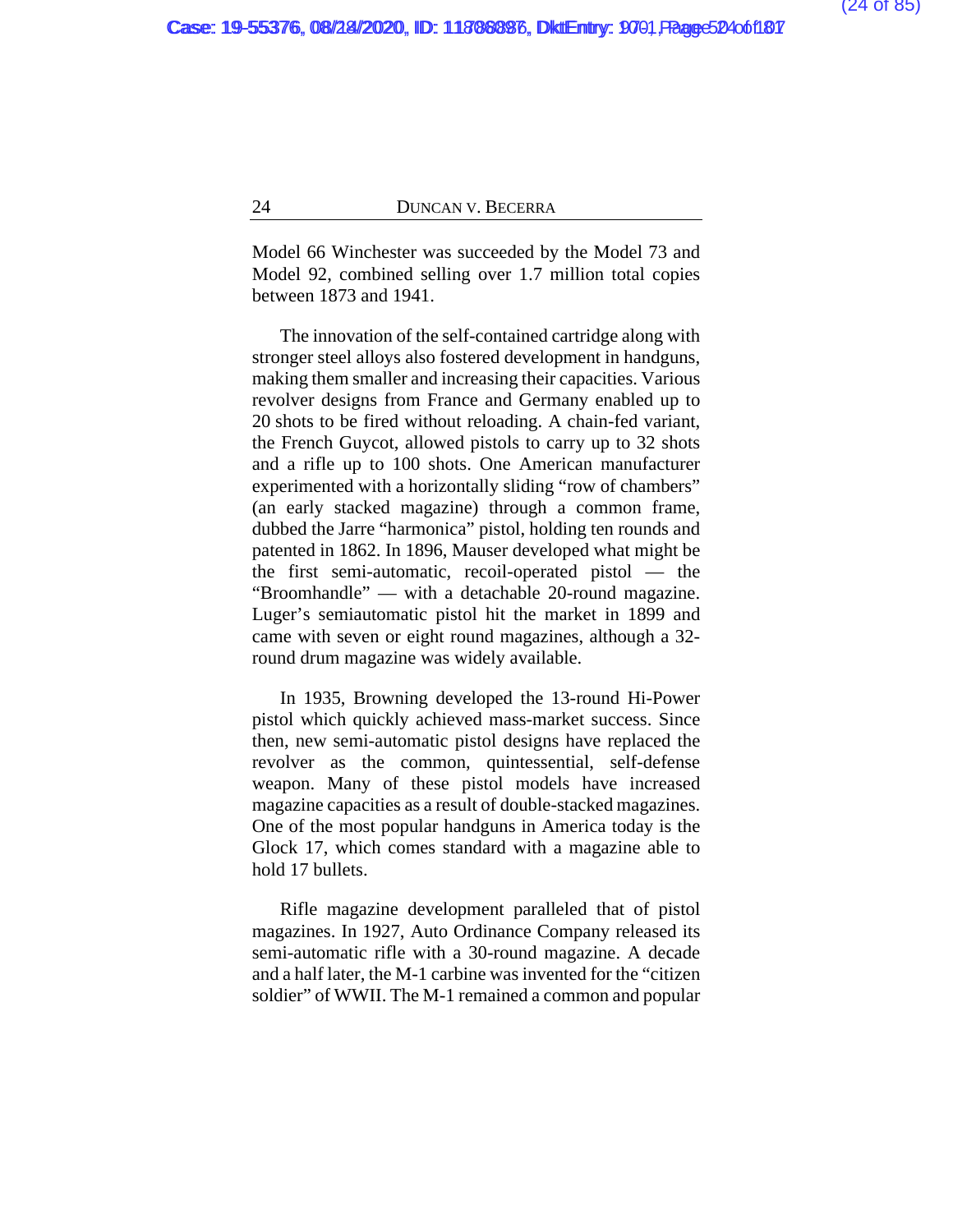Model 66 Winchester was succeeded by the Model 73 and Model 92, combined selling over 1.7 million total copies between 1873 and 1941.

The innovation of the self-contained cartridge along with stronger steel alloys also fostered development in handguns, making them smaller and increasing their capacities. Various revolver designs from France and Germany enabled up to 20 shots to be fired without reloading. A chain-fed variant, the French Guycot, allowed pistols to carry up to 32 shots and a rifle up to 100 shots. One American manufacturer experimented with a horizontally sliding "row of chambers" (an early stacked magazine) through a common frame, dubbed the Jarre "harmonica" pistol, holding ten rounds and patented in 1862. In 1896, Mauser developed what might be the first semi-automatic, recoil-operated pistol — the "Broomhandle" — with a detachable 20-round magazine. Luger's semiautomatic pistol hit the market in 1899 and came with seven or eight round magazines, although a 32-round drum magazine was widely available.

In 1935, Browning developed the 13-round Hi-Power pistol which quickly achieved mass-market success. Since then, new semi-automatic pistol designs have replaced the revolver as the common, quintessential, self-defense weapon. Many of these pistol models have increased magazine capacities as a result of double-stacked magazines. One of the most popular handguns in America today is the Glock 17, which comes standard with a magazine able to hold 17 bullets.

Rifle magazine development paralleled that of pistol magazines. In 1927, Auto Ordinance Company released its semi-automatic rifle with a 30-round magazine. A decade and a half later, the M-1 carbine was invented for the "citizen soldier" of WWII. The M-1 remained a common and popular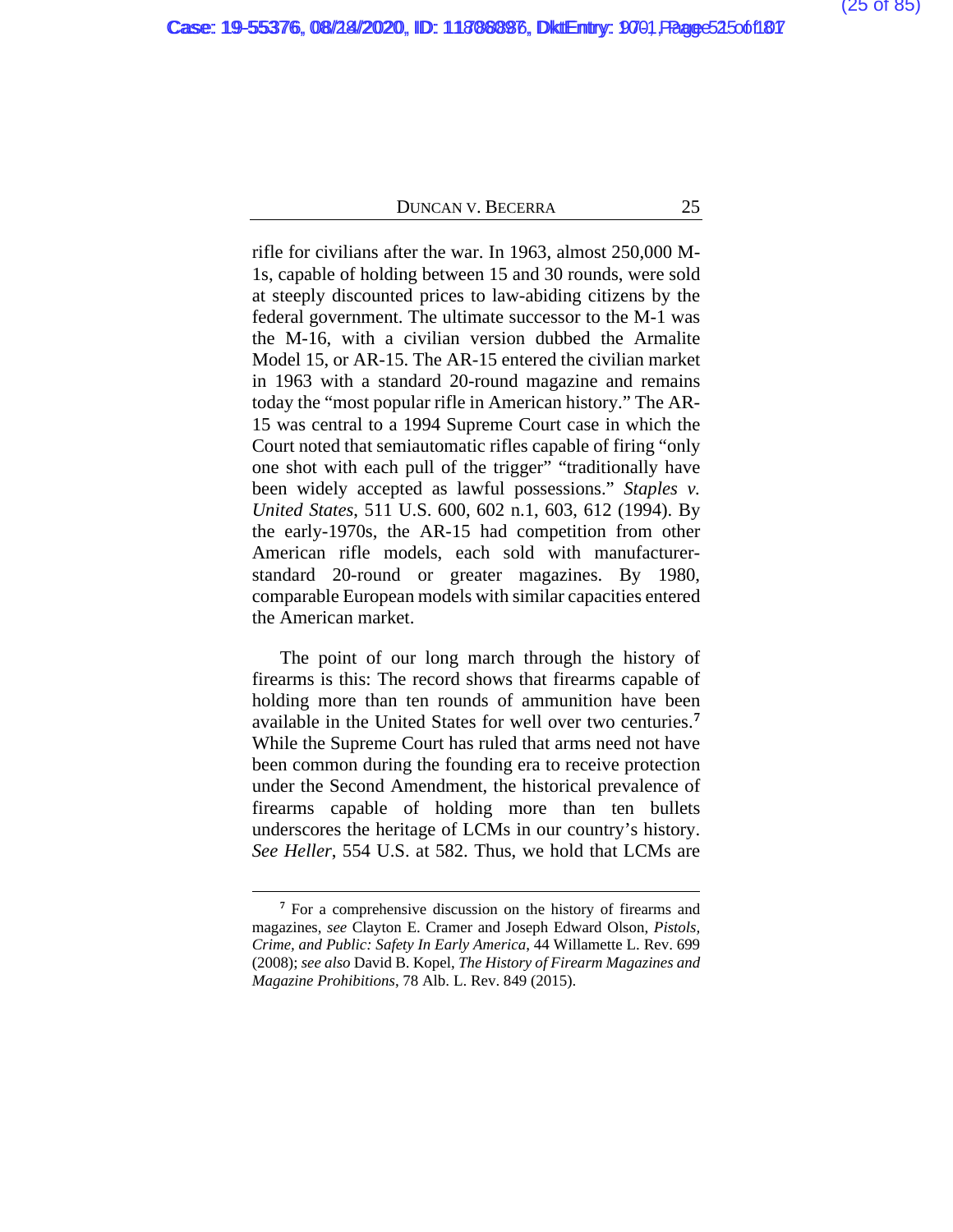rifle for civilians after the war. In 1963, almost 250,000 M-1s, capable of holding between 15 and 30 rounds, were sold at steeply discounted prices to law-abiding citizens by the federal government. The ultimate successor to the M-1 was the M-16, with a civilian version dubbed the Armalite Model 15, or AR-15. The AR-15 entered the civilian market in 1963 with a standard 20-round magazine and remains today the "most popular rifle in American history." The AR-15 was central to a 1994 Supreme Court case in which the Court noted that semiautomatic rifles capable of firing "only one shot with each pull of the trigger" "traditionally have been widely accepted as lawful possessions." *Staples v. United States*, 511 U.S. 600, 602 n.1, 603, 612 (1994). By the early-1970s, the AR-15 had competition from other American rifle models, each sold with manufacturer-standard 20-round or greater magazines. By 1980, comparable European models with similar capacities entered the American market.

The point of our long march through the history of firearms is this: The record shows that firearms capable of holding more than ten rounds of ammunition have been available in the United States for well over two centuries.[7] While the Supreme Court has ruled that arms need not have been common during the founding era to receive protection under the Second Amendment, the historical prevalence of firearms capable of holding more than ten bullets underscores the heritage of LCMs in our country's history. *See Heller*, 554 U.S. at 582. Thus, we hold that LCMs are

---

[7] For a comprehensive discussion on the history of firearms and magazines, *see* Clayton E. Cramer and Joseph Edward Olson, *Pistols, Crime, and Public: Safety In Early America*, 44 Willamette L. Rev. 699 (2008); *see also* David B. Kopel, *The History of Firearm Magazines and Magazine Prohibitions*, 78 Alb. L. Rev. 849 (2015).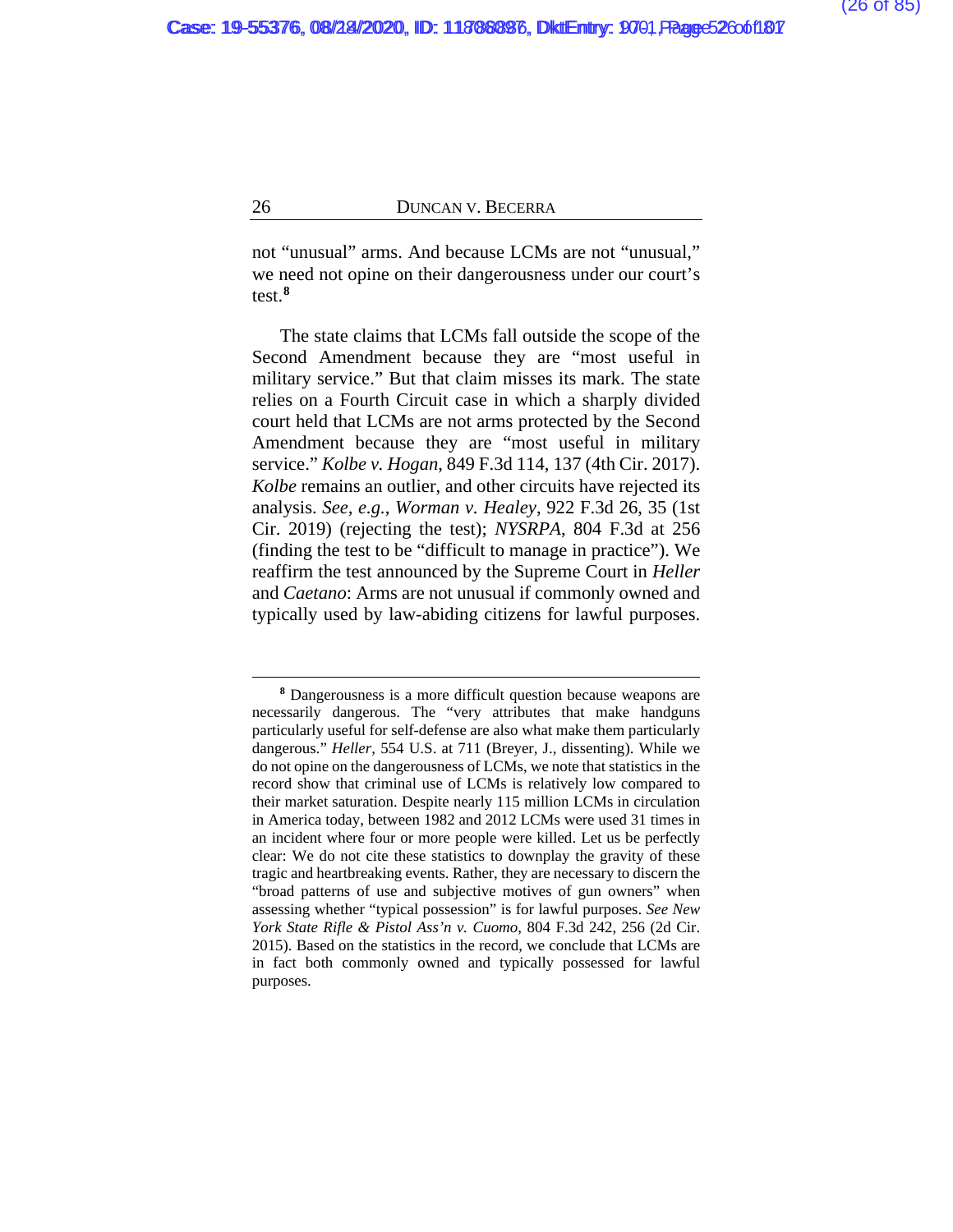not "unusual" arms. And because LCMs are not "unusual," we need not opine on their dangerousness under our court's test.[8]

The state claims that LCMs fall outside the scope of the Second Amendment because they are "most useful in military service." But that claim misses its mark. The state relies on a Fourth Circuit case in which a sharply divided court held that LCMs are not arms protected by the Second Amendment because they are "most useful in military service." *Kolbe v. Hogan*, 849 F.3d 114, 137 (4th Cir. 2017). *Kolbe* remains an outlier, and other circuits have rejected its analysis. *See, e.g.*, *Worman v. Healey*, 922 F.3d 26, 35 (1st Cir. 2019) (rejecting the test); *NYSRPA*, 804 F.3d at 256 (finding the test to be "difficult to manage in practice"). We reaffirm the test announced by the Supreme Court in *Heller* and *Caetano*: Arms are not unusual if commonly owned and typically used by law-abiding citizens for lawful purposes.

---

[8] Dangerousness is a more difficult question because weapons are necessarily dangerous. The "very attributes that make handguns particularly useful for self-defense are also what make them particularly dangerous." *Heller*, 554 U.S. at 711 (Breyer, J., dissenting). While we do not opine on the dangerousness of LCMs, we note that statistics in the record show that criminal use of LCMs is relatively low compared to their market saturation. Despite nearly 115 million LCMs in circulation in America today, between 1982 and 2012 LCMs were used 31 times in an incident where four or more people were killed. Let us be perfectly clear: We do not cite these statistics to downplay the gravity of these tragic and heartbreaking events. Rather, they are necessary to discern the "broad patterns of use and subjective motives of gun owners" when assessing whether "typical possession" is for lawful purposes. *See New York State Rifle & Pistol Ass'n v. Cuomo*, 804 F.3d 242, 256 (2d Cir. 2015). Based on the statistics in the record, we conclude that LCMs are in fact both commonly owned and typically possessed for lawful purposes.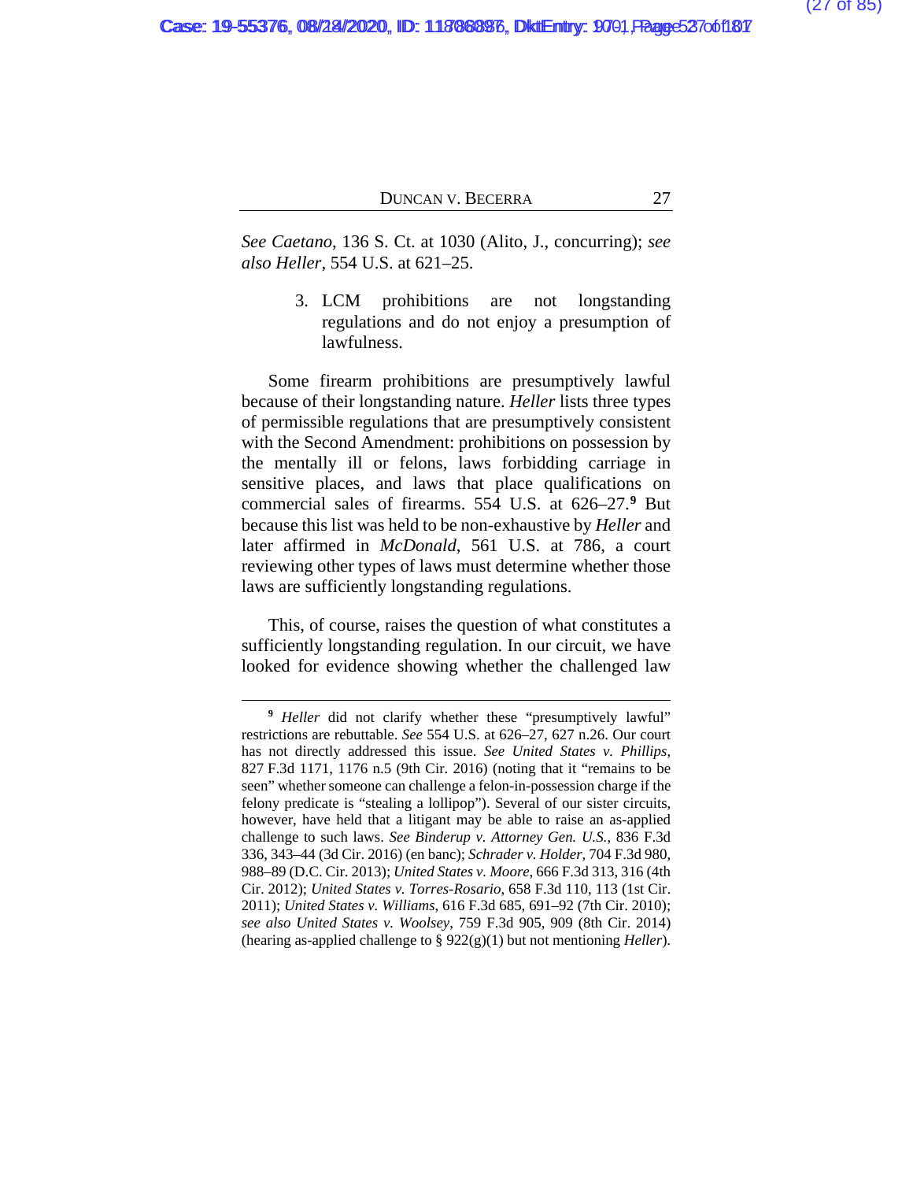*See Caetano*, 136 S. Ct. at 1030 (Alito, J., concurring); *see also Heller*, 554 U.S. at 621–25.

3. LCM prohibitions are not longstanding regulations and do not enjoy a presumption of lawfulness.

Some firearm prohibitions are presumptively lawful because of their longstanding nature. *Heller* lists three types of permissible regulations that are presumptively consistent with the Second Amendment: prohibitions on possession by the mentally ill or felons, laws forbidding carriage in sensitive places, and laws that place qualifications on commercial sales of firearms. 554 U.S. at 626–27.[9] But because this list was held to be non-exhaustive by *Heller* and later affirmed in *McDonald*, 561 U.S. at 786, a court reviewing other types of laws must determine whether those laws are sufficiently longstanding regulations.

This, of course, raises the question of what constitutes a sufficiently longstanding regulation. In our circuit, we have looked for evidence showing whether the challenged law

[9] *Heller* did not clarify whether these "presumptively lawful" restrictions are rebuttable. *See* 554 U.S. at 626–27, 627 n.26. Our court has not directly addressed this issue. *See United States v. Phillips*, 827 F.3d 1171, 1176 n.5 (9th Cir. 2016) (noting that it "remains to be seen" whether someone can challenge a felon-in-possession charge if the felony predicate is "stealing a lollipop"). Several of our sister circuits, however, have held that a litigant may be able to raise an as-applied challenge to such laws. *See Binderup v. Attorney Gen. U.S.*, 836 F.3d 336, 343–44 (3d Cir. 2016) (en banc); *Schrader v. Holder*, 704 F.3d 980, 988–89 (D.C. Cir. 2013); *United States v. Moore*, 666 F.3d 313, 316 (4th Cir. 2012); *United States v. Torres-Rosario*, 658 F.3d 110, 113 (1st Cir. 2011); *United States v. Williams*, 616 F.3d 685, 691–92 (7th Cir. 2010); *see also United States v. Woolsey*, 759 F.3d 905, 909 (8th Cir. 2014) (hearing as-applied challenge to § 922(g)(1) but not mentioning *Heller*).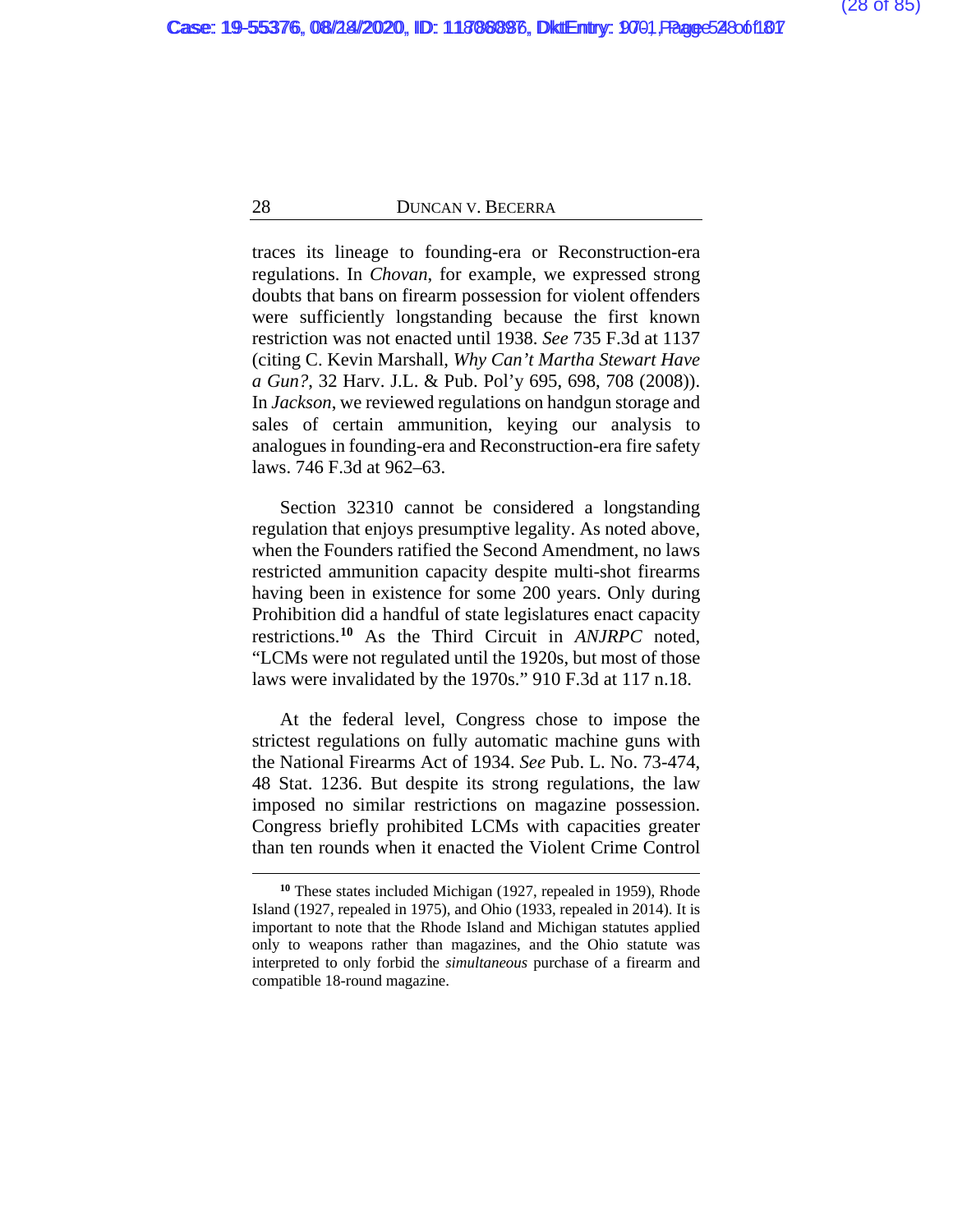traces its lineage to founding-era or Reconstruction-era regulations. In *Chovan*, for example, we expressed strong doubts that bans on firearm possession for violent offenders were sufficiently longstanding because the first known restriction was not enacted until 1938. *See* 735 F.3d at 1137 (citing C. Kevin Marshall, *Why Can't Martha Stewart Have a Gun?*, 32 Harv. J.L. & Pub. Pol'y 695, 698, 708 (2008)). In *Jackson*, we reviewed regulations on handgun storage and sales of certain ammunition, keying our analysis to analogues in founding-era and Reconstruction-era fire safety laws. 746 F.3d at 962–63.

Section 32310 cannot be considered a longstanding regulation that enjoys presumptive legality. As noted above, when the Founders ratified the Second Amendment, no laws restricted ammunition capacity despite multi-shot firearms having been in existence for some 200 years. Only during Prohibition did a handful of state legislatures enact capacity restrictions.[10] As the Third Circuit in *ANJRPC* noted, "LCMs were not regulated until the 1920s, but most of those laws were invalidated by the 1970s." 910 F.3d at 117 n.18.

At the federal level, Congress chose to impose the strictest regulations on fully automatic machine guns with the National Firearms Act of 1934. *See* Pub. L. No. 73-474, 48 Stat. 1236. But despite its strong regulations, the law imposed no similar restrictions on magazine possession. Congress briefly prohibited LCMs with capacities greater than ten rounds when it enacted the Violent Crime Control

---

[10] These states included Michigan (1927, repealed in 1959), Rhode Island (1927, repealed in 1975), and Ohio (1933, repealed in 2014). It is important to note that the Rhode Island and Michigan statutes applied only to weapons rather than magazines, and the Ohio statute was interpreted to only forbid the *simultaneous* purchase of a firearm and compatible 18-round magazine.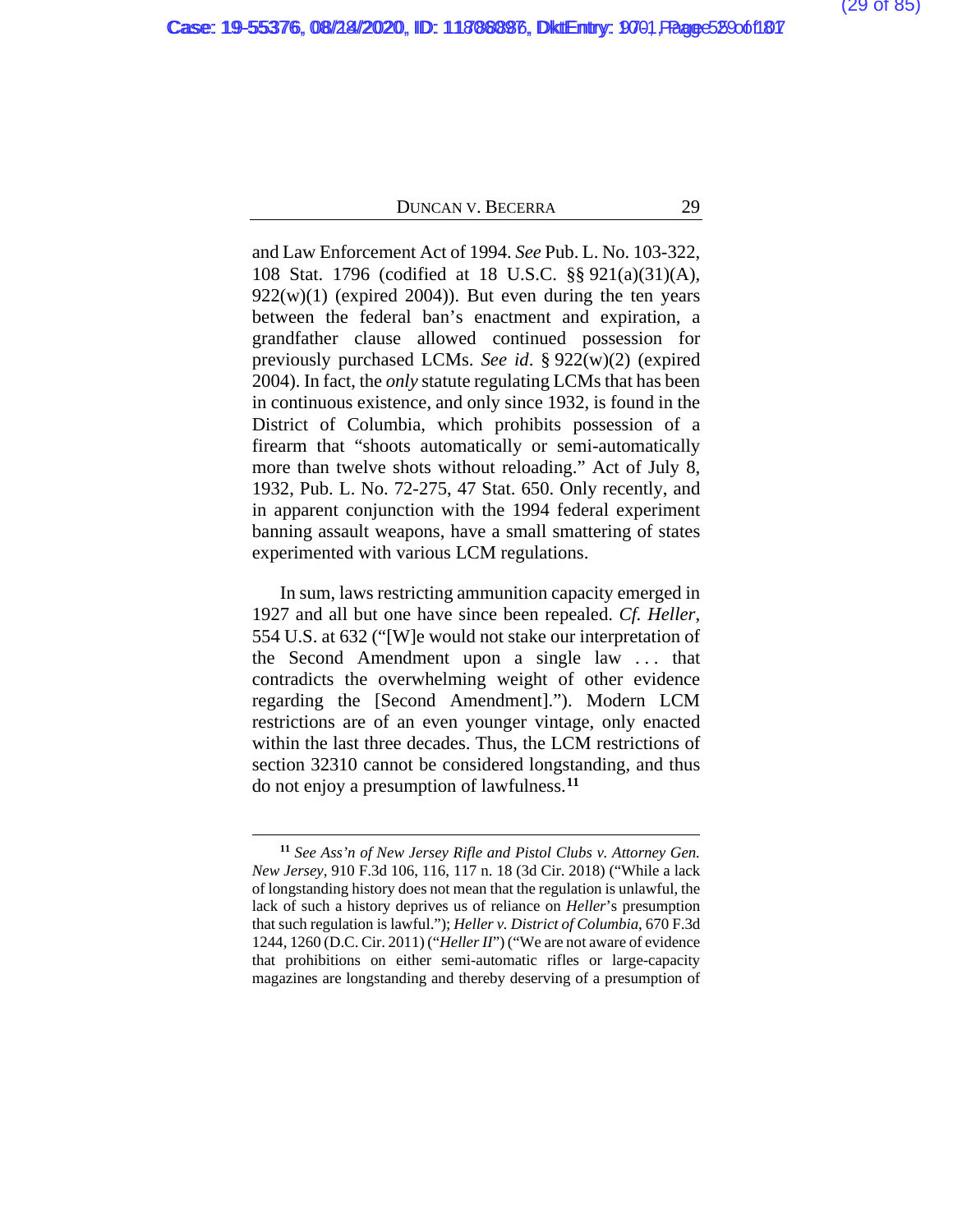and Law Enforcement Act of 1994. *See* Pub. L. No. 103-322, 108 Stat. 1796 (codified at 18 U.S.C. §§ 921(a)(31)(A), 922(w)(1) (expired 2004)). But even during the ten years between the federal ban's enactment and expiration, a grandfather clause allowed continued possession for previously purchased LCMs. *See id*. § 922(w)(2) (expired 2004). In fact, the *only* statute regulating LCMs that has been in continuous existence, and only since 1932, is found in the District of Columbia, which prohibits possession of a firearm that "shoots automatically or semi-automatically more than twelve shots without reloading." Act of July 8, 1932, Pub. L. No. 72-275, 47 Stat. 650. Only recently, and in apparent conjunction with the 1994 federal experiment banning assault weapons, have a small smattering of states experimented with various LCM regulations.

In sum, laws restricting ammunition capacity emerged in 1927 and all but one have since been repealed. *Cf. Heller*, 554 U.S. at 632 ("[W]e would not stake our interpretation of the Second Amendment upon a single law . . . that contradicts the overwhelming weight of other evidence regarding the [Second Amendment]."). Modern LCM restrictions are of an even younger vintage, only enacted within the last three decades. Thus, the LCM restrictions of section 32310 cannot be considered longstanding, and thus do not enjoy a presumption of lawfulness.[11]

---

[11] *See Ass'n of New Jersey Rifle and Pistol Clubs v. Attorney Gen. New Jersey*, 910 F.3d 106, 116, 117 n. 18 (3d Cir. 2018) ("While a lack of longstanding history does not mean that the regulation is unlawful, the lack of such a history deprives us of reliance on *Heller*'s presumption that such regulation is lawful."); *Heller v. District of Columbia*, 670 F.3d 1244, 1260 (D.C. Cir. 2011) ("*Heller II*") ("We are not aware of evidence that prohibitions on either semi-automatic rifles or large-capacity magazines are longstanding and thereby deserving of a presumption of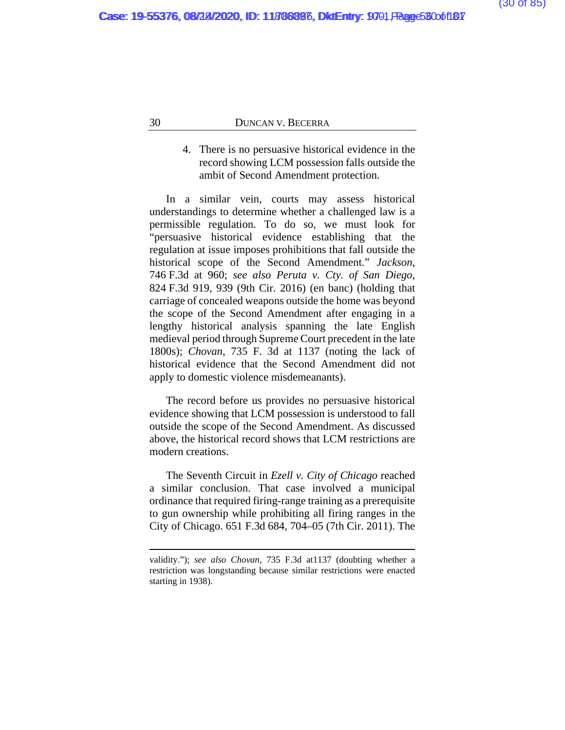4. There is no persuasive historical evidence in the record showing LCM possession falls outside the ambit of Second Amendment protection.

In a similar vein, courts may assess historical understandings to determine whether a challenged law is a permissible regulation. To do so, we must look for "persuasive historical evidence establishing that the regulation at issue imposes prohibitions that fall outside the historical scope of the Second Amendment." *Jackson*, 746 F.3d at 960; *see also Peruta v. Cty. of San Diego*, 824 F.3d 919, 939 (9th Cir. 2016) (en banc) (holding that carriage of concealed weapons outside the home was beyond the scope of the Second Amendment after engaging in a lengthy historical analysis spanning the late English medieval period through Supreme Court precedent in the late 1800s); *Chovan*, 735 F. 3d at 1137 (noting the lack of historical evidence that the Second Amendment did not apply to domestic violence misdemeanants).

The record before us provides no persuasive historical evidence showing that LCM possession is understood to fall outside the scope of the Second Amendment. As discussed above, the historical record shows that LCM restrictions are modern creations.

The Seventh Circuit in *Ezell v. City of Chicago* reached a similar conclusion. That case involved a municipal ordinance that required firing-range training as a prerequisite to gun ownership while prohibiting all firing ranges in the City of Chicago. 651 F.3d 684, 704–05 (7th Cir. 2011). The

---

validity."); *see also Chovan*, 735 F.3d at1137 (doubting whether a restriction was longstanding because similar restrictions were enacted starting in 1938).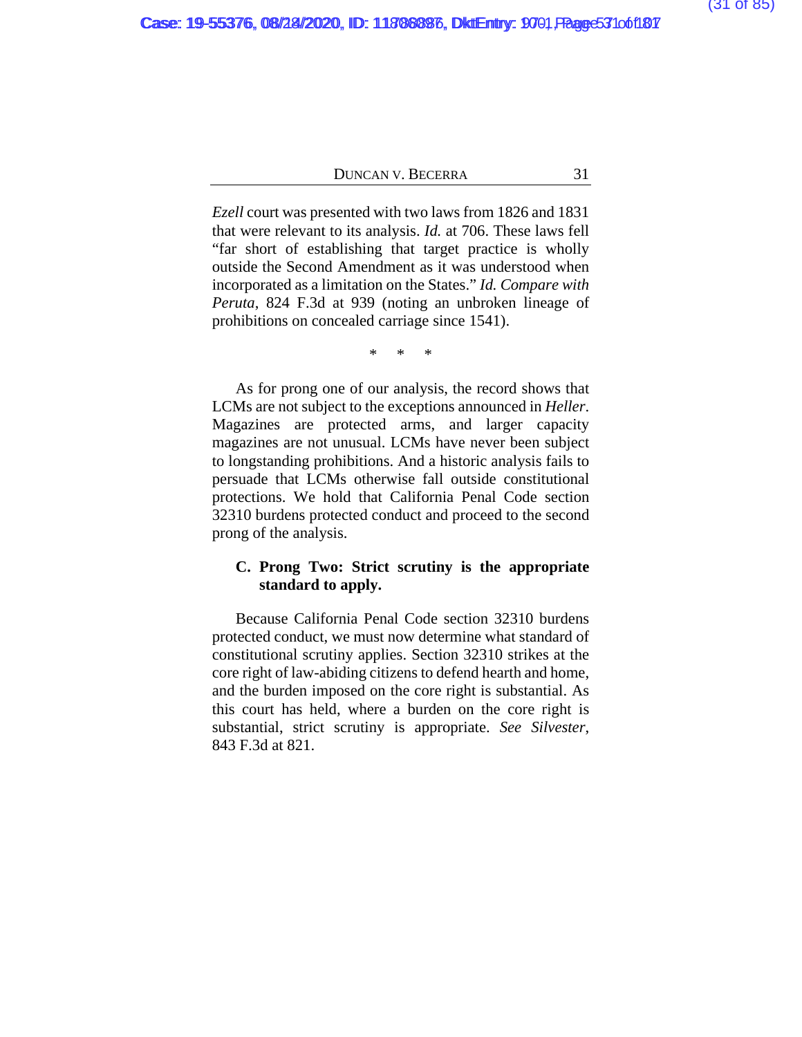*Ezell* court was presented with two laws from 1826 and 1831 that were relevant to its analysis. *Id.* at 706. These laws fell "far short of establishing that target practice is wholly outside the Second Amendment as it was understood when incorporated as a limitation on the States." *Id. Compare with Peruta*, 824 F.3d at 939 (noting an unbroken lineage of prohibitions on concealed carriage since 1541).

\*     \*     \*

As for prong one of our analysis, the record shows that LCMs are not subject to the exceptions announced in *Heller*. Magazines are protected arms, and larger capacity magazines are not unusual. LCMs have never been subject to longstanding prohibitions. And a historic analysis fails to persuade that LCMs otherwise fall outside constitutional protections. We hold that California Penal Code section 32310 burdens protected conduct and proceed to the second prong of the analysis.

### C. Prong Two: Strict scrutiny is the appropriate standard to apply.

Because California Penal Code section 32310 burdens protected conduct, we must now determine what standard of constitutional scrutiny applies. Section 32310 strikes at the core right of law-abiding citizens to defend hearth and home, and the burden imposed on the core right is substantial. As this court has held, where a burden on the core right is substantial, strict scrutiny is appropriate. *See Silvester*, 843 F.3d at 821.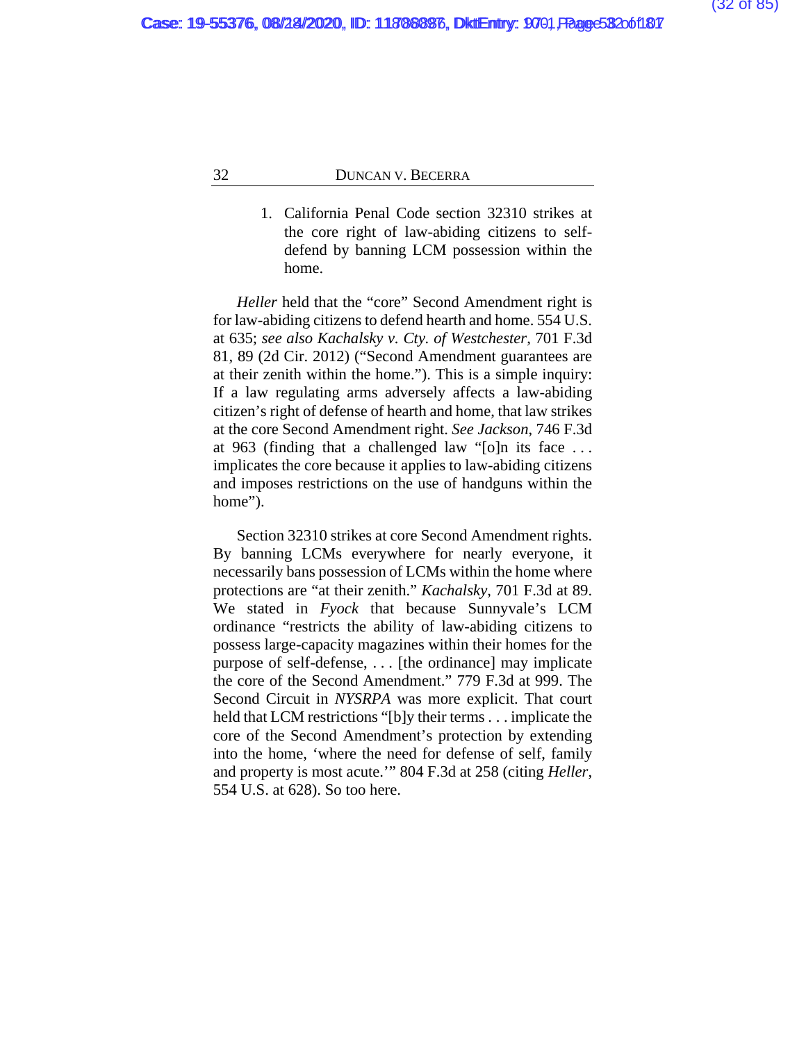1. California Penal Code section 32310 strikes at the core right of law-abiding citizens to self-defend by banning LCM possession within the home.

*Heller* held that the "core" Second Amendment right is for law-abiding citizens to defend hearth and home. 554 U.S. at 635; *see also Kachalsky v. Cty. of Westchester*, 701 F.3d 81, 89 (2d Cir. 2012) ("Second Amendment guarantees are at their zenith within the home."). This is a simple inquiry: If a law regulating arms adversely affects a law-abiding citizen's right of defense of hearth and home, that law strikes at the core Second Amendment right. *See Jackson*, 746 F.3d at 963 (finding that a challenged law "[o]n its face . . . implicates the core because it applies to law-abiding citizens and imposes restrictions on the use of handguns within the home").

Section 32310 strikes at core Second Amendment rights. By banning LCMs everywhere for nearly everyone, it necessarily bans possession of LCMs within the home where protections are "at their zenith." *Kachalsky*, 701 F.3d at 89. We stated in *Fyock* that because Sunnyvale's LCM ordinance "restricts the ability of law-abiding citizens to possess large-capacity magazines within their homes for the purpose of self-defense, . . . [the ordinance] may implicate the core of the Second Amendment." 779 F.3d at 999. The Second Circuit in *NYSRPA* was more explicit. That court held that LCM restrictions "[b]y their terms . . . implicate the core of the Second Amendment's protection by extending into the home, 'where the need for defense of self, family and property is most acute.'" 804 F.3d at 258 (citing *Heller*, 554 U.S. at 628). So too here.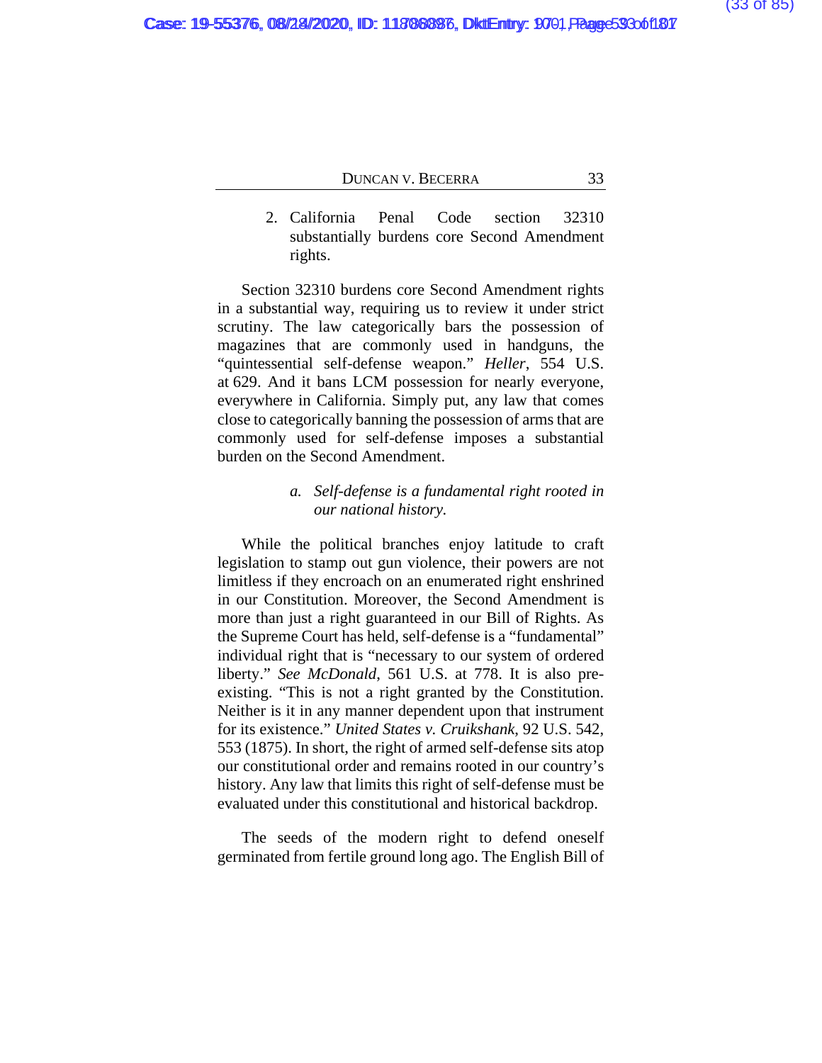2. California Penal Code section 32310 substantially burdens core Second Amendment rights.

Section 32310 burdens core Second Amendment rights in a substantial way, requiring us to review it under strict scrutiny. The law categorically bars the possession of magazines that are commonly used in handguns, the "quintessential self-defense weapon." *Heller*, 554 U.S. at 629. And it bans LCM possession for nearly everyone, everywhere in California. Simply put, any law that comes close to categorically banning the possession of arms that are commonly used for self-defense imposes a substantial burden on the Second Amendment.

*a. Self-defense is a fundamental right rooted in our national history.*

While the political branches enjoy latitude to craft legislation to stamp out gun violence, their powers are not limitless if they encroach on an enumerated right enshrined in our Constitution. Moreover, the Second Amendment is more than just a right guaranteed in our Bill of Rights. As the Supreme Court has held, self-defense is a "fundamental" individual right that is "necessary to our system of ordered liberty." *See McDonald*, 561 U.S. at 778. It is also pre-existing. "This is not a right granted by the Constitution. Neither is it in any manner dependent upon that instrument for its existence." *United States v. Cruikshank*, 92 U.S. 542, 553 (1875). In short, the right of armed self-defense sits atop our constitutional order and remains rooted in our country's history. Any law that limits this right of self-defense must be evaluated under this constitutional and historical backdrop.

The seeds of the modern right to defend oneself germinated from fertile ground long ago. The English Bill of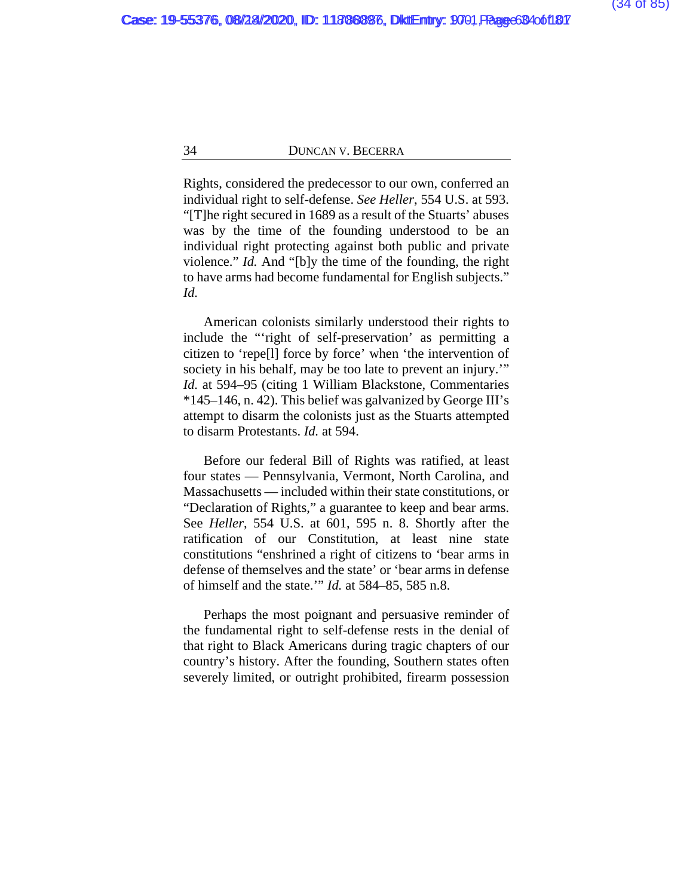Rights, considered the predecessor to our own, conferred an individual right to self-defense. *See Heller*, 554 U.S. at 593. "[T]he right secured in 1689 as a result of the Stuarts' abuses was by the time of the founding understood to be an individual right protecting against both public and private violence." *Id.* And "[b]y the time of the founding, the right to have arms had become fundamental for English subjects." *Id.*

American colonists similarly understood their rights to include the "'right of self-preservation' as permitting a citizen to 'repe[l] force by force' when 'the intervention of society in his behalf, may be too late to prevent an injury.'" *Id.* at 594–95 (citing 1 William Blackstone, Commentaries *145–146, n. 42). This belief was galvanized by George III's attempt to disarm the colonists just as the Stuarts attempted to disarm Protestants. *Id.* at 594.

Before our federal Bill of Rights was ratified, at least four states — Pennsylvania, Vermont, North Carolina, and Massachusetts — included within their state constitutions, or "Declaration of Rights," a guarantee to keep and bear arms. See *Heller*, 554 U.S. at 601, 595 n. 8. Shortly after the ratification of our Constitution, at least nine state constitutions "enshrined a right of citizens to 'bear arms in defense of themselves and the state' or 'bear arms in defense of himself and the state.'" *Id.* at 584–85, 585 n.8.

Perhaps the most poignant and persuasive reminder of the fundamental right to self-defense rests in the denial of that right to Black Americans during tragic chapters of our country's history. After the founding, Southern states often severely limited, or outright prohibited, firearm possession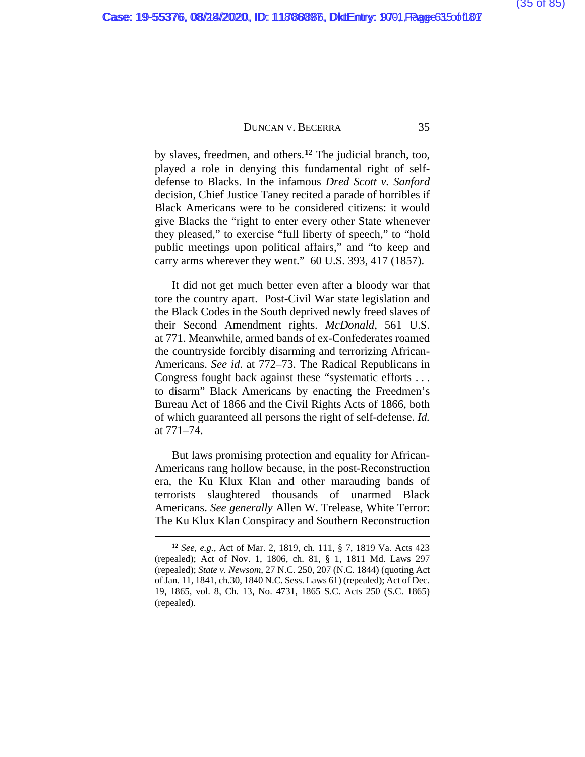by slaves, freedmen, and others.[12] The judicial branch, too, played a role in denying this fundamental right of self-defense to Blacks. In the infamous *Dred Scott v. Sanford* decision, Chief Justice Taney recited a parade of horribles if Black Americans were to be considered citizens: it would give Blacks the "right to enter every other State whenever they pleased," to exercise "full liberty of speech," to "hold public meetings upon political affairs," and "to keep and carry arms wherever they went." 60 U.S. 393, 417 (1857).

It did not get much better even after a bloody war that tore the country apart. Post-Civil War state legislation and the Black Codes in the South deprived newly freed slaves of their Second Amendment rights. *McDonald*, 561 U.S. at 771. Meanwhile, armed bands of ex-Confederates roamed the countryside forcibly disarming and terrorizing African-Americans. *See id.* at 772–73. The Radical Republicans in Congress fought back against these "systematic efforts . . . to disarm" Black Americans by enacting the Freedmen's Bureau Act of 1866 and the Civil Rights Acts of 1866, both of which guaranteed all persons the right of self-defense. *Id.* at 771–74.

But laws promising protection and equality for African-Americans rang hollow because, in the post-Reconstruction era, the Ku Klux Klan and other marauding bands of terrorists slaughtered thousands of unarmed Black Americans. *See generally* Allen W. Trelease, White Terror: The Ku Klux Klan Conspiracy and Southern Reconstruction

---

[12] *See, e.g.*, Act of Mar. 2, 1819, ch. 111, § 7, 1819 Va. Acts 423 (repealed); Act of Nov. 1, 1806, ch. 81, § 1, 1811 Md. Laws 297 (repealed); *State v. Newsom*, 27 N.C. 250, 207 (N.C. 1844) (quoting Act of Jan. 11, 1841, ch.30, 1840 N.C. Sess. Laws 61) (repealed); Act of Dec. 19, 1865, vol. 8, Ch. 13, No. 4731, 1865 S.C. Acts 250 (S.C. 1865) (repealed).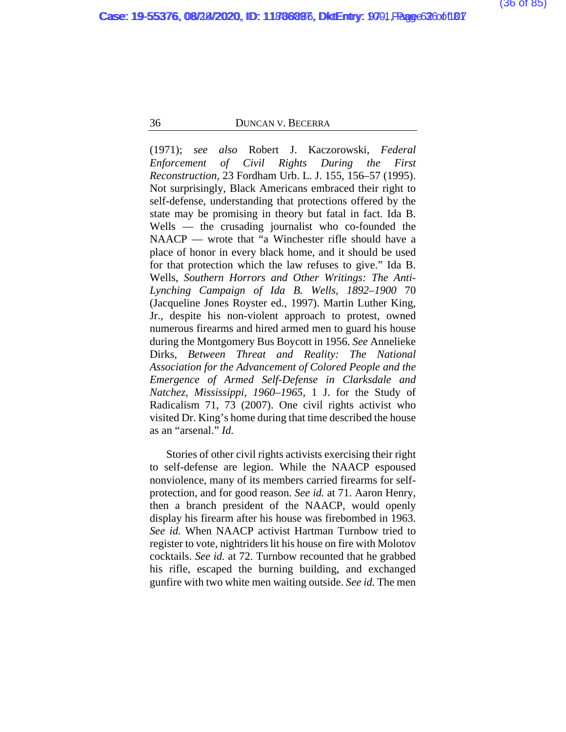(1971); *see also* Robert J. Kaczorowski, *Federal Enforcement of Civil Rights During the First Reconstruction*, 23 Fordham Urb. L. J. 155, 156–57 (1995). Not surprisingly, Black Americans embraced their right to self-defense, understanding that protections offered by the state may be promising in theory but fatal in fact. Ida B. Wells — the crusading journalist who co-founded the NAACP — wrote that "a Winchester rifle should have a place of honor in every black home, and it should be used for that protection which the law refuses to give." Ida B. Wells, *Southern Horrors and Other Writings: The Anti-Lynching Campaign of Ida B. Wells, 1892–1900* 70 (Jacqueline Jones Royster ed., 1997). Martin Luther King, Jr., despite his non-violent approach to protest, owned numerous firearms and hired armed men to guard his house during the Montgomery Bus Boycott in 1956. *See* Annelieke Dirks, *Between Threat and Reality: The National Association for the Advancement of Colored People and the Emergence of Armed Self-Defense in Clarksdale and Natchez, Mississippi, 1960–1965*, 1 J. for the Study of Radicalism 71, 73 (2007). One civil rights activist who visited Dr. King's home during that time described the house as an "arsenal." *Id.*

Stories of other civil rights activists exercising their right to self-defense are legion. While the NAACP espoused nonviolence, many of its members carried firearms for self-protection, and for good reason. *See id.* at 71. Aaron Henry, then a branch president of the NAACP, would openly display his firearm after his house was firebombed in 1963. *See id.* When NAACP activist Hartman Turnbow tried to register to vote, nightriders lit his house on fire with Molotov cocktails. *See id.* at 72. Turnbow recounted that he grabbed his rifle, escaped the burning building, and exchanged gunfire with two white men waiting outside. *See id.* The men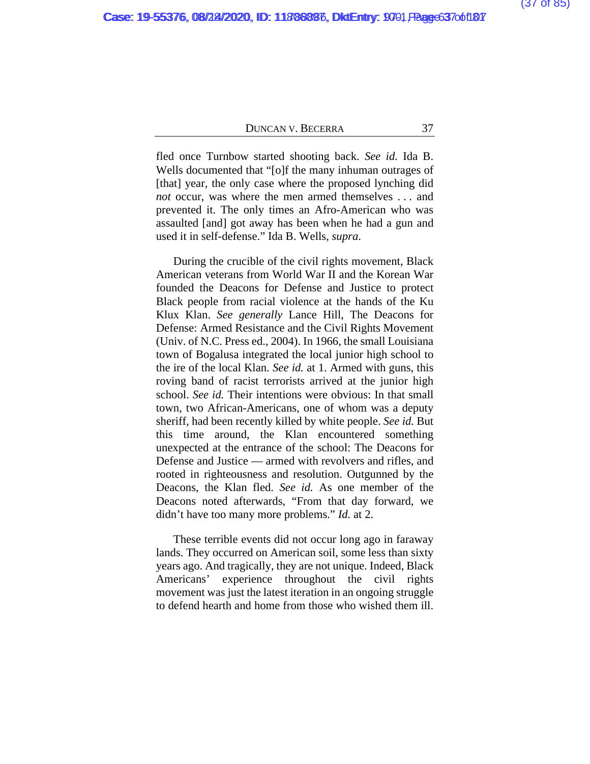fled once Turnbow started shooting back. *See id.* Ida B. Wells documented that "[o]f the many inhuman outrages of [that] year, the only case where the proposed lynching did *not* occur, was where the men armed themselves . . . and prevented it. The only times an Afro-American who was assaulted [and] got away has been when he had a gun and used it in self-defense." Ida B. Wells, *supra*.

During the crucible of the civil rights movement, Black American veterans from World War II and the Korean War founded the Deacons for Defense and Justice to protect Black people from racial violence at the hands of the Ku Klux Klan. *See generally* Lance Hill, The Deacons for Defense: Armed Resistance and the Civil Rights Movement (Univ. of N.C. Press ed., 2004). In 1966, the small Louisiana town of Bogalusa integrated the local junior high school to the ire of the local Klan. *See id.* at 1. Armed with guns, this roving band of racist terrorists arrived at the junior high school. *See id.* Their intentions were obvious: In that small town, two African-Americans, one of whom was a deputy sheriff, had been recently killed by white people. *See id.* But this time around, the Klan encountered something unexpected at the entrance of the school: The Deacons for Defense and Justice — armed with revolvers and rifles, and rooted in righteousness and resolution. Outgunned by the Deacons, the Klan fled. *See id.* As one member of the Deacons noted afterwards, "From that day forward, we didn't have too many more problems." *Id.* at 2.

These terrible events did not occur long ago in faraway lands. They occurred on American soil, some less than sixty years ago. And tragically, they are not unique. Indeed, Black Americans' experience throughout the civil rights movement was just the latest iteration in an ongoing struggle to defend hearth and home from those who wished them ill.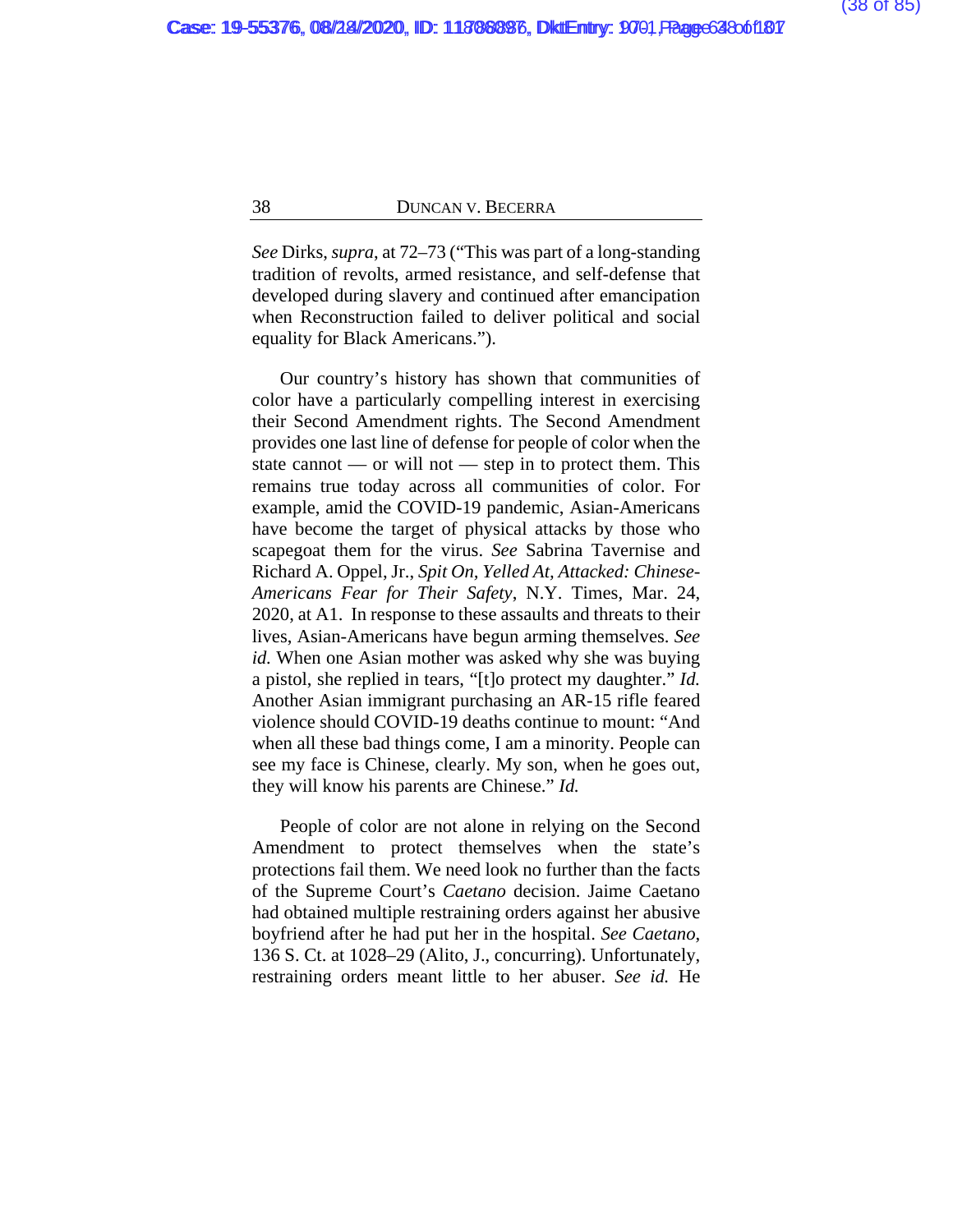*See* Dirks, *supra*, at 72–73 ("This was part of a long-standing tradition of revolts, armed resistance, and self-defense that developed during slavery and continued after emancipation when Reconstruction failed to deliver political and social equality for Black Americans.").

Our country's history has shown that communities of color have a particularly compelling interest in exercising their Second Amendment rights. The Second Amendment provides one last line of defense for people of color when the state cannot — or will not — step in to protect them. This remains true today across all communities of color. For example, amid the COVID-19 pandemic, Asian-Americans have become the target of physical attacks by those who scapegoat them for the virus. *See* Sabrina Tavernise and Richard A. Oppel, Jr., *Spit On, Yelled At, Attacked: Chinese-Americans Fear for Their Safety*, N.Y. Times, Mar. 24, 2020, at A1. In response to these assaults and threats to their lives, Asian-Americans have begun arming themselves. *See id.* When one Asian mother was asked why she was buying a pistol, she replied in tears, "[t]o protect my daughter." *Id.* Another Asian immigrant purchasing an AR-15 rifle feared violence should COVID-19 deaths continue to mount: "And when all these bad things come, I am a minority. People can see my face is Chinese, clearly. My son, when he goes out, they will know his parents are Chinese." *Id.*

People of color are not alone in relying on the Second Amendment to protect themselves when the state's protections fail them. We need look no further than the facts of the Supreme Court's *Caetano* decision. Jaime Caetano had obtained multiple restraining orders against her abusive boyfriend after he had put her in the hospital. *See Caetano*, 136 S. Ct. at 1028–29 (Alito, J., concurring). Unfortunately, restraining orders meant little to her abuser. *See id.* He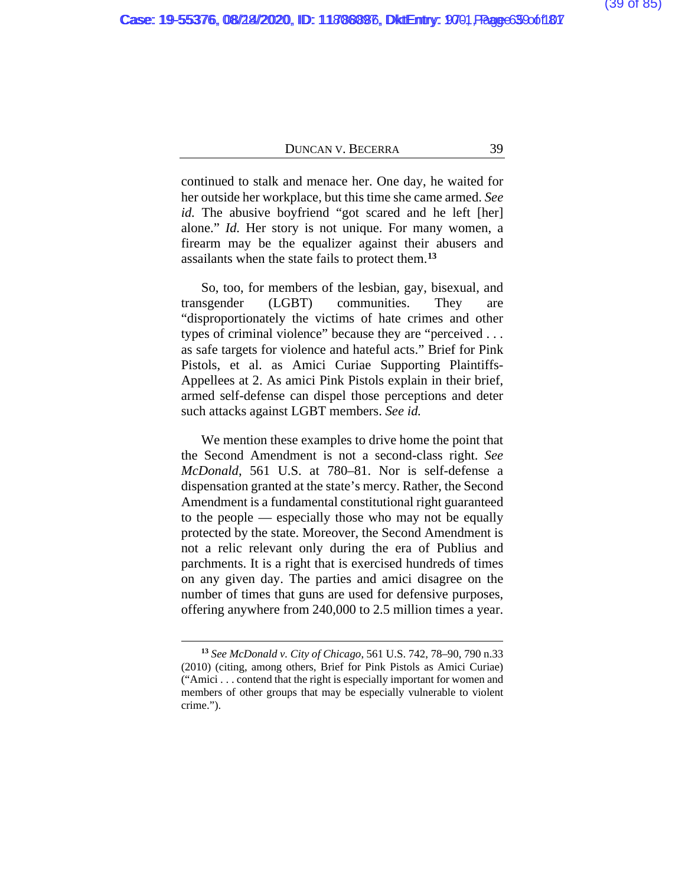continued to stalk and menace her. One day, he waited for her outside her workplace, but this time she came armed. *See id.* The abusive boyfriend "got scared and he left [her] alone." *Id.* Her story is not unique. For many women, a firearm may be the equalizer against their abusers and assailants when the state fails to protect them.[13]

So, too, for members of the lesbian, gay, bisexual, and transgender (LGBT) communities. They are "disproportionately the victims of hate crimes and other types of criminal violence" because they are "perceived . . . as safe targets for violence and hateful acts." Brief for Pink Pistols, et al. as Amici Curiae Supporting Plaintiffs-Appellees at 2. As amici Pink Pistols explain in their brief, armed self-defense can dispel those perceptions and deter such attacks against LGBT members. *See id.*

We mention these examples to drive home the point that the Second Amendment is not a second-class right. *See McDonald*, 561 U.S. at 780–81. Nor is self-defense a dispensation granted at the state's mercy. Rather, the Second Amendment is a fundamental constitutional right guaranteed to the people — especially those who may not be equally protected by the state. Moreover, the Second Amendment is not a relic relevant only during the era of Publius and parchments. It is a right that is exercised hundreds of times on any given day. The parties and amici disagree on the number of times that guns are used for defensive purposes, offering anywhere from 240,000 to 2.5 million times a year.

---

[13] *See McDonald v. City of Chicago*, 561 U.S. 742, 78–90, 790 n.33 (2010) (citing, among others, Brief for Pink Pistols as Amici Curiae) ("Amici . . . contend that the right is especially important for women and members of other groups that may be especially vulnerable to violent crime.").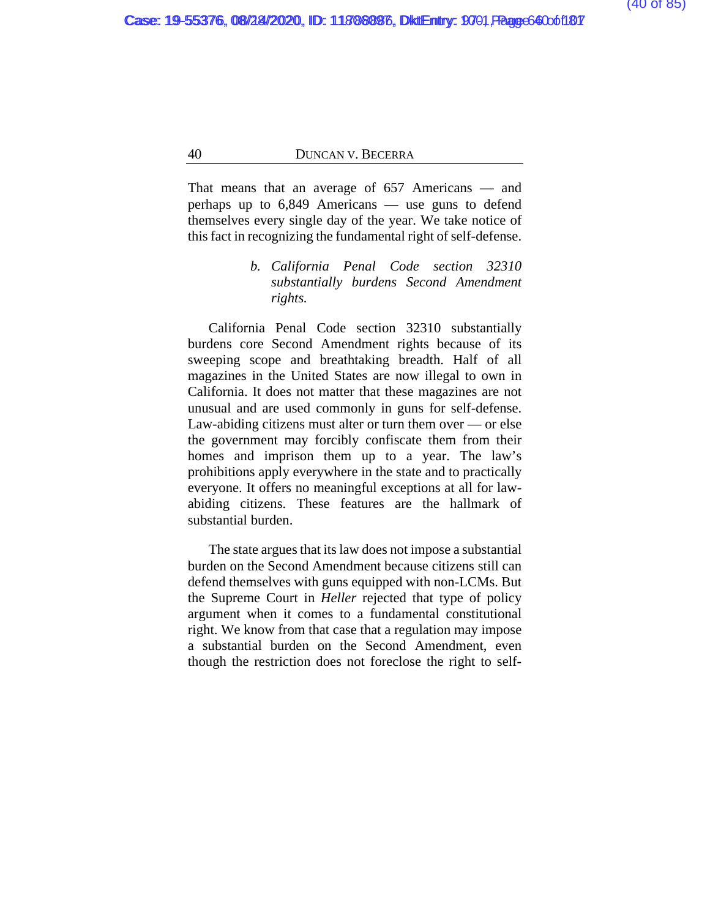That means that an average of 657 Americans — and perhaps up to 6,849 Americans — use guns to defend themselves every single day of the year. We take notice of this fact in recognizing the fundamental right of self-defense.

#### *b. California Penal Code section 32310 substantially burdens Second Amendment rights.*

California Penal Code section 32310 substantially burdens core Second Amendment rights because of its sweeping scope and breathtaking breadth. Half of all magazines in the United States are now illegal to own in California. It does not matter that these magazines are not unusual and are used commonly in guns for self-defense. Law-abiding citizens must alter or turn them over — or else the government may forcibly confiscate them from their homes and imprison them up to a year. The law's prohibitions apply everywhere in the state and to practically everyone. It offers no meaningful exceptions at all for law-abiding citizens. These features are the hallmark of substantial burden.

The state argues that its law does not impose a substantial burden on the Second Amendment because citizens still can defend themselves with guns equipped with non-LCMs. But the Supreme Court in *Heller* rejected that type of policy argument when it comes to a fundamental constitutional right. We know from that case that a regulation may impose a substantial burden on the Second Amendment, even though the restriction does not foreclose the right to self-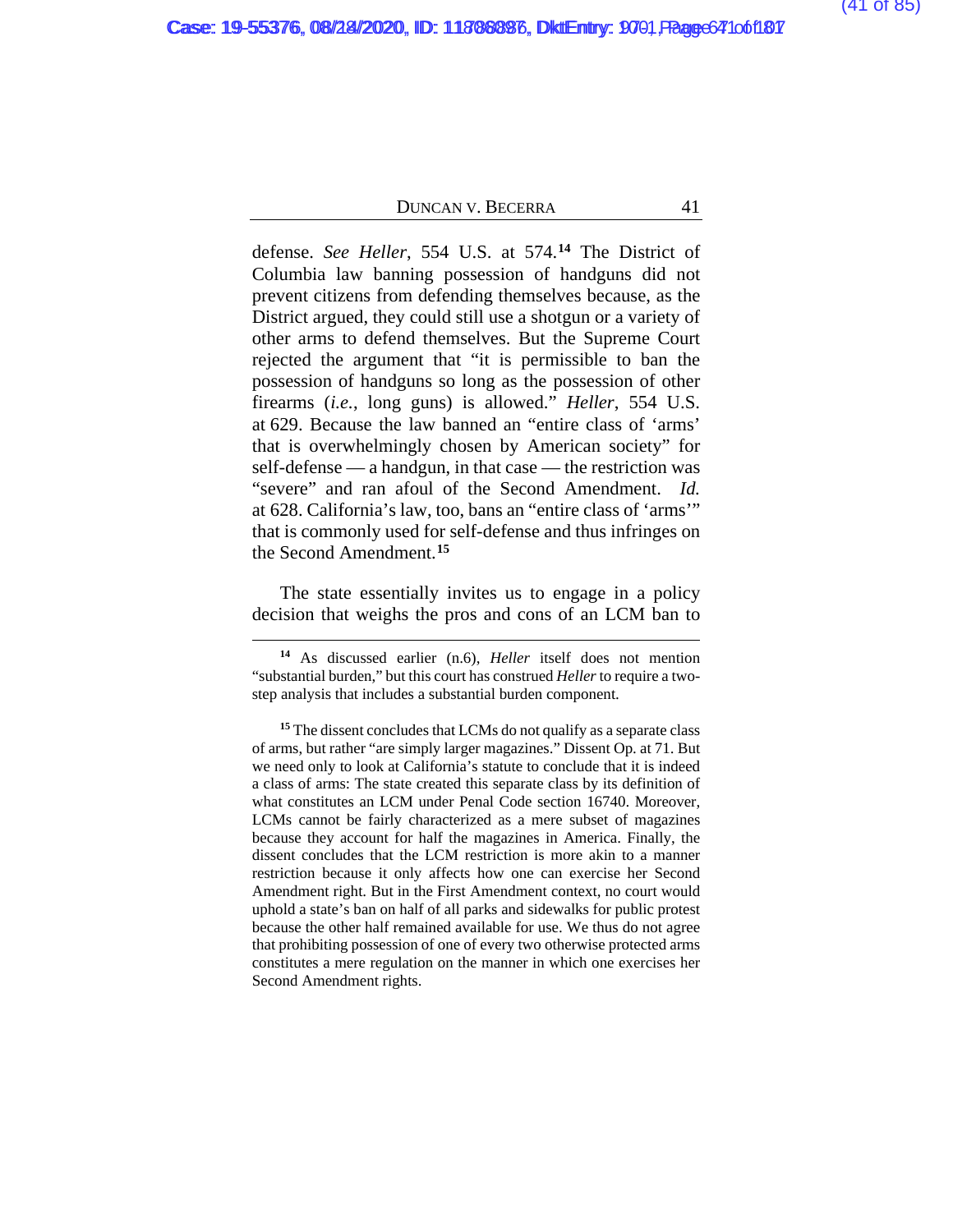defense. *See Heller*, 554 U.S. at 574.[14] The District of Columbia law banning possession of handguns did not prevent citizens from defending themselves because, as the District argued, they could still use a shotgun or a variety of other arms to defend themselves. But the Supreme Court rejected the argument that "it is permissible to ban the possession of handguns so long as the possession of other firearms (*i.e.*, long guns) is allowed." *Heller*, 554 U.S. at 629. Because the law banned an "entire class of 'arms' that is overwhelmingly chosen by American society" for self-defense — a handgun, in that case — the restriction was "severe" and ran afoul of the Second Amendment. *Id.* at 628. California's law, too, bans an "entire class of 'arms'" that is commonly used for self-defense and thus infringes on the Second Amendment.[15]

The state essentially invites us to engage in a policy decision that weighs the pros and cons of an LCM ban to

---

[14] As discussed earlier (n.6), *Heller* itself does not mention "substantial burden," but this court has construed *Heller* to require a two-step analysis that includes a substantial burden component.

[15] The dissent concludes that LCMs do not qualify as a separate class of arms, but rather "are simply larger magazines." Dissent Op. at 71. But we need only to look at California's statute to conclude that it is indeed a class of arms: The state created this separate class by its definition of what constitutes an LCM under Penal Code section 16740. Moreover, LCMs cannot be fairly characterized as a mere subset of magazines because they account for half the magazines in America. Finally, the dissent concludes that the LCM restriction is more akin to a manner restriction because it only affects how one can exercise her Second Amendment right. But in the First Amendment context, no court would uphold a state's ban on half of all parks and sidewalks for public protest because the other half remained available for use. We thus do not agree that prohibiting possession of one of every two otherwise protected arms constitutes a mere regulation on the manner in which one exercises her Second Amendment rights.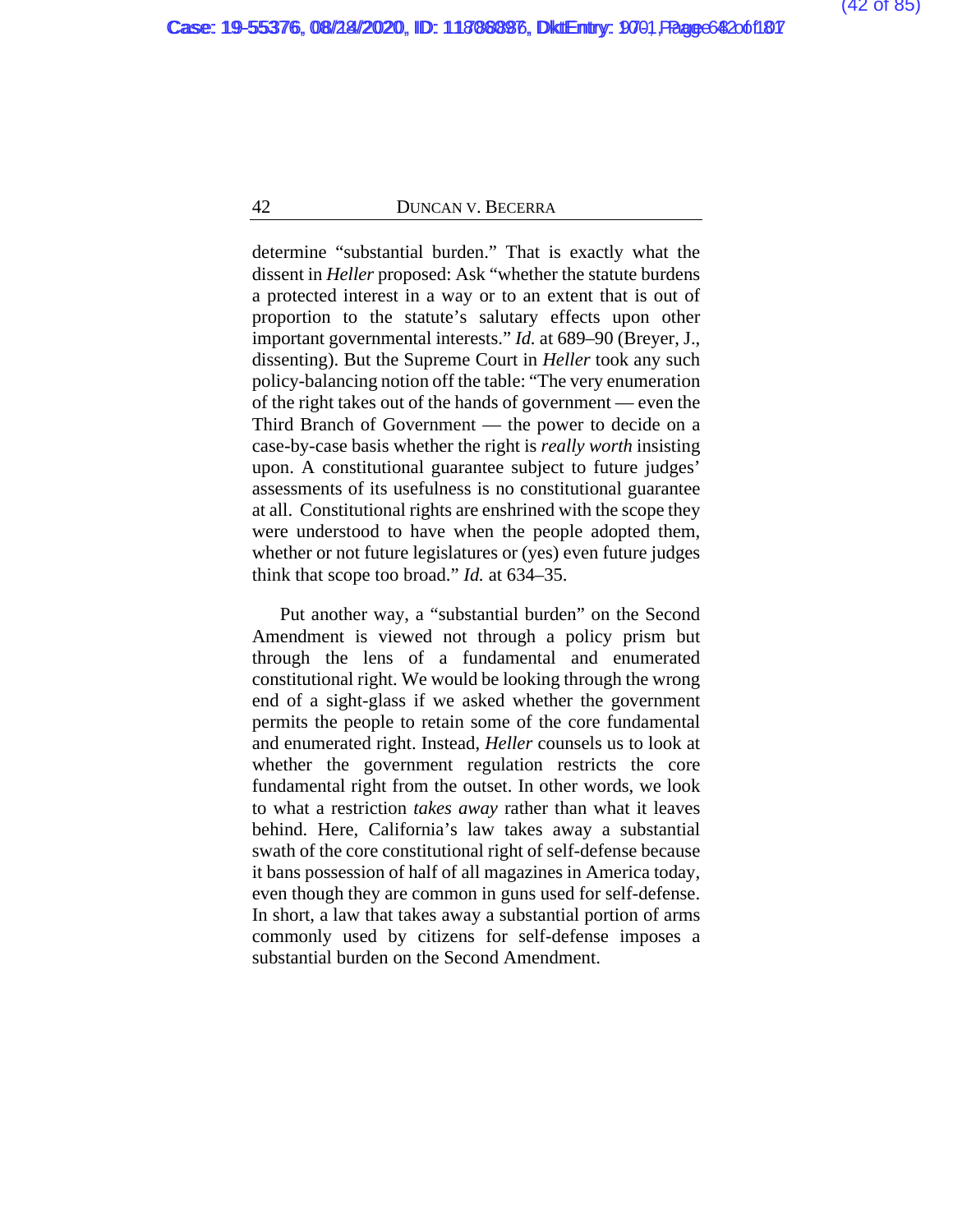determine "substantial burden." That is exactly what the dissent in *Heller* proposed: Ask "whether the statute burdens a protected interest in a way or to an extent that is out of proportion to the statute's salutary effects upon other important governmental interests." *Id.* at 689–90 (Breyer, J., dissenting). But the Supreme Court in *Heller* took any such policy-balancing notion off the table: "The very enumeration of the right takes out of the hands of government — even the Third Branch of Government — the power to decide on a case-by-case basis whether the right is *really worth* insisting upon. A constitutional guarantee subject to future judges' assessments of its usefulness is no constitutional guarantee at all. Constitutional rights are enshrined with the scope they were understood to have when the people adopted them, whether or not future legislatures or (yes) even future judges think that scope too broad." *Id.* at 634–35.

Put another way, a "substantial burden" on the Second Amendment is viewed not through a policy prism but through the lens of a fundamental and enumerated constitutional right. We would be looking through the wrong end of a sight-glass if we asked whether the government permits the people to retain some of the core fundamental and enumerated right. Instead, *Heller* counsels us to look at whether the government regulation restricts the core fundamental right from the outset. In other words, we look to what a restriction *takes away* rather than what it leaves behind. Here, California's law takes away a substantial swath of the core constitutional right of self-defense because it bans possession of half of all magazines in America today, even though they are common in guns used for self-defense. In short, a law that takes away a substantial portion of arms commonly used by citizens for self-defense imposes a substantial burden on the Second Amendment.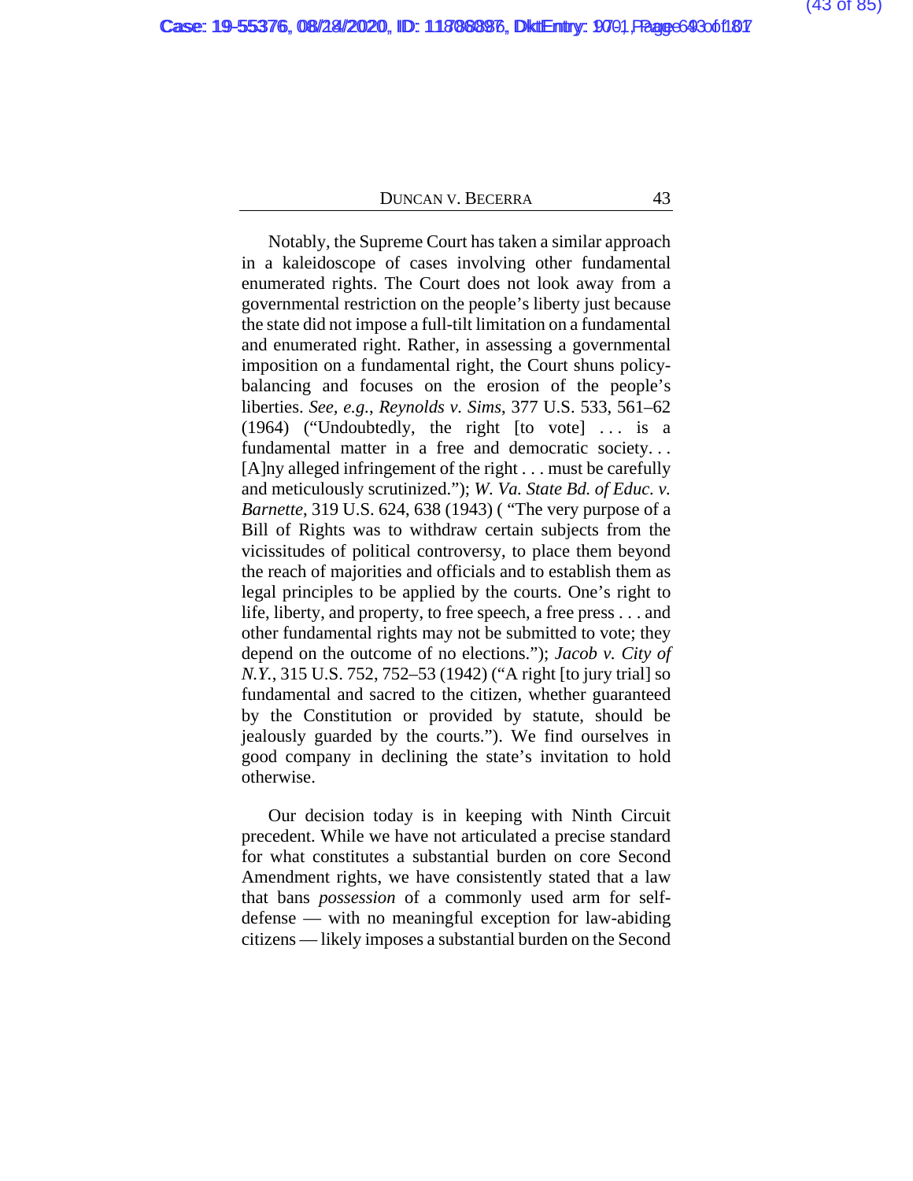Notably, the Supreme Court has taken a similar approach in a kaleidoscope of cases involving other fundamental enumerated rights. The Court does not look away from a governmental restriction on the people's liberty just because the state did not impose a full-tilt limitation on a fundamental and enumerated right. Rather, in assessing a governmental imposition on a fundamental right, the Court shuns policy-balancing and focuses on the erosion of the people's liberties. *See, e.g.*, *Reynolds v. Sims*, 377 U.S. 533, 561–62 (1964) ("Undoubtedly, the right [to vote] . . . is a fundamental matter in a free and democratic society. . . [A]ny alleged infringement of the right . . . must be carefully and meticulously scrutinized."); *W. Va. State Bd. of Educ. v. Barnette*, 319 U.S. 624, 638 (1943) ( "The very purpose of a Bill of Rights was to withdraw certain subjects from the vicissitudes of political controversy, to place them beyond the reach of majorities and officials and to establish them as legal principles to be applied by the courts. One's right to life, liberty, and property, to free speech, a free press . . . and other fundamental rights may not be submitted to vote; they depend on the outcome of no elections."); *Jacob v. City of N.Y.*, 315 U.S. 752, 752–53 (1942) ("A right [to jury trial] so fundamental and sacred to the citizen, whether guaranteed by the Constitution or provided by statute, should be jealously guarded by the courts."). We find ourselves in good company in declining the state's invitation to hold otherwise.

Our decision today is in keeping with Ninth Circuit precedent. While we have not articulated a precise standard for what constitutes a substantial burden on core Second Amendment rights, we have consistently stated that a law that bans *possession* of a commonly used arm for self-defense — with no meaningful exception for law-abiding citizens — likely imposes a substantial burden on the Second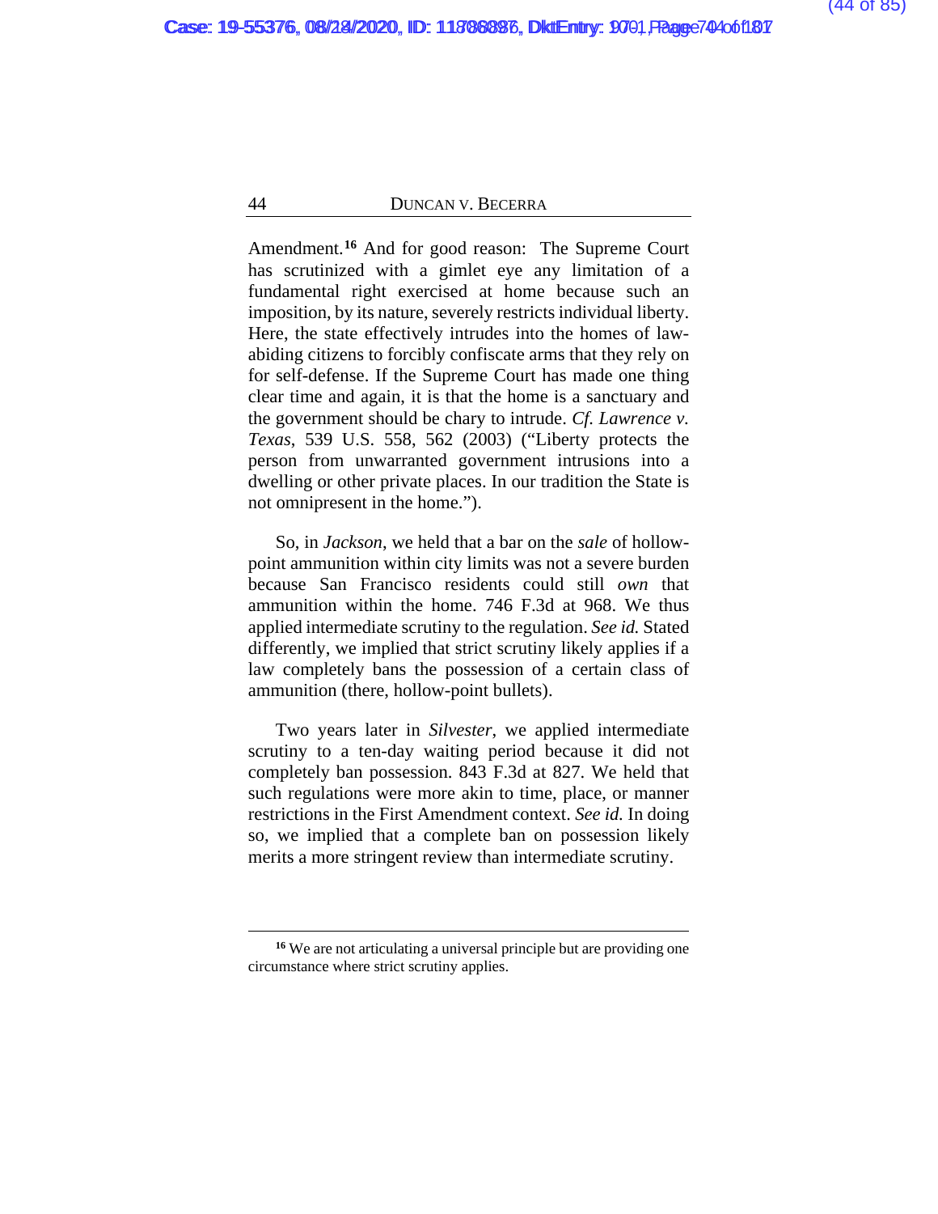Amendment.[16] And for good reason: The Supreme Court has scrutinized with a gimlet eye any limitation of a fundamental right exercised at home because such an imposition, by its nature, severely restricts individual liberty. Here, the state effectively intrudes into the homes of law-abiding citizens to forcibly confiscate arms that they rely on for self-defense. If the Supreme Court has made one thing clear time and again, it is that the home is a sanctuary and the government should be chary to intrude. *Cf. Lawrence v. Texas*, 539 U.S. 558, 562 (2003) ("Liberty protects the person from unwarranted government intrusions into a dwelling or other private places. In our tradition the State is not omnipresent in the home.").

So, in *Jackson*, we held that a bar on the *sale* of hollow-point ammunition within city limits was not a severe burden because San Francisco residents could still *own* that ammunition within the home. 746 F.3d at 968. We thus applied intermediate scrutiny to the regulation. *See id.* Stated differently, we implied that strict scrutiny likely applies if a law completely bans the possession of a certain class of ammunition (there, hollow-point bullets).

Two years later in *Silvester*, we applied intermediate scrutiny to a ten-day waiting period because it did not completely ban possession. 843 F.3d at 827. We held that such regulations were more akin to time, place, or manner restrictions in the First Amendment context. *See id.* In doing so, we implied that a complete ban on possession likely merits a more stringent review than intermediate scrutiny.

---

[16] We are not articulating a universal principle but are providing one circumstance where strict scrutiny applies.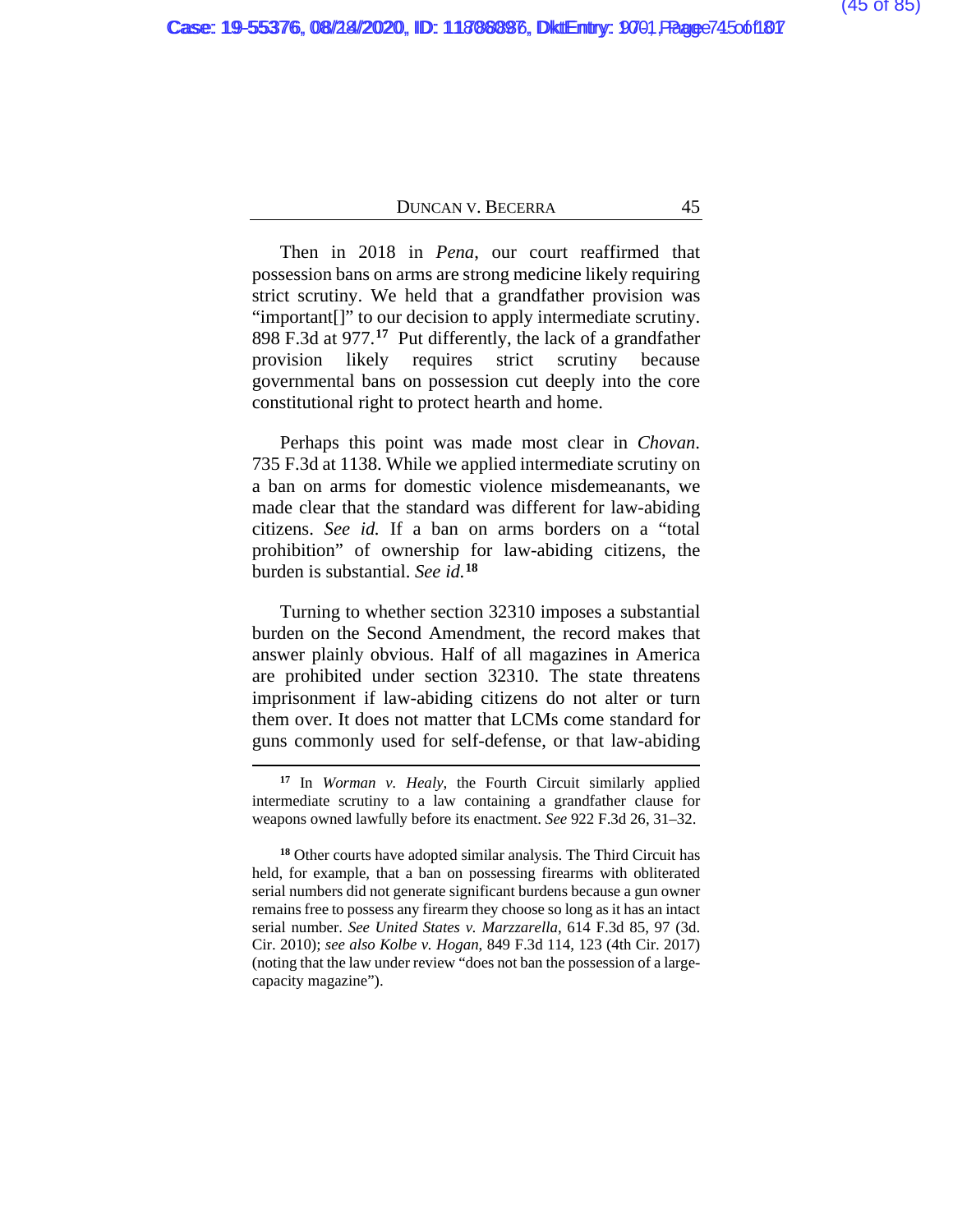Then in 2018 in *Pena*, our court reaffirmed that possession bans on arms are strong medicine likely requiring strict scrutiny. We held that a grandfather provision was "important[]" to our decision to apply intermediate scrutiny. 898 F.3d at 977.[17] Put differently, the lack of a grandfather provision likely requires strict scrutiny because governmental bans on possession cut deeply into the core constitutional right to protect hearth and home.

Perhaps this point was made most clear in *Chovan*. 735 F.3d at 1138. While we applied intermediate scrutiny on a ban on arms for domestic violence misdemeanants, we made clear that the standard was different for law-abiding citizens. *See id.* If a ban on arms borders on a "total prohibition" of ownership for law-abiding citizens, the burden is substantial. *See id.*[18]

Turning to whether section 32310 imposes a substantial burden on the Second Amendment, the record makes that answer plainly obvious. Half of all magazines in America are prohibited under section 32310. The state threatens imprisonment if law-abiding citizens do not alter or turn them over. It does not matter that LCMs come standard for guns commonly used for self-defense, or that law-abiding

---

[17] In *Worman v. Healy*, the Fourth Circuit similarly applied intermediate scrutiny to a law containing a grandfather clause for weapons owned lawfully before its enactment. *See* 922 F.3d 26, 31–32.

[18] Other courts have adopted similar analysis. The Third Circuit has held, for example, that a ban on possessing firearms with obliterated serial numbers did not generate significant burdens because a gun owner remains free to possess any firearm they choose so long as it has an intact serial number. *See United States v. Marzzarella*, 614 F.3d 85, 97 (3d. Cir. 2010); *see also Kolbe v. Hogan*, 849 F.3d 114, 123 (4th Cir. 2017) (noting that the law under review "does not ban the possession of a large-capacity magazine").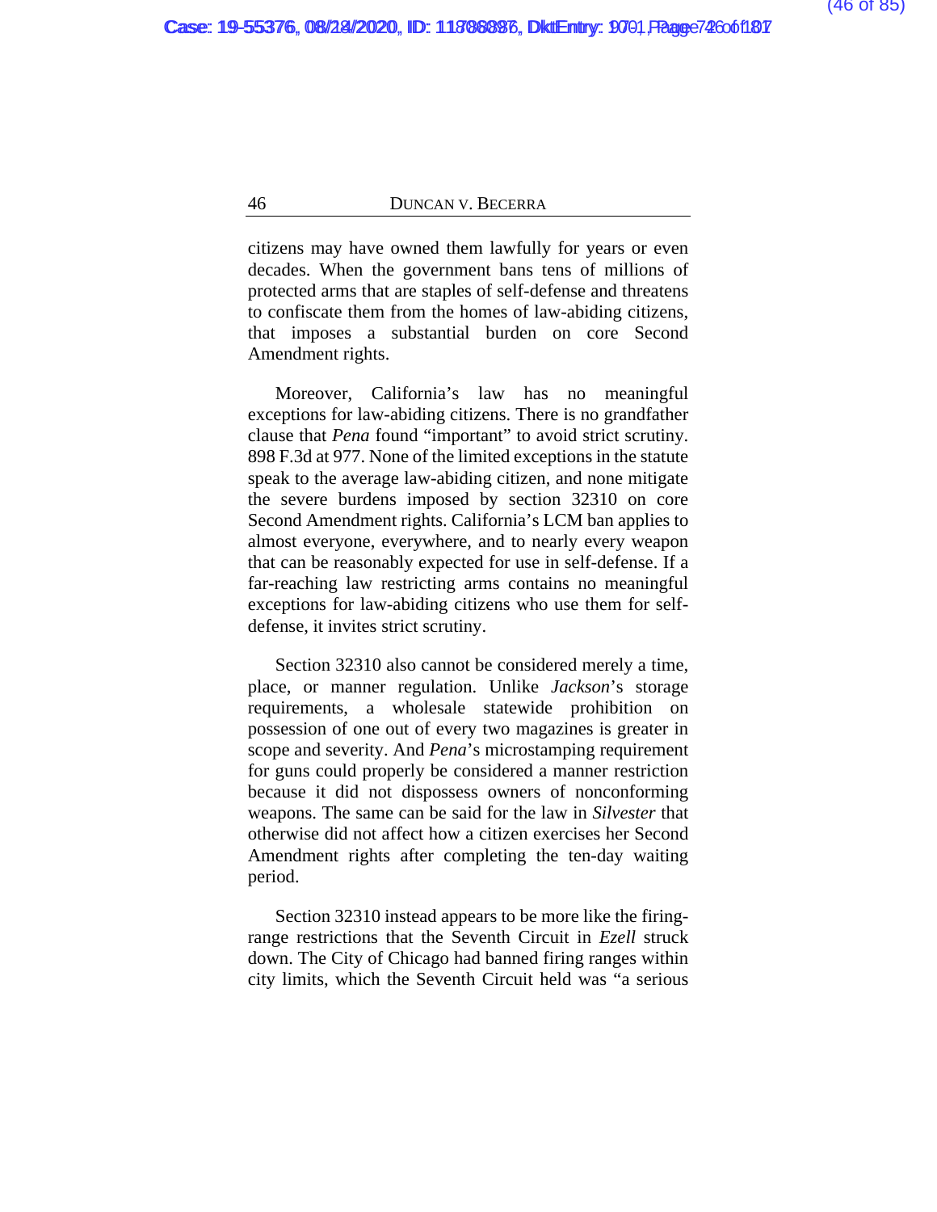citizens may have owned them lawfully for years or even decades. When the government bans tens of millions of protected arms that are staples of self-defense and threatens to confiscate them from the homes of law-abiding citizens, that imposes a substantial burden on core Second Amendment rights.

Moreover, California's law has no meaningful exceptions for law-abiding citizens. There is no grandfather clause that *Pena* found "important" to avoid strict scrutiny. 898 F.3d at 977. None of the limited exceptions in the statute speak to the average law-abiding citizen, and none mitigate the severe burdens imposed by section 32310 on core Second Amendment rights. California's LCM ban applies to almost everyone, everywhere, and to nearly every weapon that can be reasonably expected for use in self-defense. If a far-reaching law restricting arms contains no meaningful exceptions for law-abiding citizens who use them for self-defense, it invites strict scrutiny.

Section 32310 also cannot be considered merely a time, place, or manner regulation. Unlike *Jackson*'s storage requirements, a wholesale statewide prohibition on possession of one out of every two magazines is greater in scope and severity. And *Pena*'s microstamping requirement for guns could properly be considered a manner restriction because it did not dispossess owners of nonconforming weapons. The same can be said for the law in *Silvester* that otherwise did not affect how a citizen exercises her Second Amendment rights after completing the ten-day waiting period.

Section 32310 instead appears to be more like the firing-range restrictions that the Seventh Circuit in *Ezell* struck down. The City of Chicago had banned firing ranges within city limits, which the Seventh Circuit held was "a serious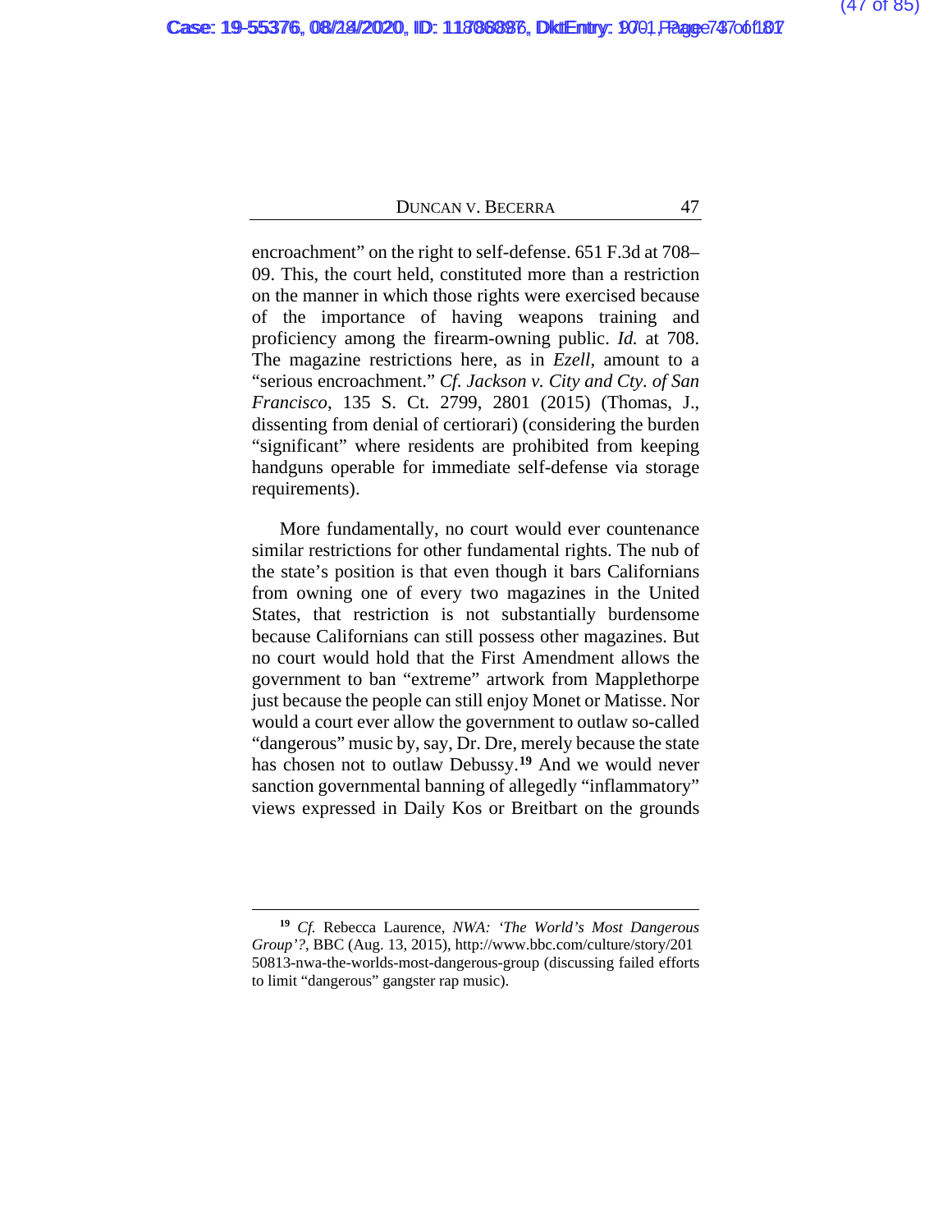encroachment" on the right to self-defense. 651 F.3d at 708–09. This, the court held, constituted more than a restriction on the manner in which those rights were exercised because of the importance of having weapons training and proficiency among the firearm-owning public. *Id.* at 708. The magazine restrictions here, as in *Ezell*, amount to a "serious encroachment." *Cf. Jackson v. City and Cty. of San Francisco*, 135 S. Ct. 2799, 2801 (2015) (Thomas, J., dissenting from denial of certiorari) (considering the burden "significant" where residents are prohibited from keeping handguns operable for immediate self-defense via storage requirements).

More fundamentally, no court would ever countenance similar restrictions for other fundamental rights. The nub of the state's position is that even though it bars Californians from owning one of every two magazines in the United States, that restriction is not substantially burdensome because Californians can still possess other magazines. But no court would hold that the First Amendment allows the government to ban "extreme" artwork from Mapplethorpe just because the people can still enjoy Monet or Matisse. Nor would a court ever allow the government to outlaw so-called "dangerous" music by, say, Dr. Dre, merely because the state has chosen not to outlaw Debussy.[19] And we would never sanction governmental banning of allegedly "inflammatory" views expressed in Daily Kos or Breitbart on the grounds

---

[19] *Cf.* Rebecca Laurence, *NWA: 'The World's Most Dangerous Group'?*, BBC (Aug. 13, 2015), http://www.bbc.com/culture/story/20150813-nwa-the-worlds-most-dangerous-group (discussing failed efforts to limit "dangerous" gangster rap music).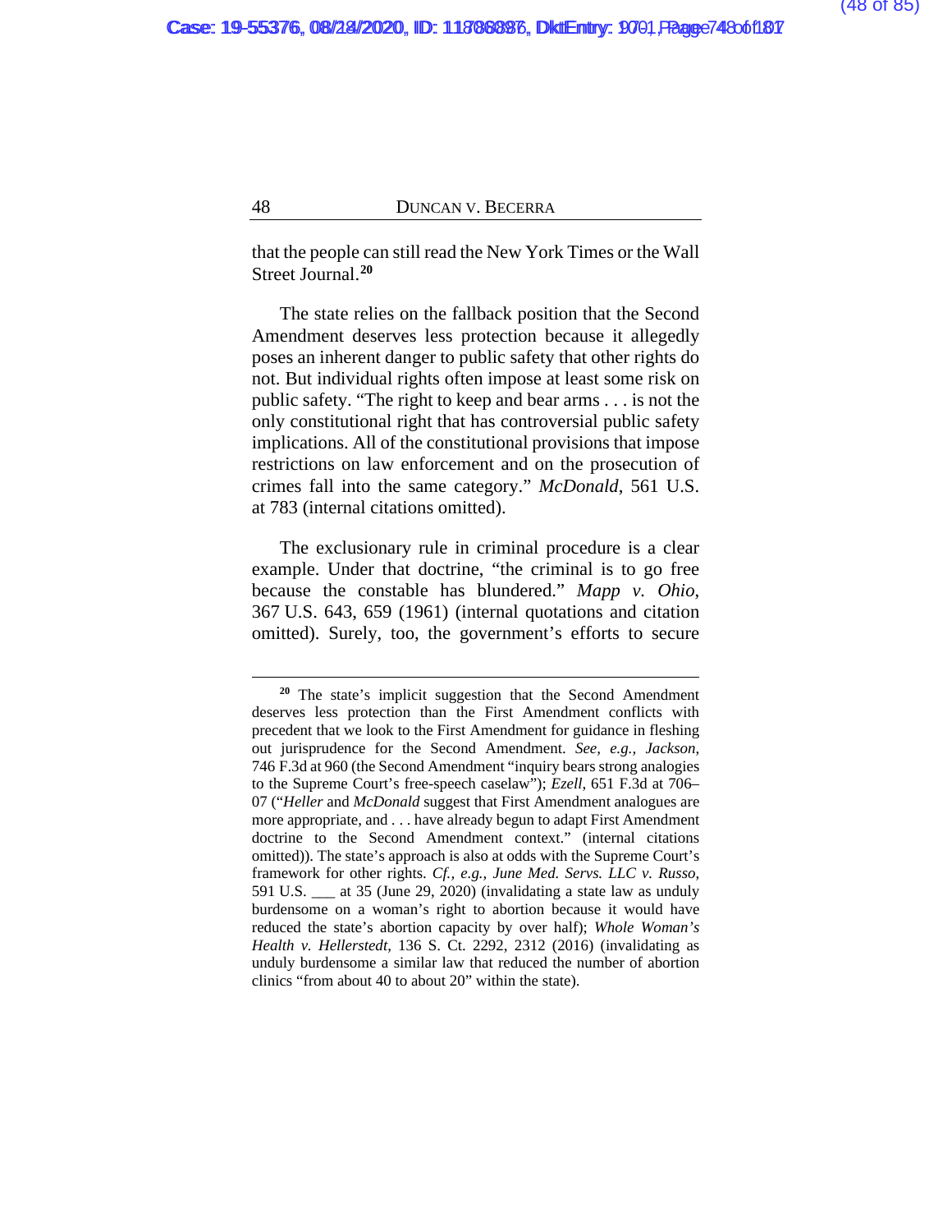that the people can still read the New York Times or the Wall Street Journal.[20]

The state relies on the fallback position that the Second Amendment deserves less protection because it allegedly poses an inherent danger to public safety that other rights do not. But individual rights often impose at least some risk on public safety. "The right to keep and bear arms . . . is not the only constitutional right that has controversial public safety implications. All of the constitutional provisions that impose restrictions on law enforcement and on the prosecution of crimes fall into the same category." *McDonald*, 561 U.S. at 783 (internal citations omitted).

The exclusionary rule in criminal procedure is a clear example. Under that doctrine, "the criminal is to go free because the constable has blundered." *Mapp v. Ohio*, 367 U.S. 643, 659 (1961) (internal quotations and citation omitted). Surely, too, the government's efforts to secure

---

[20] The state's implicit suggestion that the Second Amendment deserves less protection than the First Amendment conflicts with precedent that we look to the First Amendment for guidance in fleshing out jurisprudence for the Second Amendment. *See, e.g., Jackson*, 746 F.3d at 960 (the Second Amendment "inquiry bears strong analogies to the Supreme Court's free-speech caselaw"); *Ezell*, 651 F.3d at 706–07 ("*Heller* and *McDonald* suggest that First Amendment analogues are more appropriate, and . . . have already begun to adapt First Amendment doctrine to the Second Amendment context." (internal citations omitted)). The state's approach is also at odds with the Supreme Court's framework for other rights. *Cf., e.g., June Med. Servs. LLC v. Russo*, 591 U.S. ___ at 35 (June 29, 2020) (invalidating a state law as unduly burdensome on a woman's right to abortion because it would have reduced the state's abortion capacity by over half); *Whole Woman's Health v. Hellerstedt*, 136 S. Ct. 2292, 2312 (2016) (invalidating as unduly burdensome a similar law that reduced the number of abortion clinics "from about 40 to about 20" within the state).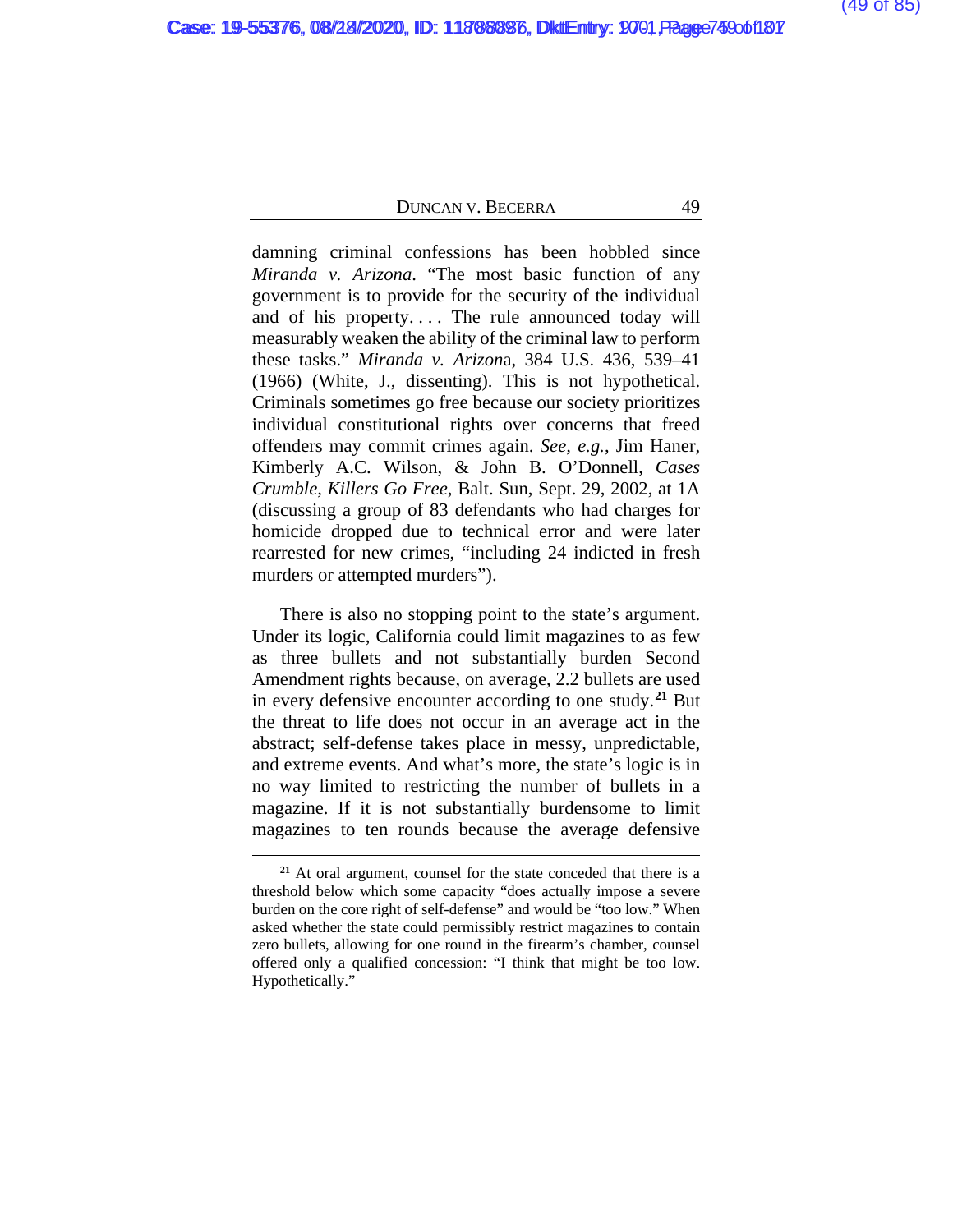damning criminal confessions has been hobbled since *Miranda v. Arizona*. "The most basic function of any government is to provide for the security of the individual and of his property. . . . The rule announced today will measurably weaken the ability of the criminal law to perform these tasks." *Miranda v. Arizon*a, 384 U.S. 436, 539–41 (1966) (White, J., dissenting). This is not hypothetical. Criminals sometimes go free because our society prioritizes individual constitutional rights over concerns that freed offenders may commit crimes again. *See, e.g.*, Jim Haner, Kimberly A.C. Wilson, & John B. O'Donnell, *Cases Crumble, Killers Go Free*, Balt. Sun, Sept. 29, 2002, at 1A (discussing a group of 83 defendants who had charges for homicide dropped due to technical error and were later rearrested for new crimes, "including 24 indicted in fresh murders or attempted murders").

There is also no stopping point to the state's argument. Under its logic, California could limit magazines to as few as three bullets and not substantially burden Second Amendment rights because, on average, 2.2 bullets are used in every defensive encounter according to one study.[21] But the threat to life does not occur in an average act in the abstract; self-defense takes place in messy, unpredictable, and extreme events. And what's more, the state's logic is in no way limited to restricting the number of bullets in a magazine. If it is not substantially burdensome to limit magazines to ten rounds because the average defensive

---

[21] At oral argument, counsel for the state conceded that there is a threshold below which some capacity "does actually impose a severe burden on the core right of self-defense" and would be "too low." When asked whether the state could permissibly restrict magazines to contain zero bullets, allowing for one round in the firearm's chamber, counsel offered only a qualified concession: "I think that might be too low. Hypothetically."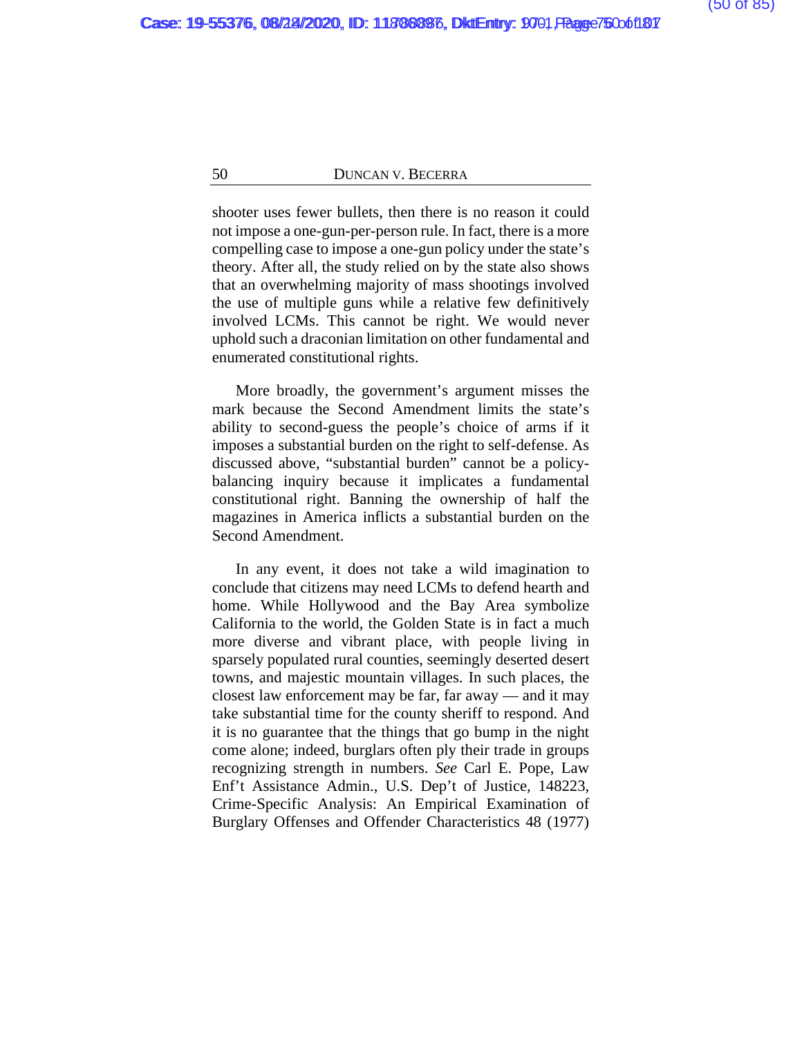shooter uses fewer bullets, then there is no reason it could not impose a one-gun-per-person rule. In fact, there is a more compelling case to impose a one-gun policy under the state's theory. After all, the study relied on by the state also shows that an overwhelming majority of mass shootings involved the use of multiple guns while a relative few definitively involved LCMs. This cannot be right. We would never uphold such a draconian limitation on other fundamental and enumerated constitutional rights.

More broadly, the government's argument misses the mark because the Second Amendment limits the state's ability to second-guess the people's choice of arms if it imposes a substantial burden on the right to self-defense. As discussed above, "substantial burden" cannot be a policy-balancing inquiry because it implicates a fundamental constitutional right. Banning the ownership of half the magazines in America inflicts a substantial burden on the Second Amendment.

In any event, it does not take a wild imagination to conclude that citizens may need LCMs to defend hearth and home. While Hollywood and the Bay Area symbolize California to the world, the Golden State is in fact a much more diverse and vibrant place, with people living in sparsely populated rural counties, seemingly deserted desert towns, and majestic mountain villages. In such places, the closest law enforcement may be far, far away — and it may take substantial time for the county sheriff to respond. And it is no guarantee that the things that go bump in the night come alone; indeed, burglars often ply their trade in groups recognizing strength in numbers. *See* Carl E. Pope, Law Enf't Assistance Admin., U.S. Dep't of Justice, 148223, Crime-Specific Analysis: An Empirical Examination of Burglary Offenses and Offender Characteristics 48 (1977)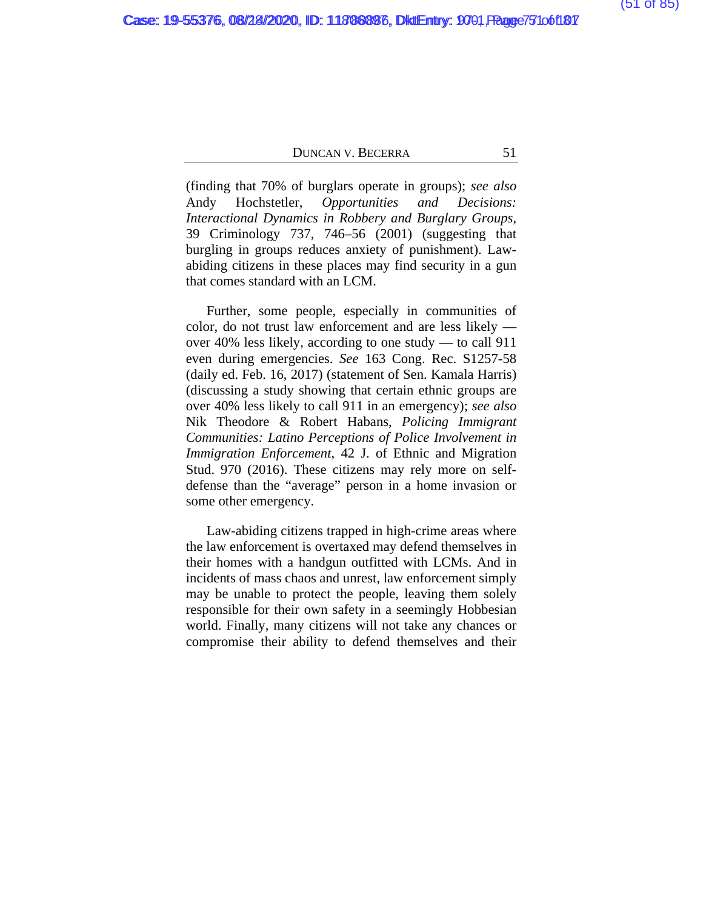(finding that 70% of burglars operate in groups); *see also* Andy Hochstetler, *Opportunities and Decisions: Interactional Dynamics in Robbery and Burglary Groups*, 39 Criminology 737, 746–56 (2001) (suggesting that burgling in groups reduces anxiety of punishment). Law-abiding citizens in these places may find security in a gun that comes standard with an LCM.

Further, some people, especially in communities of color, do not trust law enforcement and are less likely — over 40% less likely, according to one study — to call 911 even during emergencies. *See* 163 Cong. Rec. S1257-58 (daily ed. Feb. 16, 2017) (statement of Sen. Kamala Harris) (discussing a study showing that certain ethnic groups are over 40% less likely to call 911 in an emergency); *see also* Nik Theodore & Robert Habans, *Policing Immigrant Communities: Latino Perceptions of Police Involvement in Immigration Enforcement*, 42 J. of Ethnic and Migration Stud. 970 (2016). These citizens may rely more on self-defense than the "average" person in a home invasion or some other emergency.

Law-abiding citizens trapped in high-crime areas where the law enforcement is overtaxed may defend themselves in their homes with a handgun outfitted with LCMs. And in incidents of mass chaos and unrest, law enforcement simply may be unable to protect the people, leaving them solely responsible for their own safety in a seemingly Hobbesian world. Finally, many citizens will not take any chances or compromise their ability to defend themselves and their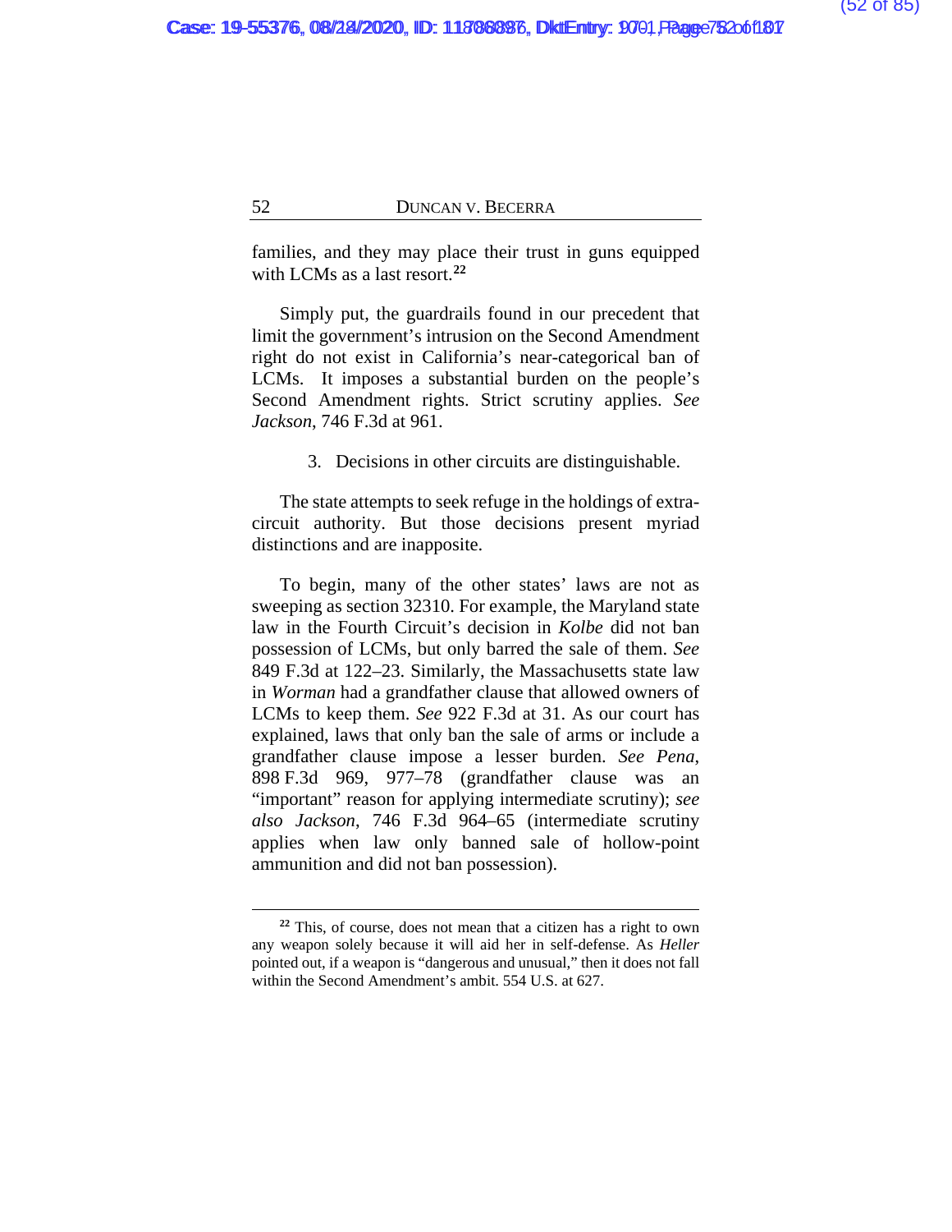families, and they may place their trust in guns equipped with LCMs as a last resort.[22]

Simply put, the guardrails found in our precedent that limit the government's intrusion on the Second Amendment right do not exist in California's near-categorical ban of LCMs. It imposes a substantial burden on the people's Second Amendment rights. Strict scrutiny applies. *See Jackson*, 746 F.3d at 961.

3. Decisions in other circuits are distinguishable.

The state attempts to seek refuge in the holdings of extra-circuit authority. But those decisions present myriad distinctions and are inapposite.

To begin, many of the other states' laws are not as sweeping as section 32310. For example, the Maryland state law in the Fourth Circuit's decision in *Kolbe* did not ban possession of LCMs, but only barred the sale of them. *See* 849 F.3d at 122–23. Similarly, the Massachusetts state law in *Worman* had a grandfather clause that allowed owners of LCMs to keep them. *See* 922 F.3d at 31. As our court has explained, laws that only ban the sale of arms or include a grandfather clause impose a lesser burden. *See Pena*, 898 F.3d 969, 977–78 (grandfather clause was an "important" reason for applying intermediate scrutiny); *see also Jackson*, 746 F.3d 964–65 (intermediate scrutiny applies when law only banned sale of hollow-point ammunition and did not ban possession).

[22] This, of course, does not mean that a citizen has a right to own any weapon solely because it will aid her in self-defense. As *Heller* pointed out, if a weapon is "dangerous and unusual," then it does not fall within the Second Amendment's ambit. 554 U.S. at 627.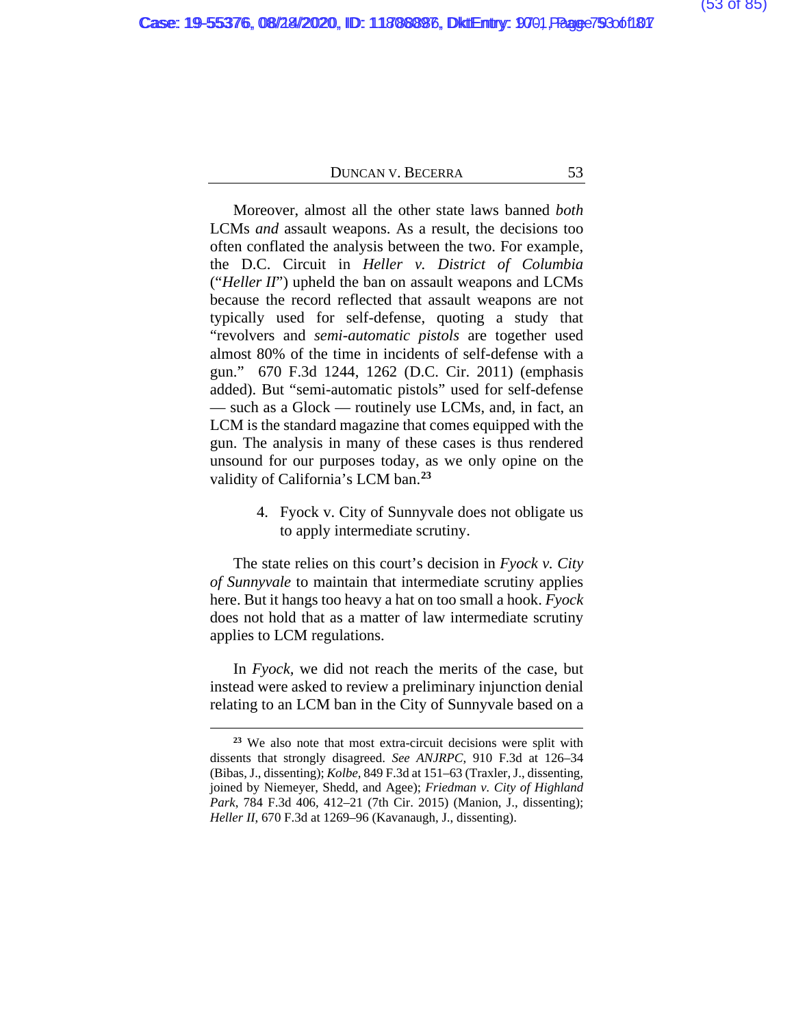Moreover, almost all the other state laws banned *both* LCMs *and* assault weapons. As a result, the decisions too often conflated the analysis between the two. For example, the D.C. Circuit in *Heller v. District of Columbia* ("*Heller II*") upheld the ban on assault weapons and LCMs because the record reflected that assault weapons are not typically used for self-defense, quoting a study that "revolvers and *semi-automatic pistols* are together used almost 80% of the time in incidents of self-defense with a gun." 670 F.3d 1244, 1262 (D.C. Cir. 2011) (emphasis added). But "semi-automatic pistols" used for self-defense — such as a Glock — routinely use LCMs, and, in fact, an LCM is the standard magazine that comes equipped with the gun. The analysis in many of these cases is thus rendered unsound for our purposes today, as we only opine on the validity of California's LCM ban.[23]

4. Fyock v. City of Sunnyvale does not obligate us to apply intermediate scrutiny.

The state relies on this court's decision in *Fyock v. City of Sunnyvale* to maintain that intermediate scrutiny applies here. But it hangs too heavy a hat on too small a hook. *Fyock* does not hold that as a matter of law intermediate scrutiny applies to LCM regulations.

In *Fyock*, we did not reach the merits of the case, but instead were asked to review a preliminary injunction denial relating to an LCM ban in the City of Sunnyvale based on a

---

[23] We also note that most extra-circuit decisions were split with dissents that strongly disagreed. *See ANJRPC*, 910 F.3d at 126–34 (Bibas, J., dissenting); *Kolbe*, 849 F.3d at 151–63 (Traxler, J., dissenting, joined by Niemeyer, Shedd, and Agee); *Friedman v. City of Highland Park*, 784 F.3d 406, 412–21 (7th Cir. 2015) (Manion, J., dissenting); *Heller II*, 670 F.3d at 1269–96 (Kavanaugh, J., dissenting).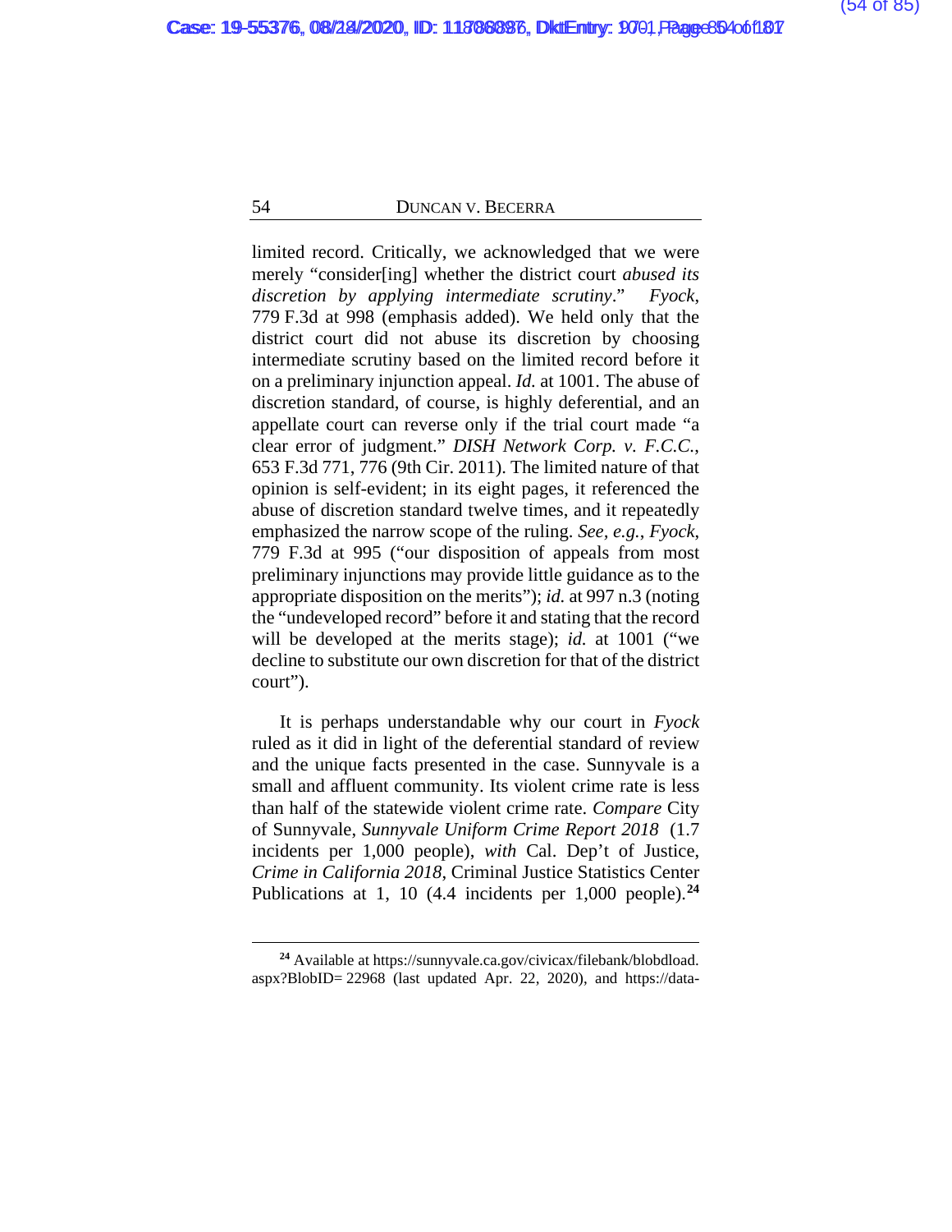limited record. Critically, we acknowledged that we were merely "consider[ing] whether the district court *abused its discretion by applying intermediate scrutiny*." *Fyock*, 779 F.3d at 998 (emphasis added). We held only that the district court did not abuse its discretion by choosing intermediate scrutiny based on the limited record before it on a preliminary injunction appeal. *Id.* at 1001. The abuse of discretion standard, of course, is highly deferential, and an appellate court can reverse only if the trial court made "a clear error of judgment." *DISH Network Corp. v. F.C.C.*, 653 F.3d 771, 776 (9th Cir. 2011). The limited nature of that opinion is self-evident; in its eight pages, it referenced the abuse of discretion standard twelve times, and it repeatedly emphasized the narrow scope of the ruling. *See, e.g.*, *Fyock*, 779 F.3d at 995 ("our disposition of appeals from most preliminary injunctions may provide little guidance as to the appropriate disposition on the merits"); *id.* at 997 n.3 (noting the "undeveloped record" before it and stating that the record will be developed at the merits stage); *id.* at 1001 ("we decline to substitute our own discretion for that of the district court").

It is perhaps understandable why our court in *Fyock* ruled as it did in light of the deferential standard of review and the unique facts presented in the case. Sunnyvale is a small and affluent community. Its violent crime rate is less than half of the statewide violent crime rate. *Compare* City of Sunnyvale, *Sunnyvale Uniform Crime Report 2018* (1.7 incidents per 1,000 people), *with* Cal. Dep't of Justice, *Crime in California 2018*, Criminal Justice Statistics Center Publications at 1, 10 (4.4 incidents per 1,000 people).[24]

---

[24] Available at https://sunnyvale.ca.gov/civicax/filebank/blobdload.aspx?BlobID= 22968 (last updated Apr. 22, 2020), and https://data-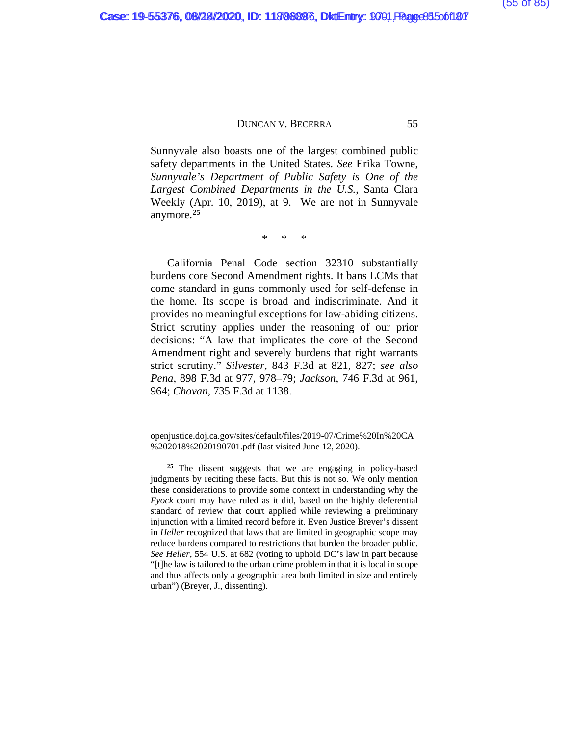Sunnyvale also boasts one of the largest combined public safety departments in the United States. *See* Erika Towne, *Sunnyvale's Department of Public Safety is One of the Largest Combined Departments in the U.S.*, Santa Clara Weekly (Apr. 10, 2019), at 9. We are not in Sunnyvale anymore.[25]

\*     \*     \*

California Penal Code section 32310 substantially burdens core Second Amendment rights. It bans LCMs that come standard in guns commonly used for self-defense in the home. Its scope is broad and indiscriminate. And it provides no meaningful exceptions for law-abiding citizens. Strict scrutiny applies under the reasoning of our prior decisions: "A law that implicates the core of the Second Amendment right and severely burdens that right warrants strict scrutiny." *Silvester*, 843 F.3d at 821, 827; *see also Pena*, 898 F.3d at 977, 978–79; *Jackson*, 746 F.3d at 961, 964; *Chovan*, 735 F.3d at 1138.

---

openjustice.doj.ca.gov/sites/default/files/2019-07/Crime%20In%20CA%202018%2020190701.pdf (last visited June 12, 2020).

[25] The dissent suggests that we are engaging in policy-based judgments by reciting these facts. But this is not so. We only mention these considerations to provide some context in understanding why the *Fyock* court may have ruled as it did, based on the highly deferential standard of review that court applied while reviewing a preliminary injunction with a limited record before it. Even Justice Breyer's dissent in *Heller* recognized that laws that are limited in geographic scope may reduce burdens compared to restrictions that burden the broader public. *See Heller*, 554 U.S. at 682 (voting to uphold DC's law in part because "[t]he law is tailored to the urban crime problem in that it is local in scope and thus affects only a geographic area both limited in size and entirely urban") (Breyer, J., dissenting).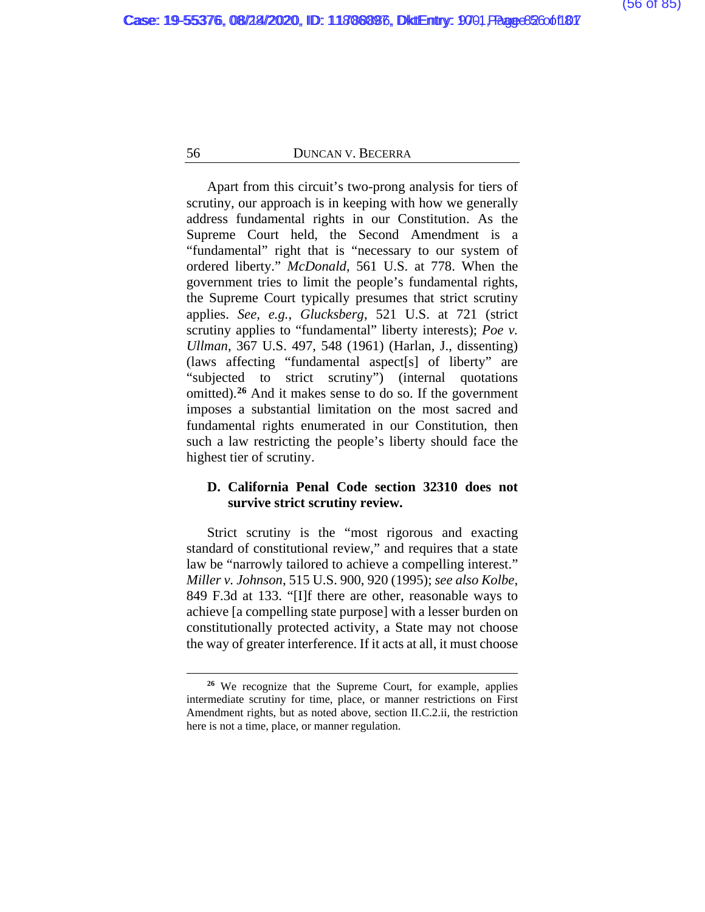Apart from this circuit's two-prong analysis for tiers of scrutiny, our approach is in keeping with how we generally address fundamental rights in our Constitution. As the Supreme Court held, the Second Amendment is a "fundamental" right that is "necessary to our system of ordered liberty." *McDonald*, 561 U.S. at 778. When the government tries to limit the people's fundamental rights, the Supreme Court typically presumes that strict scrutiny applies. *See, e.g.*, *Glucksberg*, 521 U.S. at 721 (strict scrutiny applies to "fundamental" liberty interests); *Poe v. Ullman*, 367 U.S. 497, 548 (1961) (Harlan, J., dissenting) (laws affecting "fundamental aspect[s] of liberty" are "subjected to strict scrutiny") (internal quotations omitted).[26] And it makes sense to do so. If the government imposes a substantial limitation on the most sacred and fundamental rights enumerated in our Constitution, then such a law restricting the people's liberty should face the highest tier of scrutiny.

### D. California Penal Code section 32310 does not survive strict scrutiny review.

Strict scrutiny is the "most rigorous and exacting standard of constitutional review," and requires that a state law be "narrowly tailored to achieve a compelling interest." *Miller v. Johnson*, 515 U.S. 900, 920 (1995); *see also Kolbe*, 849 F.3d at 133. "[I]f there are other, reasonable ways to achieve [a compelling state purpose] with a lesser burden on constitutionally protected activity, a State may not choose the way of greater interference. If it acts at all, it must choose

---

[26] We recognize that the Supreme Court, for example, applies intermediate scrutiny for time, place, or manner restrictions on First Amendment rights, but as noted above, section II.C.2.ii, the restriction here is not a time, place, or manner regulation.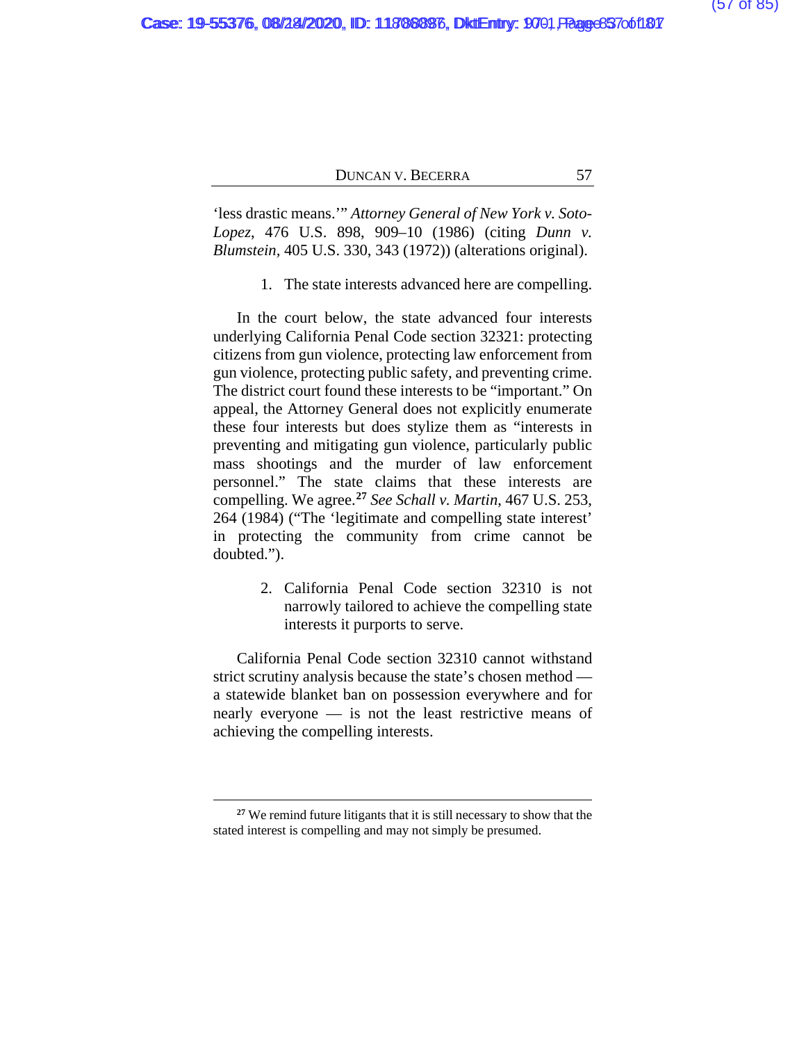'less drastic means.'" *Attorney General of New York v. Soto-Lopez*, 476 U.S. 898, 909–10 (1986) (citing *Dunn v. Blumstein*, 405 U.S. 330, 343 (1972)) (alterations original).

1. The state interests advanced here are compelling.

In the court below, the state advanced four interests underlying California Penal Code section 32321: protecting citizens from gun violence, protecting law enforcement from gun violence, protecting public safety, and preventing crime. The district court found these interests to be "important." On appeal, the Attorney General does not explicitly enumerate these four interests but does stylize them as "interests in preventing and mitigating gun violence, particularly public mass shootings and the murder of law enforcement personnel." The state claims that these interests are compelling. We agree.[27] *See Schall v. Martin*, 467 U.S. 253, 264 (1984) ("The 'legitimate and compelling state interest' in protecting the community from crime cannot be doubted.").

2. California Penal Code section 32310 is not narrowly tailored to achieve the compelling state interests it purports to serve.

California Penal Code section 32310 cannot withstand strict scrutiny analysis because the state's chosen method — a statewide blanket ban on possession everywhere and for nearly everyone — is not the least restrictive means of achieving the compelling interests.

---

[27] We remind future litigants that it is still necessary to show that the stated interest is compelling and may not simply be presumed.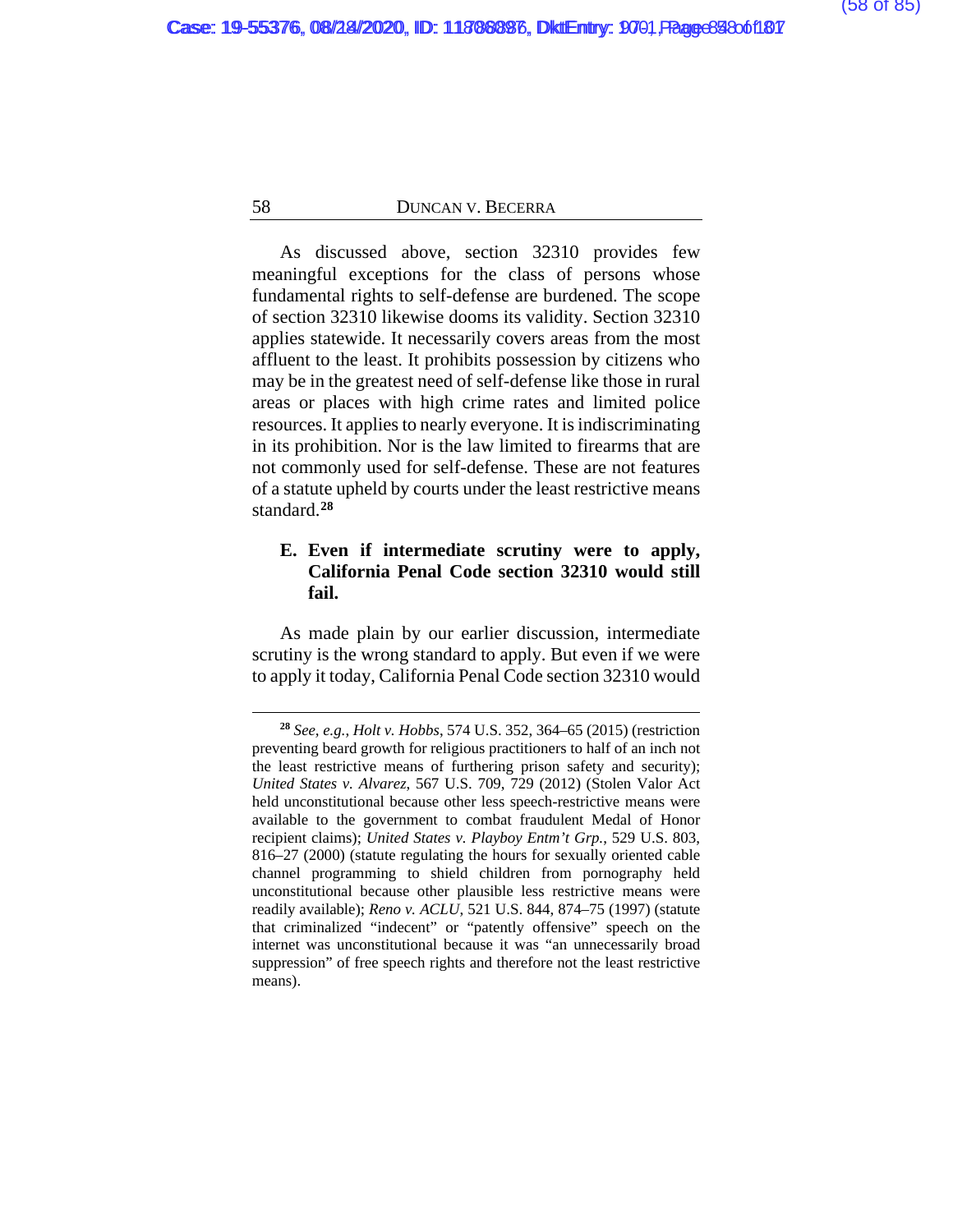As discussed above, section 32310 provides few meaningful exceptions for the class of persons whose fundamental rights to self-defense are burdened. The scope of section 32310 likewise dooms its validity. Section 32310 applies statewide. It necessarily covers areas from the most affluent to the least. It prohibits possession by citizens who may be in the greatest need of self-defense like those in rural areas or places with high crime rates and limited police resources. It applies to nearly everyone. It is indiscriminating in its prohibition. Nor is the law limited to firearms that are not commonly used for self-defense. These are not features of a statute upheld by courts under the least restrictive means standard.[28]

### E. Even if intermediate scrutiny were to apply, California Penal Code section 32310 would still fail.

As made plain by our earlier discussion, intermediate scrutiny is the wrong standard to apply. But even if we were to apply it today, California Penal Code section 32310 would

---

[28] *See, e.g.*, *Holt v. Hobbs*, 574 U.S. 352, 364–65 (2015) (restriction preventing beard growth for religious practitioners to half of an inch not the least restrictive means of furthering prison safety and security); *United States v. Alvarez,* 567 U.S. 709, 729 (2012) (Stolen Valor Act held unconstitutional because other less speech-restrictive means were available to the government to combat fraudulent Medal of Honor recipient claims); *United States v. Playboy Entm't Grp.*, 529 U.S. 803, 816–27 (2000) (statute regulating the hours for sexually oriented cable channel programming to shield children from pornography held unconstitutional because other plausible less restrictive means were readily available); *Reno v. ACLU*, 521 U.S. 844, 874–75 (1997) (statute that criminalized "indecent" or "patently offensive" speech on the internet was unconstitutional because it was "an unnecessarily broad suppression" of free speech rights and therefore not the least restrictive means).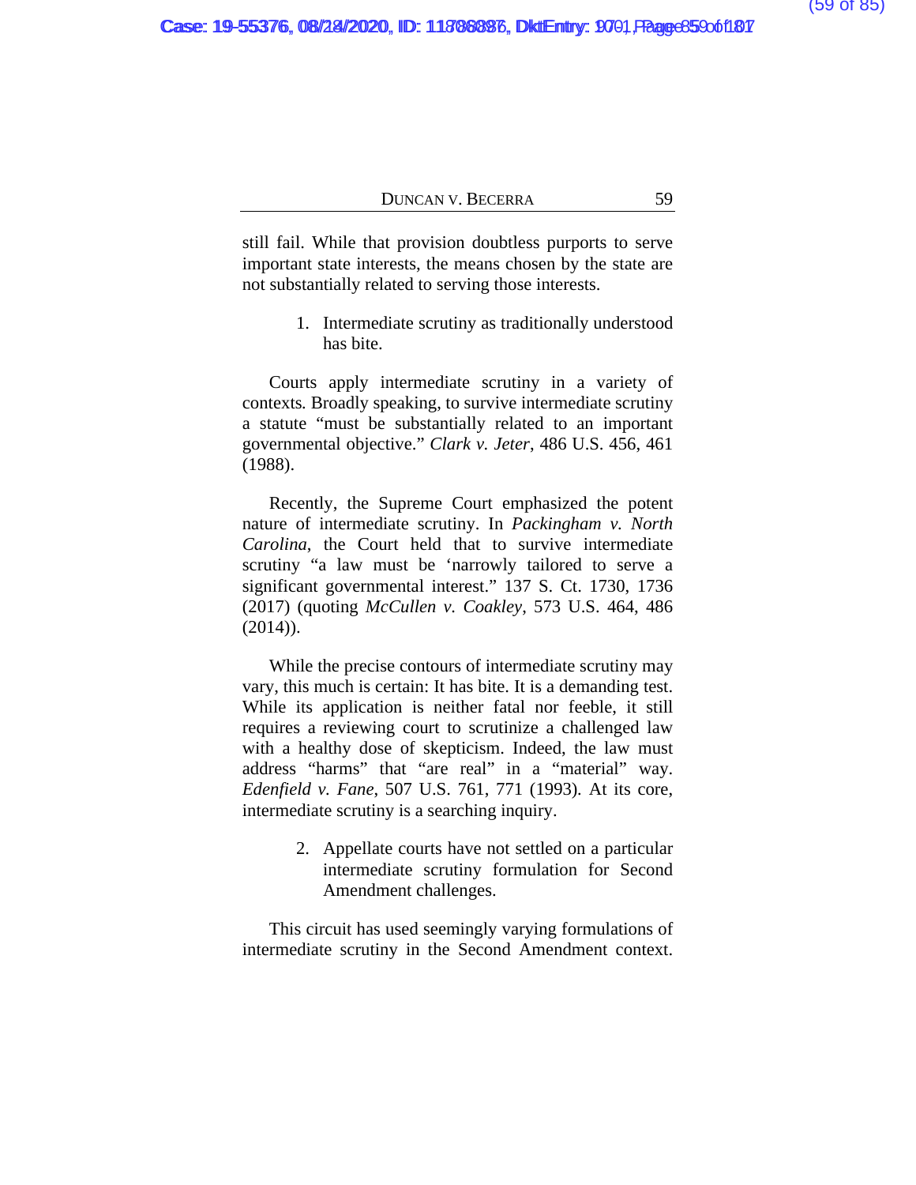still fail. While that provision doubtless purports to serve important state interests, the means chosen by the state are not substantially related to serving those interests.

1. Intermediate scrutiny as traditionally understood has bite.

Courts apply intermediate scrutiny in a variety of contexts. Broadly speaking, to survive intermediate scrutiny a statute "must be substantially related to an important governmental objective." *Clark v. Jeter*, 486 U.S. 456, 461 (1988).

Recently, the Supreme Court emphasized the potent nature of intermediate scrutiny. In *Packingham v. North Carolina*, the Court held that to survive intermediate scrutiny "a law must be 'narrowly tailored to serve a significant governmental interest." 137 S. Ct. 1730, 1736 (2017) (quoting *McCullen v. Coakley*, 573 U.S. 464, 486 (2014)).

While the precise contours of intermediate scrutiny may vary, this much is certain: It has bite. It is a demanding test. While its application is neither fatal nor feeble, it still requires a reviewing court to scrutinize a challenged law with a healthy dose of skepticism. Indeed, the law must address "harms" that "are real" in a "material" way. *Edenfield v. Fane*, 507 U.S. 761, 771 (1993). At its core, intermediate scrutiny is a searching inquiry.

2. Appellate courts have not settled on a particular intermediate scrutiny formulation for Second Amendment challenges.

This circuit has used seemingly varying formulations of intermediate scrutiny in the Second Amendment context.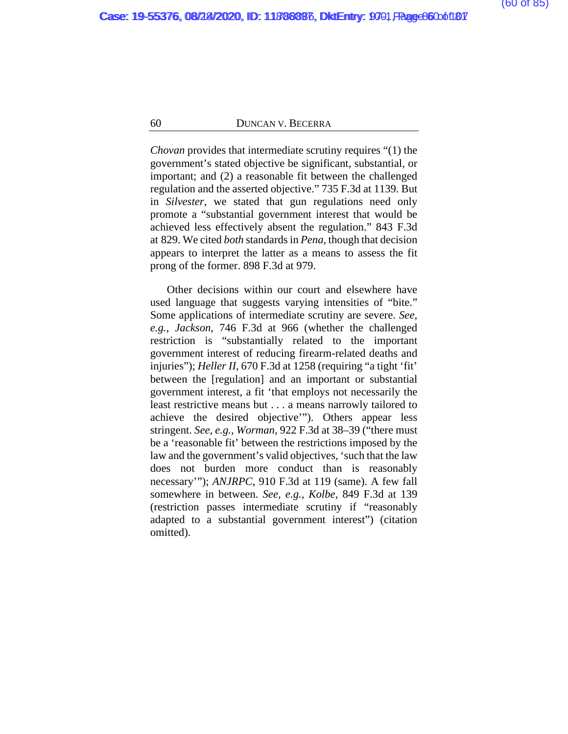*Chovan* provides that intermediate scrutiny requires "(1) the government's stated objective be significant, substantial, or important; and (2) a reasonable fit between the challenged regulation and the asserted objective." 735 F.3d at 1139. But in *Silvester*, we stated that gun regulations need only promote a "substantial government interest that would be achieved less effectively absent the regulation." 843 F.3d at 829. We cited *both* standards in *Pena*, though that decision appears to interpret the latter as a means to assess the fit prong of the former. 898 F.3d at 979.

Other decisions within our court and elsewhere have used language that suggests varying intensities of "bite." Some applications of intermediate scrutiny are severe. *See, e.g.*, *Jackson*, 746 F.3d at 966 (whether the challenged restriction is "substantially related to the important government interest of reducing firearm-related deaths and injuries"); *Heller II*, 670 F.3d at 1258 (requiring "a tight 'fit' between the [regulation] and an important or substantial government interest, a fit 'that employs not necessarily the least restrictive means but . . . a means narrowly tailored to achieve the desired objective'"). Others appear less stringent. *See, e.g.*, *Worman*, 922 F.3d at 38–39 ("there must be a 'reasonable fit' between the restrictions imposed by the law and the government's valid objectives, 'such that the law does not burden more conduct than is reasonably necessary'"); *ANJRPC*, 910 F.3d at 119 (same). A few fall somewhere in between. *See, e.g.*, *Kolbe*, 849 F.3d at 139 (restriction passes intermediate scrutiny if "reasonably adapted to a substantial government interest") (citation omitted).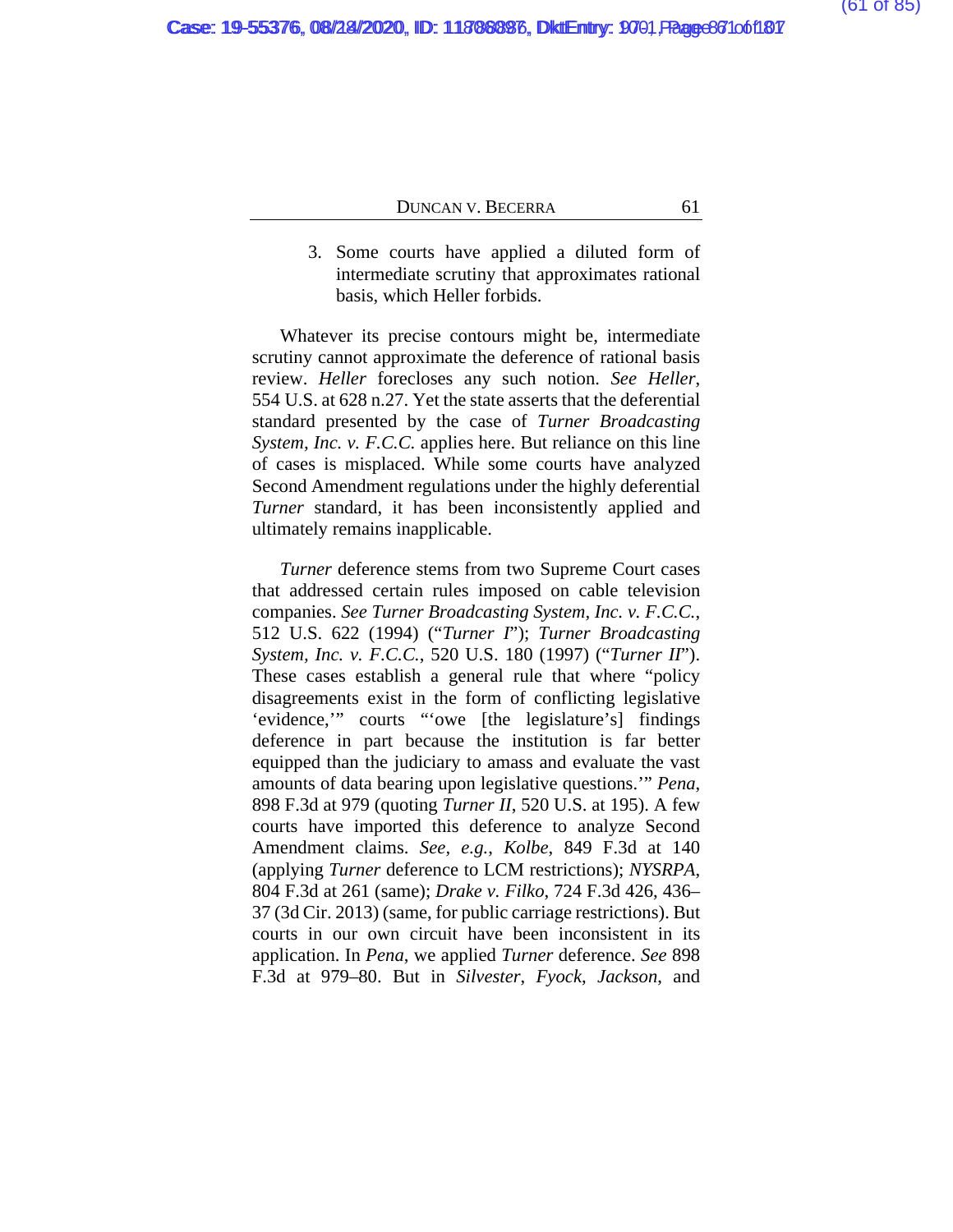3. Some courts have applied a diluted form of intermediate scrutiny that approximates rational basis, which Heller forbids.

Whatever its precise contours might be, intermediate scrutiny cannot approximate the deference of rational basis review. *Heller* forecloses any such notion. *See Heller*, 554 U.S. at 628 n.27. Yet the state asserts that the deferential standard presented by the case of *Turner Broadcasting System, Inc. v. F.C.C.* applies here. But reliance on this line of cases is misplaced. While some courts have analyzed Second Amendment regulations under the highly deferential *Turner* standard, it has been inconsistently applied and ultimately remains inapplicable.

*Turner* deference stems from two Supreme Court cases that addressed certain rules imposed on cable television companies. *See Turner Broadcasting System, Inc. v. F.C.C.*, 512 U.S. 622 (1994) ("*Turner I*"); *Turner Broadcasting System, Inc. v. F.C.C.*, 520 U.S. 180 (1997) ("*Turner II*"). These cases establish a general rule that where "policy disagreements exist in the form of conflicting legislative 'evidence,'" courts "'owe [the legislature's] findings deference in part because the institution is far better equipped than the judiciary to amass and evaluate the vast amounts of data bearing upon legislative questions.'" *Pena*, 898 F.3d at 979 (quoting *Turner II*, 520 U.S. at 195). A few courts have imported this deference to analyze Second Amendment claims. *See, e.g.*, *Kolbe*, 849 F.3d at 140 (applying *Turner* deference to LCM restrictions); *NYSRPA*, 804 F.3d at 261 (same); *Drake v. Filko*, 724 F.3d 426, 436–37 (3d Cir. 2013) (same, for public carriage restrictions). But courts in our own circuit have been inconsistent in its application. In *Pena*, we applied *Turner* deference. *See* 898 F.3d at 979–80. But in *Silvester*, *Fyock*, *Jackson*, and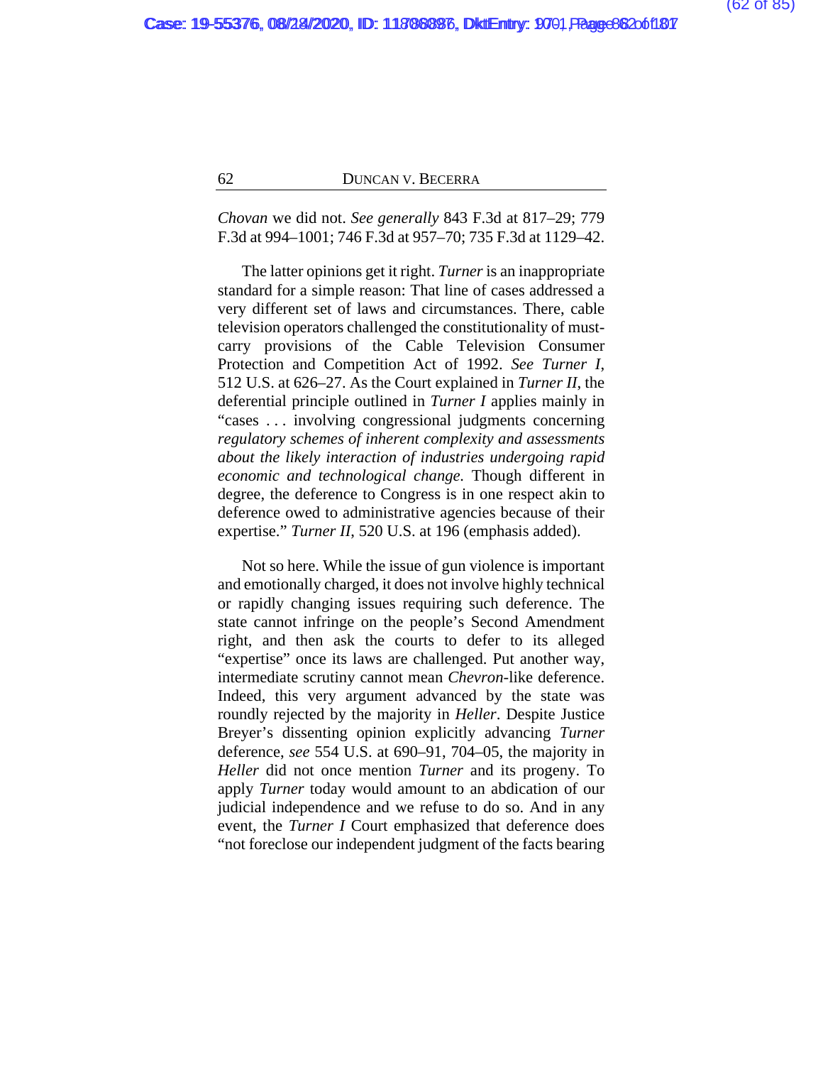*Chovan* we did not. *See generally* 843 F.3d at 817–29; 779 F.3d at 994–1001; 746 F.3d at 957–70; 735 F.3d at 1129–42.

The latter opinions get it right. *Turner* is an inappropriate standard for a simple reason: That line of cases addressed a very different set of laws and circumstances. There, cable television operators challenged the constitutionality of must-carry provisions of the Cable Television Consumer Protection and Competition Act of 1992. *See Turner I*, 512 U.S. at 626–27. As the Court explained in *Turner II*, the deferential principle outlined in *Turner I* applies mainly in "cases . . . involving congressional judgments concerning *regulatory schemes of inherent complexity and assessments about the likely interaction of industries undergoing rapid economic and technological change.* Though different in degree, the deference to Congress is in one respect akin to deference owed to administrative agencies because of their expertise." *Turner II*, 520 U.S. at 196 (emphasis added).

Not so here. While the issue of gun violence is important and emotionally charged, it does not involve highly technical or rapidly changing issues requiring such deference. The state cannot infringe on the people's Second Amendment right, and then ask the courts to defer to its alleged "expertise" once its laws are challenged. Put another way, intermediate scrutiny cannot mean *Chevron*-like deference. Indeed, this very argument advanced by the state was roundly rejected by the majority in *Heller*. Despite Justice Breyer's dissenting opinion explicitly advancing *Turner* deference, *see* 554 U.S. at 690–91, 704–05, the majority in *Heller* did not once mention *Turner* and its progeny. To apply *Turner* today would amount to an abdication of our judicial independence and we refuse to do so. And in any event, the *Turner I* Court emphasized that deference does "not foreclose our independent judgment of the facts bearing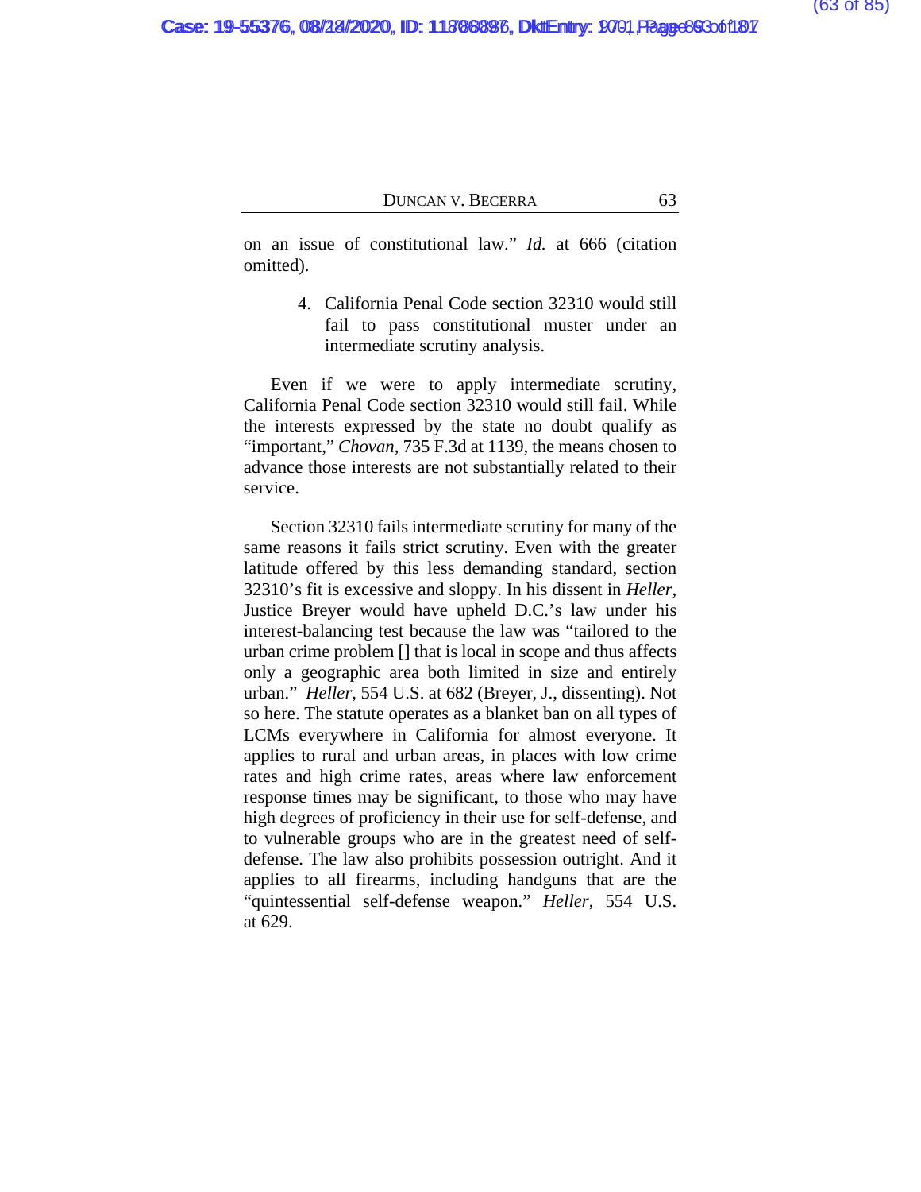on an issue of constitutional law." *Id.* at 666 (citation omitted).

4. California Penal Code section 32310 would still fail to pass constitutional muster under an intermediate scrutiny analysis.

Even if we were to apply intermediate scrutiny, California Penal Code section 32310 would still fail. While the interests expressed by the state no doubt qualify as "important," *Chovan*, 735 F.3d at 1139, the means chosen to advance those interests are not substantially related to their service.

Section 32310 fails intermediate scrutiny for many of the same reasons it fails strict scrutiny. Even with the greater latitude offered by this less demanding standard, section 32310's fit is excessive and sloppy. In his dissent in *Heller*, Justice Breyer would have upheld D.C.'s law under his interest-balancing test because the law was "tailored to the urban crime problem [] that is local in scope and thus affects only a geographic area both limited in size and entirely urban." *Heller*, 554 U.S. at 682 (Breyer, J., dissenting). Not so here. The statute operates as a blanket ban on all types of LCMs everywhere in California for almost everyone. It applies to rural and urban areas, in places with low crime rates and high crime rates, areas where law enforcement response times may be significant, to those who may have high degrees of proficiency in their use for self-defense, and to vulnerable groups who are in the greatest need of self-defense. The law also prohibits possession outright. And it applies to all firearms, including handguns that are the "quintessential self-defense weapon." *Heller*, 554 U.S. at 629.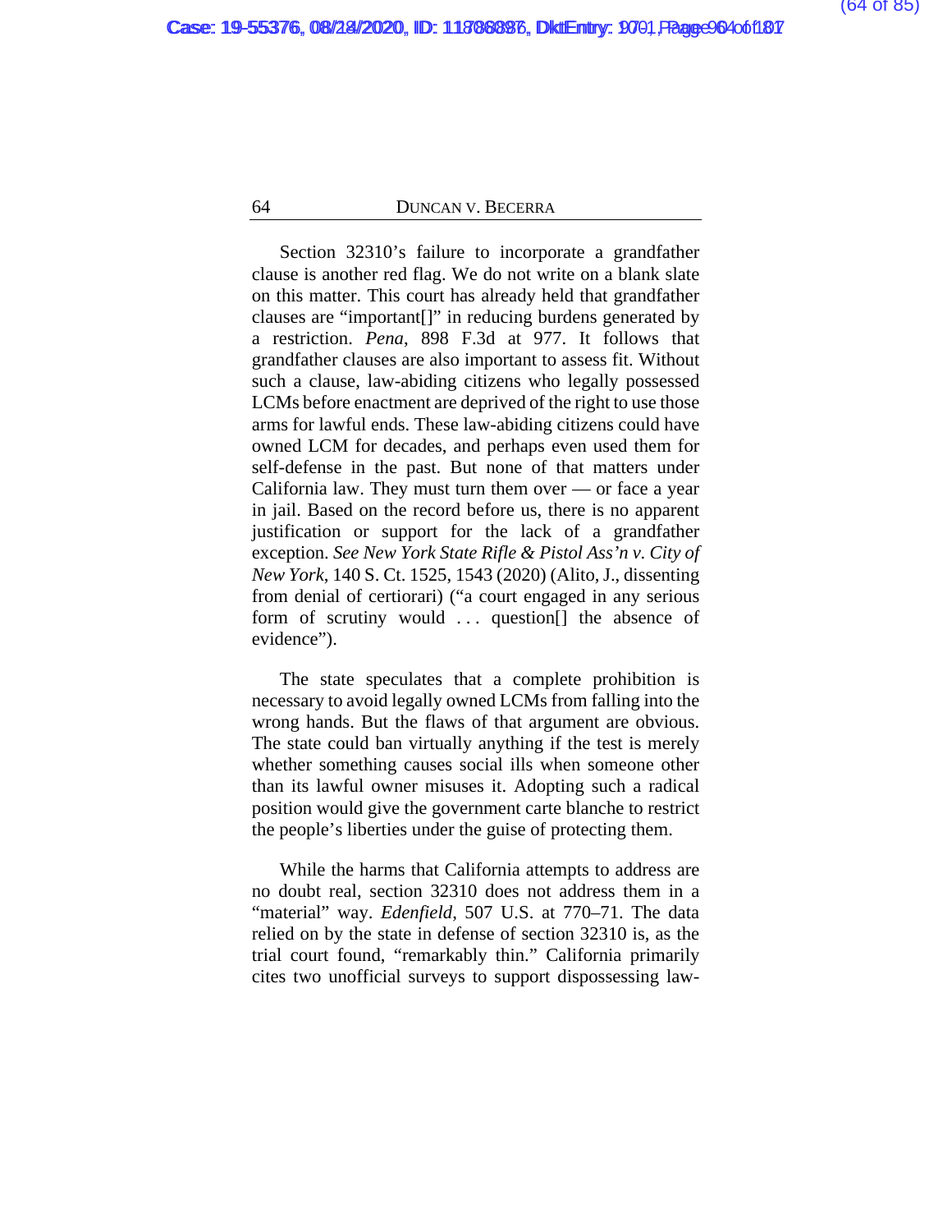Section 32310's failure to incorporate a grandfather clause is another red flag. We do not write on a blank slate on this matter. This court has already held that grandfather clauses are "important[]" in reducing burdens generated by a restriction. *Pena*, 898 F.3d at 977. It follows that grandfather clauses are also important to assess fit. Without such a clause, law-abiding citizens who legally possessed LCMs before enactment are deprived of the right to use those arms for lawful ends. These law-abiding citizens could have owned LCM for decades, and perhaps even used them for self-defense in the past. But none of that matters under California law. They must turn them over — or face a year in jail. Based on the record before us, there is no apparent justification or support for the lack of a grandfather exception. *See New York State Rifle & Pistol Ass'n v. City of New York*, 140 S. Ct. 1525, 1543 (2020) (Alito, J., dissenting from denial of certiorari) ("a court engaged in any serious form of scrutiny would . . . question[] the absence of evidence").

The state speculates that a complete prohibition is necessary to avoid legally owned LCMs from falling into the wrong hands. But the flaws of that argument are obvious. The state could ban virtually anything if the test is merely whether something causes social ills when someone other than its lawful owner misuses it. Adopting such a radical position would give the government carte blanche to restrict the people's liberties under the guise of protecting them.

While the harms that California attempts to address are no doubt real, section 32310 does not address them in a "material" way. *Edenfield*, 507 U.S. at 770–71. The data relied on by the state in defense of section 32310 is, as the trial court found, "remarkably thin." California primarily cites two unofficial surveys to support dispossessing law-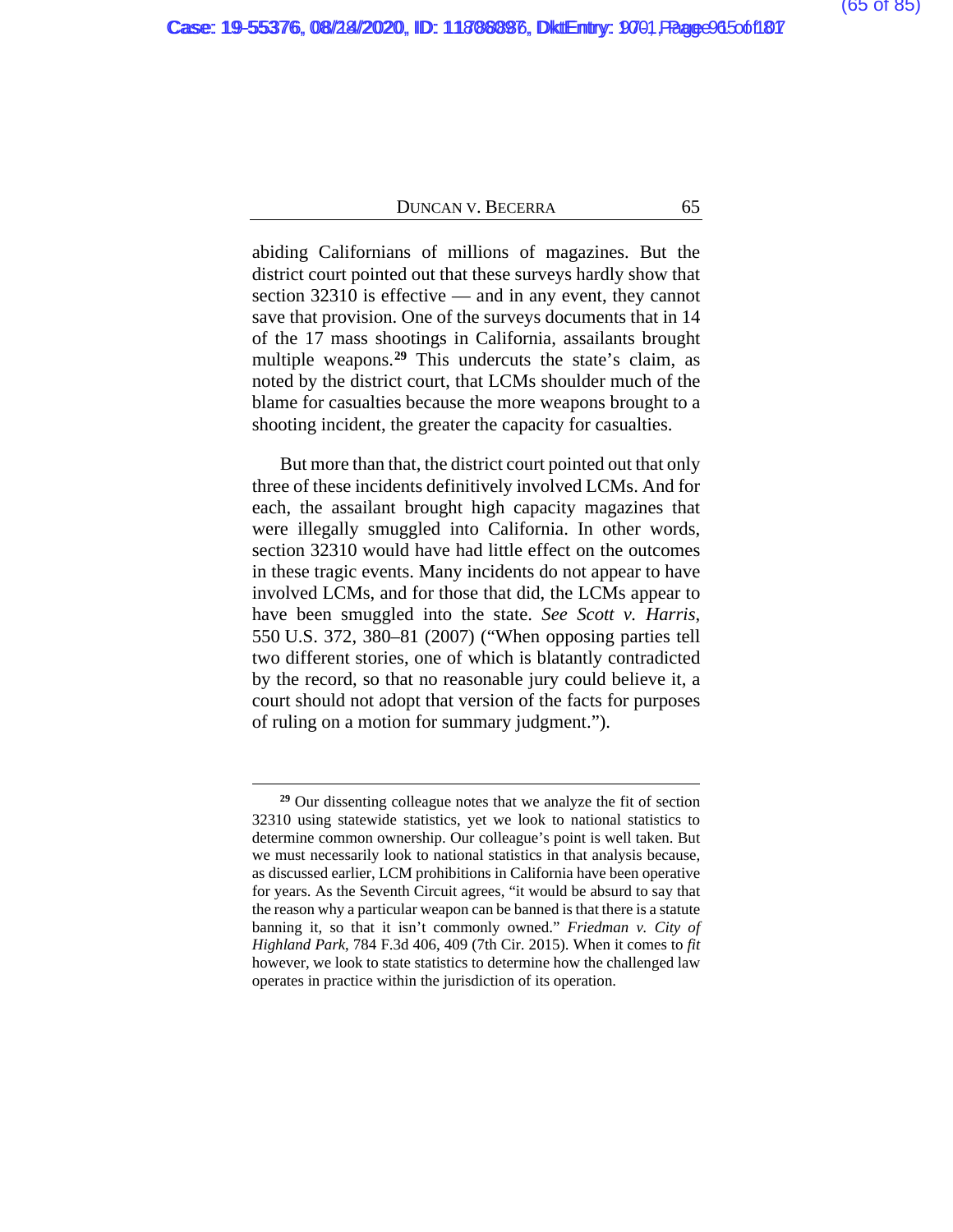abiding Californians of millions of magazines. But the district court pointed out that these surveys hardly show that section 32310 is effective — and in any event, they cannot save that provision. One of the surveys documents that in 14 of the 17 mass shootings in California, assailants brought multiple weapons.[29] This undercuts the state's claim, as noted by the district court, that LCMs shoulder much of the blame for casualties because the more weapons brought to a shooting incident, the greater the capacity for casualties.

But more than that, the district court pointed out that only three of these incidents definitively involved LCMs. And for each, the assailant brought high capacity magazines that were illegally smuggled into California. In other words, section 32310 would have had little effect on the outcomes in these tragic events. Many incidents do not appear to have involved LCMs, and for those that did, the LCMs appear to have been smuggled into the state. *See Scott v. Harris*, 550 U.S. 372, 380–81 (2007) ("When opposing parties tell two different stories, one of which is blatantly contradicted by the record, so that no reasonable jury could believe it, a court should not adopt that version of the facts for purposes of ruling on a motion for summary judgment.").

---

[29] Our dissenting colleague notes that we analyze the fit of section 32310 using statewide statistics, yet we look to national statistics to determine common ownership. Our colleague's point is well taken. But we must necessarily look to national statistics in that analysis because, as discussed earlier, LCM prohibitions in California have been operative for years. As the Seventh Circuit agrees, "it would be absurd to say that the reason why a particular weapon can be banned is that there is a statute banning it, so that it isn't commonly owned." *Friedman v. City of Highland Park*, 784 F.3d 406, 409 (7th Cir. 2015). When it comes to *fit* however, we look to state statistics to determine how the challenged law operates in practice within the jurisdiction of its operation.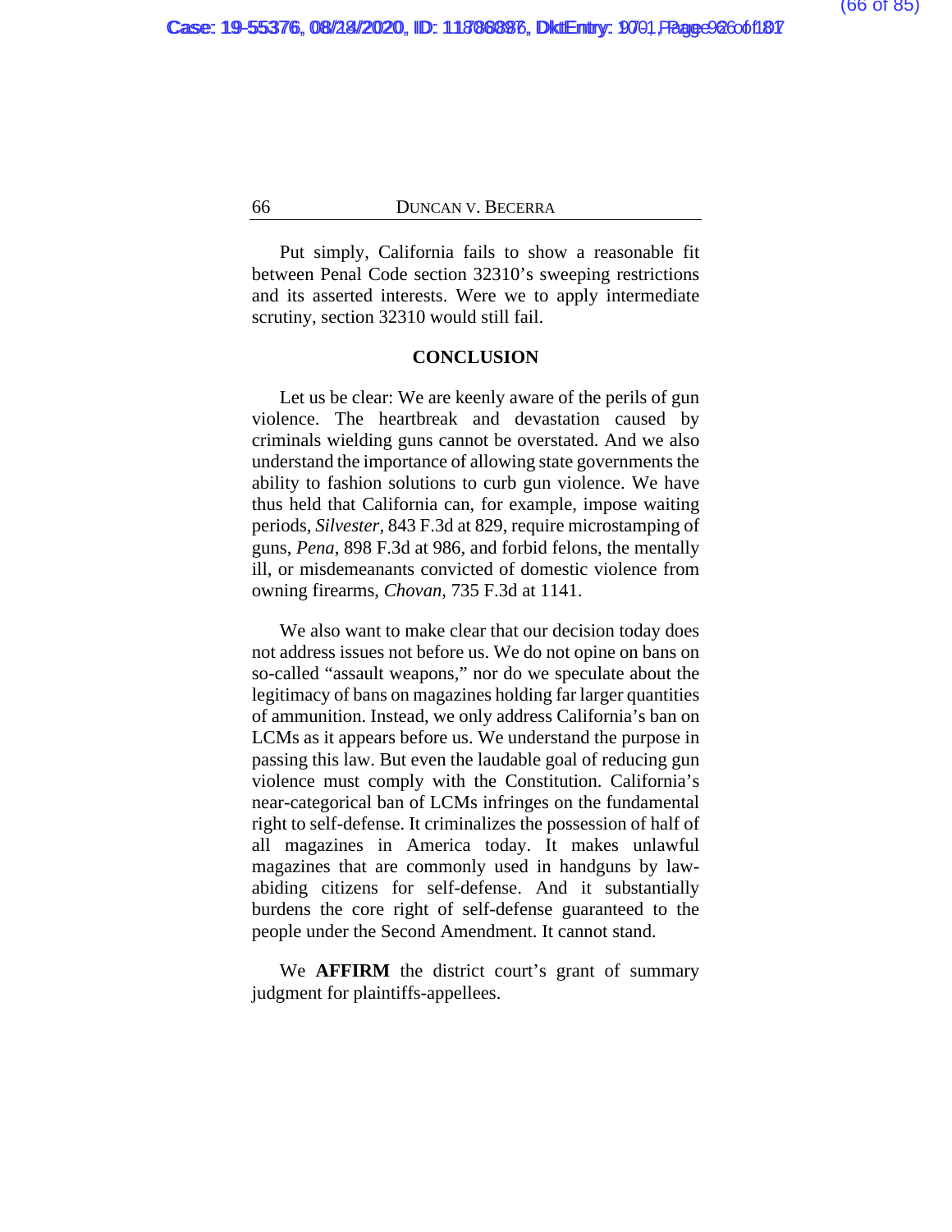Put simply, California fails to show a reasonable fit between Penal Code section 32310's sweeping restrictions and its asserted interests. Were we to apply intermediate scrutiny, section 32310 would still fail.

## CONCLUSION

Let us be clear: We are keenly aware of the perils of gun violence. The heartbreak and devastation caused by criminals wielding guns cannot be overstated. And we also understand the importance of allowing state governments the ability to fashion solutions to curb gun violence. We have thus held that California can, for example, impose waiting periods, *Silvester*, 843 F.3d at 829, require microstamping of guns, *Pena*, 898 F.3d at 986, and forbid felons, the mentally ill, or misdemeanants convicted of domestic violence from owning firearms, *Chovan*, 735 F.3d at 1141.

We also want to make clear that our decision today does not address issues not before us. We do not opine on bans on so-called "assault weapons," nor do we speculate about the legitimacy of bans on magazines holding far larger quantities of ammunition. Instead, we only address California's ban on LCMs as it appears before us. We understand the purpose in passing this law. But even the laudable goal of reducing gun violence must comply with the Constitution. California's near-categorical ban of LCMs infringes on the fundamental right to self-defense. It criminalizes the possession of half of all magazines in America today. It makes unlawful magazines that are commonly used in handguns by law-abiding citizens for self-defense. And it substantially burdens the core right of self-defense guaranteed to the people under the Second Amendment. It cannot stand.

We **AFFIRM** the district court's grant of summary judgment for plaintiffs-appellees.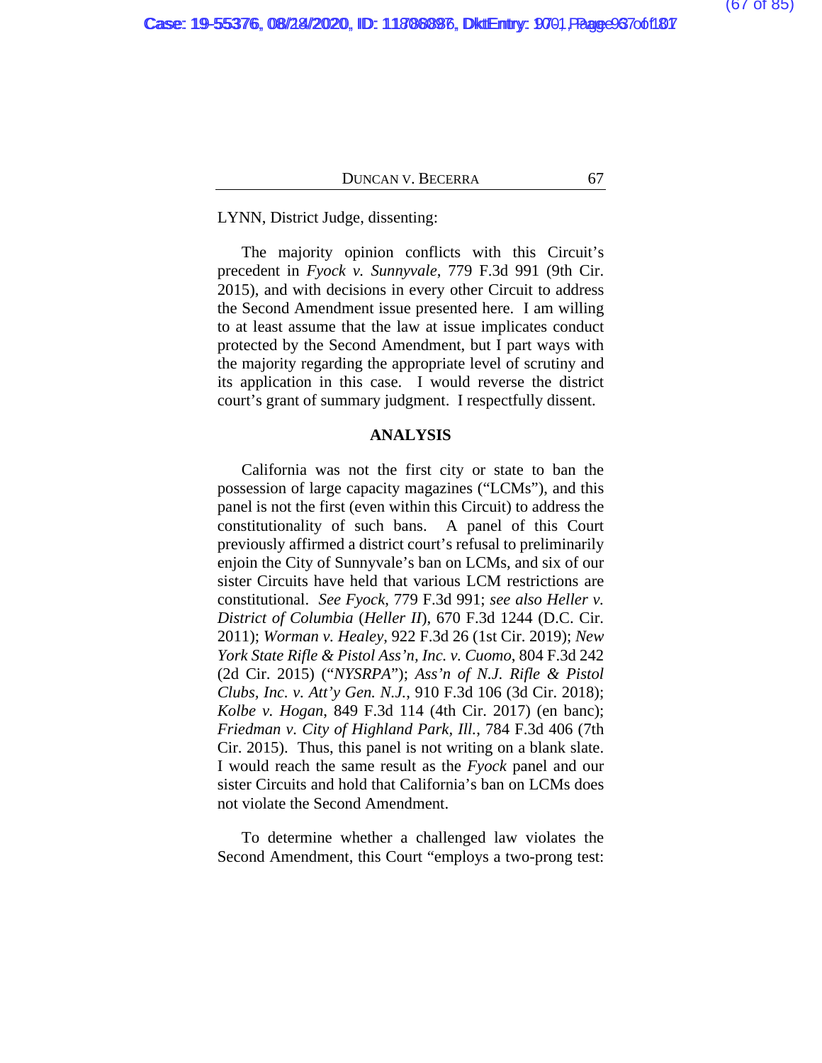LYNN, District Judge, dissenting:

The majority opinion conflicts with this Circuit's precedent in *Fyock v. Sunnyvale*, 779 F.3d 991 (9th Cir. 2015), and with decisions in every other Circuit to address the Second Amendment issue presented here. I am willing to at least assume that the law at issue implicates conduct protected by the Second Amendment, but I part ways with the majority regarding the appropriate level of scrutiny and its application in this case. I would reverse the district court's grant of summary judgment. I respectfully dissent.

## ANALYSIS

California was not the first city or state to ban the possession of large capacity magazines ("LCMs"), and this panel is not the first (even within this Circuit) to address the constitutionality of such bans. A panel of this Court previously affirmed a district court's refusal to preliminarily enjoin the City of Sunnyvale's ban on LCMs, and six of our sister Circuits have held that various LCM restrictions are constitutional. *See Fyock*, 779 F.3d 991; *see also Heller v. District of Columbia* (*Heller II*), 670 F.3d 1244 (D.C. Cir. 2011); *Worman v. Healey*, 922 F.3d 26 (1st Cir. 2019); *New York State Rifle & Pistol Ass'n, Inc. v. Cuomo*, 804 F.3d 242 (2d Cir. 2015) ("*NYSRPA*"); *Ass'n of N.J. Rifle & Pistol Clubs, Inc. v. Att'y Gen. N.J.*, 910 F.3d 106 (3d Cir. 2018); *Kolbe v. Hogan*, 849 F.3d 114 (4th Cir. 2017) (en banc); *Friedman v. City of Highland Park, Ill.*, 784 F.3d 406 (7th Cir. 2015). Thus, this panel is not writing on a blank slate. I would reach the same result as the *Fyock* panel and our sister Circuits and hold that California's ban on LCMs does not violate the Second Amendment.

To determine whether a challenged law violates the Second Amendment, this Court "employs a two-prong test: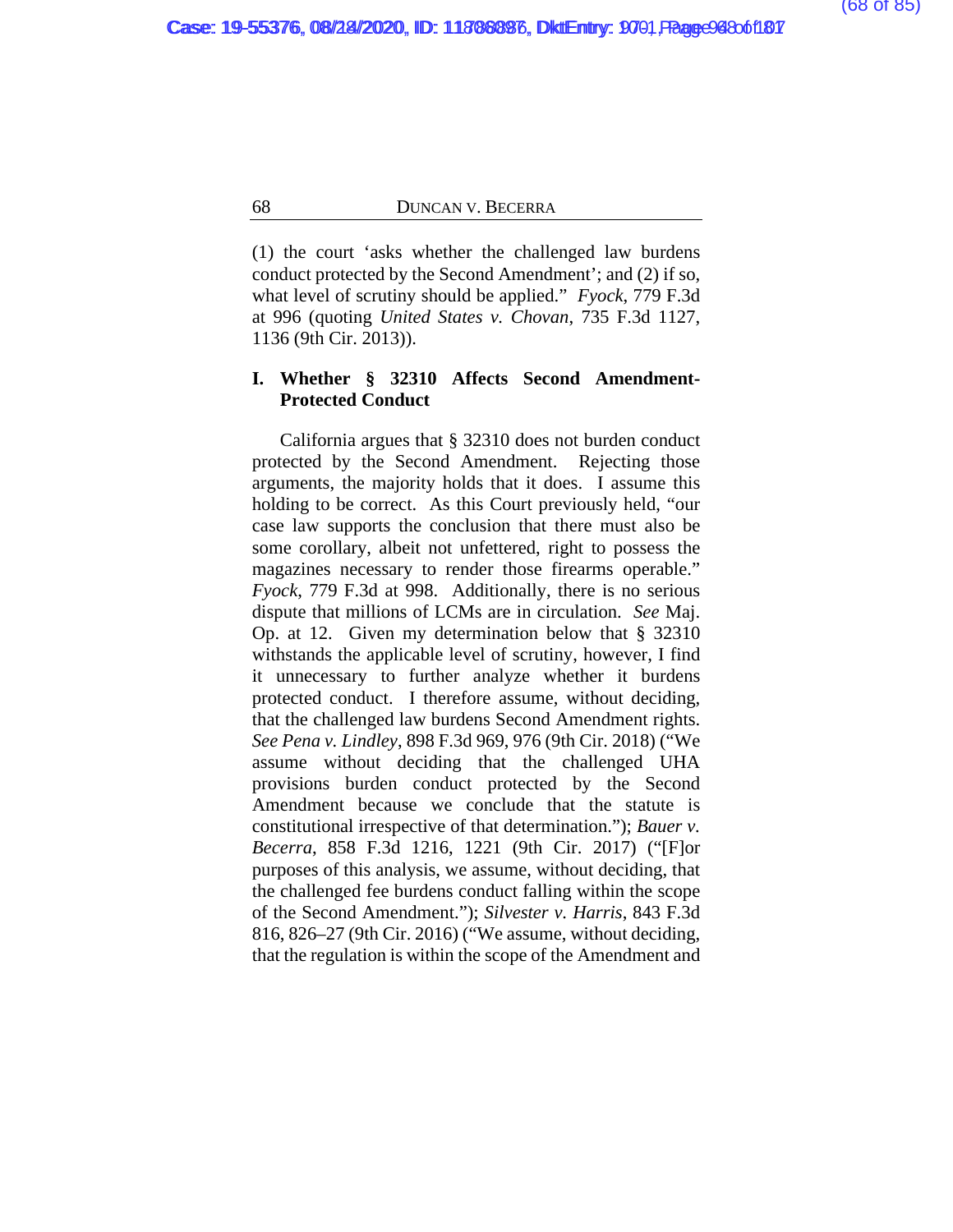(1) the court 'asks whether the challenged law burdens conduct protected by the Second Amendment'; and (2) if so, what level of scrutiny should be applied." *Fyock*, 779 F.3d at 996 (quoting *United States v. Chovan*, 735 F.3d 1127, 1136 (9th Cir. 2013)).

## I. Whether § 32310 Affects Second Amendment-Protected Conduct

California argues that § 32310 does not burden conduct protected by the Second Amendment. Rejecting those arguments, the majority holds that it does. I assume this holding to be correct. As this Court previously held, "our case law supports the conclusion that there must also be some corollary, albeit not unfettered, right to possess the magazines necessary to render those firearms operable." *Fyock*, 779 F.3d at 998. Additionally, there is no serious dispute that millions of LCMs are in circulation. *See* Maj. Op. at 12. Given my determination below that § 32310 withstands the applicable level of scrutiny, however, I find it unnecessary to further analyze whether it burdens protected conduct. I therefore assume, without deciding, that the challenged law burdens Second Amendment rights. *See Pena v. Lindley*, 898 F.3d 969, 976 (9th Cir. 2018) ("We assume without deciding that the challenged UHA provisions burden conduct protected by the Second Amendment because we conclude that the statute is constitutional irrespective of that determination."); *Bauer v. Becerra*, 858 F.3d 1216, 1221 (9th Cir. 2017) ("[F]or purposes of this analysis, we assume, without deciding, that the challenged fee burdens conduct falling within the scope of the Second Amendment."); *Silvester v. Harris*, 843 F.3d 816, 826–27 (9th Cir. 2016) ("We assume, without deciding, that the regulation is within the scope of the Amendment and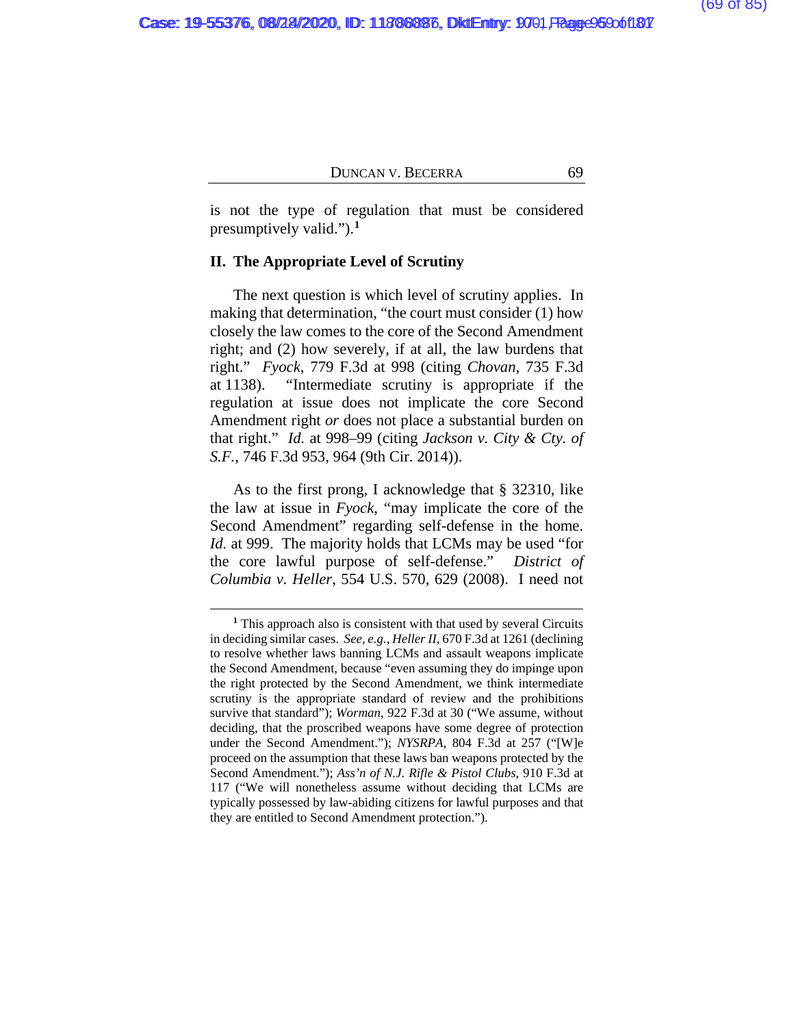is not the type of regulation that must be considered presumptively valid.").[1]

## II. The Appropriate Level of Scrutiny

The next question is which level of scrutiny applies. In making that determination, "the court must consider (1) how closely the law comes to the core of the Second Amendment right; and (2) how severely, if at all, the law burdens that right." *Fyock*, 779 F.3d at 998 (citing *Chovan*, 735 F.3d at 1138). "Intermediate scrutiny is appropriate if the regulation at issue does not implicate the core Second Amendment right *or* does not place a substantial burden on that right." *Id.* at 998–99 (citing *Jackson v. City & Cty. of S.F.*, 746 F.3d 953, 964 (9th Cir. 2014)).

As to the first prong, I acknowledge that § 32310, like the law at issue in *Fyock*, "may implicate the core of the Second Amendment" regarding self-defense in the home. *Id.* at 999. The majority holds that LCMs may be used "for the core lawful purpose of self-defense." *District of Columbia v. Heller*, 554 U.S. 570, 629 (2008). I need not

---

[1] This approach also is consistent with that used by several Circuits in deciding similar cases. *See, e.g.*, *Heller II*, 670 F.3d at 1261 (declining to resolve whether laws banning LCMs and assault weapons implicate the Second Amendment, because "even assuming they do impinge upon the right protected by the Second Amendment, we think intermediate scrutiny is the appropriate standard of review and the prohibitions survive that standard"); *Worman*, 922 F.3d at 30 ("We assume, without deciding, that the proscribed weapons have some degree of protection under the Second Amendment."); *NYSRPA*, 804 F.3d at 257 ("[W]e proceed on the assumption that these laws ban weapons protected by the Second Amendment."); *Ass'n of N.J. Rifle & Pistol Clubs*, 910 F.3d at 117 ("We will nonetheless assume without deciding that LCMs are typically possessed by law-abiding citizens for lawful purposes and that they are entitled to Second Amendment protection.").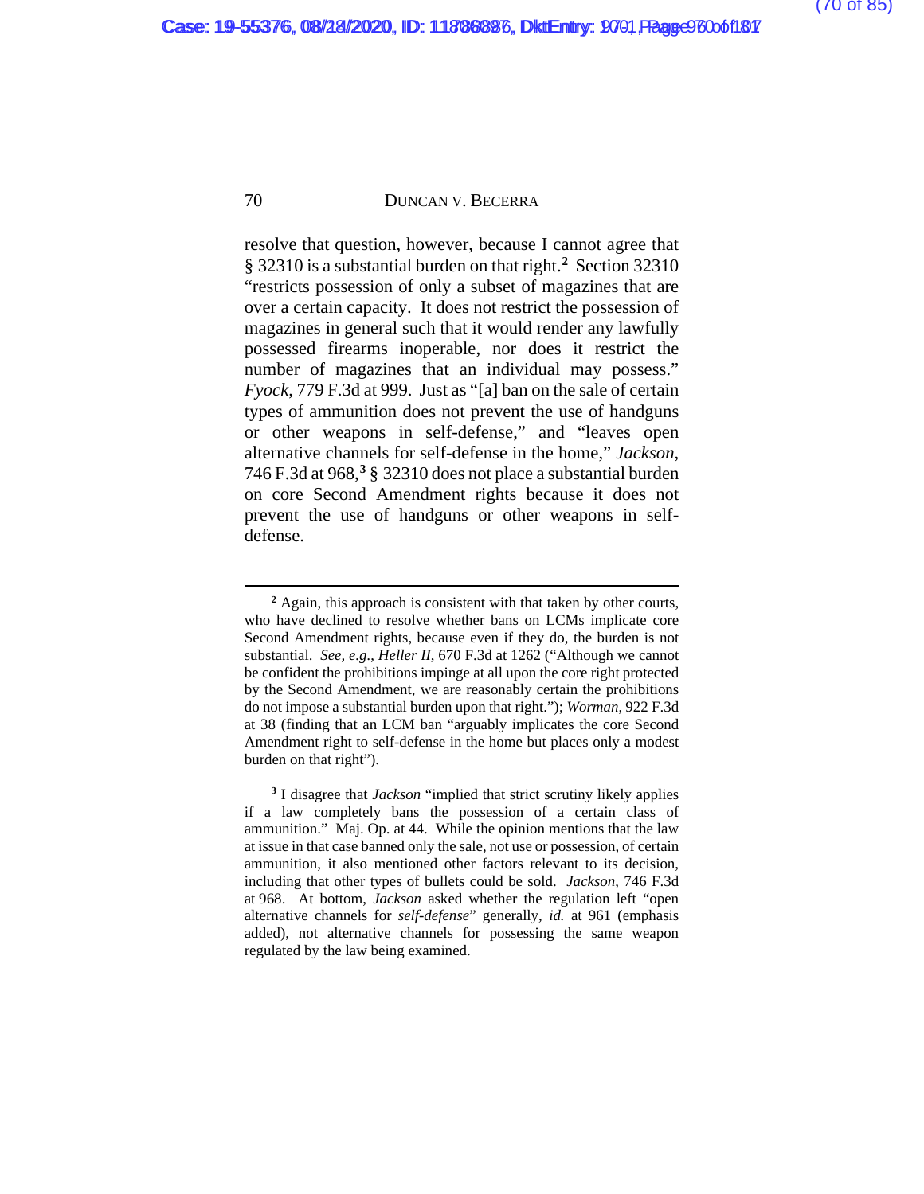resolve that question, however, because I cannot agree that § 32310 is a substantial burden on that right.[2] Section 32310 "restricts possession of only a subset of magazines that are over a certain capacity. It does not restrict the possession of magazines in general such that it would render any lawfully possessed firearms inoperable, nor does it restrict the number of magazines that an individual may possess." *Fyock*, 779 F.3d at 999. Just as "[a] ban on the sale of certain types of ammunition does not prevent the use of handguns or other weapons in self-defense," and "leaves open alternative channels for self-defense in the home," *Jackson*, 746 F.3d at 968,[3] § 32310 does not place a substantial burden on core Second Amendment rights because it does not prevent the use of handguns or other weapons in self-defense.

---

[2] Again, this approach is consistent with that taken by other courts, who have declined to resolve whether bans on LCMs implicate core Second Amendment rights, because even if they do, the burden is not substantial. *See, e.g.*, *Heller II*, 670 F.3d at 1262 ("Although we cannot be confident the prohibitions impinge at all upon the core right protected by the Second Amendment, we are reasonably certain the prohibitions do not impose a substantial burden upon that right."); *Worman*, 922 F.3d at 38 (finding that an LCM ban "arguably implicates the core Second Amendment right to self-defense in the home but places only a modest burden on that right").

[3] I disagree that *Jackson* "implied that strict scrutiny likely applies if a law completely bans the possession of a certain class of ammunition." Maj. Op. at 44. While the opinion mentions that the law at issue in that case banned only the sale, not use or possession, of certain ammunition, it also mentioned other factors relevant to its decision, including that other types of bullets could be sold. *Jackson*, 746 F.3d at 968. At bottom, *Jackson* asked whether the regulation left "open alternative channels for *self-defense*" generally, *id.* at 961 (emphasis added), not alternative channels for possessing the same weapon regulated by the law being examined.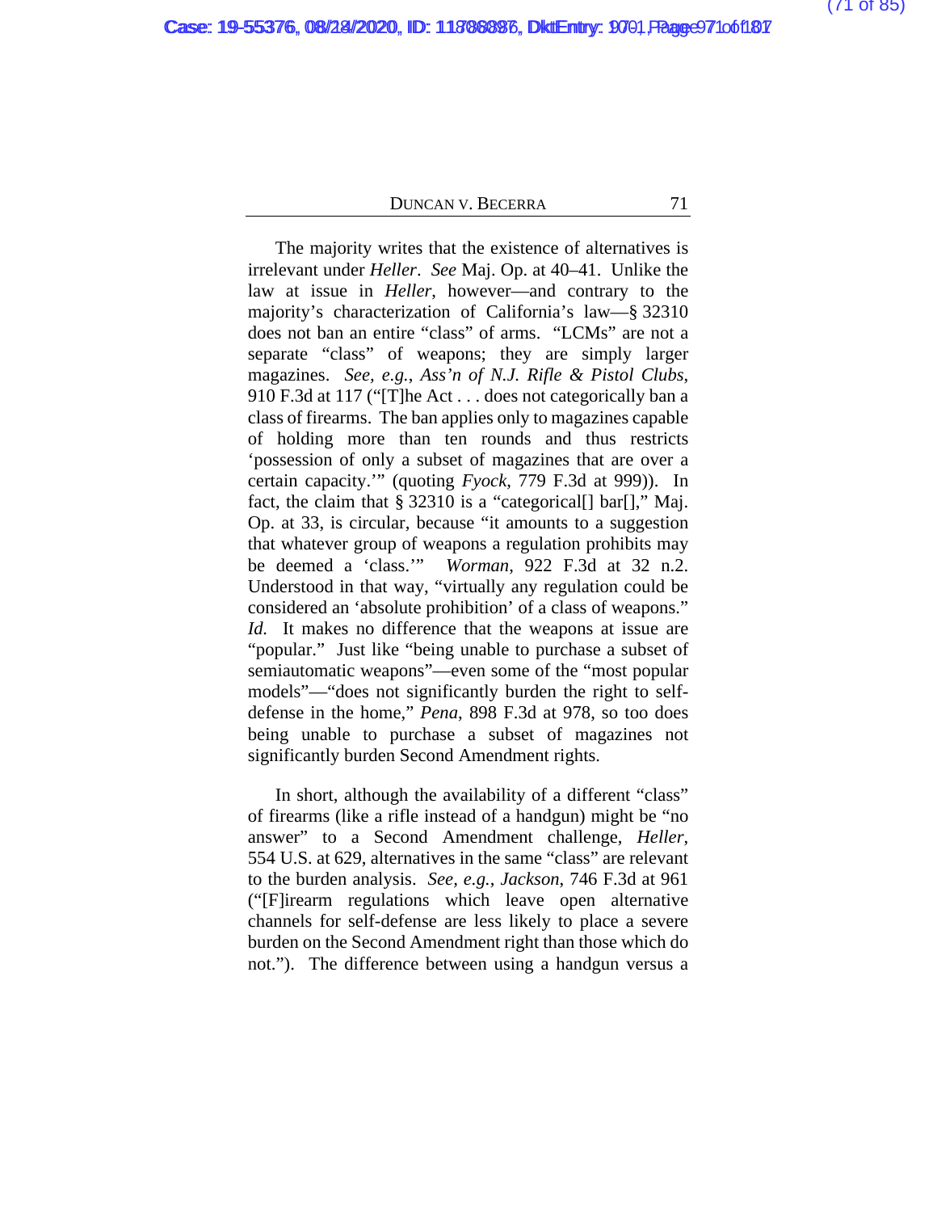The majority writes that the existence of alternatives is irrelevant under *Heller*. *See* Maj. Op. at 40–41. Unlike the law at issue in *Heller*, however—and contrary to the majority's characterization of California's law—§ 32310 does not ban an entire "class" of arms. "LCMs" are not a separate "class" of weapons; they are simply larger magazines. *See, e.g.*, *Ass'n of N.J. Rifle & Pistol Clubs*, 910 F.3d at 117 ("[T]he Act . . . does not categorically ban a class of firearms. The ban applies only to magazines capable of holding more than ten rounds and thus restricts 'possession of only a subset of magazines that are over a certain capacity.'" (quoting *Fyock*, 779 F.3d at 999)). In fact, the claim that § 32310 is a "categorical[] bar[]," Maj. Op. at 33, is circular, because "it amounts to a suggestion that whatever group of weapons a regulation prohibits may be deemed a 'class.'" *Worman*, 922 F.3d at 32 n.2. Understood in that way, "virtually any regulation could be considered an 'absolute prohibition' of a class of weapons." *Id.* It makes no difference that the weapons at issue are "popular." Just like "being unable to purchase a subset of semiautomatic weapons"—even some of the "most popular models"—"does not significantly burden the right to self-defense in the home," *Pena*, 898 F.3d at 978, so too does being unable to purchase a subset of magazines not significantly burden Second Amendment rights.

In short, although the availability of a different "class" of firearms (like a rifle instead of a handgun) might be "no answer" to a Second Amendment challenge, *Heller*, 554 U.S. at 629, alternatives in the same "class" are relevant to the burden analysis. *See, e.g.*, *Jackson*, 746 F.3d at 961 ("[F]irearm regulations which leave open alternative channels for self-defense are less likely to place a severe burden on the Second Amendment right than those which do not."). The difference between using a handgun versus a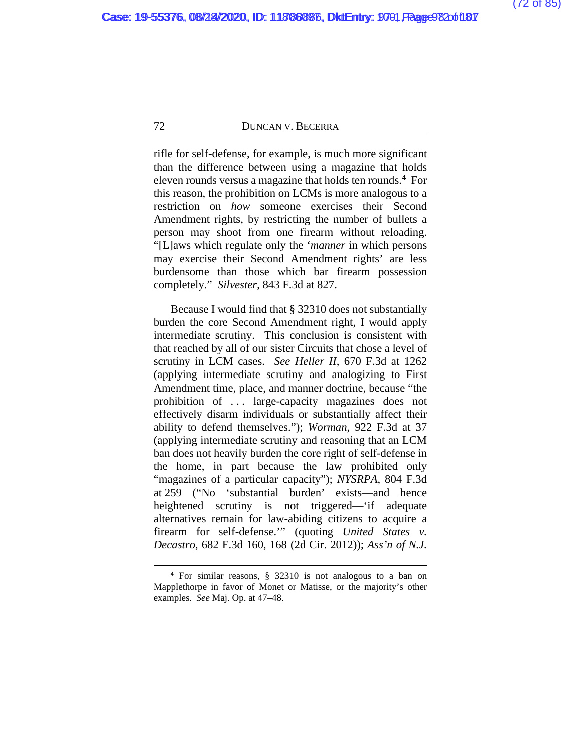rifle for self-defense, for example, is much more significant than the difference between using a magazine that holds eleven rounds versus a magazine that holds ten rounds.[4] For this reason, the prohibition on LCMs is more analogous to a restriction on *how* someone exercises their Second Amendment rights, by restricting the number of bullets a person may shoot from one firearm without reloading. "[L]aws which regulate only the '*manner* in which persons may exercise their Second Amendment rights' are less burdensome than those which bar firearm possession completely." *Silvester*, 843 F.3d at 827.

Because I would find that § 32310 does not substantially burden the core Second Amendment right, I would apply intermediate scrutiny. This conclusion is consistent with that reached by all of our sister Circuits that chose a level of scrutiny in LCM cases. *See Heller II*, 670 F.3d at 1262 (applying intermediate scrutiny and analogizing to First Amendment time, place, and manner doctrine, because "the prohibition of . . . large-capacity magazines does not effectively disarm individuals or substantially affect their ability to defend themselves."); *Worman*, 922 F.3d at 37 (applying intermediate scrutiny and reasoning that an LCM ban does not heavily burden the core right of self-defense in the home, in part because the law prohibited only "magazines of a particular capacity"); *NYSRPA*, 804 F.3d at 259 ("No 'substantial burden' exists—and hence heightened scrutiny is not triggered—'if adequate alternatives remain for law-abiding citizens to acquire a firearm for self-defense.'" (quoting *United States v. Decastro*, 682 F.3d 160, 168 (2d Cir. 2012)); *Ass'n of N.J.*

[4] For similar reasons, § 32310 is not analogous to a ban on Mapplethorpe in favor of Monet or Matisse, or the majority's other examples. *See* Maj. Op. at 47–48.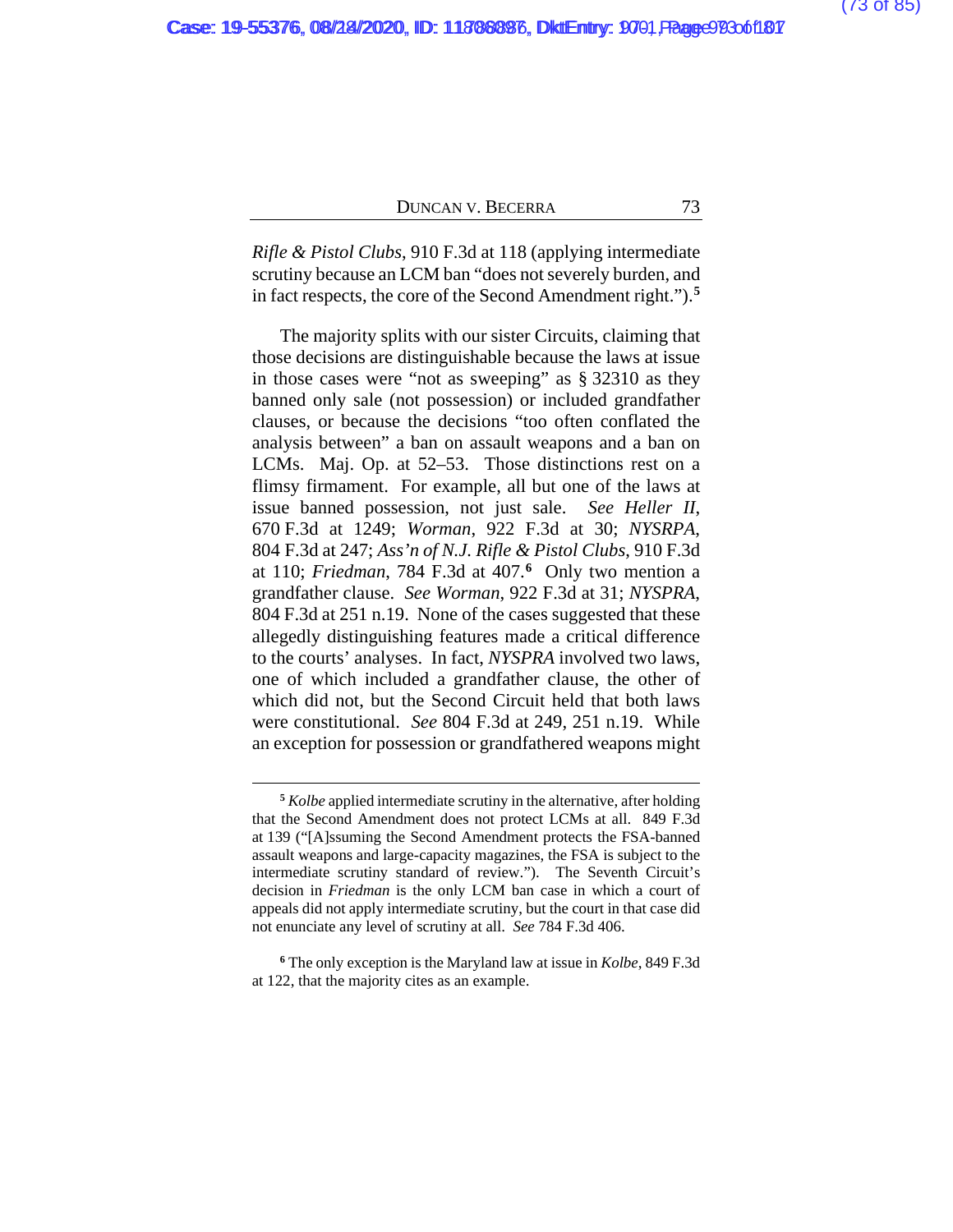*Rifle & Pistol Clubs*, 910 F.3d at 118 (applying intermediate scrutiny because an LCM ban "does not severely burden, and in fact respects, the core of the Second Amendment right.").[5]

The majority splits with our sister Circuits, claiming that those decisions are distinguishable because the laws at issue in those cases were "not as sweeping" as § 32310 as they banned only sale (not possession) or included grandfather clauses, or because the decisions "too often conflated the analysis between" a ban on assault weapons and a ban on LCMs. Maj. Op. at 52–53. Those distinctions rest on a flimsy firmament. For example, all but one of the laws at issue banned possession, not just sale. *See Heller II*, 670 F.3d at 1249; *Worman*, 922 F.3d at 30; *NYSRPA*, 804 F.3d at 247; *Ass'n of N.J. Rifle & Pistol Clubs*, 910 F.3d at 110; *Friedman*, 784 F.3d at 407.[6] Only two mention a grandfather clause. *See Worman*, 922 F.3d at 31; *NYSPRA*, 804 F.3d at 251 n.19. None of the cases suggested that these allegedly distinguishing features made a critical difference to the courts' analyses. In fact, *NYSPRA* involved two laws, one of which included a grandfather clause, the other of which did not, but the Second Circuit held that both laws were constitutional. *See* 804 F.3d at 249, 251 n.19. While an exception for possession or grandfathered weapons might

[5] *Kolbe* applied intermediate scrutiny in the alternative, after holding that the Second Amendment does not protect LCMs at all. 849 F.3d at 139 ("[A]ssuming the Second Amendment protects the FSA-banned assault weapons and large-capacity magazines, the FSA is subject to the intermediate scrutiny standard of review."). The Seventh Circuit's decision in *Friedman* is the only LCM ban case in which a court of appeals did not apply intermediate scrutiny, but the court in that case did not enunciate any level of scrutiny at all. *See* 784 F.3d 406.

[6] The only exception is the Maryland law at issue in *Kolbe*, 849 F.3d at 122, that the majority cites as an example.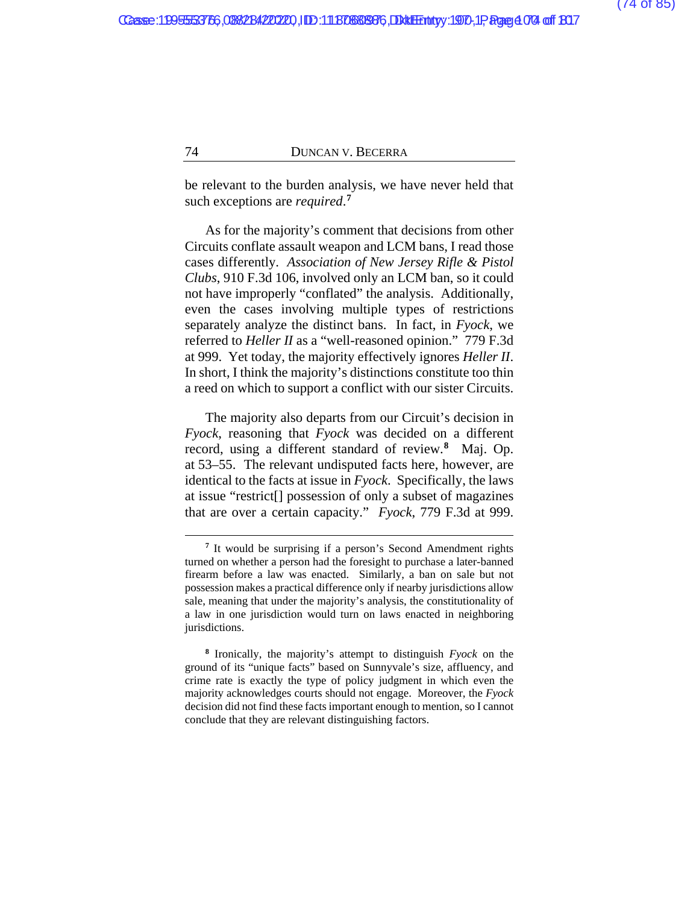be relevant to the burden analysis, we have never held that such exceptions are *required*.[7]

As for the majority's comment that decisions from other Circuits conflate assault weapon and LCM bans, I read those cases differently. *Association of New Jersey Rifle & Pistol Clubs*, 910 F.3d 106, involved only an LCM ban, so it could not have improperly "conflated" the analysis. Additionally, even the cases involving multiple types of restrictions separately analyze the distinct bans. In fact, in *Fyock*, we referred to *Heller II* as a "well-reasoned opinion." 779 F.3d at 999. Yet today, the majority effectively ignores *Heller II*. In short, I think the majority's distinctions constitute too thin a reed on which to support a conflict with our sister Circuits.

The majority also departs from our Circuit's decision in *Fyock*, reasoning that *Fyock* was decided on a different record, using a different standard of review.[8] Maj. Op. at 53–55. The relevant undisputed facts here, however, are identical to the facts at issue in *Fyock*. Specifically, the laws at issue "restrict[] possession of only a subset of magazines that are over a certain capacity." *Fyock*, 779 F.3d at 999.

---

[7] It would be surprising if a person's Second Amendment rights turned on whether a person had the foresight to purchase a later-banned firearm before a law was enacted. Similarly, a ban on sale but not possession makes a practical difference only if nearby jurisdictions allow sale, meaning that under the majority's analysis, the constitutionality of a law in one jurisdiction would turn on laws enacted in neighboring jurisdictions.

[8] Ironically, the majority's attempt to distinguish *Fyock* on the ground of its "unique facts" based on Sunnyvale's size, affluency, and crime rate is exactly the type of policy judgment in which even the majority acknowledges courts should not engage. Moreover, the *Fyock* decision did not find these facts important enough to mention, so I cannot conclude that they are relevant distinguishing factors.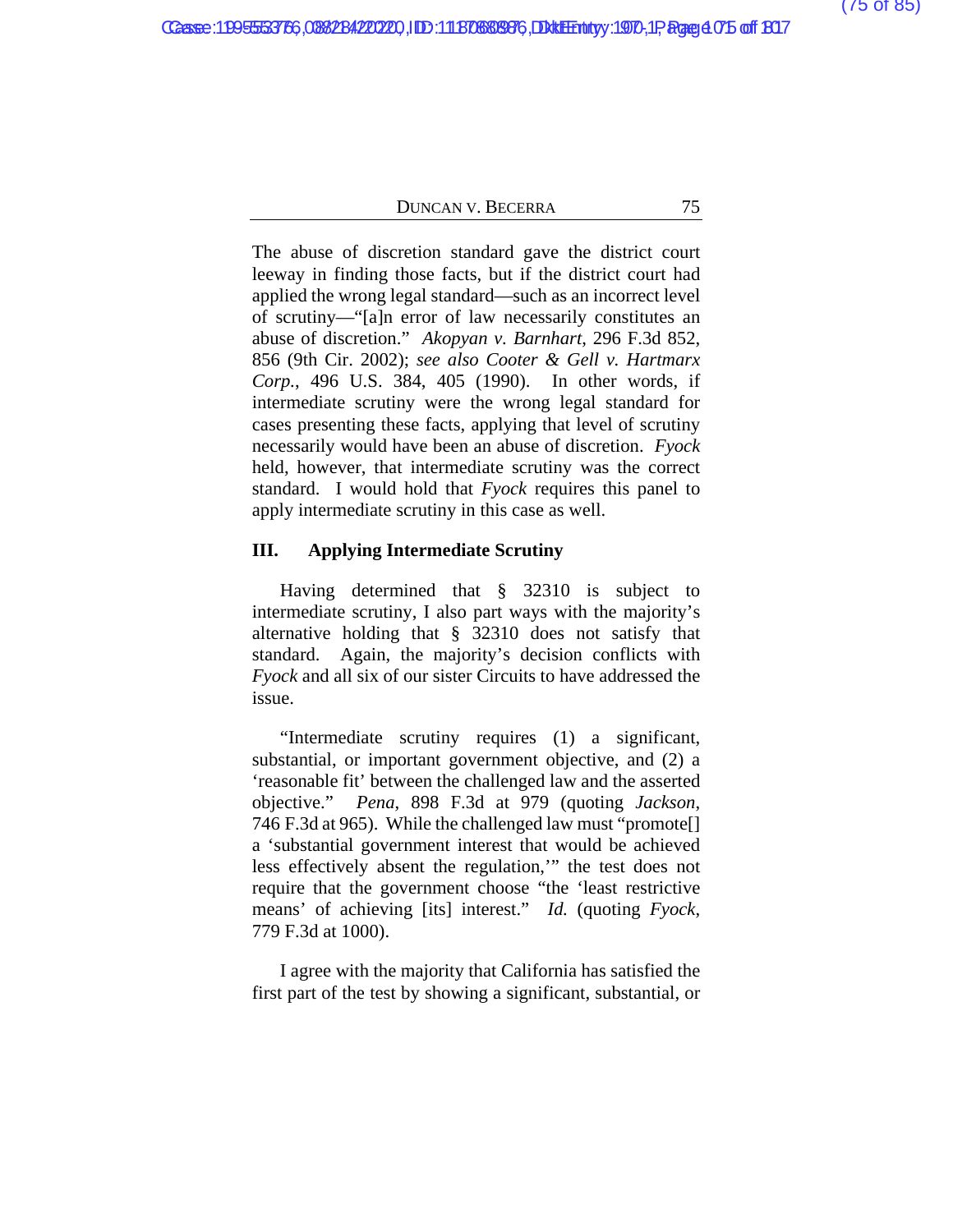The abuse of discretion standard gave the district court leeway in finding those facts, but if the district court had applied the wrong legal standard—such as an incorrect level of scrutiny—"[a]n error of law necessarily constitutes an abuse of discretion." *Akopyan v. Barnhart*, 296 F.3d 852, 856 (9th Cir. 2002); *see also Cooter & Gell v. Hartmarx Corp.*, 496 U.S. 384, 405 (1990). In other words, if intermediate scrutiny were the wrong legal standard for cases presenting these facts, applying that level of scrutiny necessarily would have been an abuse of discretion. *Fyock* held, however, that intermediate scrutiny was the correct standard. I would hold that *Fyock* requires this panel to apply intermediate scrutiny in this case as well.

## III. Applying Intermediate Scrutiny

Having determined that § 32310 is subject to intermediate scrutiny, I also part ways with the majority's alternative holding that § 32310 does not satisfy that standard. Again, the majority's decision conflicts with *Fyock* and all six of our sister Circuits to have addressed the issue.

"Intermediate scrutiny requires (1) a significant, substantial, or important government objective, and (2) a 'reasonable fit' between the challenged law and the asserted objective." *Pena*, 898 F.3d at 979 (quoting *Jackson*, 746 F.3d at 965). While the challenged law must "promote[] a 'substantial government interest that would be achieved less effectively absent the regulation,'" the test does not require that the government choose "the 'least restrictive means' of achieving [its] interest." *Id.* (quoting *Fyock*, 779 F.3d at 1000).

I agree with the majority that California has satisfied the first part of the test by showing a significant, substantial, or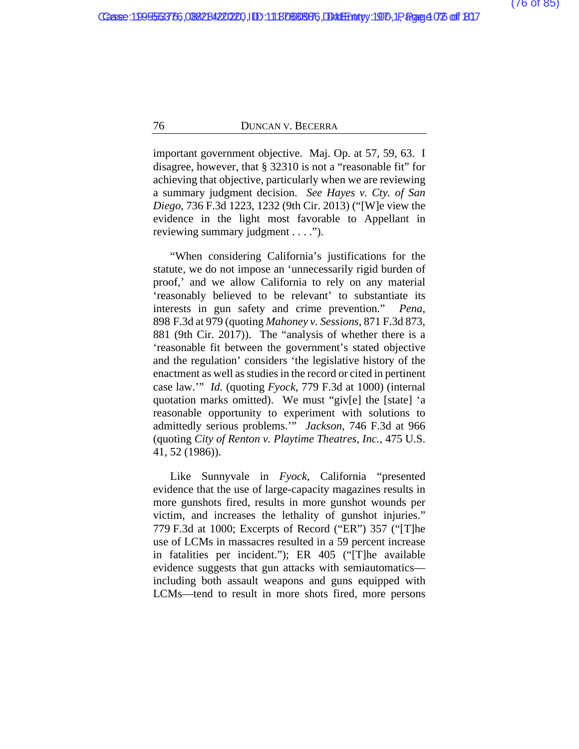important government objective. Maj. Op. at 57, 59, 63. I disagree, however, that § 32310 is not a "reasonable fit" for achieving that objective, particularly when we are reviewing a summary judgment decision. *See Hayes v. Cty. of San Diego*, 736 F.3d 1223, 1232 (9th Cir. 2013) ("[W]e view the evidence in the light most favorable to Appellant in reviewing summary judgment . . . .").

"When considering California's justifications for the statute, we do not impose an 'unnecessarily rigid burden of proof,' and we allow California to rely on any material 'reasonably believed to be relevant' to substantiate its interests in gun safety and crime prevention." *Pena*, 898 F.3d at 979 (quoting *Mahoney v. Sessions*, 871 F.3d 873, 881 (9th Cir. 2017)). The "analysis of whether there is a 'reasonable fit between the government's stated objective and the regulation' considers 'the legislative history of the enactment as well as studies in the record or cited in pertinent case law.'" *Id.* (quoting *Fyock*, 779 F.3d at 1000) (internal quotation marks omitted). We must "giv[e] the [state] 'a reasonable opportunity to experiment with solutions to admittedly serious problems.'" *Jackson*, 746 F.3d at 966 (quoting *City of Renton v. Playtime Theatres, Inc.*, 475 U.S. 41, 52 (1986)).

Like Sunnyvale in *Fyock*, California "presented evidence that the use of large-capacity magazines results in more gunshots fired, results in more gunshot wounds per victim, and increases the lethality of gunshot injuries." 779 F.3d at 1000; Excerpts of Record ("ER") 357 ("[T]he use of LCMs in massacres resulted in a 59 percent increase in fatalities per incident."); ER 405 ("[T]he available evidence suggests that gun attacks with semiautomatics—including both assault weapons and guns equipped with LCMs—tend to result in more shots fired, more persons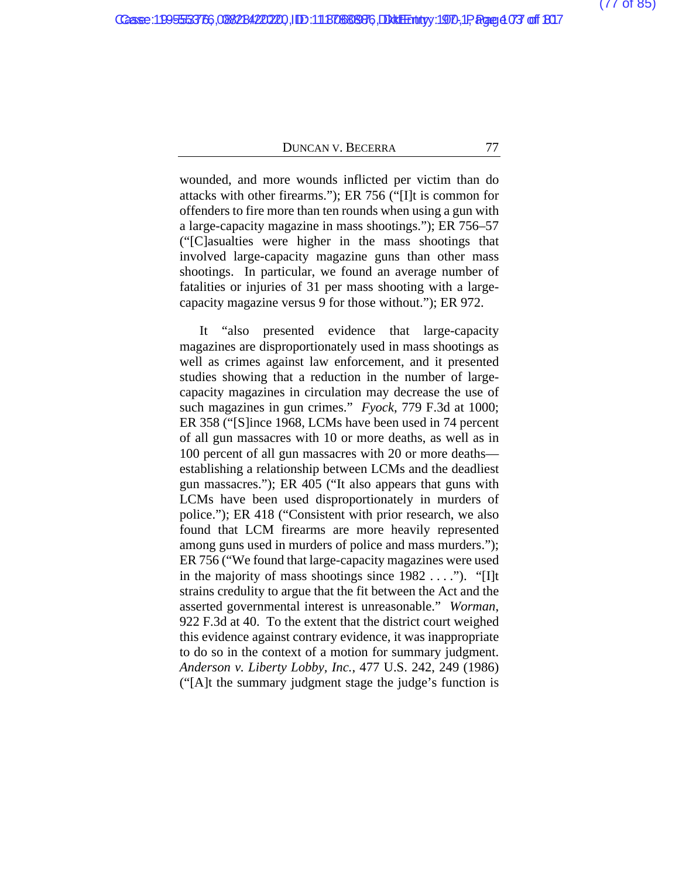wounded, and more wounds inflicted per victim than do attacks with other firearms."); ER 756 ("[I]t is common for offenders to fire more than ten rounds when using a gun with a large-capacity magazine in mass shootings."); ER 756–57 ("[C]asualties were higher in the mass shootings that involved large-capacity magazine guns than other mass shootings. In particular, we found an average number of fatalities or injuries of 31 per mass shooting with a large-capacity magazine versus 9 for those without."); ER 972.

It "also presented evidence that large-capacity magazines are disproportionately used in mass shootings as well as crimes against law enforcement, and it presented studies showing that a reduction in the number of large-capacity magazines in circulation may decrease the use of such magazines in gun crimes." *Fyock*, 779 F.3d at 1000; ER 358 ("[S]ince 1968, LCMs have been used in 74 percent of all gun massacres with 10 or more deaths, as well as in 100 percent of all gun massacres with 20 or more deaths—establishing a relationship between LCMs and the deadliest gun massacres."); ER 405 ("It also appears that guns with LCMs have been used disproportionately in murders of police."); ER 418 ("Consistent with prior research, we also found that LCM firearms are more heavily represented among guns used in murders of police and mass murders."); ER 756 ("We found that large-capacity magazines were used in the majority of mass shootings since 1982 . . . ."). "[I]t strains credulity to argue that the fit between the Act and the asserted governmental interest is unreasonable." *Worman*, 922 F.3d at 40. To the extent that the district court weighed this evidence against contrary evidence, it was inappropriate to do so in the context of a motion for summary judgment. *Anderson v. Liberty Lobby, Inc.*, 477 U.S. 242, 249 (1986) ("[A]t the summary judgment stage the judge's function is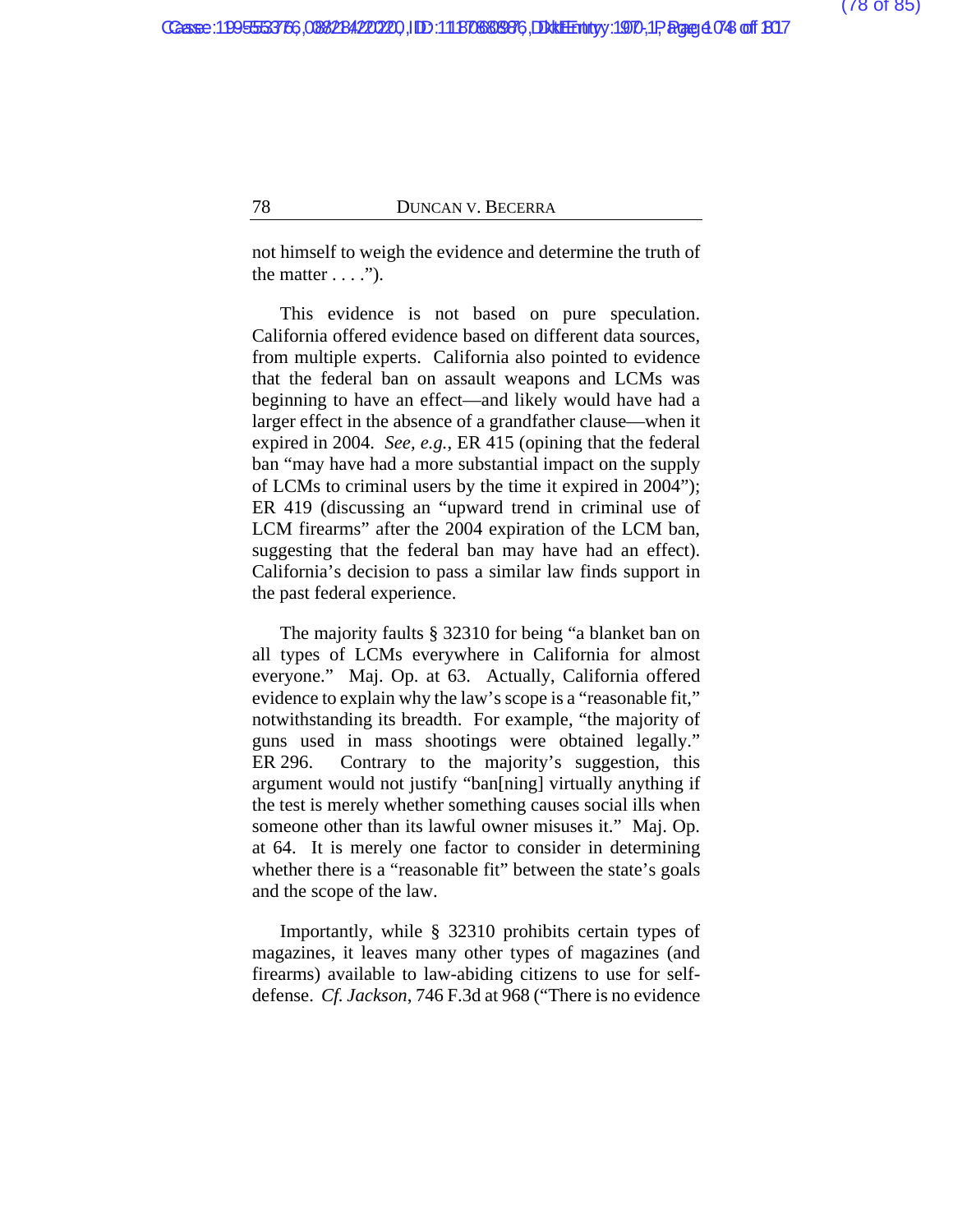not himself to weigh the evidence and determine the truth of the matter . . . .").

This evidence is not based on pure speculation. California offered evidence based on different data sources, from multiple experts. California also pointed to evidence that the federal ban on assault weapons and LCMs was beginning to have an effect—and likely would have had a larger effect in the absence of a grandfather clause—when it expired in 2004. *See, e.g.*, ER 415 (opining that the federal ban "may have had a more substantial impact on the supply of LCMs to criminal users by the time it expired in 2004"); ER 419 (discussing an "upward trend in criminal use of LCM firearms" after the 2004 expiration of the LCM ban, suggesting that the federal ban may have had an effect). California's decision to pass a similar law finds support in the past federal experience.

The majority faults § 32310 for being "a blanket ban on all types of LCMs everywhere in California for almost everyone." Maj. Op. at 63. Actually, California offered evidence to explain why the law's scope is a "reasonable fit," notwithstanding its breadth. For example, "the majority of guns used in mass shootings were obtained legally." ER 296. Contrary to the majority's suggestion, this argument would not justify "ban[ning] virtually anything if the test is merely whether something causes social ills when someone other than its lawful owner misuses it." Maj. Op. at 64. It is merely one factor to consider in determining whether there is a "reasonable fit" between the state's goals and the scope of the law.

Importantly, while § 32310 prohibits certain types of magazines, it leaves many other types of magazines (and firearms) available to law-abiding citizens to use for self-defense. *Cf. Jackson*, 746 F.3d at 968 ("There is no evidence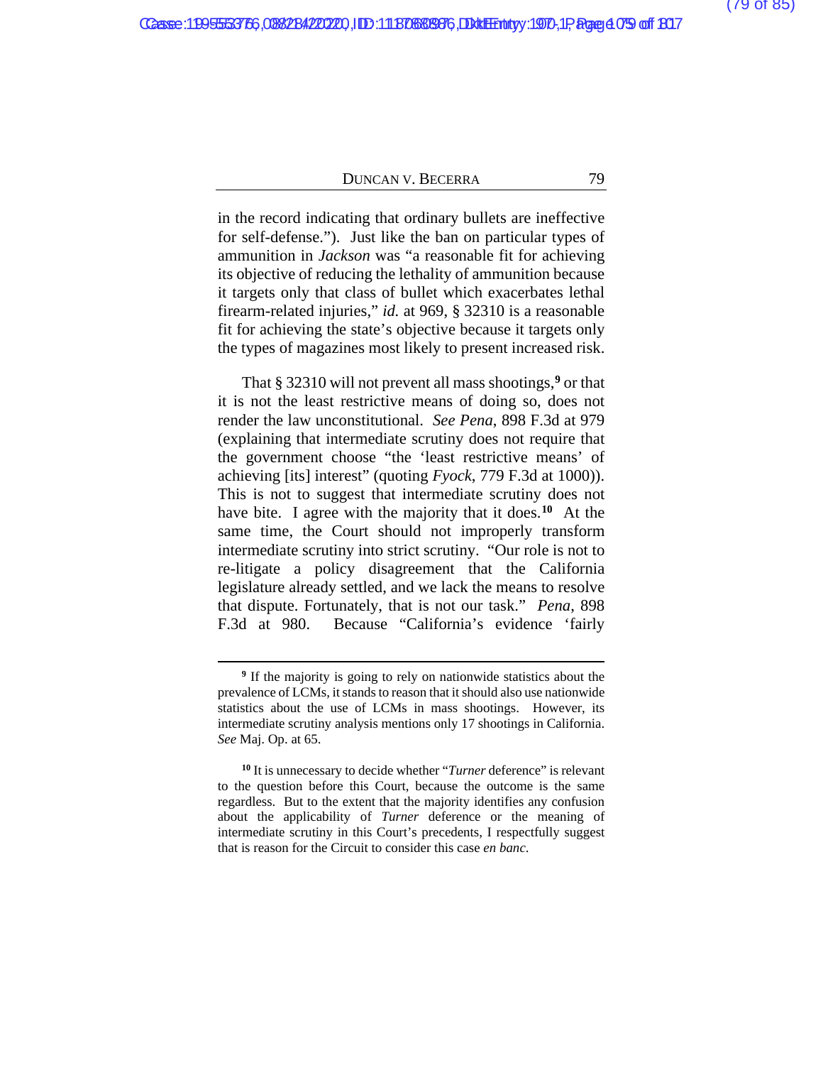in the record indicating that ordinary bullets are ineffective for self-defense."). Just like the ban on particular types of ammunition in *Jackson* was "a reasonable fit for achieving its objective of reducing the lethality of ammunition because it targets only that class of bullet which exacerbates lethal firearm-related injuries," *id.* at 969, § 32310 is a reasonable fit for achieving the state's objective because it targets only the types of magazines most likely to present increased risk.

That § 32310 will not prevent all mass shootings,[9] or that it is not the least restrictive means of doing so, does not render the law unconstitutional. *See Pena*, 898 F.3d at 979 (explaining that intermediate scrutiny does not require that the government choose "the 'least restrictive means' of achieving [its] interest" (quoting *Fyock*, 779 F.3d at 1000)). This is not to suggest that intermediate scrutiny does not have bite. I agree with the majority that it does.[10] At the same time, the Court should not improperly transform intermediate scrutiny into strict scrutiny. "Our role is not to re-litigate a policy disagreement that the California legislature already settled, and we lack the means to resolve that dispute. Fortunately, that is not our task." *Pena*, 898 F.3d at 980. Because "California's evidence 'fairly

---

[9] If the majority is going to rely on nationwide statistics about the prevalence of LCMs, it stands to reason that it should also use nationwide statistics about the use of LCMs in mass shootings. However, its intermediate scrutiny analysis mentions only 17 shootings in California. *See* Maj. Op. at 65.

[10] It is unnecessary to decide whether "*Turner* deference" is relevant to the question before this Court, because the outcome is the same regardless. But to the extent that the majority identifies any confusion about the applicability of *Turner* deference or the meaning of intermediate scrutiny in this Court's precedents, I respectfully suggest that is reason for the Circuit to consider this case *en banc*.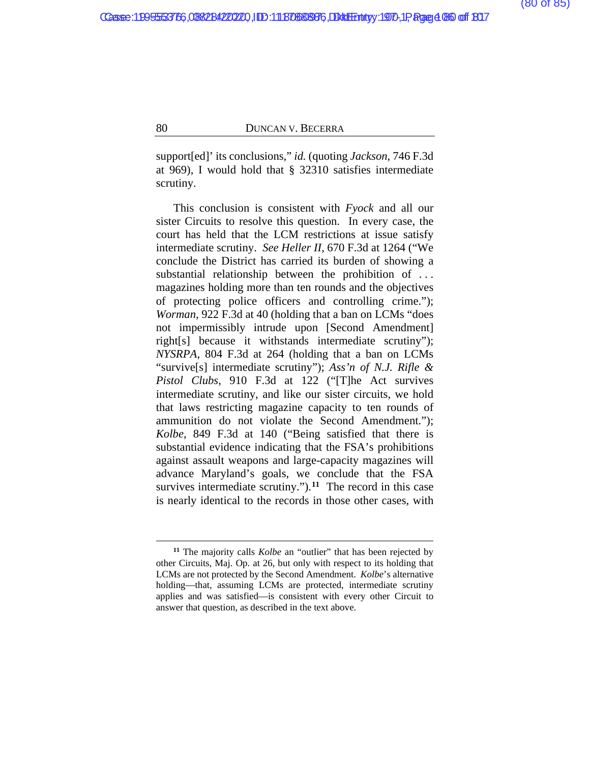support[ed]' its conclusions," *id.* (quoting *Jackson*, 746 F.3d at 969), I would hold that § 32310 satisfies intermediate scrutiny.

This conclusion is consistent with *Fyock* and all our sister Circuits to resolve this question. In every case, the court has held that the LCM restrictions at issue satisfy intermediate scrutiny. *See Heller II*, 670 F.3d at 1264 ("We conclude the District has carried its burden of showing a substantial relationship between the prohibition of . . . magazines holding more than ten rounds and the objectives of protecting police officers and controlling crime."); *Worman*, 922 F.3d at 40 (holding that a ban on LCMs "does not impermissibly intrude upon [Second Amendment] right[s] because it withstands intermediate scrutiny"); *NYSRPA*, 804 F.3d at 264 (holding that a ban on LCMs "survive[s] intermediate scrutiny"); *Ass'n of N.J. Rifle & Pistol Clubs*, 910 F.3d at 122 ("[T]he Act survives intermediate scrutiny, and like our sister circuits, we hold that laws restricting magazine capacity to ten rounds of ammunition do not violate the Second Amendment."); *Kolbe*, 849 F.3d at 140 ("Being satisfied that there is substantial evidence indicating that the FSA's prohibitions against assault weapons and large-capacity magazines will advance Maryland's goals, we conclude that the FSA survives intermediate scrutiny.").[11] The record in this case is nearly identical to the records in those other cases, with

---

[11] The majority calls *Kolbe* an "outlier" that has been rejected by other Circuits, Maj. Op. at 26, but only with respect to its holding that LCMs are not protected by the Second Amendment. *Kolbe*'s alternative holding—that, assuming LCMs are protected, intermediate scrutiny applies and was satisfied—is consistent with every other Circuit to answer that question, as described in the text above.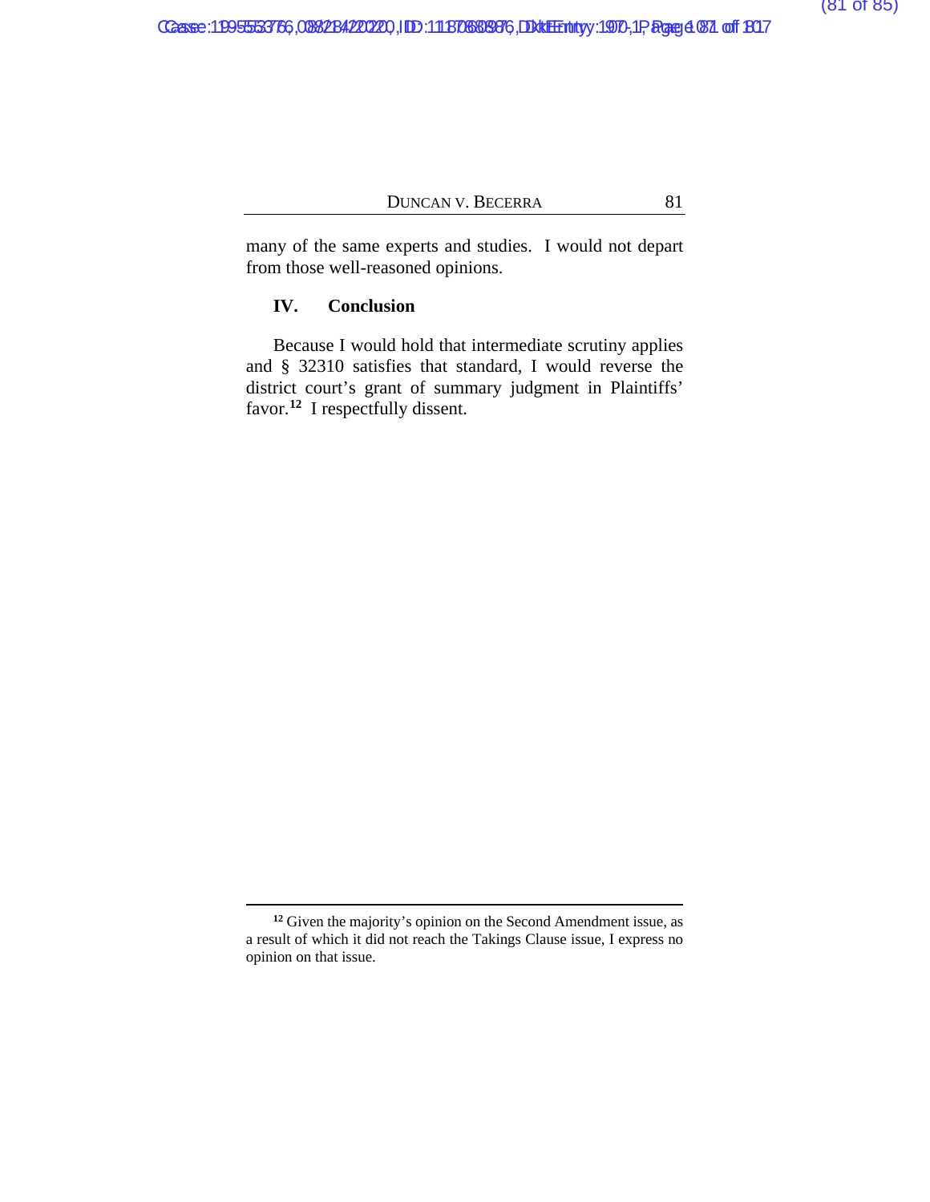many of the same experts and studies. I would not depart from those well-reasoned opinions.

### IV. Conclusion

Because I would hold that intermediate scrutiny applies and § 32310 satisfies that standard, I would reverse the district court's grant of summary judgment in Plaintiffs' favor.[12] I respectfully dissent.

---

[12] Given the majority's opinion on the Second Amendment issue, as a result of which it did not reach the Takings Clause issue, I express no opinion on that issue.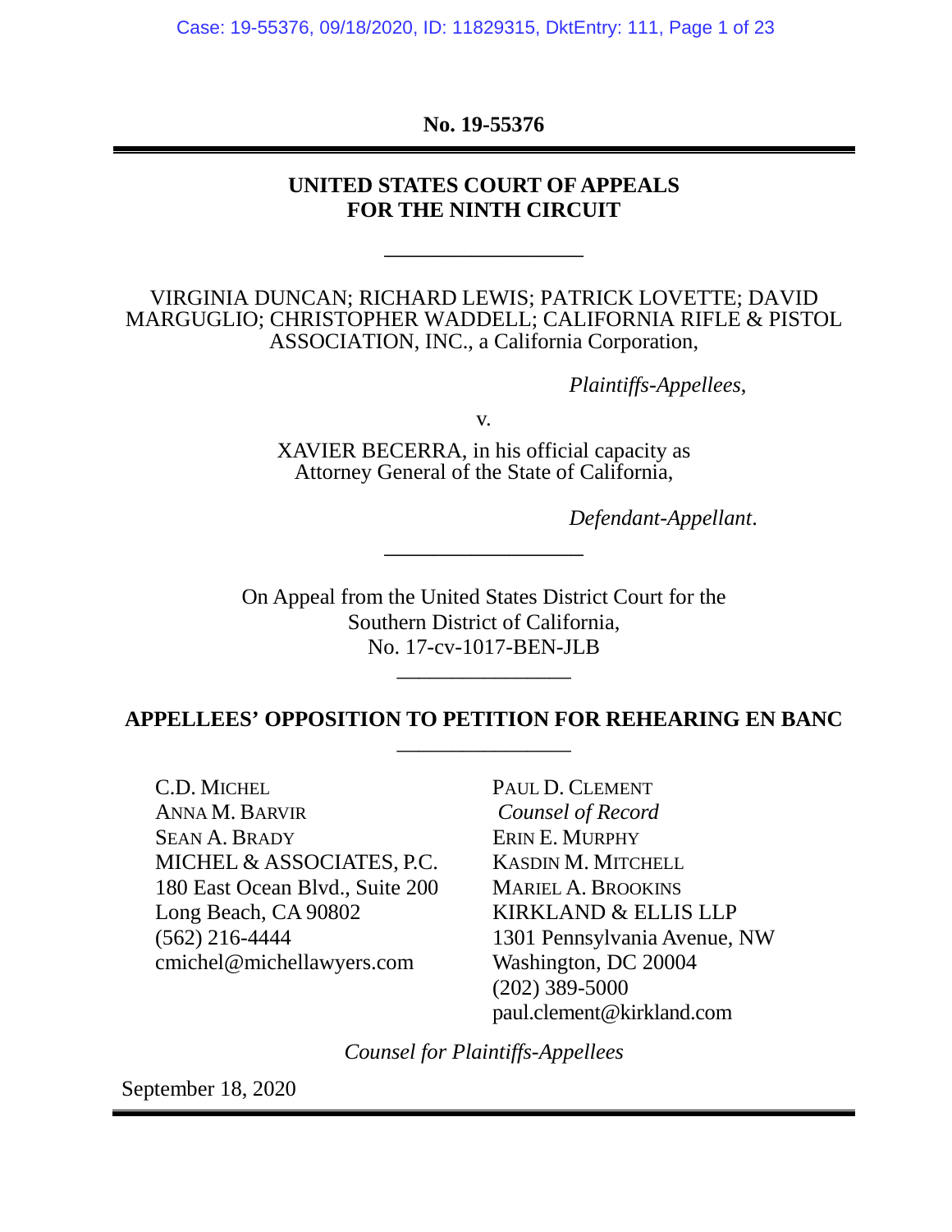**No. 19-55376**

---

**UNITED STATES COURT OF APPEALS**
**FOR THE NINTH CIRCUIT**

---

VIRGINIA DUNCAN; RICHARD LEWIS; PATRICK LOVETTE; DAVID MARGUGLIO; CHRISTOPHER WADDELL; CALIFORNIA RIFLE & PISTOL ASSOCIATION, INC., a California Corporation,

*Plaintiffs-Appellees*,

v.

XAVIER BECERRA, in his official capacity as Attorney General of the State of California,

*Defendant-Appellant*.

---

On Appeal from the United States District Court for the Southern District of California,
No. 17-cv-1017-BEN-JLB

---

**APPELLEES' OPPOSITION TO PETITION FOR REHEARING EN BANC**

---

C.D. MICHEL
ANNA M. BARVIR
SEAN A. BRADY
MICHEL & ASSOCIATES, P.C.
180 East Ocean Blvd., Suite 200
Long Beach, CA 90802
(562) 216-4444
cmichel@michellawyers.com

PAUL D. CLEMENT
*Counsel of Record*
ERIN E. MURPHY
KASDIN M. MITCHELL
MARIEL A. BROOKINS
KIRKLAND & ELLIS LLP
1301 Pennsylvania Avenue, NW
Washington, DC 20004
(202) 389-5000
paul.clement@kirkland.com

*Counsel for Plaintiffs-Appellees*

September 18, 2020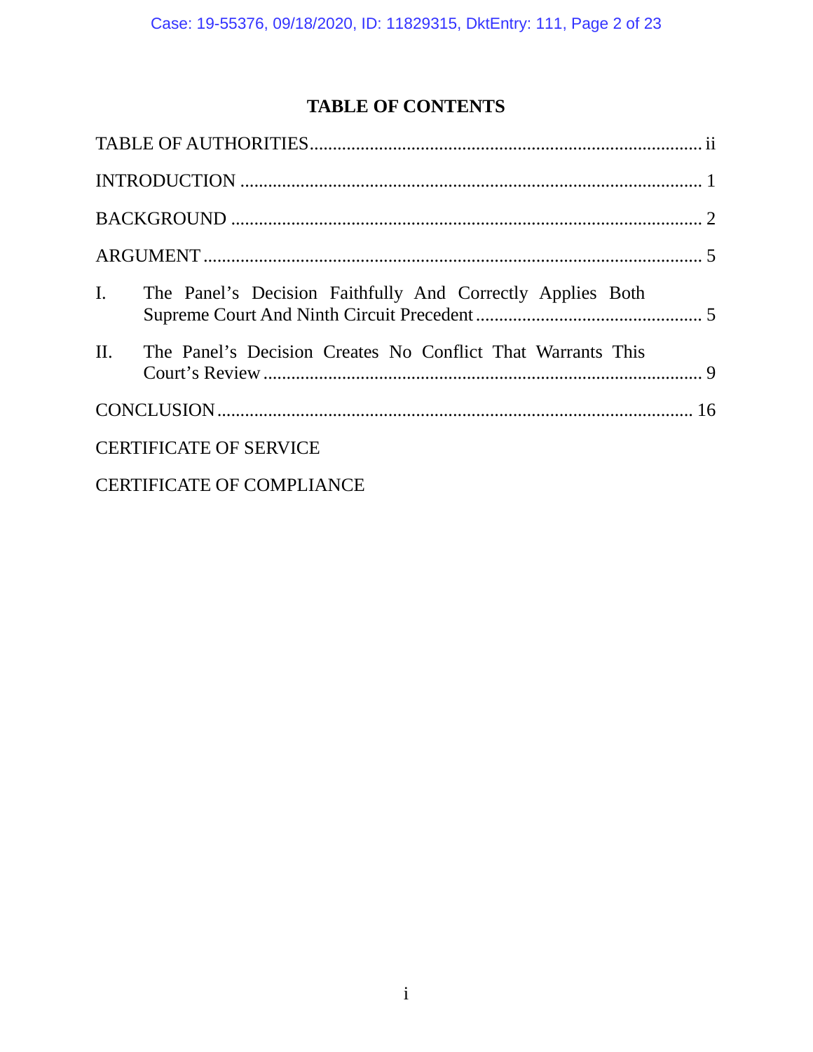# TABLE OF CONTENTS

TABLE OF AUTHORITIES .................................................................................... ii

INTRODUCTION .................................................................................................. 1

BACKGROUND .................................................................................................... 2

ARGUMENT .......................................................................................................... 5

I. The Panel's Decision Faithfully And Correctly Applies Both Supreme Court And Ninth Circuit Precedent ................................................ 5

II. The Panel's Decision Creates No Conflict That Warrants This Court's Review ................................................................................................ 9

CONCLUSION ..................................................................................................... 16

CERTIFICATE OF SERVICE

CERTIFICATE OF COMPLIANCE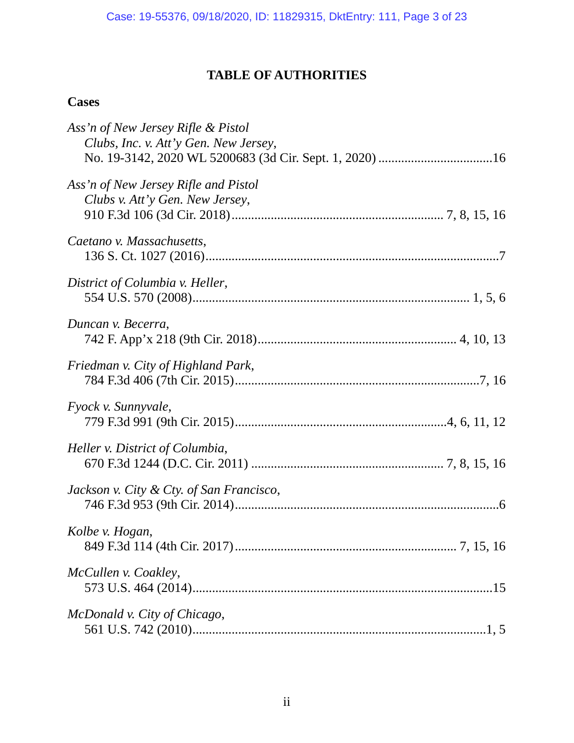# TABLE OF AUTHORITIES

## Cases

*Ass'n of New Jersey Rifle & Pistol Clubs, Inc. v. Att'y Gen. New Jersey*, No. 19-3142, 2020 WL 5200683 (3d Cir. Sept. 1, 2020) .................................. 16

*Ass'n of New Jersey Rifle and Pistol Clubs v. Att'y Gen. New Jersey*, 910 F.3d 106 (3d Cir. 2018) ................................................................ 7, 8, 15, 16

*Caetano v. Massachusetts*, 136 S. Ct. 1027 (2016) ........................................................................................ 7

*District of Columbia v. Heller*, 554 U.S. 570 (2008) .............................................................................. 1, 5, 6

*Duncan v. Becerra*, 742 F. App'x 218 (9th Cir. 2018) ......................................................... 4, 10, 13

*Friedman v. City of Highland Park*, 784 F.3d 406 (7th Cir. 2015) ........................................................................... 7, 16

*Fyock v. Sunnyvale*, 779 F.3d 991 (9th Cir. 2015) ................................................................ 4, 6, 11, 12

*Heller v. District of Columbia*, 670 F.3d 1244 (D.C. Cir. 2011) ......................................................... 7, 8, 15, 16

*Jackson v. City & Cty. of San Francisco*, 746 F.3d 953 (9th Cir. 2014) .................................................................................. 6

*Kolbe v. Hogan*, 849 F.3d 114 (4th Cir. 2017) ................................................................... 7, 15, 16

*McCullen v. Coakley*, 573 U.S. 464 (2014) ............................................................................................ 15

*McDonald v. City of Chicago*, 561 U.S. 742 (2010) ........................................................................................ 1, 5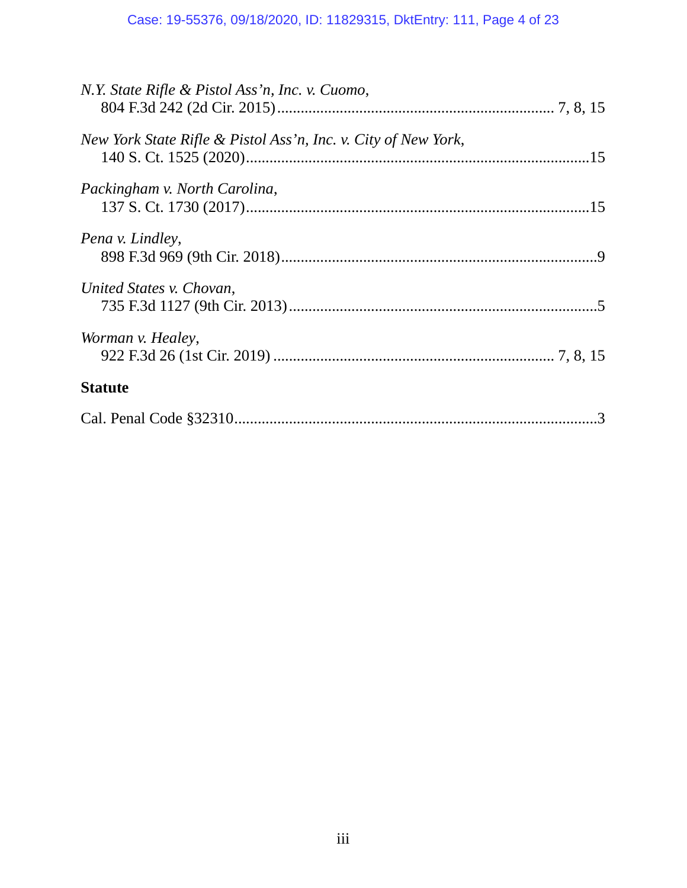*N.Y. State Rifle & Pistol Ass'n, Inc. v. Cuomo*,
804 F.3d 242 (2d Cir. 2015)........................................................................ 7, 8, 15

*New York State Rifle & Pistol Ass'n, Inc. v. City of New York*,
140 S. Ct. 1525 (2020).........................................................................................15

*Packingham v. North Carolina*,
137 S. Ct. 1730 (2017).........................................................................................15

*Pena v. Lindley*,
898 F.3d 969 (9th Cir. 2018)..................................................................................9

*United States v. Chovan*,
735 F.3d 1127 (9th Cir. 2013)................................................................................5

*Worman v. Healey*,
922 F.3d 26 (1st Cir. 2019) ...................................................................... 7, 8, 15

**Statute**

Cal. Penal Code §32310..............................................................................................3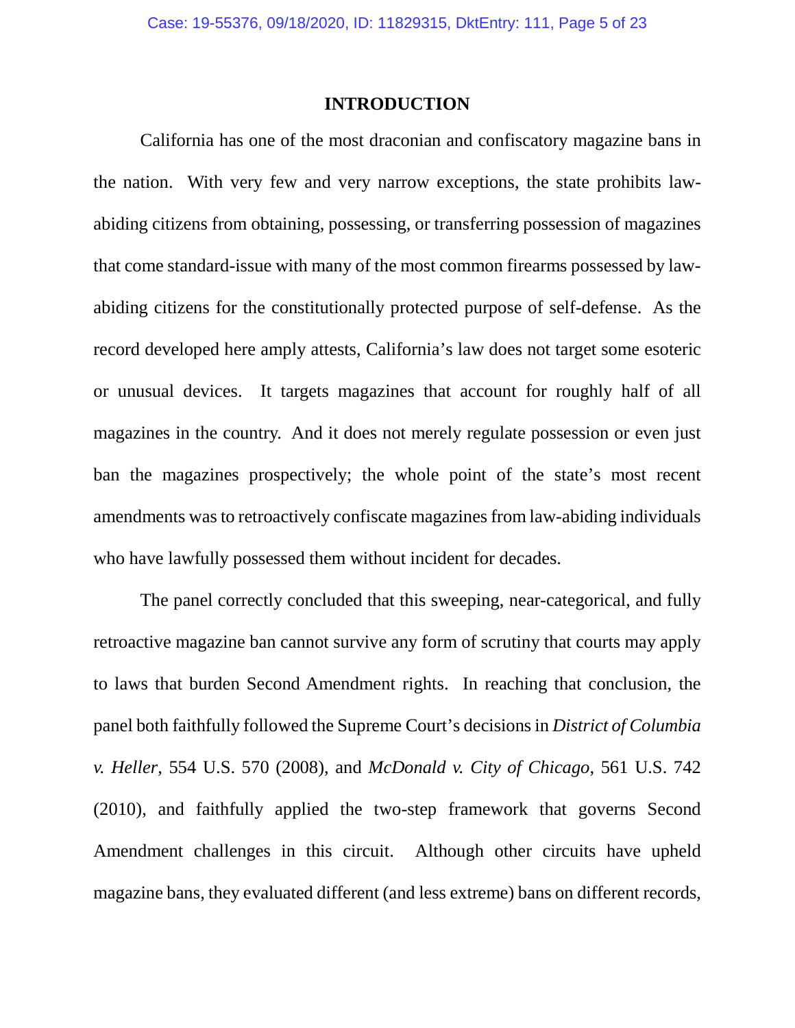## INTRODUCTION

California has one of the most draconian and confiscatory magazine bans in the nation. With very few and very narrow exceptions, the state prohibits law-abiding citizens from obtaining, possessing, or transferring possession of magazines that come standard-issue with many of the most common firearms possessed by law-abiding citizens for the constitutionally protected purpose of self-defense. As the record developed here amply attests, California's law does not target some esoteric or unusual devices. It targets magazines that account for roughly half of all magazines in the country. And it does not merely regulate possession or even just ban the magazines prospectively; the whole point of the state's most recent amendments was to retroactively confiscate magazines from law-abiding individuals who have lawfully possessed them without incident for decades.

The panel correctly concluded that this sweeping, near-categorical, and fully retroactive magazine ban cannot survive any form of scrutiny that courts may apply to laws that burden Second Amendment rights. In reaching that conclusion, the panel both faithfully followed the Supreme Court's decisions in *District of Columbia v. Heller*, 554 U.S. 570 (2008), and *McDonald v. City of Chicago*, 561 U.S. 742 (2010), and faithfully applied the two-step framework that governs Second Amendment challenges in this circuit. Although other circuits have upheld magazine bans, they evaluated different (and less extreme) bans on different records,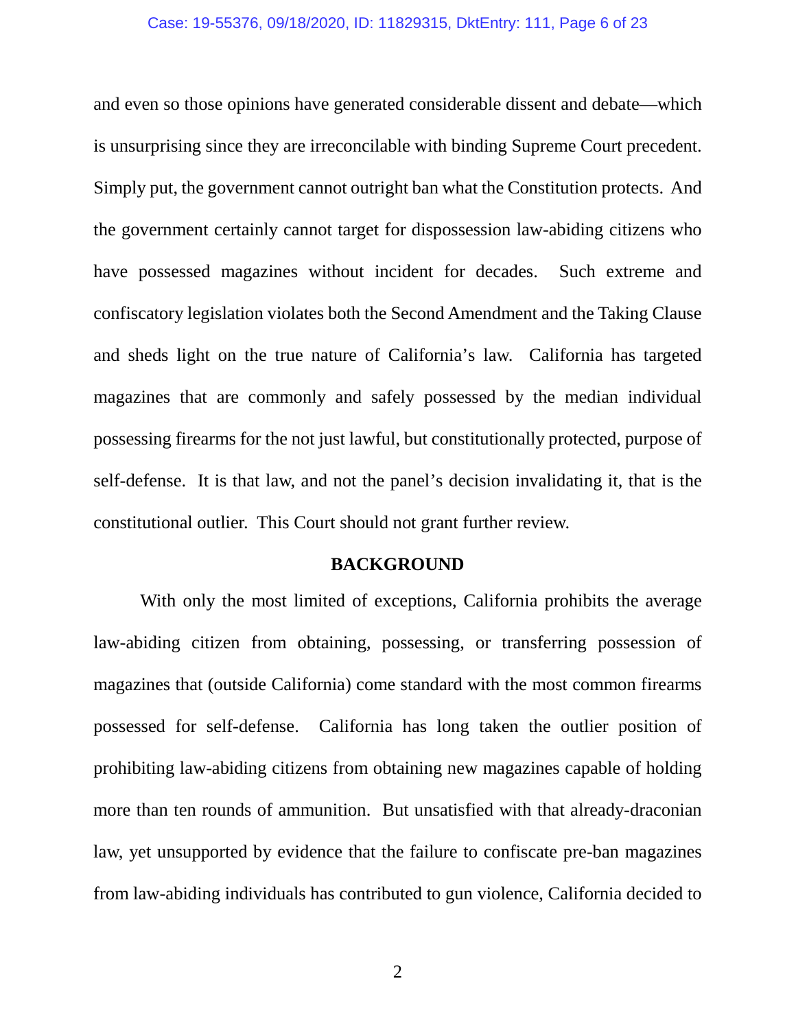and even so those opinions have generated considerable dissent and debate—which is unsurprising since they are irreconcilable with binding Supreme Court precedent. Simply put, the government cannot outright ban what the Constitution protects. And the government certainly cannot target for dispossession law-abiding citizens who have possessed magazines without incident for decades. Such extreme and confiscatory legislation violates both the Second Amendment and the Taking Clause and sheds light on the true nature of California's law. California has targeted magazines that are commonly and safely possessed by the median individual possessing firearms for the not just lawful, but constitutionally protected, purpose of self-defense. It is that law, and not the panel's decision invalidating it, that is the constitutional outlier. This Court should not grant further review.

## BACKGROUND

With only the most limited of exceptions, California prohibits the average law-abiding citizen from obtaining, possessing, or transferring possession of magazines that (outside California) come standard with the most common firearms possessed for self-defense. California has long taken the outlier position of prohibiting law-abiding citizens from obtaining new magazines capable of holding more than ten rounds of ammunition. But unsatisfied with that already-draconian law, yet unsupported by evidence that the failure to confiscate pre-ban magazines from law-abiding individuals has contributed to gun violence, California decided to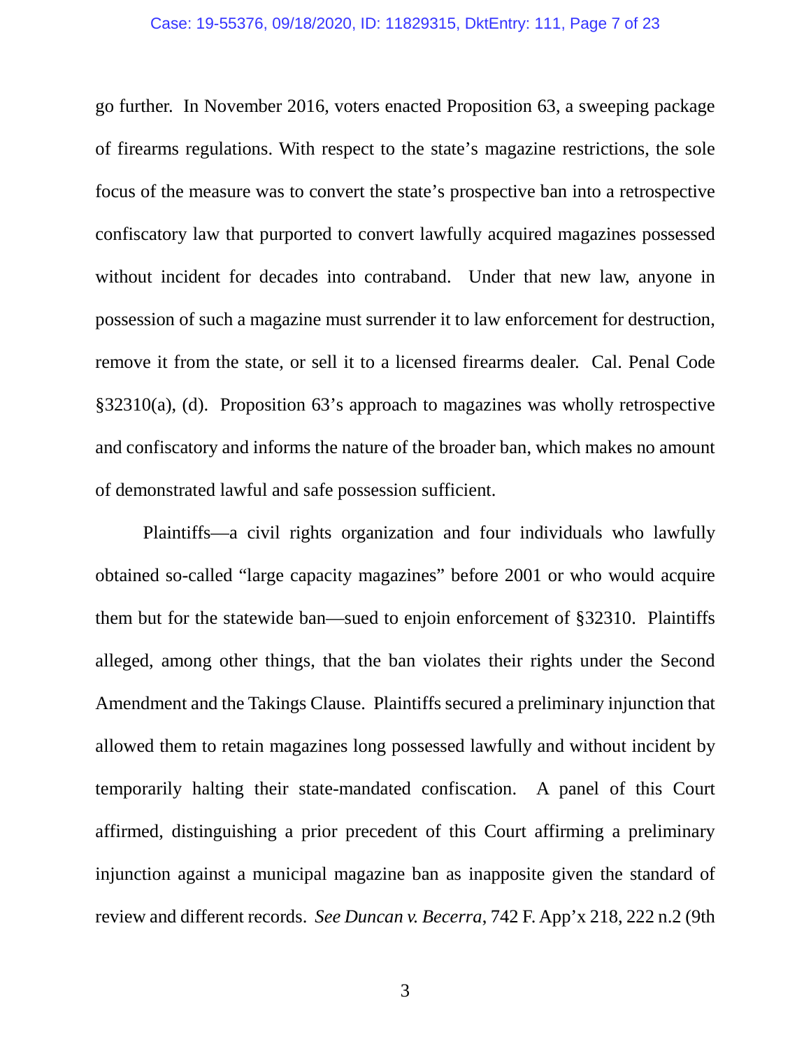go further. In November 2016, voters enacted Proposition 63, a sweeping package of firearms regulations. With respect to the state's magazine restrictions, the sole focus of the measure was to convert the state's prospective ban into a retrospective confiscatory law that purported to convert lawfully acquired magazines possessed without incident for decades into contraband. Under that new law, anyone in possession of such a magazine must surrender it to law enforcement for destruction, remove it from the state, or sell it to a licensed firearms dealer. Cal. Penal Code §32310(a), (d). Proposition 63's approach to magazines was wholly retrospective and confiscatory and informs the nature of the broader ban, which makes no amount of demonstrated lawful and safe possession sufficient.

Plaintiffs—a civil rights organization and four individuals who lawfully obtained so-called "large capacity magazines" before 2001 or who would acquire them but for the statewide ban—sued to enjoin enforcement of §32310. Plaintiffs alleged, among other things, that the ban violates their rights under the Second Amendment and the Takings Clause. Plaintiffs secured a preliminary injunction that allowed them to retain magazines long possessed lawfully and without incident by temporarily halting their state-mandated confiscation. A panel of this Court affirmed, distinguishing a prior precedent of this Court affirming a preliminary injunction against a municipal magazine ban as inapposite given the standard of review and different records. *See Duncan v. Becerra*, 742 F. App'x 218, 222 n.2 (9th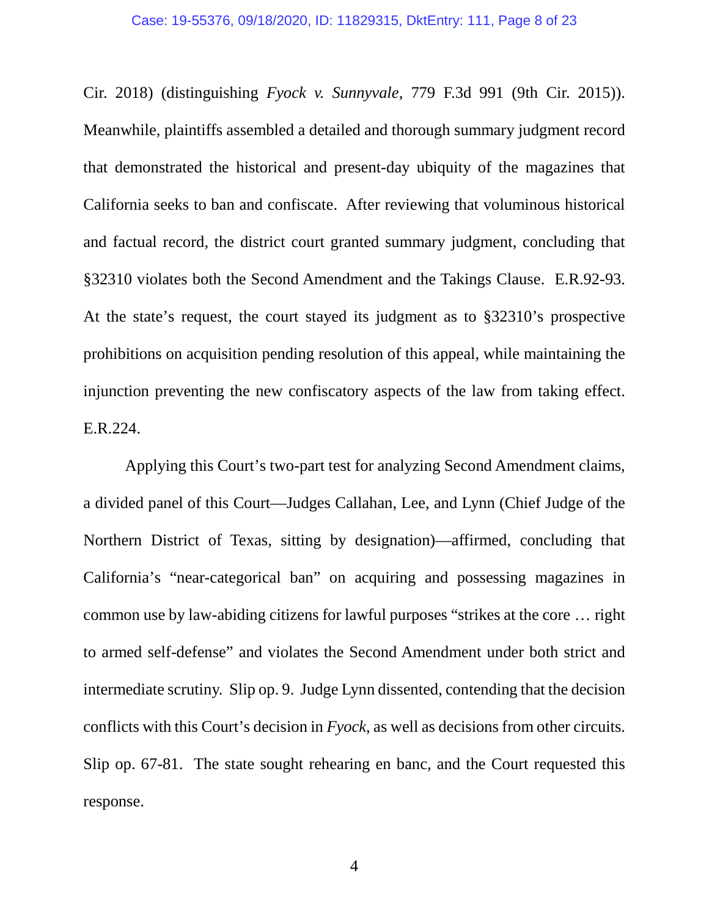Cir. 2018) (distinguishing *Fyock v. Sunnyvale*, 779 F.3d 991 (9th Cir. 2015)). Meanwhile, plaintiffs assembled a detailed and thorough summary judgment record that demonstrated the historical and present-day ubiquity of the magazines that California seeks to ban and confiscate. After reviewing that voluminous historical and factual record, the district court granted summary judgment, concluding that §32310 violates both the Second Amendment and the Takings Clause. E.R.92-93. At the state's request, the court stayed its judgment as to §32310's prospective prohibitions on acquisition pending resolution of this appeal, while maintaining the injunction preventing the new confiscatory aspects of the law from taking effect. E.R.224.

Applying this Court's two-part test for analyzing Second Amendment claims, a divided panel of this Court—Judges Callahan, Lee, and Lynn (Chief Judge of the Northern District of Texas, sitting by designation)—affirmed, concluding that California's "near-categorical ban" on acquiring and possessing magazines in common use by law-abiding citizens for lawful purposes "strikes at the core … right to armed self-defense" and violates the Second Amendment under both strict and intermediate scrutiny. Slip op. 9. Judge Lynn dissented, contending that the decision conflicts with this Court's decision in *Fyock*, as well as decisions from other circuits. Slip op. 67-81. The state sought rehearing en banc, and the Court requested this response.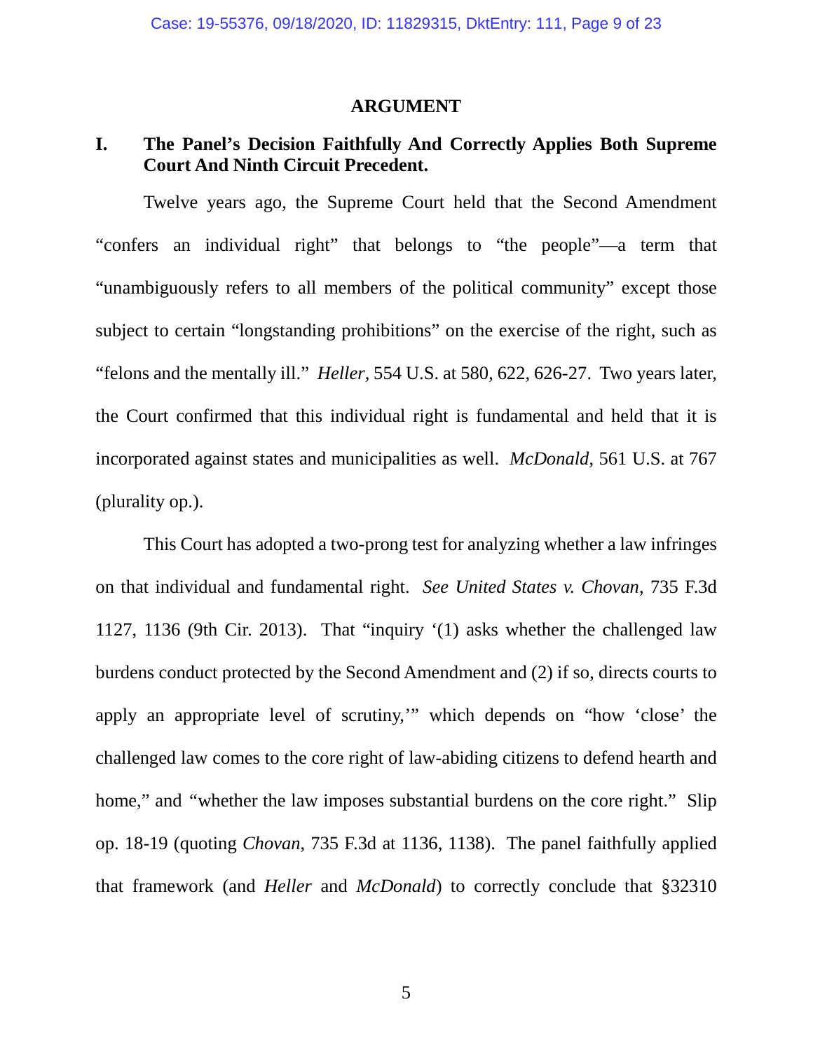## ARGUMENT

### I. The Panel's Decision Faithfully And Correctly Applies Both Supreme Court And Ninth Circuit Precedent.

Twelve years ago, the Supreme Court held that the Second Amendment "confers an individual right" that belongs to "the people"—a term that "unambiguously refers to all members of the political community" except those subject to certain "longstanding prohibitions" on the exercise of the right, such as "felons and the mentally ill." *Heller*, 554 U.S. at 580, 622, 626-27. Two years later, the Court confirmed that this individual right is fundamental and held that it is incorporated against states and municipalities as well. *McDonald*, 561 U.S. at 767 (plurality op.).

This Court has adopted a two-prong test for analyzing whether a law infringes on that individual and fundamental right. *See United States v. Chovan*, 735 F.3d 1127, 1136 (9th Cir. 2013). That "inquiry '(1) asks whether the challenged law burdens conduct protected by the Second Amendment and (2) if so, directs courts to apply an appropriate level of scrutiny,'" which depends on "how 'close' the challenged law comes to the core right of law-abiding citizens to defend hearth and home," and "whether the law imposes substantial burdens on the core right." Slip op. 18-19 (quoting *Chovan*, 735 F.3d at 1136, 1138). The panel faithfully applied that framework (and *Heller* and *McDonald*) to correctly conclude that §32310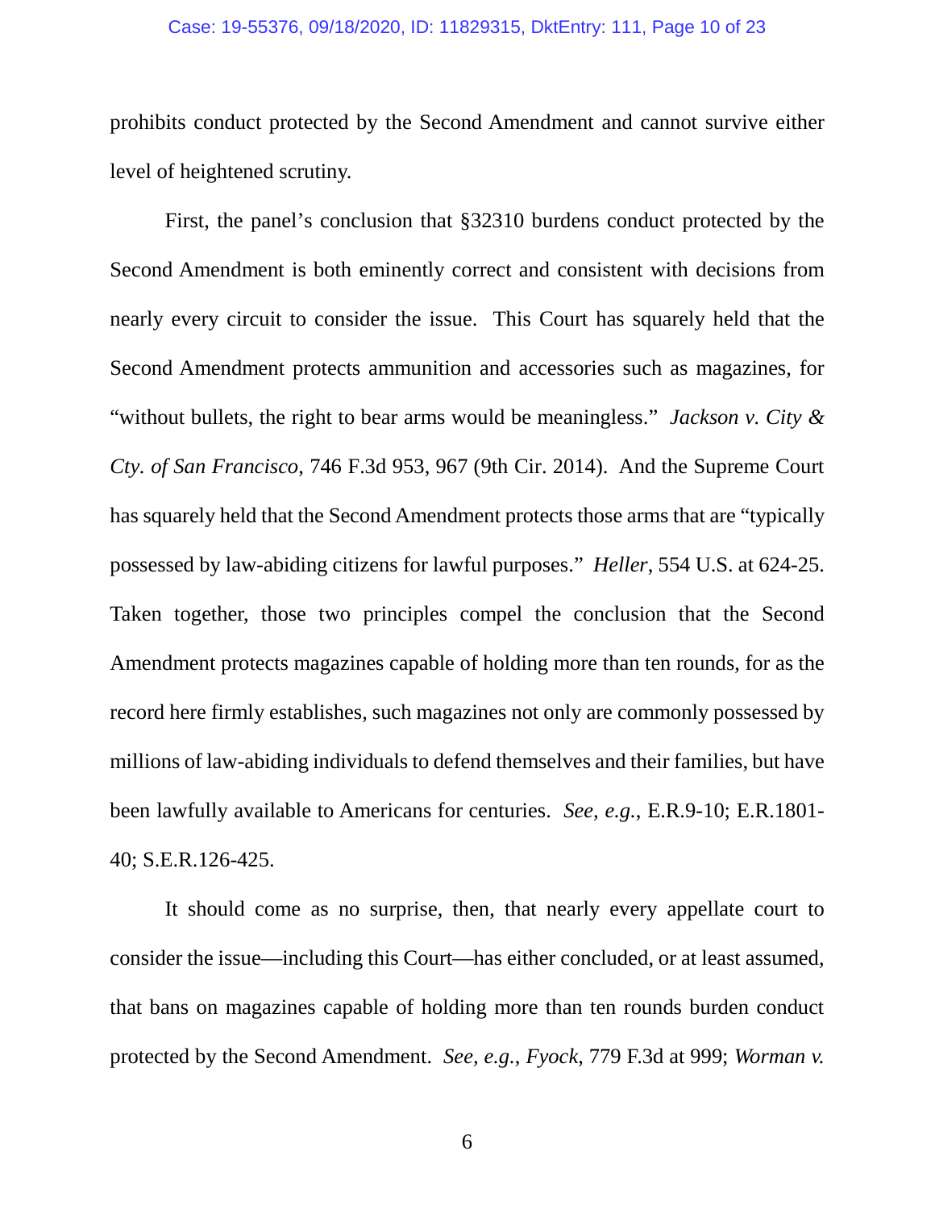prohibits conduct protected by the Second Amendment and cannot survive either level of heightened scrutiny.

First, the panel's conclusion that §32310 burdens conduct protected by the Second Amendment is both eminently correct and consistent with decisions from nearly every circuit to consider the issue. This Court has squarely held that the Second Amendment protects ammunition and accessories such as magazines, for "without bullets, the right to bear arms would be meaningless." *Jackson v. City & Cty. of San Francisco*, 746 F.3d 953, 967 (9th Cir. 2014). And the Supreme Court has squarely held that the Second Amendment protects those arms that are "typically possessed by law-abiding citizens for lawful purposes." *Heller*, 554 U.S. at 624-25. Taken together, those two principles compel the conclusion that the Second Amendment protects magazines capable of holding more than ten rounds, for as the record here firmly establishes, such magazines not only are commonly possessed by millions of law-abiding individuals to defend themselves and their families, but have been lawfully available to Americans for centuries. *See, e.g.*, E.R.9-10; E.R.1801-40; S.E.R.126-425.

It should come as no surprise, then, that nearly every appellate court to consider the issue—including this Court—has either concluded, or at least assumed, that bans on magazines capable of holding more than ten rounds burden conduct protected by the Second Amendment. *See, e.g.*, *Fyock*, 779 F.3d at 999; *Worman v.*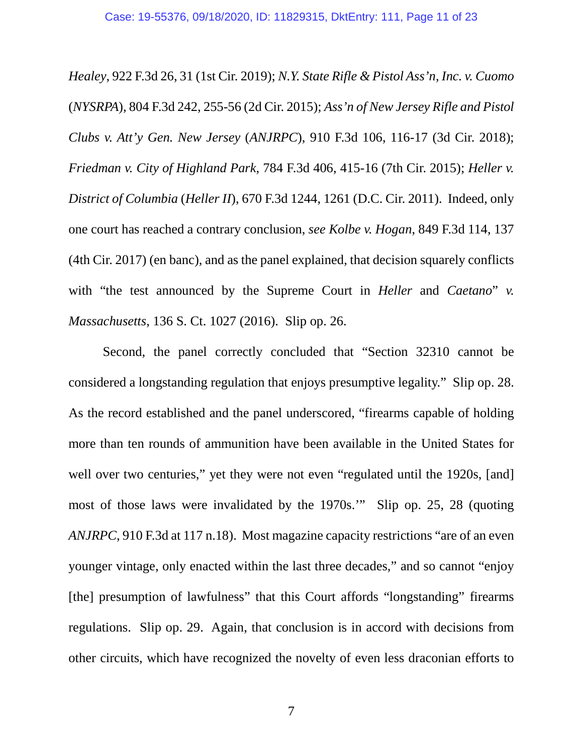*Healey*, 922 F.3d 26, 31 (1st Cir. 2019); *N.Y. State Rifle & Pistol Ass'n, Inc. v. Cuomo* (*NYSRPA*), 804 F.3d 242, 255-56 (2d Cir. 2015); *Ass'n of New Jersey Rifle and Pistol Clubs v. Att'y Gen. New Jersey* (*ANJRPC*), 910 F.3d 106, 116-17 (3d Cir. 2018); *Friedman v. City of Highland Park*, 784 F.3d 406, 415-16 (7th Cir. 2015); *Heller v. District of Columbia* (*Heller II*), 670 F.3d 1244, 1261 (D.C. Cir. 2011). Indeed, only one court has reached a contrary conclusion, *see Kolbe v. Hogan*, 849 F.3d 114, 137 (4th Cir. 2017) (en banc), and as the panel explained, that decision squarely conflicts with "the test announced by the Supreme Court in *Heller* and *Caetano*" *v. Massachusetts*, 136 S. Ct. 1027 (2016). Slip op. 26.

Second, the panel correctly concluded that "Section 32310 cannot be considered a longstanding regulation that enjoys presumptive legality." Slip op. 28. As the record established and the panel underscored, "firearms capable of holding more than ten rounds of ammunition have been available in the United States for well over two centuries," yet they were not even "regulated until the 1920s, [and] most of those laws were invalidated by the 1970s.'" Slip op. 25, 28 (quoting *ANJRPC*, 910 F.3d at 117 n.18). Most magazine capacity restrictions "are of an even younger vintage, only enacted within the last three decades," and so cannot "enjoy [the] presumption of lawfulness" that this Court affords "longstanding" firearms regulations. Slip op. 29. Again, that conclusion is in accord with decisions from other circuits, which have recognized the novelty of even less draconian efforts to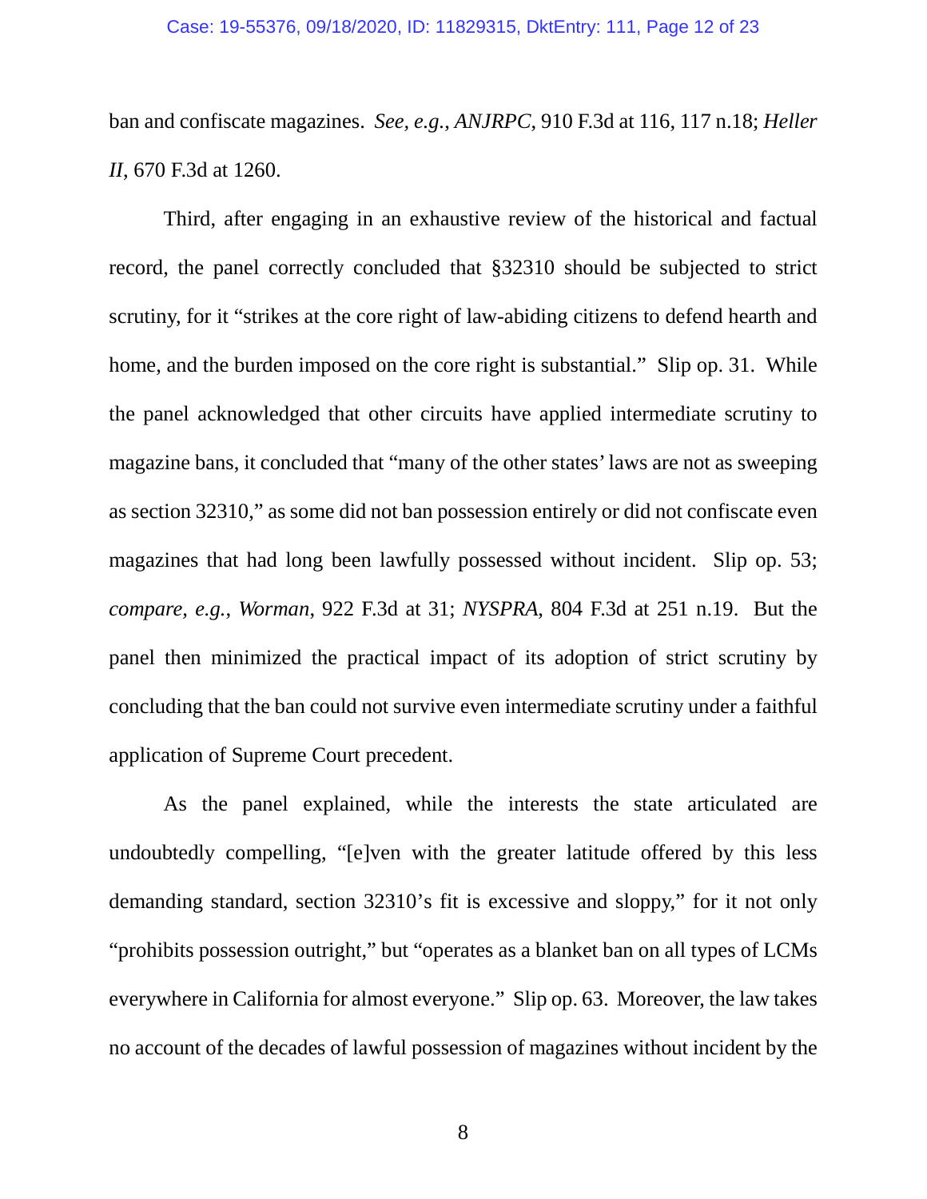ban and confiscate magazines. *See, e.g.*, *ANJRPC*, 910 F.3d at 116, 117 n.18; *Heller II*, 670 F.3d at 1260.

Third, after engaging in an exhaustive review of the historical and factual record, the panel correctly concluded that §32310 should be subjected to strict scrutiny, for it "strikes at the core right of law-abiding citizens to defend hearth and home, and the burden imposed on the core right is substantial." Slip op. 31. While the panel acknowledged that other circuits have applied intermediate scrutiny to magazine bans, it concluded that "many of the other states' laws are not as sweeping as section 32310," as some did not ban possession entirely or did not confiscate even magazines that had long been lawfully possessed without incident. Slip op. 53; *compare, e.g.*, *Worman*, 922 F.3d at 31; *NYSPRA*, 804 F.3d at 251 n.19. But the panel then minimized the practical impact of its adoption of strict scrutiny by concluding that the ban could not survive even intermediate scrutiny under a faithful application of Supreme Court precedent.

As the panel explained, while the interests the state articulated are undoubtedly compelling, "[e]ven with the greater latitude offered by this less demanding standard, section 32310's fit is excessive and sloppy," for it not only "prohibits possession outright," but "operates as a blanket ban on all types of LCMs everywhere in California for almost everyone." Slip op. 63. Moreover, the law takes no account of the decades of lawful possession of magazines without incident by the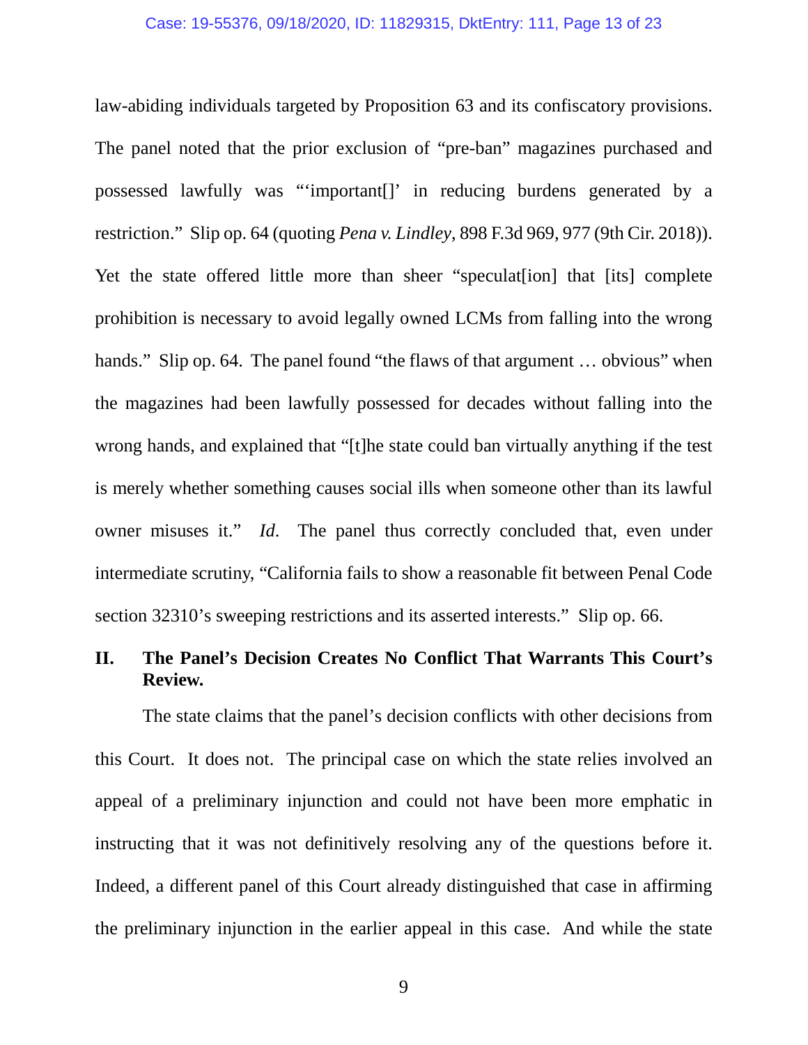law-abiding individuals targeted by Proposition 63 and its confiscatory provisions. The panel noted that the prior exclusion of "pre-ban" magazines purchased and possessed lawfully was "'important[]' in reducing burdens generated by a restriction." Slip op. 64 (quoting *Pena v. Lindley*, 898 F.3d 969, 977 (9th Cir. 2018)). Yet the state offered little more than sheer "speculat[ion] that [its] complete prohibition is necessary to avoid legally owned LCMs from falling into the wrong hands." Slip op. 64. The panel found "the flaws of that argument … obvious" when the magazines had been lawfully possessed for decades without falling into the wrong hands, and explained that "[t]he state could ban virtually anything if the test is merely whether something causes social ills when someone other than its lawful owner misuses it." *Id*. The panel thus correctly concluded that, even under intermediate scrutiny, "California fails to show a reasonable fit between Penal Code section 32310's sweeping restrictions and its asserted interests." Slip op. 66.

## II. The Panel's Decision Creates No Conflict That Warrants This Court's Review.

The state claims that the panel's decision conflicts with other decisions from this Court. It does not. The principal case on which the state relies involved an appeal of a preliminary injunction and could not have been more emphatic in instructing that it was not definitively resolving any of the questions before it. Indeed, a different panel of this Court already distinguished that case in affirming the preliminary injunction in the earlier appeal in this case. And while the state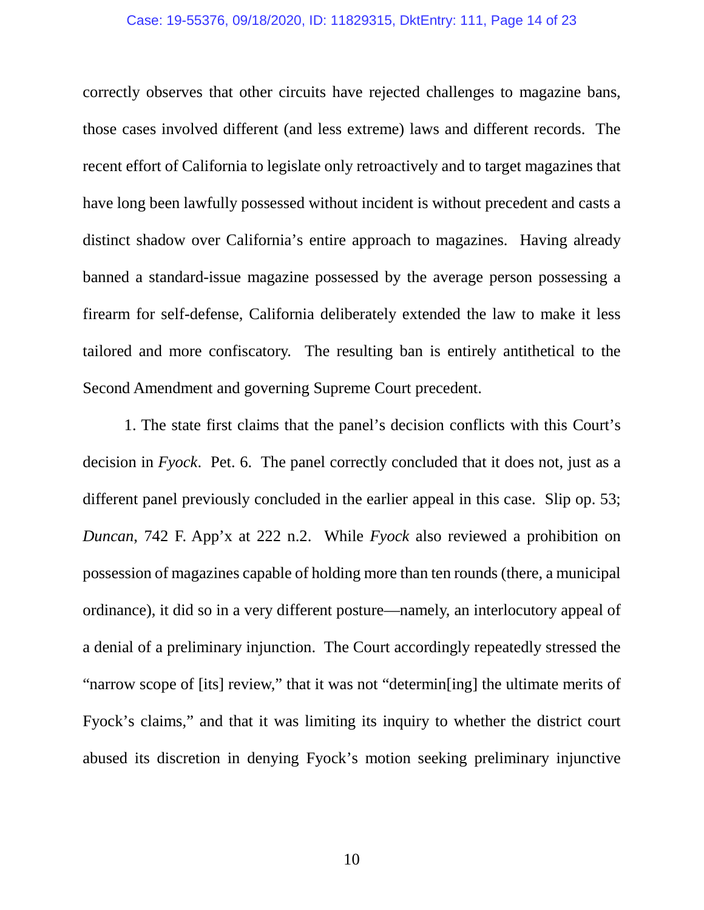correctly observes that other circuits have rejected challenges to magazine bans, those cases involved different (and less extreme) laws and different records. The recent effort of California to legislate only retroactively and to target magazines that have long been lawfully possessed without incident is without precedent and casts a distinct shadow over California's entire approach to magazines. Having already banned a standard-issue magazine possessed by the average person possessing a firearm for self-defense, California deliberately extended the law to make it less tailored and more confiscatory. The resulting ban is entirely antithetical to the Second Amendment and governing Supreme Court precedent.

1. The state first claims that the panel's decision conflicts with this Court's decision in *Fyock*. Pet. 6. The panel correctly concluded that it does not, just as a different panel previously concluded in the earlier appeal in this case. Slip op. 53; *Duncan*, 742 F. App'x at 222 n.2. While *Fyock* also reviewed a prohibition on possession of magazines capable of holding more than ten rounds (there, a municipal ordinance), it did so in a very different posture—namely, an interlocutory appeal of a denial of a preliminary injunction. The Court accordingly repeatedly stressed the "narrow scope of [its] review," that it was not "determin[ing] the ultimate merits of Fyock's claims," and that it was limiting its inquiry to whether the district court abused its discretion in denying Fyock's motion seeking preliminary injunctive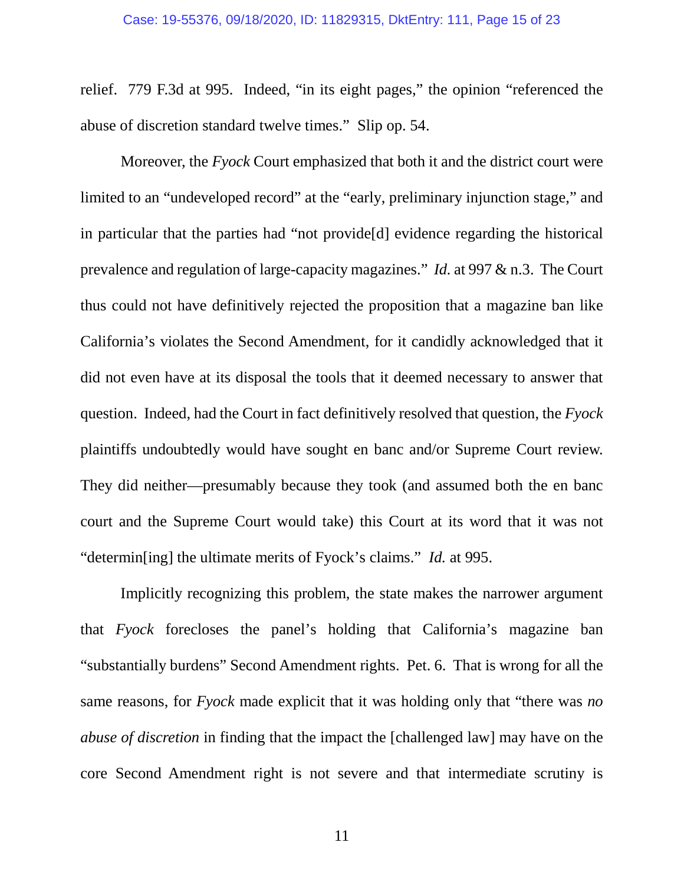relief. 779 F.3d at 995. Indeed, "in its eight pages," the opinion "referenced the abuse of discretion standard twelve times." Slip op. 54.

Moreover, the *Fyock* Court emphasized that both it and the district court were limited to an "undeveloped record" at the "early, preliminary injunction stage," and in particular that the parties had "not provide[d] evidence regarding the historical prevalence and regulation of large-capacity magazines." *Id.* at 997 & n.3. The Court thus could not have definitively rejected the proposition that a magazine ban like California's violates the Second Amendment, for it candidly acknowledged that it did not even have at its disposal the tools that it deemed necessary to answer that question. Indeed, had the Court in fact definitively resolved that question, the *Fyock* plaintiffs undoubtedly would have sought en banc and/or Supreme Court review. They did neither—presumably because they took (and assumed both the en banc court and the Supreme Court would take) this Court at its word that it was not "determin[ing] the ultimate merits of Fyock's claims." *Id.* at 995.

Implicitly recognizing this problem, the state makes the narrower argument that *Fyock* forecloses the panel's holding that California's magazine ban "substantially burdens" Second Amendment rights. Pet. 6. That is wrong for all the same reasons, for *Fyock* made explicit that it was holding only that "there was *no abuse of discretion* in finding that the impact the [challenged law] may have on the core Second Amendment right is not severe and that intermediate scrutiny is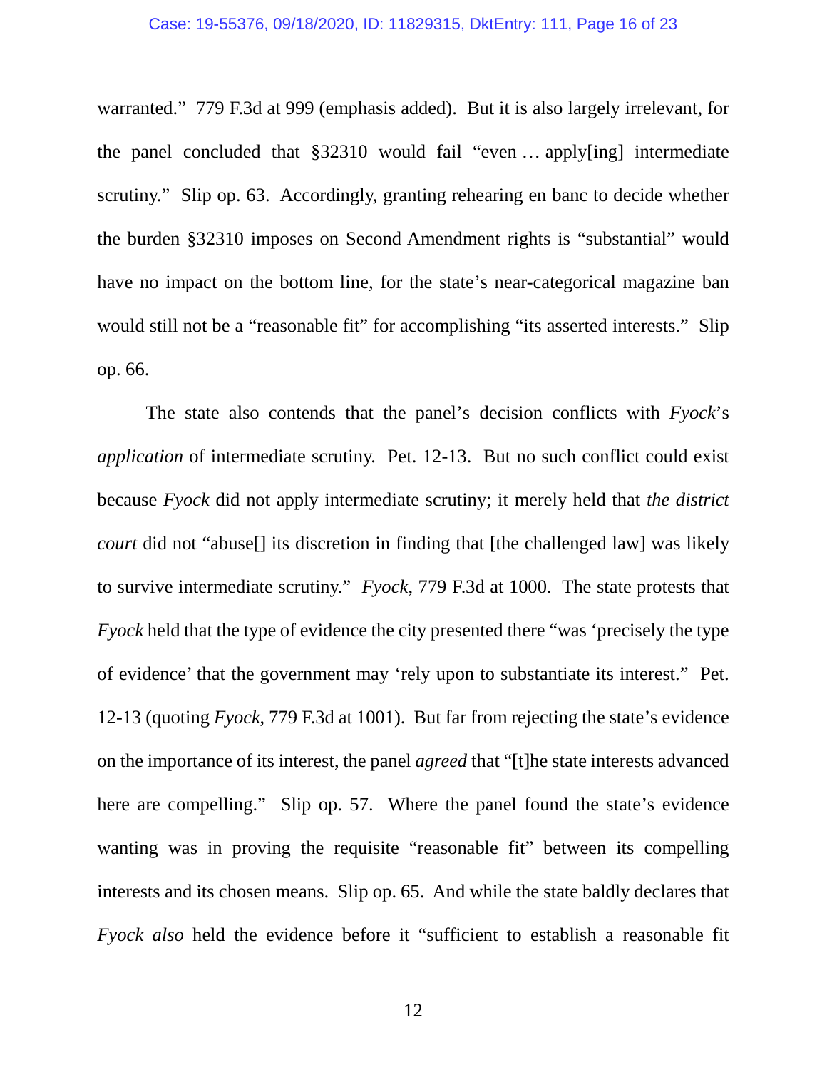warranted." 779 F.3d at 999 (emphasis added). But it is also largely irrelevant, for the panel concluded that §32310 would fail "even … apply[ing] intermediate scrutiny." Slip op. 63. Accordingly, granting rehearing en banc to decide whether the burden §32310 imposes on Second Amendment rights is "substantial" would have no impact on the bottom line, for the state's near-categorical magazine ban would still not be a "reasonable fit" for accomplishing "its asserted interests." Slip op. 66.

The state also contends that the panel's decision conflicts with *Fyock*'s *application* of intermediate scrutiny. Pet. 12-13. But no such conflict could exist because *Fyock* did not apply intermediate scrutiny; it merely held that *the district court* did not "abuse[] its discretion in finding that [the challenged law] was likely to survive intermediate scrutiny." *Fyock*, 779 F.3d at 1000. The state protests that *Fyock* held that the type of evidence the city presented there "was 'precisely the type of evidence' that the government may 'rely upon to substantiate its interest." Pet. 12-13 (quoting *Fyock*, 779 F.3d at 1001). But far from rejecting the state's evidence on the importance of its interest, the panel *agreed* that "[t]he state interests advanced here are compelling." Slip op. 57. Where the panel found the state's evidence wanting was in proving the requisite "reasonable fit" between its compelling interests and its chosen means. Slip op. 65. And while the state baldly declares that *Fyock also* held the evidence before it "sufficient to establish a reasonable fit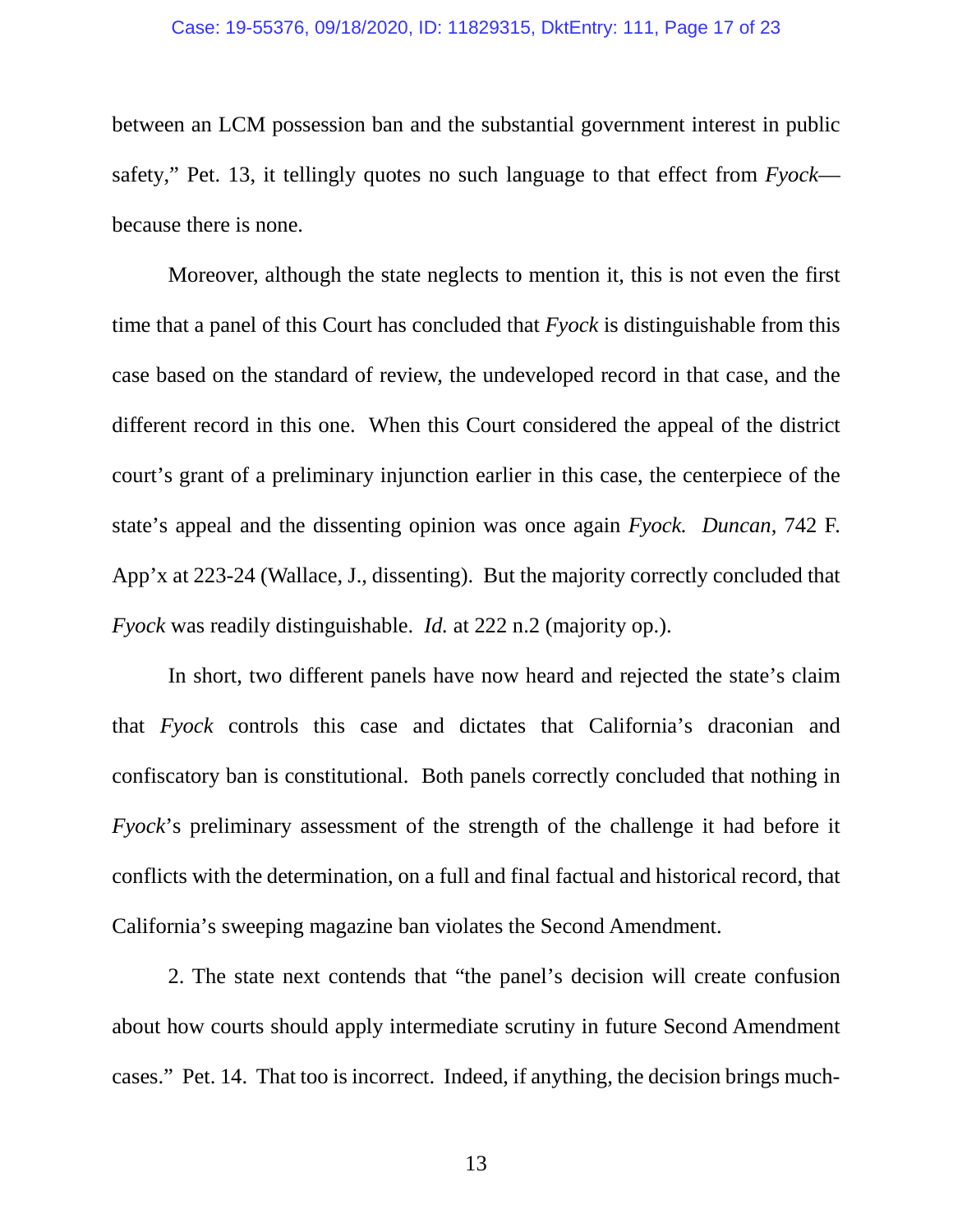between an LCM possession ban and the substantial government interest in public safety," Pet. 13, it tellingly quotes no such language to that effect from *Fyock*—because there is none.

Moreover, although the state neglects to mention it, this is not even the first time that a panel of this Court has concluded that *Fyock* is distinguishable from this case based on the standard of review, the undeveloped record in that case, and the different record in this one. When this Court considered the appeal of the district court's grant of a preliminary injunction earlier in this case, the centerpiece of the state's appeal and the dissenting opinion was once again *Fyock. Duncan*, 742 F. App'x at 223-24 (Wallace, J., dissenting). But the majority correctly concluded that *Fyock* was readily distinguishable. *Id.* at 222 n.2 (majority op.).

In short, two different panels have now heard and rejected the state's claim that *Fyock* controls this case and dictates that California's draconian and confiscatory ban is constitutional. Both panels correctly concluded that nothing in *Fyock*'s preliminary assessment of the strength of the challenge it had before it conflicts with the determination, on a full and final factual and historical record, that California's sweeping magazine ban violates the Second Amendment.

2. The state next contends that "the panel's decision will create confusion about how courts should apply intermediate scrutiny in future Second Amendment cases." Pet. 14. That too is incorrect. Indeed, if anything, the decision brings much-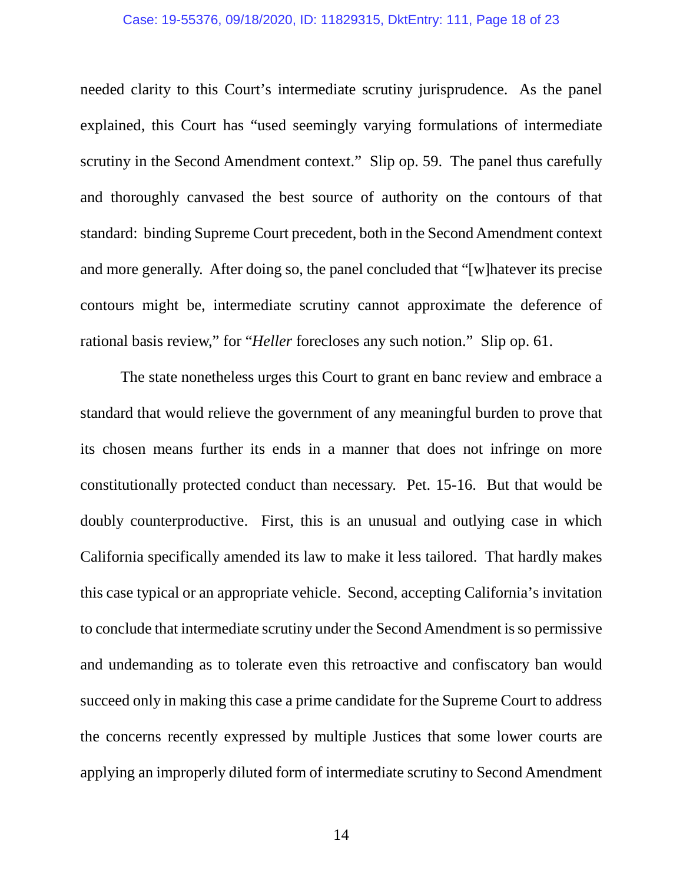needed clarity to this Court's intermediate scrutiny jurisprudence. As the panel explained, this Court has "used seemingly varying formulations of intermediate scrutiny in the Second Amendment context." Slip op. 59. The panel thus carefully and thoroughly canvased the best source of authority on the contours of that standard: binding Supreme Court precedent, both in the Second Amendment context and more generally. After doing so, the panel concluded that "[w]hatever its precise contours might be, intermediate scrutiny cannot approximate the deference of rational basis review," for "*Heller* forecloses any such notion." Slip op. 61.

The state nonetheless urges this Court to grant en banc review and embrace a standard that would relieve the government of any meaningful burden to prove that its chosen means further its ends in a manner that does not infringe on more constitutionally protected conduct than necessary. Pet. 15-16. But that would be doubly counterproductive. First, this is an unusual and outlying case in which California specifically amended its law to make it less tailored. That hardly makes this case typical or an appropriate vehicle. Second, accepting California's invitation to conclude that intermediate scrutiny under the Second Amendment is so permissive and undemanding as to tolerate even this retroactive and confiscatory ban would succeed only in making this case a prime candidate for the Supreme Court to address the concerns recently expressed by multiple Justices that some lower courts are applying an improperly diluted form of intermediate scrutiny to Second Amendment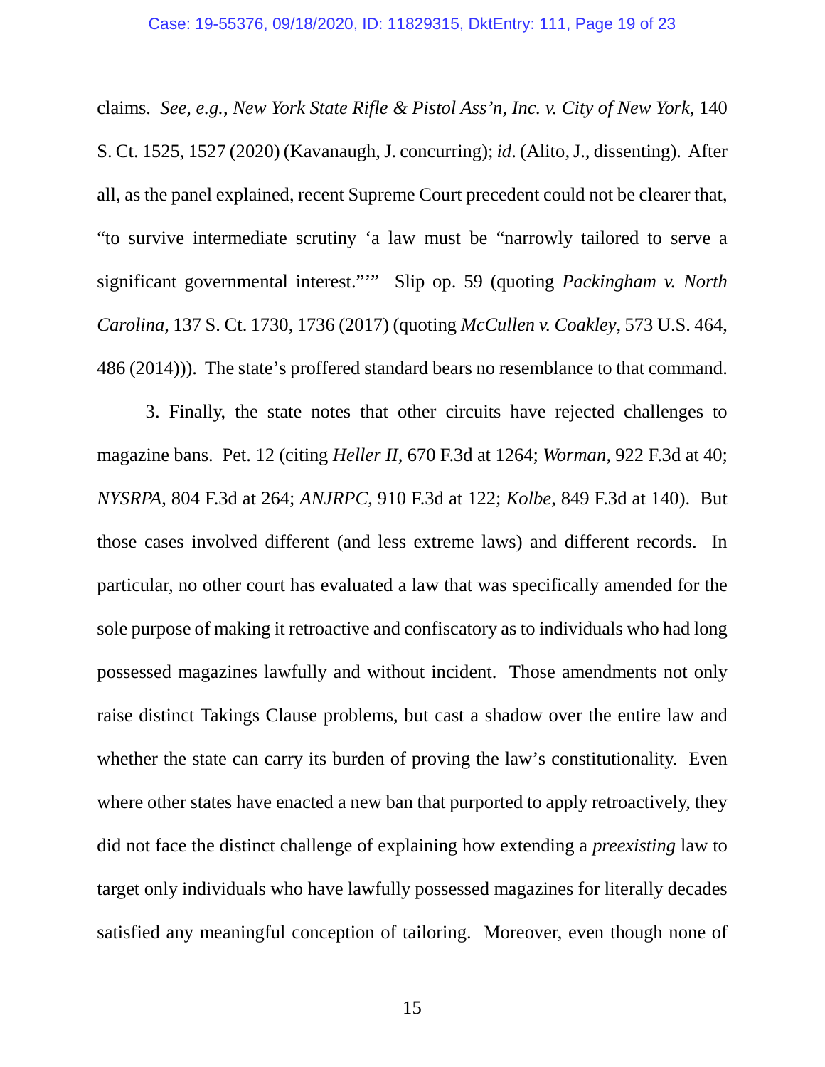claims. *See, e.g.*, *New York State Rifle & Pistol Ass'n, Inc. v. City of New York*, 140 S. Ct. 1525, 1527 (2020) (Kavanaugh, J. concurring); *id*. (Alito, J., dissenting). After all, as the panel explained, recent Supreme Court precedent could not be clearer that, "to survive intermediate scrutiny 'a law must be "narrowly tailored to serve a significant governmental interest."'" Slip op. 59 (quoting *Packingham v. North Carolina*, 137 S. Ct. 1730, 1736 (2017) (quoting *McCullen v. Coakley*, 573 U.S. 464, 486 (2014))). The state's proffered standard bears no resemblance to that command.

3. Finally, the state notes that other circuits have rejected challenges to magazine bans. Pet. 12 (citing *Heller II*, 670 F.3d at 1264; *Worman*, 922 F.3d at 40; *NYSRPA*, 804 F.3d at 264; *ANJRPC*, 910 F.3d at 122; *Kolbe*, 849 F.3d at 140). But those cases involved different (and less extreme laws) and different records. In particular, no other court has evaluated a law that was specifically amended for the sole purpose of making it retroactive and confiscatory as to individuals who had long possessed magazines lawfully and without incident. Those amendments not only raise distinct Takings Clause problems, but cast a shadow over the entire law and whether the state can carry its burden of proving the law's constitutionality. Even where other states have enacted a new ban that purported to apply retroactively, they did not face the distinct challenge of explaining how extending a *preexisting* law to target only individuals who have lawfully possessed magazines for literally decades satisfied any meaningful conception of tailoring. Moreover, even though none of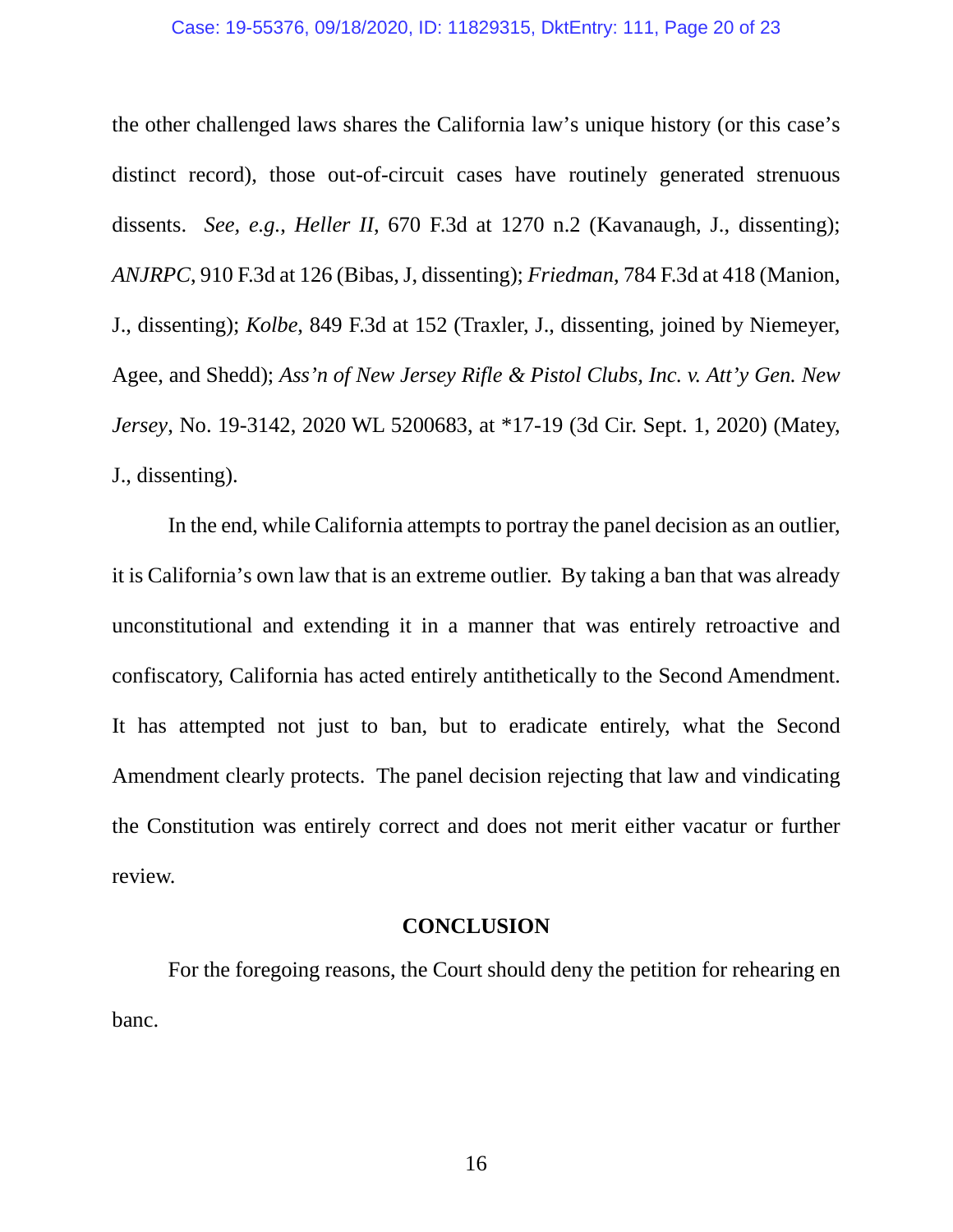the other challenged laws shares the California law's unique history (or this case's distinct record), those out-of-circuit cases have routinely generated strenuous dissents. *See, e.g.*, *Heller II*, 670 F.3d at 1270 n.2 (Kavanaugh, J., dissenting); *ANJRPC*, 910 F.3d at 126 (Bibas, J, dissenting); *Friedman*, 784 F.3d at 418 (Manion, J., dissenting); *Kolbe*, 849 F.3d at 152 (Traxler, J., dissenting, joined by Niemeyer, Agee, and Shedd); *Ass'n of New Jersey Rifle & Pistol Clubs, Inc. v. Att'y Gen. New Jersey*, No. 19-3142, 2020 WL 5200683, at *17-19 (3d Cir. Sept. 1, 2020) (Matey, J., dissenting).

In the end, while California attempts to portray the panel decision as an outlier, it is California's own law that is an extreme outlier. By taking a ban that was already unconstitutional and extending it in a manner that was entirely retroactive and confiscatory, California has acted entirely antithetically to the Second Amendment. It has attempted not just to ban, but to eradicate entirely, what the Second Amendment clearly protects. The panel decision rejecting that law and vindicating the Constitution was entirely correct and does not merit either vacatur or further review.

## CONCLUSION

For the foregoing reasons, the Court should deny the petition for rehearing en banc.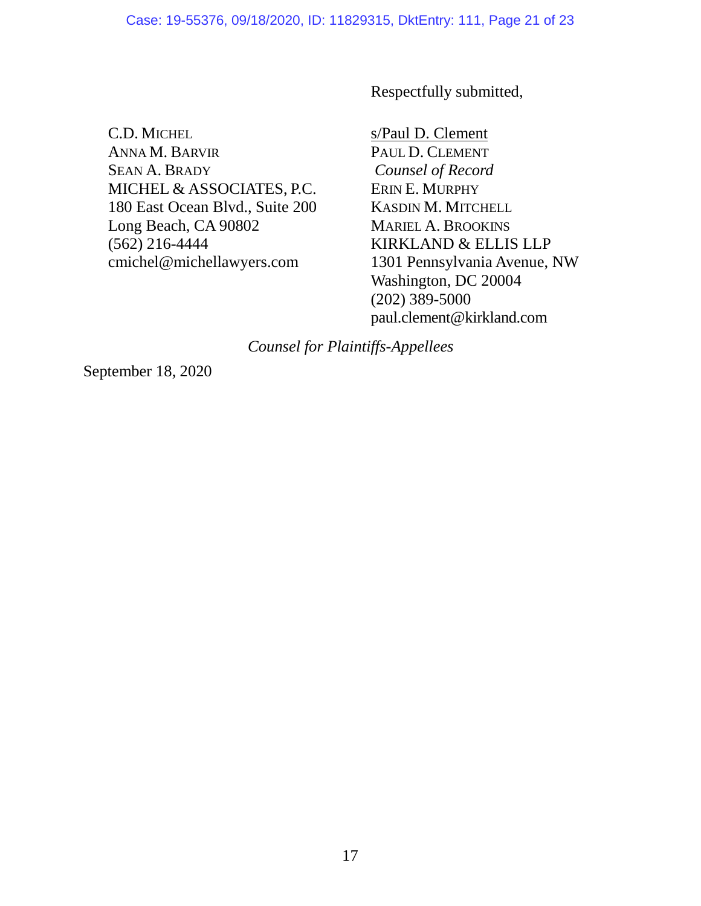Respectfully submitted,

s/Paul D. Clement
PAUL D. CLEMENT
*Counsel of Record*
ERIN E. MURPHY
KASDIN M. MITCHELL
MARIEL A. BROOKINS
KIRKLAND & ELLIS LLP
1301 Pennsylvania Avenue, NW
Washington, DC 20004
(202) 389-5000
paul.clement@kirkland.com

C.D. MICHEL
ANNA M. BARVIR
SEAN A. BRADY
MICHEL & ASSOCIATES, P.C.
180 East Ocean Blvd., Suite 200
Long Beach, CA 90802
(562) 216-4444
cmichel@michellawyers.com

*Counsel for Plaintiffs-Appellees*

September 18, 2020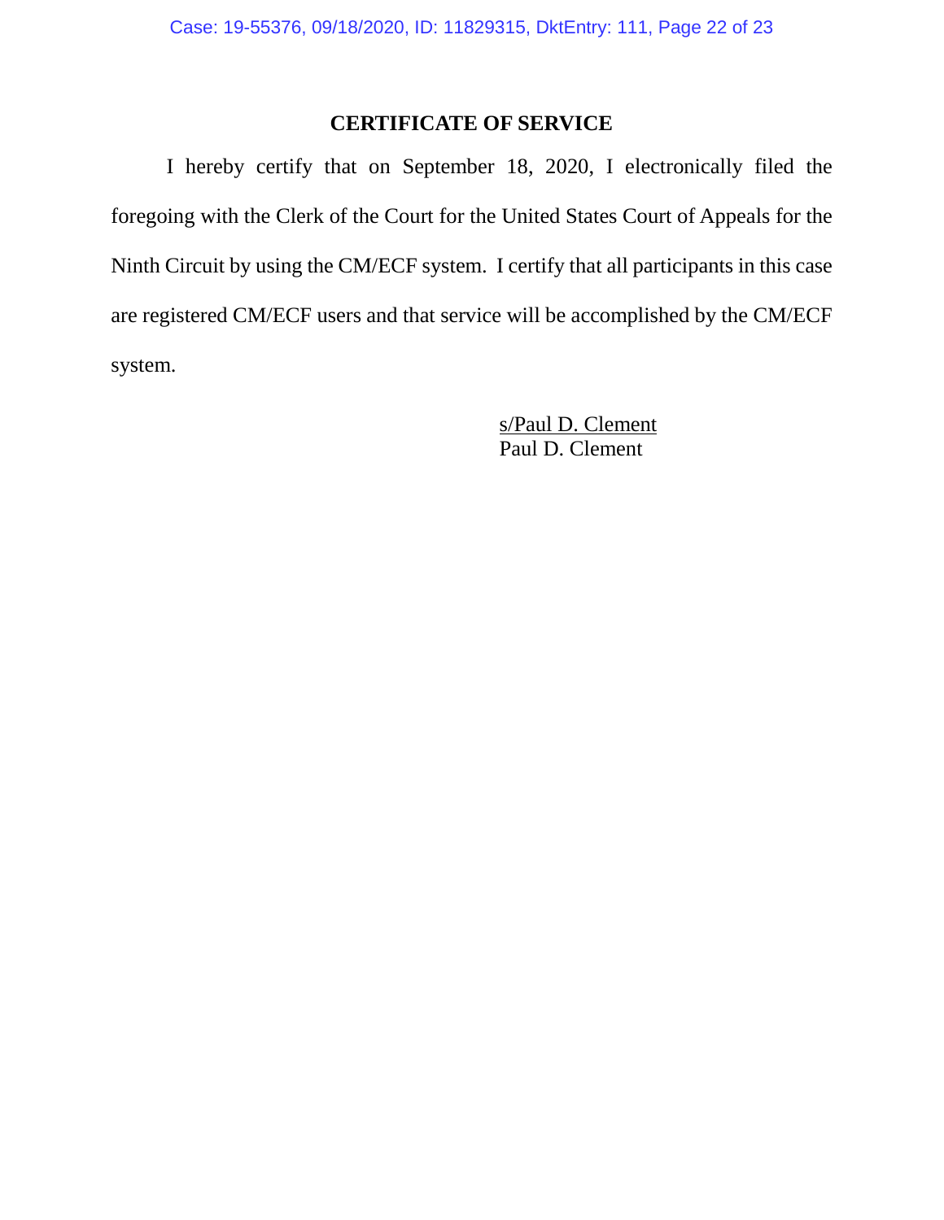## CERTIFICATE OF SERVICE

I hereby certify that on September 18, 2020, I electronically filed the foregoing with the Clerk of the Court for the United States Court of Appeals for the Ninth Circuit by using the CM/ECF system. I certify that all participants in this case are registered CM/ECF users and that service will be accomplished by the CM/ECF system.

s/Paul D. Clement
Paul D. Clement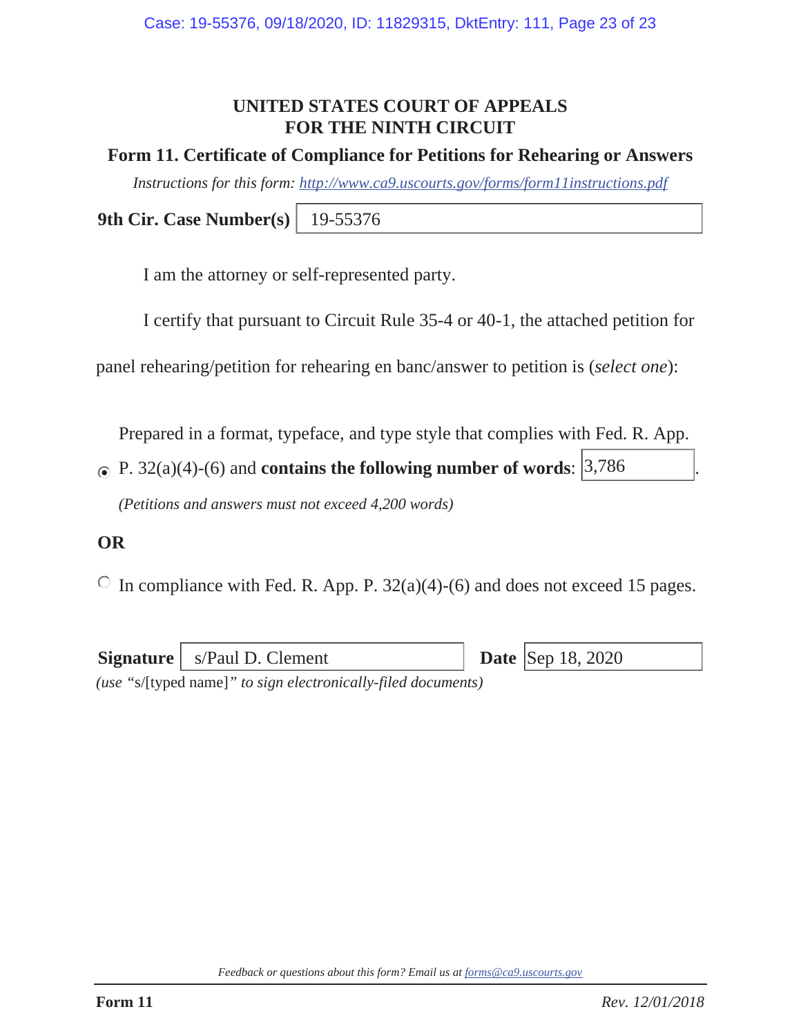# UNITED STATES COURT OF APPEALS
# FOR THE NINTH CIRCUIT

## Form 11. Certificate of Compliance for Petitions for Rehearing or Answers

*Instructions for this form: http://www.ca9.uscourts.gov/forms/form11instructions.pdf*

**9th Cir. Case Number(s)** 19-55376

I am the attorney or self-represented party.

I certify that pursuant to Circuit Rule 35-4 or 40-1, the attached petition for panel rehearing/petition for rehearing en banc/answer to petition is (*select one*):

(●) Prepared in a format, typeface, and type style that complies with Fed. R. App. P. 32(a)(4)-(6) and **contains the following number of words**: 3,786.

*(Petitions and answers must not exceed 4,200 words)*

**OR**

( ) In compliance with Fed. R. App. P. 32(a)(4)-(6) and does not exceed 15 pages.

**Signature** s/Paul D. Clement **Date** Sep 18, 2020

*(use "s/[typed name]" to sign electronically-filed documents)*

*Feedback or questions about this form? Email us at forms@ca9.uscourts.gov*

**Form 11** *Rev. 12/01/2018*